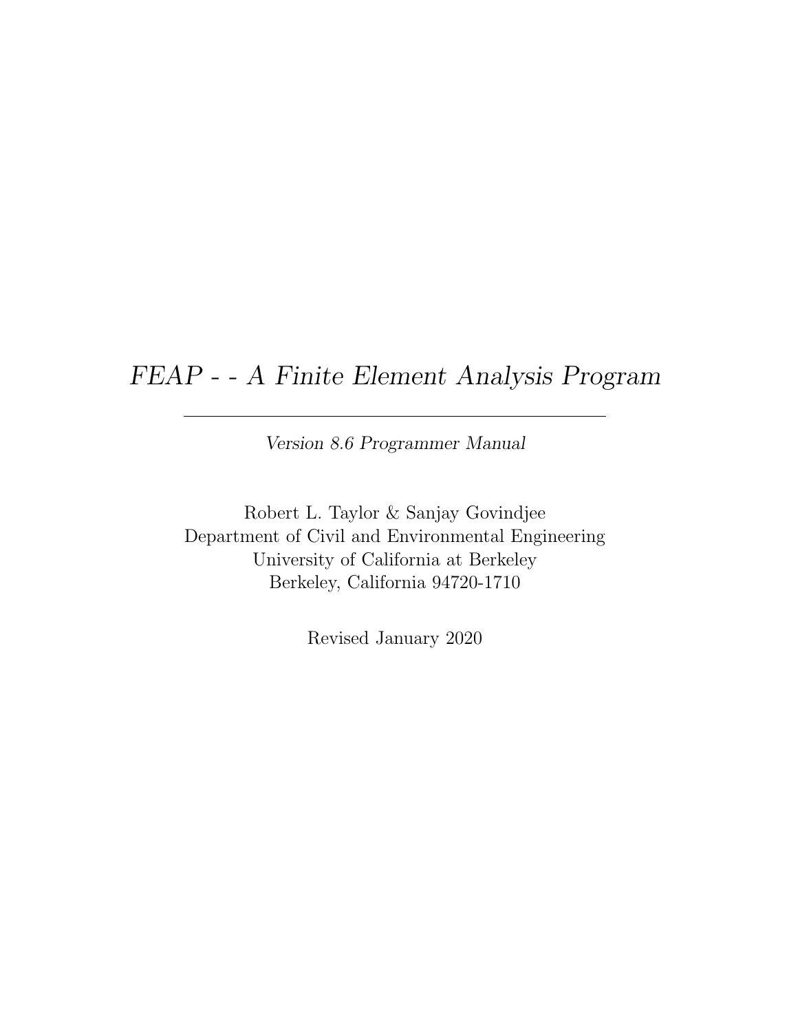# *FEAP - - A Finite Element Analysis Program*

---

*Version 8.6 Programmer Manual*

Robert L. Taylor & Sanjay Govindjee
Department of Civil and Environmental Engineering
University of California at Berkeley
Berkeley, California 94720-1710

Revised January 2020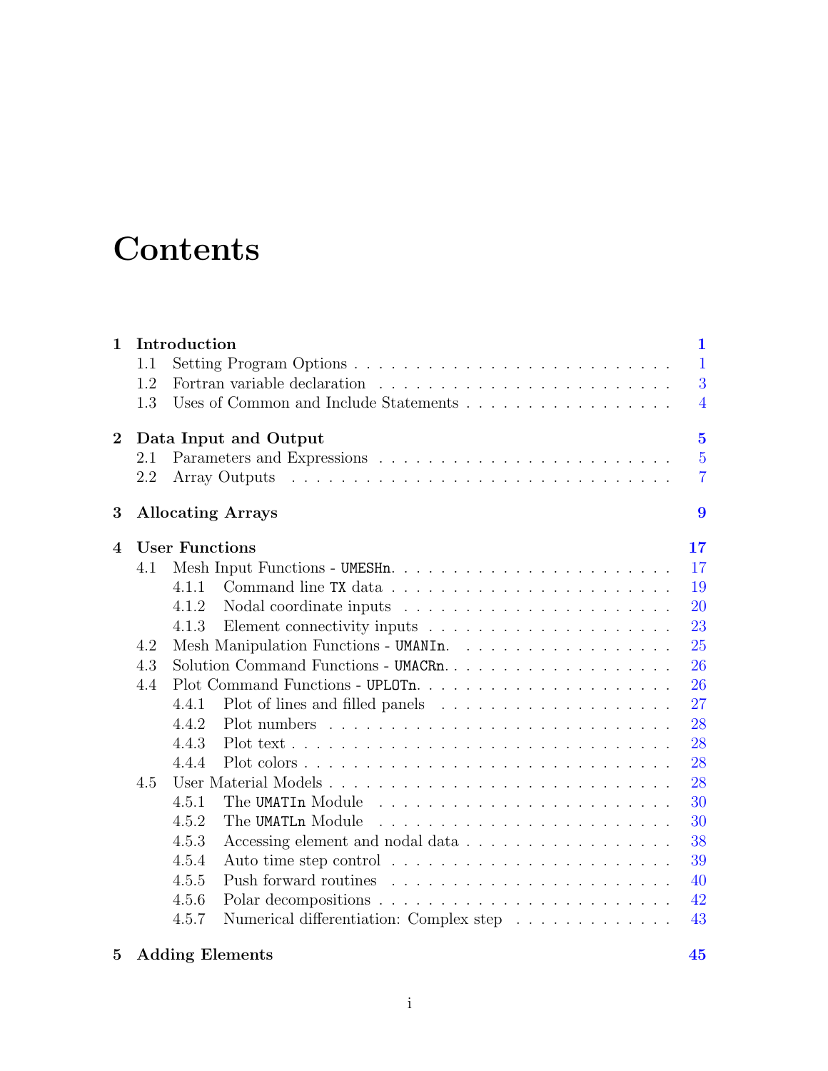# Contents

- **1 Introduction** — **1**
  - 1.1 Setting Program Options — 1
  - 1.2 Fortran variable declaration — 3
  - 1.3 Uses of Common and Include Statements — 4
- **2 Data Input and Output** — **5**
  - 2.1 Parameters and Expressions — 5
  - 2.2 Array Outputs — 7
- **3 Allocating Arrays** — **9**
- **4 User Functions** — **17**
  - 4.1 Mesh Input Functions - `UMESHn` — 17
    - 4.1.1 Command line `TX` data — 19
    - 4.1.2 Nodal coordinate inputs — 20
    - 4.1.3 Element connectivity inputs — 23
  - 4.2 Mesh Manipulation Functions - `UMANIn` — 25
  - 4.3 Solution Command Functions - `UMACRn` — 26
  - 4.4 Plot Command Functions - `UPLOTn` — 26
    - 4.4.1 Plot of lines and filled panels — 27
    - 4.4.2 Plot numbers — 28
    - 4.4.3 Plot text — 28
    - 4.4.4 Plot colors — 28
  - 4.5 User Material Models — 28
    - 4.5.1 The `UMATIn` Module — 30
    - 4.5.2 The `UMATLn` Module — 30
    - 4.5.3 Accessing element and nodal data — 38
    - 4.5.4 Auto time step control — 39
    - 4.5.5 Push forward routines — 40
    - 4.5.6 Polar decompositions — 42
    - 4.5.7 Numerical differentiation: Complex step — 43
- **5 Adding Elements** — **45**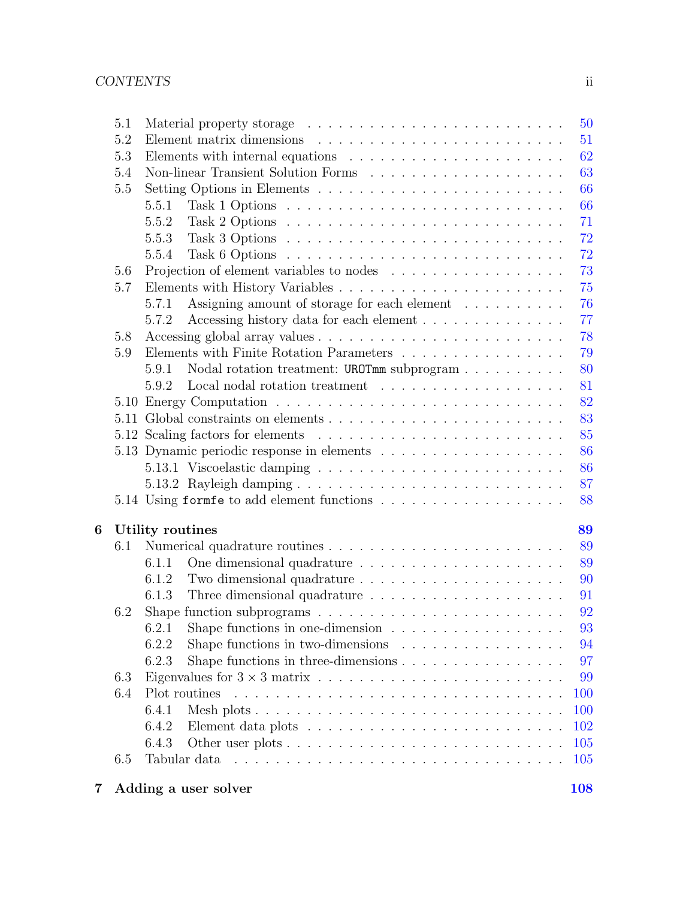- 5.1 Material property storage . . . . . . . . . . . . . . . . . . . . . . . . . 50
- 5.2 Element matrix dimensions . . . . . . . . . . . . . . . . . . . . . . . . 51
- 5.3 Elements with internal equations . . . . . . . . . . . . . . . . . . . . . 62
- 5.4 Non-linear Transient Solution Forms . . . . . . . . . . . . . . . . . . . 63
- 5.5 Setting Options in Elements . . . . . . . . . . . . . . . . . . . . . . . . 66
  - 5.5.1 Task 1 Options . . . . . . . . . . . . . . . . . . . . . . . . . . 66
  - 5.5.2 Task 2 Options . . . . . . . . . . . . . . . . . . . . . . . . . . 71
  - 5.5.3 Task 3 Options . . . . . . . . . . . . . . . . . . . . . . . . . . 72
  - 5.5.4 Task 6 Options . . . . . . . . . . . . . . . . . . . . . . . . . . 72
- 5.6 Projection of element variables to nodes . . . . . . . . . . . . . . . . . 73
- 5.7 Elements with History Variables . . . . . . . . . . . . . . . . . . . . . 75
  - 5.7.1 Assigning amount of storage for each element . . . . . . . . . . 76
  - 5.7.2 Accessing history data for each element . . . . . . . . . . . . . 77
- 5.8 Accessing global array values . . . . . . . . . . . . . . . . . . . . . . . 78
- 5.9 Elements with Finite Rotation Parameters . . . . . . . . . . . . . . . . 79
  - 5.9.1 Nodal rotation treatment: `UROTmm` subprogram . . . . . . . . . . 80
  - 5.9.2 Local nodal rotation treatment . . . . . . . . . . . . . . . . . . 81
- 5.10 Energy Computation . . . . . . . . . . . . . . . . . . . . . . . . . . . 82
- 5.11 Global constraints on elements . . . . . . . . . . . . . . . . . . . . . . 83
- 5.12 Scaling factors for elements . . . . . . . . . . . . . . . . . . . . . . . 85
- 5.13 Dynamic periodic response in elements . . . . . . . . . . . . . . . . . . 86
  - 5.13.1 Viscoelastic damping . . . . . . . . . . . . . . . . . . . . . . . 86
  - 5.13.2 Rayleigh damping . . . . . . . . . . . . . . . . . . . . . . . . . 87
- 5.14 Using `formfe` to add element functions . . . . . . . . . . . . . . . . . 88

**6 Utility routines** **89**

- 6.1 Numerical quadrature routines . . . . . . . . . . . . . . . . . . . . . . . 89
  - 6.1.1 One dimensional quadrature . . . . . . . . . . . . . . . . . . . . 89
  - 6.1.2 Two dimensional quadrature . . . . . . . . . . . . . . . . . . . . 90
  - 6.1.3 Three dimensional quadrature . . . . . . . . . . . . . . . . . . . 91
- 6.2 Shape function subprograms . . . . . . . . . . . . . . . . . . . . . . . . 92
  - 6.2.1 Shape functions in one-dimension . . . . . . . . . . . . . . . . . 93
  - 6.2.2 Shape functions in two-dimensions . . . . . . . . . . . . . . . . 94
  - 6.2.3 Shape functions in three-dimensions . . . . . . . . . . . . . . . . 97
- 6.3 Eigenvalues for $3 \times 3$ matrix . . . . . . . . . . . . . . . . . . . . . . . 99
- 6.4 Plot routines . . . . . . . . . . . . . . . . . . . . . . . . . . . . . . . 100
  - 6.4.1 Mesh plots . . . . . . . . . . . . . . . . . . . . . . . . . . . . . 100
  - 6.4.2 Element data plots . . . . . . . . . . . . . . . . . . . . . . . . . 102
  - 6.4.3 Other user plots . . . . . . . . . . . . . . . . . . . . . . . . . . 105
- 6.5 Tabular data . . . . . . . . . . . . . . . . . . . . . . . . . . . . . . . 105

**7 Adding a user solver** **108**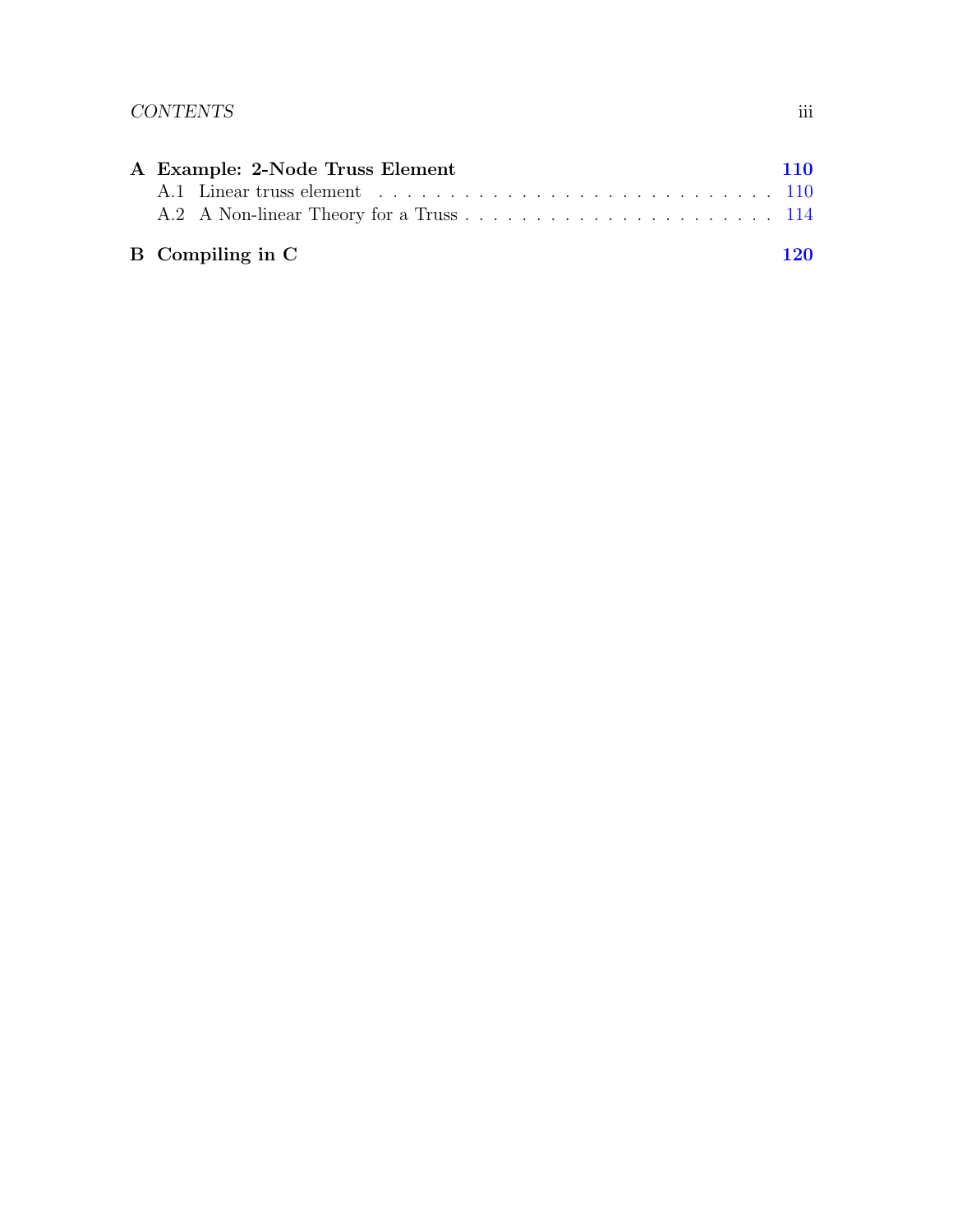**A Example: 2-Node Truss Element** **110**

A.1 Linear truss element . . . . . . . . . . . . . . . . . . . . . . . . . . . . 110

A.2 A Non-linear Theory for a Truss . . . . . . . . . . . . . . . . . . . . . . . 114

**B Compiling in C** **120**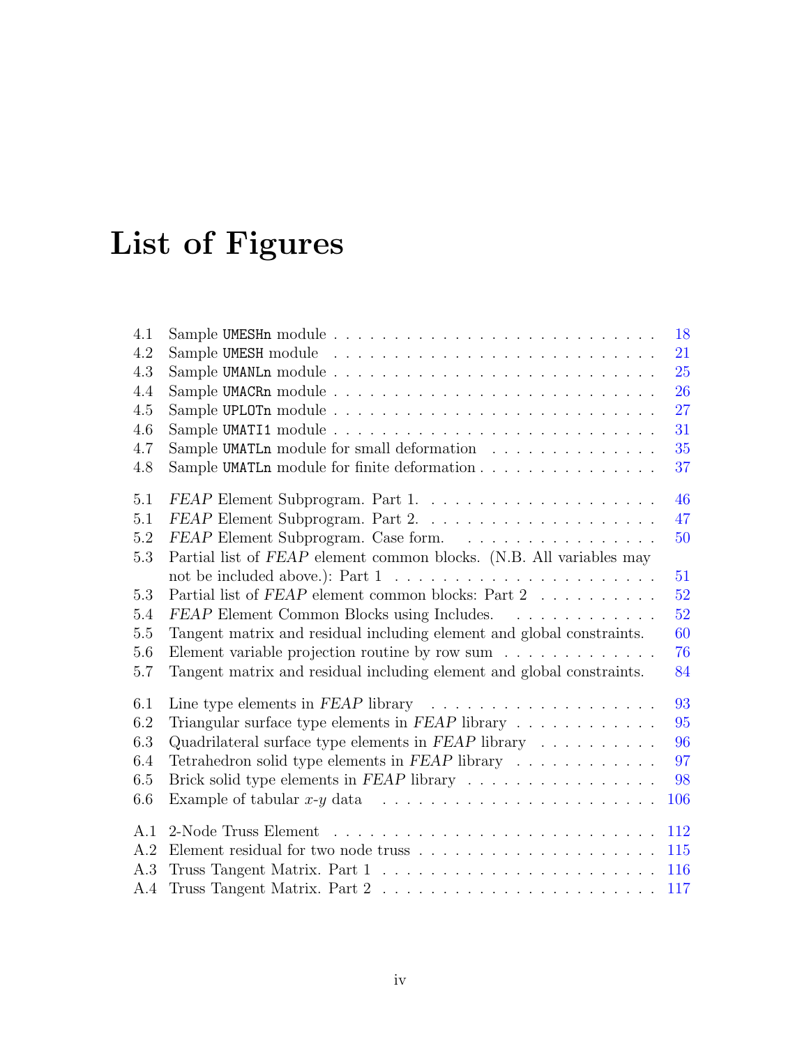# List of Figures

4.1 Sample `UMESHn` module . . . . . . . . . . . . . . . . . . . . . . . . . . . 18
4.2 Sample `UMESH` module . . . . . . . . . . . . . . . . . . . . . . . . . . . . 21
4.3 Sample `UMANLn` module . . . . . . . . . . . . . . . . . . . . . . . . . . . 25
4.4 Sample `UMACRn` module . . . . . . . . . . . . . . . . . . . . . . . . . . . 26
4.5 Sample `UPLOTn` module . . . . . . . . . . . . . . . . . . . . . . . . . . . 27
4.6 Sample `UMATI1` module . . . . . . . . . . . . . . . . . . . . . . . . . . . 31
4.7 Sample `UMATLn` module for small deformation . . . . . . . . . . . . . . . 35
4.8 Sample `UMATLn` module for finite deformation . . . . . . . . . . . . . . . 37

5.1 *FEAP* Element Subprogram. Part 1. . . . . . . . . . . . . . . . . . . . . 46
5.1 *FEAP* Element Subprogram. Part 2. . . . . . . . . . . . . . . . . . . . . 47
5.2 *FEAP* Element Subprogram. Case form. . . . . . . . . . . . . . . . . . . 50
5.3 Partial list of *FEAP* element common blocks. (N.B. All variables may not be included above.): Part 1 . . . . . . . . . . . . . . . . . . . . . . . 51
5.3 Partial list of *FEAP* element common blocks: Part 2 . . . . . . . . . . . 52
5.4 *FEAP* Element Common Blocks using Includes. . . . . . . . . . . . . . . 52
5.5 Tangent matrix and residual including element and global constraints. 60
5.6 Element variable projection routine by row sum . . . . . . . . . . . . . . 76
5.7 Tangent matrix and residual including element and global constraints. 84

6.1 Line type elements in *FEAP* library . . . . . . . . . . . . . . . . . . . . 93
6.2 Triangular surface type elements in *FEAP* library . . . . . . . . . . . . 95
6.3 Quadrilateral surface type elements in *FEAP* library . . . . . . . . . . . 96
6.4 Tetrahedron solid type elements in *FEAP* library . . . . . . . . . . . . . 97
6.5 Brick solid type elements in *FEAP* library . . . . . . . . . . . . . . . . . 98
6.6 Example of tabular $x$-$y$ data . . . . . . . . . . . . . . . . . . . . . . . 106

A.1 2-Node Truss Element . . . . . . . . . . . . . . . . . . . . . . . . . . . . 112
A.2 Element residual for two node truss . . . . . . . . . . . . . . . . . . . . . 115
A.3 Truss Tangent Matrix. Part 1 . . . . . . . . . . . . . . . . . . . . . . . . 116
A.4 Truss Tangent Matrix. Part 2 . . . . . . . . . . . . . . . . . . . . . . . . 117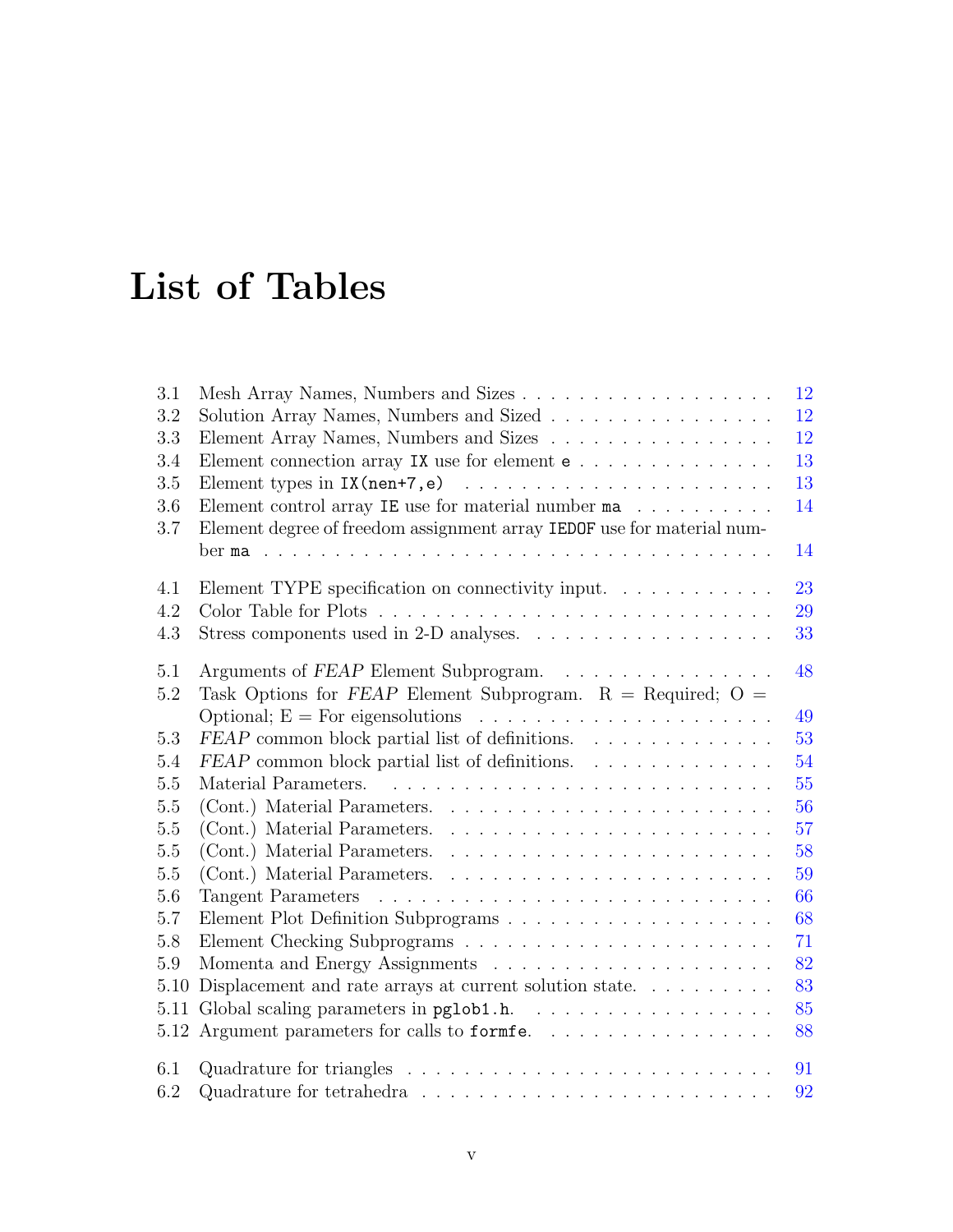# List of Tables

| | | |
|---|---|---|
| 3.1 | Mesh Array Names, Numbers and Sizes | 12 |
| 3.2 | Solution Array Names, Numbers and Sized | 12 |
| 3.3 | Element Array Names, Numbers and Sizes | 12 |
| 3.4 | Element connection array `IX` use for element `e` | 13 |
| 3.5 | Element types in `IX(nen+7,e)` | 13 |
| 3.6 | Element control array `IE` use for material number `ma` | 14 |
| 3.7 | Element degree of freedom assignment array `IEDOF` use for material number `ma` | 14 |
| 4.1 | Element TYPE specification on connectivity input. | 23 |
| 4.2 | Color Table for Plots | 29 |
| 4.3 | Stress components used in 2-D analyses. | 33 |
| 5.1 | Arguments of *FEAP* Element Subprogram. | 48 |
| 5.2 | Task Options for *FEAP* Element Subprogram. R = Required; O = Optional; E = For eigensolutions | 49 |
| 5.3 | *FEAP* common block partial list of definitions. | 53 |
| 5.4 | *FEAP* common block partial list of definitions. | 54 |
| 5.5 | Material Parameters. | 55 |
| 5.5 | (Cont.) Material Parameters. | 56 |
| 5.5 | (Cont.) Material Parameters. | 57 |
| 5.5 | (Cont.) Material Parameters. | 58 |
| 5.5 | (Cont.) Material Parameters. | 59 |
| 5.6 | Tangent Parameters | 66 |
| 5.7 | Element Plot Definition Subprograms | 68 |
| 5.8 | Element Checking Subprograms | 71 |
| 5.9 | Momenta and Energy Assignments | 82 |
| 5.10 | Displacement and rate arrays at current solution state. | 83 |
| 5.11 | Global scaling parameters in `pglob1.h`. | 85 |
| 5.12 | Argument parameters for calls to `formfe`. | 88 |
| 6.1 | Quadrature for triangles | 91 |
| 6.2 | Quadrature for tetrahedra | 92 |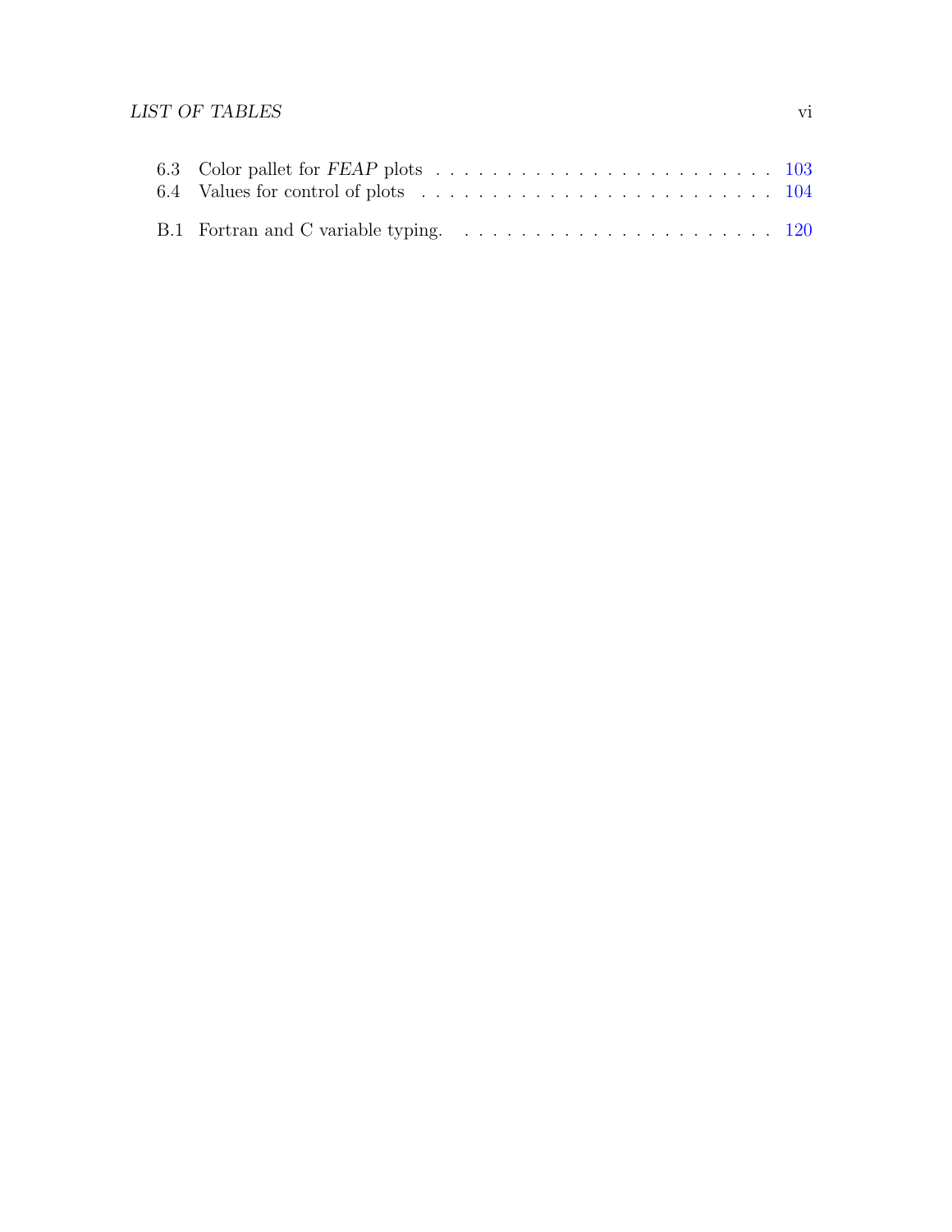6.3 Color pallet for *FEAP* plots . . . . . . . . . . . . . . . . . . . . . . . . . 103
6.4 Values for control of plots . . . . . . . . . . . . . . . . . . . . . . . . . . 104

B.1 Fortran and C variable typing. . . . . . . . . . . . . . . . . . . . . . . . . 120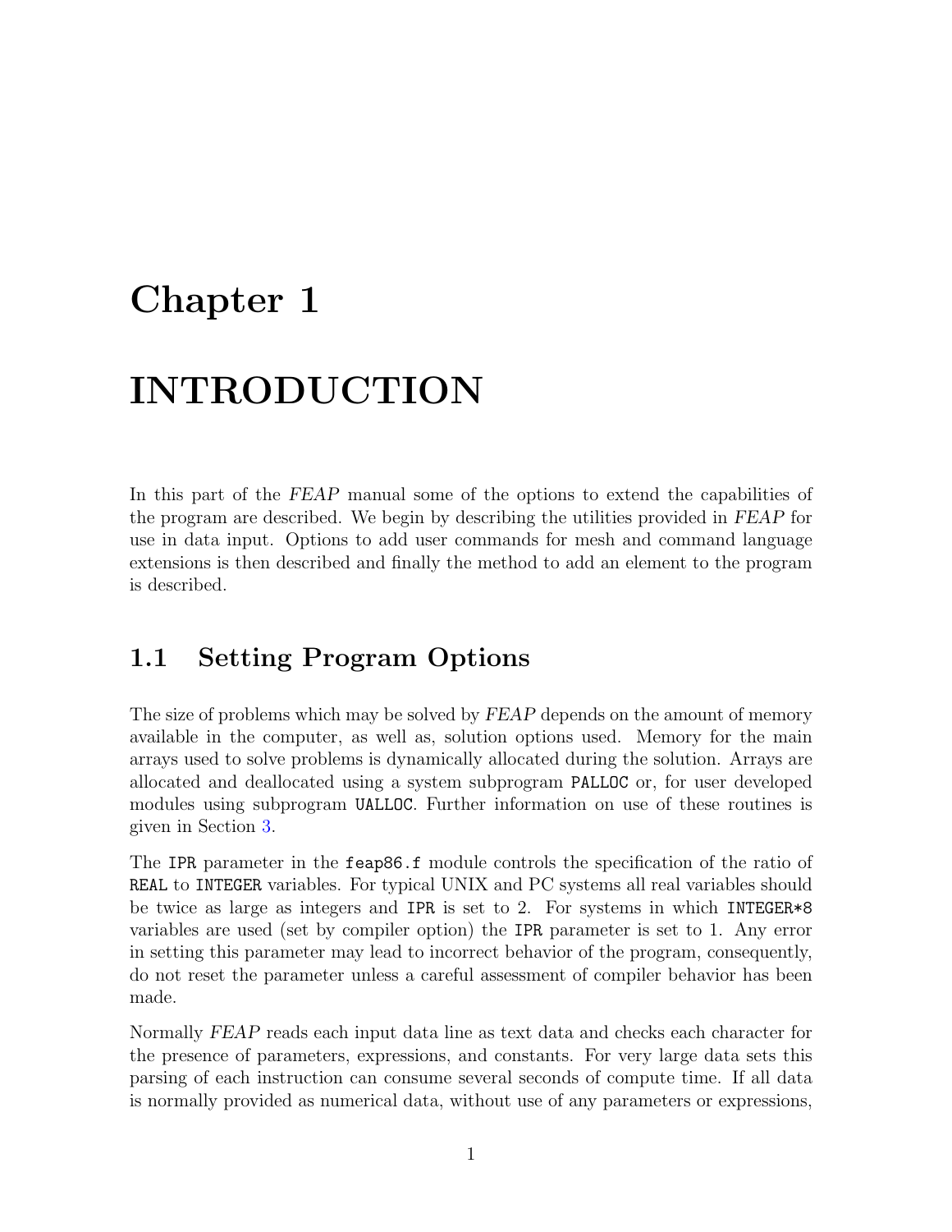# Chapter 1

# INTRODUCTION

In this part of the *FEAP* manual some of the options to extend the capabilities of the program are described. We begin by describing the utilities provided in *FEAP* for use in data input. Options to add user commands for mesh and command language extensions is then described and finally the method to add an element to the program is described.

## 1.1 Setting Program Options

The size of problems which may be solved by *FEAP* depends on the amount of memory available in the computer, as well as, solution options used. Memory for the main arrays used to solve problems is dynamically allocated during the solution. Arrays are allocated and deallocated using a system subprogram `PALLOC` or, for user developed modules using subprogram `UALLOC`. Further information on use of these routines is given in Section 3.

The `IPR` parameter in the `feap86.f` module controls the specification of the ratio of `REAL` to `INTEGER` variables. For typical UNIX and PC systems all real variables should be twice as large as integers and `IPR` is set to 2. For systems in which `INTEGER*8` variables are used (set by compiler option) the `IPR` parameter is set to 1. Any error in setting this parameter may lead to incorrect behavior of the program, consequently, do not reset the parameter unless a careful assessment of compiler behavior has been made.

Normally *FEAP* reads each input data line as text data and checks each character for the presence of parameters, expressions, and constants. For very large data sets this parsing of each instruction can consume several seconds of compute time. If all data is normally provided as numerical data, without use of any parameters or expressions,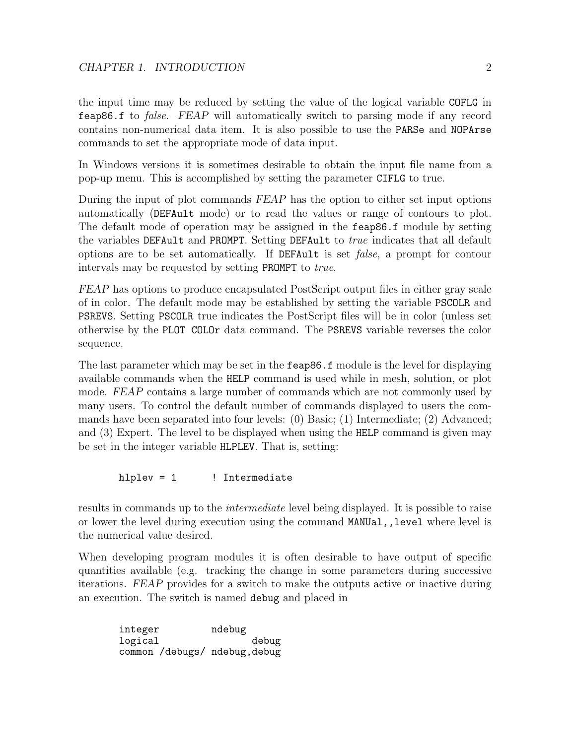the input time may be reduced by setting the value of the logical variable `COFLG` in `feap86.f` to *false*. *FEAP* will automatically switch to parsing mode if any record contains non-numerical data item. It is also possible to use the `PARSe` and `NOPArse` commands to set the appropriate mode of data input.

In Windows versions it is sometimes desirable to obtain the input file name from a pop-up menu. This is accomplished by setting the parameter `CIFLG` to true.

During the input of plot commands *FEAP* has the option to either set input options automatically (`DEFAult` mode) or to read the values or range of contours to plot. The default mode of operation may be assigned in the `feap86.f` module by setting the variables `DEFAult` and `PROMPT`. Setting `DEFAult` to *true* indicates that all default options are to be set automatically. If `DEFAult` is set *false*, a prompt for contour intervals may be requested by setting `PROMPT` to *true*.

*FEAP* has options to produce encapsulated PostScript output files in either gray scale of in color. The default mode may be established by setting the variable `PSCOLR` and `PSREVS`. Setting `PSCOLR` true indicates the PostScript files will be in color (unless set otherwise by the `PLOT COLOr` data command. The `PSREVS` variable reverses the color sequence.

The last parameter which may be set in the `feap86.f` module is the level for displaying available commands when the `HELP` command is used while in mesh, solution, or plot mode. *FEAP* contains a large number of commands which are not commonly used by many users. To control the default number of commands displayed to users the commands have been separated into four levels: (0) Basic; (1) Intermediate; (2) Advanced; and (3) Expert. The level to be displayed when using the `HELP` command is given may be set in the integer variable `HLPLEV`. That is, setting:

```
hlplev = 1      ! Intermediate
```

results in commands up to the *intermediate* level being displayed. It is possible to raise or lower the level during execution using the command `MANUal,,level` where level is the numerical value desired.

When developing program modules it is often desirable to have output of specific quantities available (e.g. tracking the change in some parameters during successive iterations. *FEAP* provides for a switch to make the outputs active or inactive during an execution. The switch is named `debug` and placed in

```
integer         ndebug
logical                debug
common /debugs/ ndebug,debug
```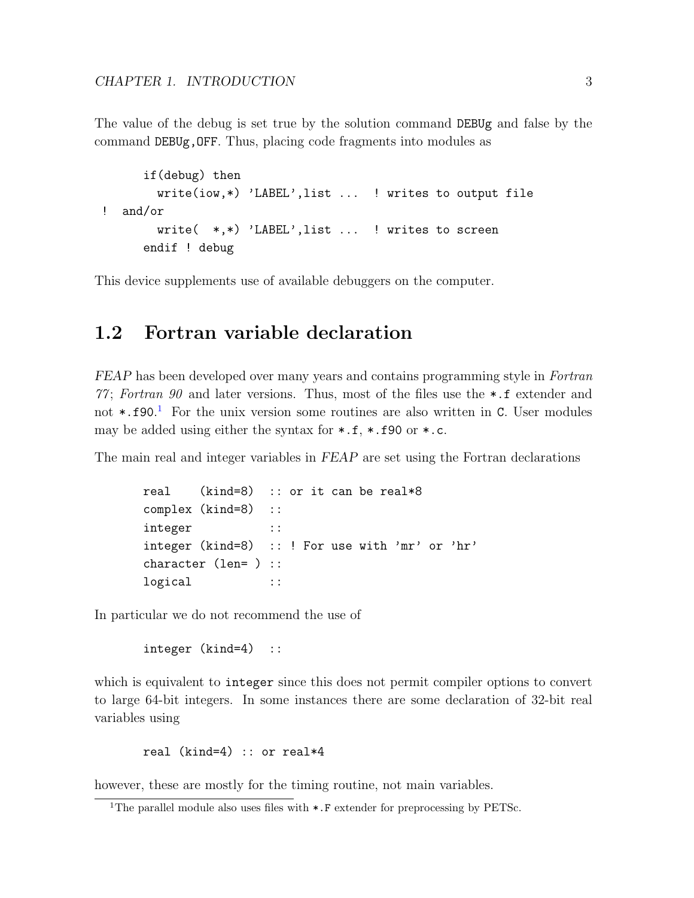The value of the debug is set true by the solution command `DEBUg` and false by the command `DEBUg,OFF`. Thus, placing code fragments into modules as

```
      if(debug) then
        write(iow,*) 'LABEL',list ...  ! writes to output file
!  and/or
        write(  *,*) 'LABEL',list ...  ! writes to screen
      endif ! debug
```

This device supplements use of available debuggers on the computer.

## 1.2 Fortran variable declaration

*FEAP* has been developed over many years and contains programming style in *Fortran 77*; *Fortran 90* and later versions. Thus, most of the files use the `*.f` extender and not `*.f90`.[1] For the unix version some routines are also written in `C`. User modules may be added using either the syntax for `*.f`, `*.f90` or `*.c`.

The main real and integer variables in *FEAP* are set using the Fortran declarations

```
      real    (kind=8)  :: or it can be real*8
      complex (kind=8)  ::
      integer           ::
      integer (kind=8)  :: ! For use with 'mr' or 'hr'
      character (len= ) ::
      logical           ::
```

In particular we do not recommend the use of

```
      integer (kind=4)  ::
```

which is equivalent to `integer` since this does not permit compiler options to convert to large 64-bit integers. In some instances there are some declaration of 32-bit real variables using

```
      real (kind=4) :: or real*4
```

however, these are mostly for the timing routine, not main variables.

[1] The parallel module also uses files with `*.F` extender for preprocessing by PETSc.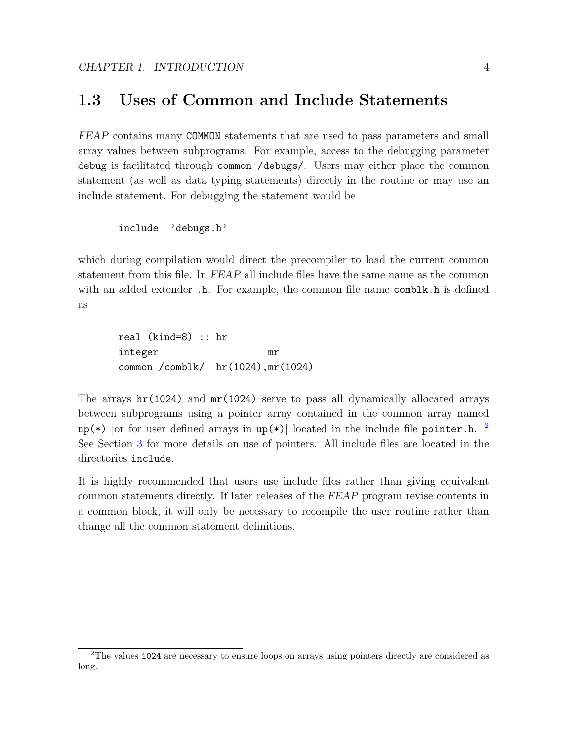## 1.3 Uses of Common and Include Statements

*FEAP* contains many `COMMON` statements that are used to pass parameters and small array values between subprograms. For example, access to the debugging parameter `debug` is facilitated through `common /debugs/`. Users may either place the common statement (as well as data typing statements) directly in the routine or may use an include statement. For debugging the statement would be

```
include  'debugs.h'
```

which during compilation would direct the precompiler to load the current common statement from this file. In *FEAP* all include files have the same name as the common with an added extender `.h`. For example, the common file name `comblk.h` is defined as

```
real (kind=8) :: hr
integer                  mr
common /comblk/  hr(1024),mr(1024)
```

The arrays `hr(1024)` and `mr(1024)` serve to pass all dynamically allocated arrays between subprograms using a pointer array contained in the common array named `np(*)` [or for user defined arrays in `up(*)`] located in the include file `pointer.h`. [2] See Section 3 for more details on use of pointers. All include files are located in the directories `include`.

It is highly recommended that users use include files rather than giving equivalent common statements directly. If later releases of the *FEAP* program revise contents in a common block, it will only be necessary to recompile the user routine rather than change all the common statement definitions.

[2] The values `1024` are necessary to ensure loops on arrays using pointers directly are considered as long.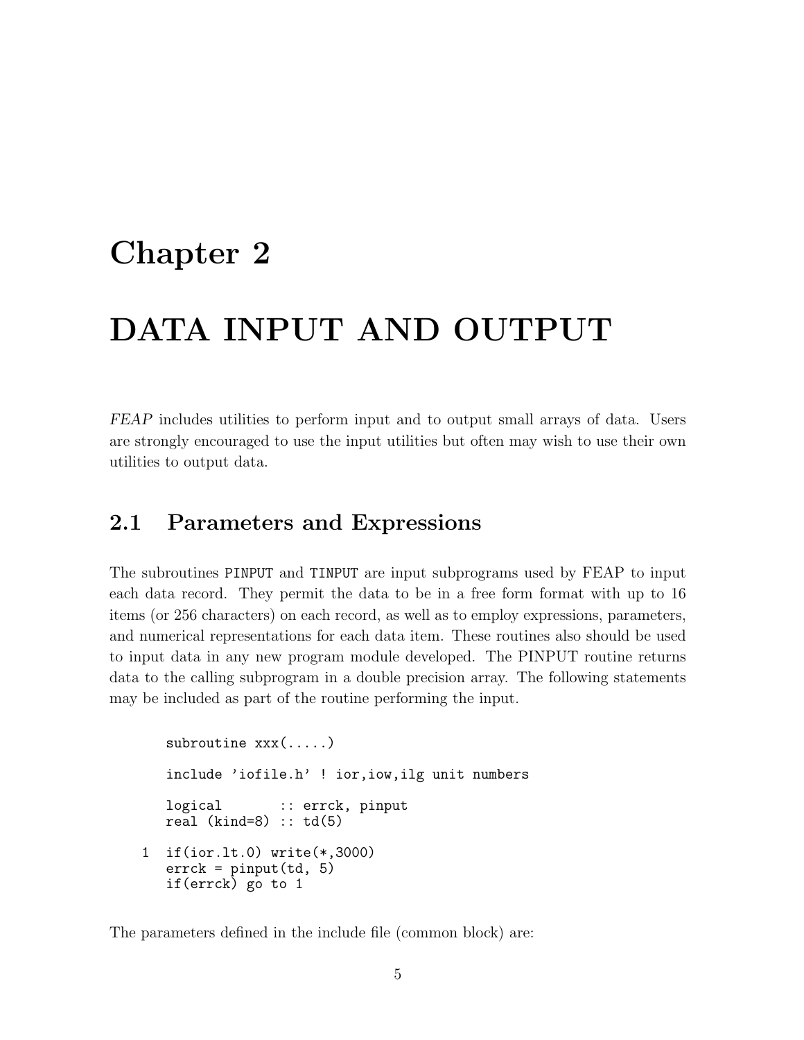# Chapter 2

# DATA INPUT AND OUTPUT

*FEAP* includes utilities to perform input and to output small arrays of data. Users are strongly encouraged to use the input utilities but often may wish to use their own utilities to output data.

## 2.1 Parameters and Expressions

The subroutines `PINPUT` and `TINPUT` are input subprograms used by FEAP to input each data record. They permit the data to be in a free form format with up to 16 items (or 256 characters) on each record, as well as to employ expressions, parameters, and numerical representations for each data item. These routines also should be used to input data in any new program module developed. The PINPUT routine returns data to the calling subprogram in a double precision array. The following statements may be included as part of the routine performing the input.

```
      subroutine xxx(.....)

      include 'iofile.h' ! ior,iow,ilg unit numbers

      logical       :: errck, pinput
      real (kind=8) :: td(5)

    1 if(ior.lt.0) write(*,3000)
      errck = pinput(td, 5)
      if(errck) go to 1
```

The parameters defined in the include file (common block) are: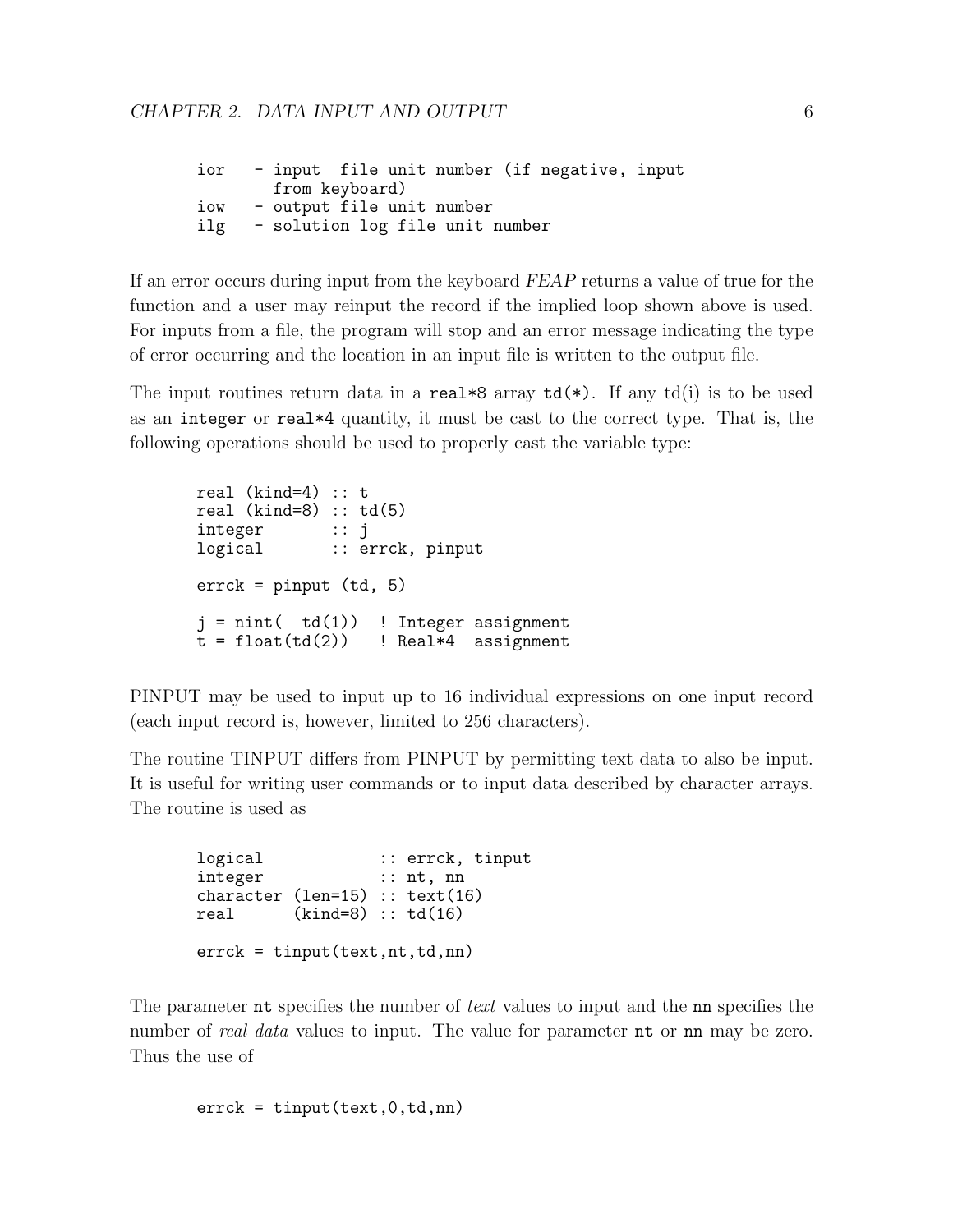```
ior   - input  file unit number (if negative, input
        from keyboard)
iow   - output file unit number
ilg   - solution log file unit number
```

If an error occurs during input from the keyboard *FEAP* returns a value of true for the function and a user may reinput the record if the implied loop shown above is used. For inputs from a file, the program will stop and an error message indicating the type of error occurring and the location in an input file is written to the output file.

The input routines return data in a `real*8` array `td(*)`. If any td(i) is to be used as an `integer` or `real*4` quantity, it must be cast to the correct type. That is, the following operations should be used to properly cast the variable type:

```
real (kind=4) :: t
real (kind=8) :: td(5)
integer       :: j
logical       :: errck, pinput

errck = pinput (td, 5)

j = nint(  td(1))  ! Integer assignment
t = float(td(2))   ! Real*4  assignment
```

PINPUT may be used to input up to 16 individual expressions on one input record (each input record is, however, limited to 256 characters).

The routine TINPUT differs from PINPUT by permitting text data to also be input. It is useful for writing user commands or to input data described by character arrays. The routine is used as

```
logical            :: errck, tinput
integer            :: nt, nn
character (len=15) :: text(16)
real      (kind=8) :: td(16)

errck = tinput(text,nt,td,nn)
```

The parameter `nt` specifies the number of *text* values to input and the `nn` specifies the number of *real data* values to input. The value for parameter `nt` or `nn` may be zero. Thus the use of

```
errck = tinput(text,0,td,nn)
```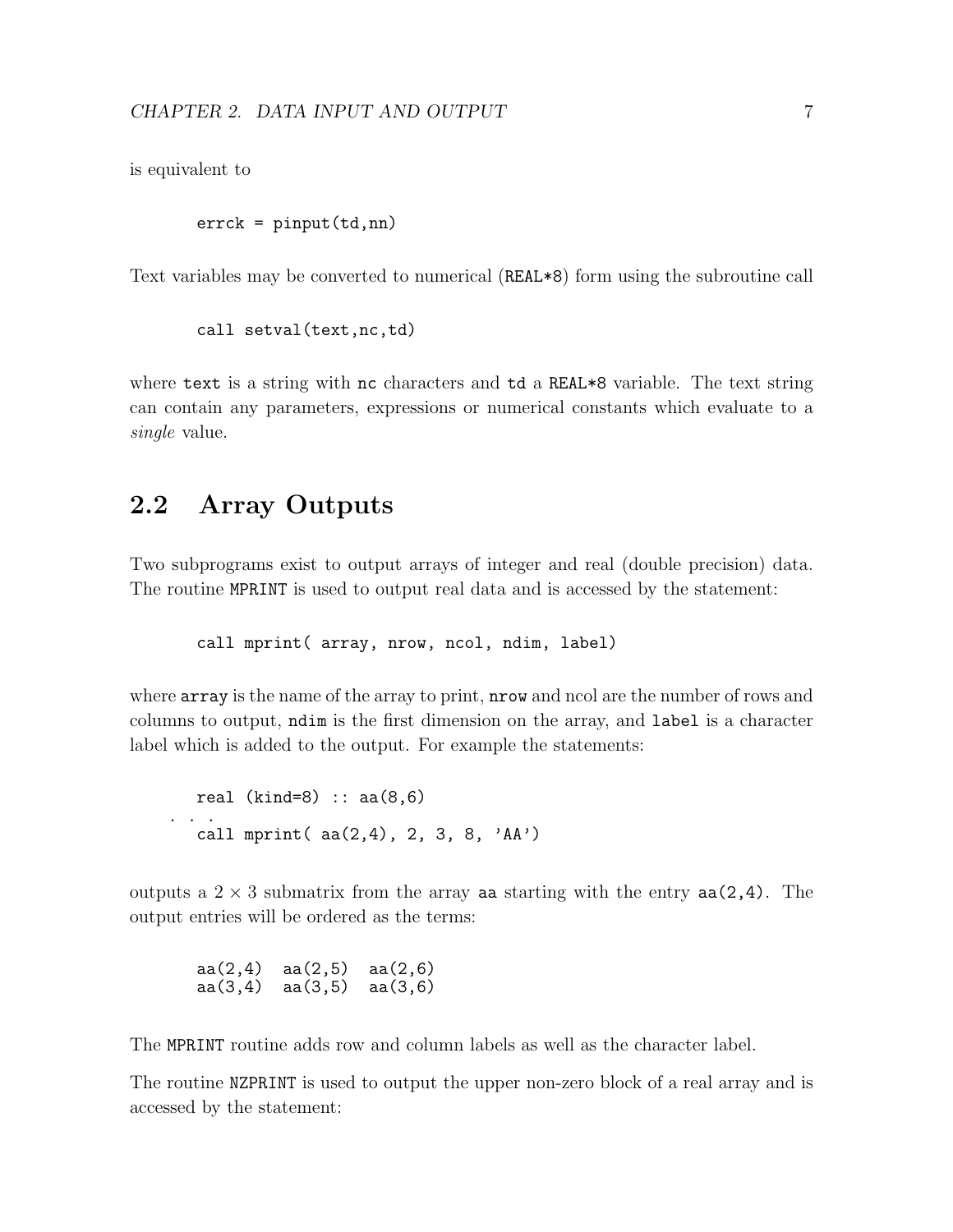is equivalent to

```
errck = pinput(td,nn)
```

Text variables may be converted to numerical (`REAL*8`) form using the subroutine call

```
call setval(text,nc,td)
```

where `text` is a string with `nc` characters and `td` a `REAL*8` variable. The text string can contain any parameters, expressions or numerical constants which evaluate to a *single* value.

## 2.2 Array Outputs

Two subprograms exist to output arrays of integer and real (double precision) data. The routine `MPRINT` is used to output real data and is accessed by the statement:

```
call mprint( array, nrow, ncol, ndim, label)
```

where `array` is the name of the array to print, `nrow` and ncol are the number of rows and columns to output, `ndim` is the first dimension on the array, and `label` is a character label which is added to the output. For example the statements:

```
    real (kind=8) :: aa(8,6)
 . . .
    call mprint( aa(2,4), 2, 3, 8, 'AA')
```

outputs a $2 \times 3$ submatrix from the array `aa` starting with the entry `aa(2,4)`. The output entries will be ordered as the terms:

```
aa(2,4)  aa(2,5)  aa(2,6)
aa(3,4)  aa(3,5)  aa(3,6)
```

The `MPRINT` routine adds row and column labels as well as the character label.

The routine `NZPRINT` is used to output the upper non-zero block of a real array and is accessed by the statement: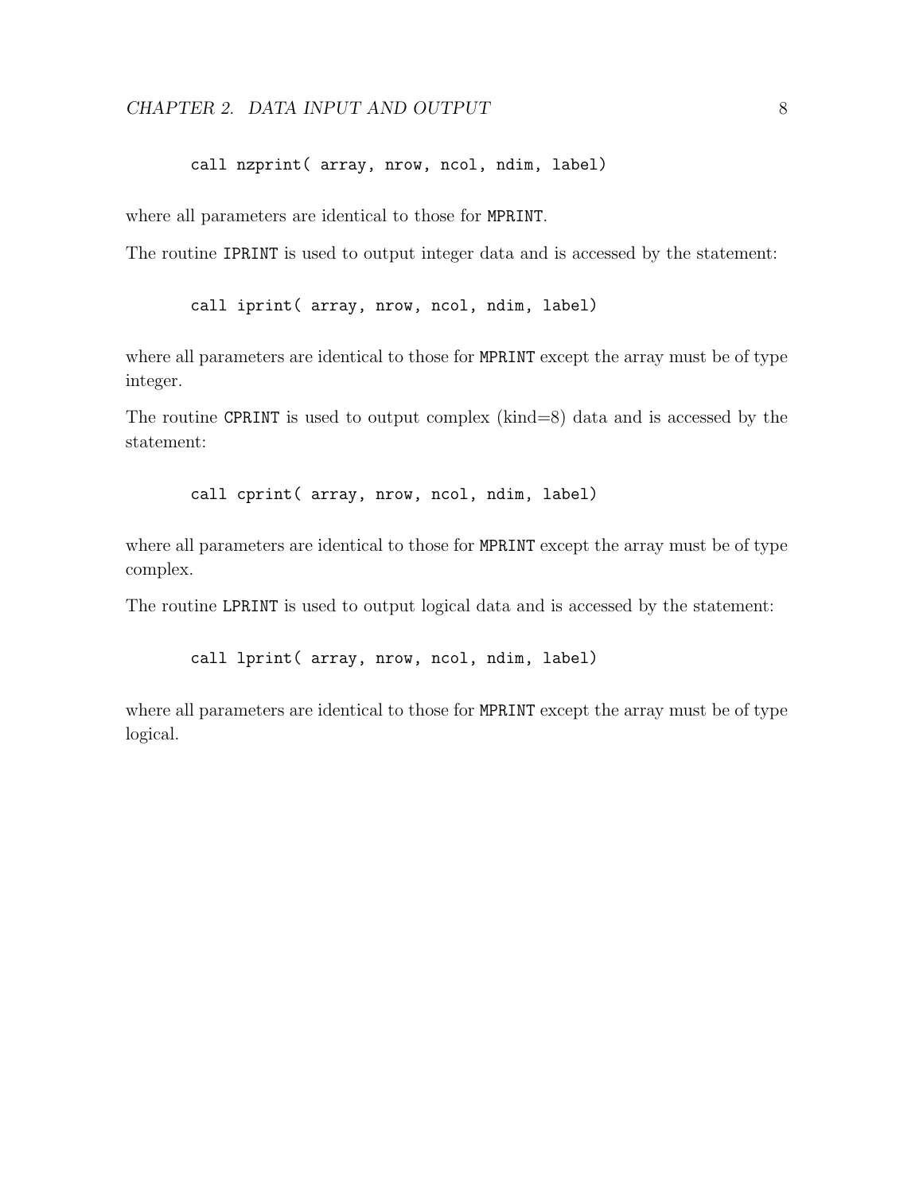```
call nzprint( array, nrow, ncol, ndim, label)
```

where all parameters are identical to those for `MPRINT`.

The routine `IPRINT` is used to output integer data and is accessed by the statement:

```
call iprint( array, nrow, ncol, ndim, label)
```

where all parameters are identical to those for `MPRINT` except the array must be of type integer.

The routine `CPRINT` is used to output complex (kind=8) data and is accessed by the statement:

```
call cprint( array, nrow, ncol, ndim, label)
```

where all parameters are identical to those for `MPRINT` except the array must be of type complex.

The routine `LPRINT` is used to output logical data and is accessed by the statement:

```
call lprint( array, nrow, ncol, ndim, label)
```

where all parameters are identical to those for `MPRINT` except the array must be of type logical.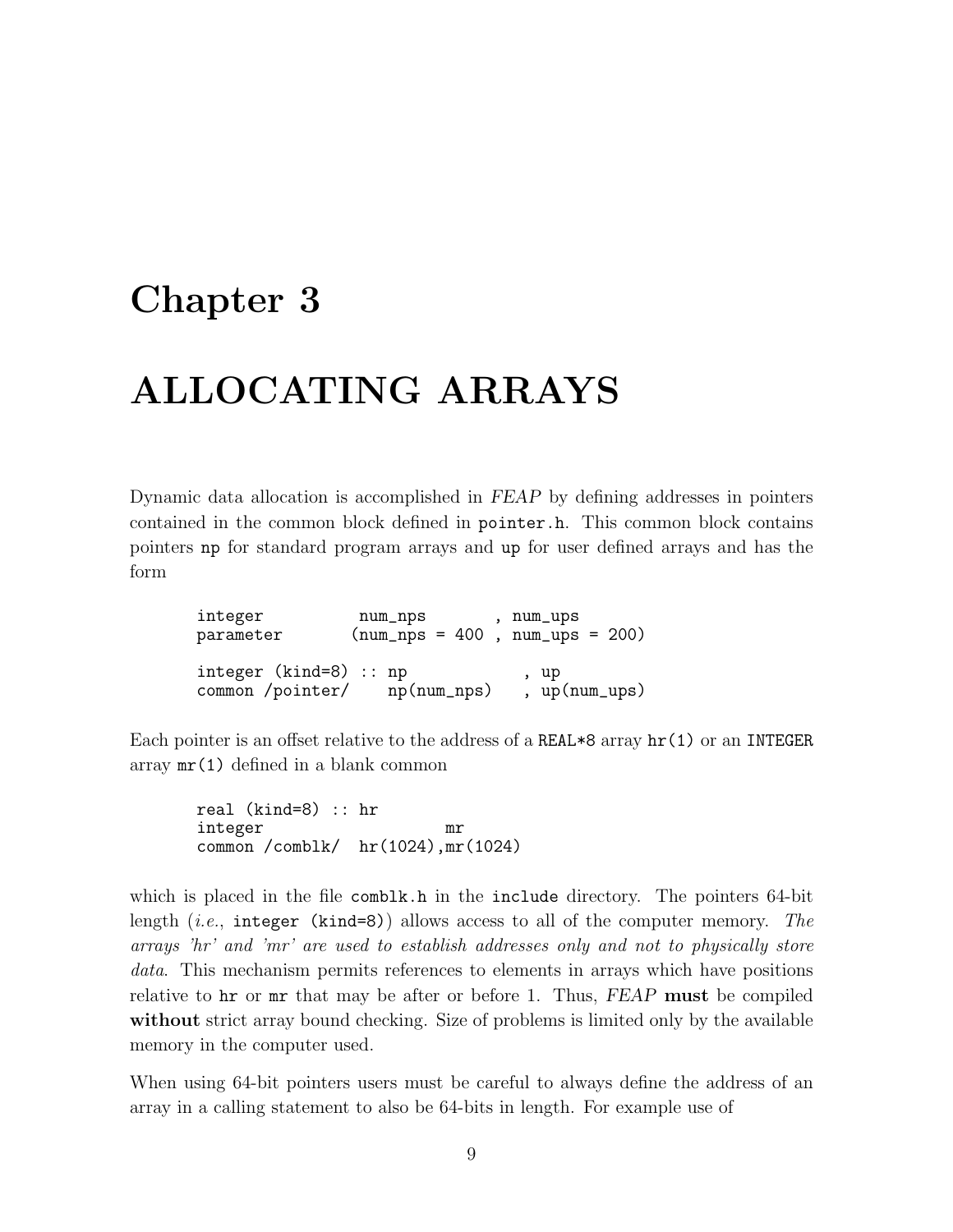# Chapter 3

# ALLOCATING ARRAYS

Dynamic data allocation is accomplished in *FEAP* by defining addresses in pointers contained in the common block defined in `pointer.h`. This common block contains pointers `np` for standard program arrays and `up` for user defined arrays and has the form

```
integer          num_nps       , num_ups
parameter       (num_nps = 400 , num_ups = 200)

integer (kind=8) :: np            , up
common /pointer/    np(num_nps)   , up(num_ups)
```

Each pointer is an offset relative to the address of a `REAL*8` array `hr(1)` or an `INTEGER` array `mr(1)` defined in a blank common

```
real (kind=8) :: hr
integer                     mr
common /comblk/  hr(1024),mr(1024)
```

which is placed in the file `comblk.h` in the `include` directory. The pointers 64-bit length (*i.e.*, `integer (kind=8)`) allows access to all of the computer memory. *The arrays 'hr' and 'mr' are used to establish addresses only and not to physically store data.* This mechanism permits references to elements in arrays which have positions relative to `hr` or `mr` that may be after or before 1. Thus, *FEAP* **must** be compiled **without** strict array bound checking. Size of problems is limited only by the available memory in the computer used.

When using 64-bit pointers users must be careful to always define the address of an array in a calling statement to also be 64-bits in length. For example use of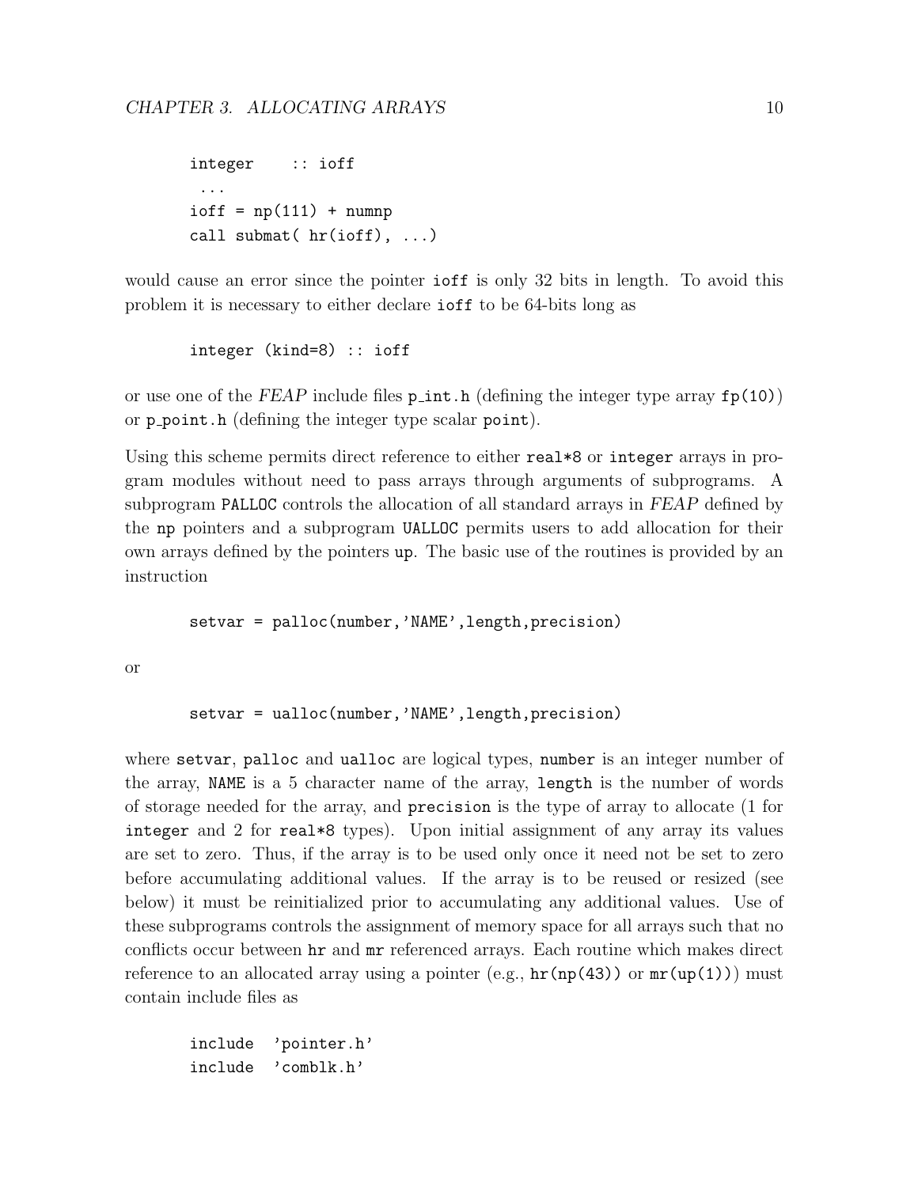```
integer    :: ioff
 ...
ioff = np(111) + numnp
call submat( hr(ioff), ...)
```

would cause an error since the pointer `ioff` is only 32 bits in length. To avoid this problem it is necessary to either declare `ioff` to be 64-bits long as

```
integer (kind=8) :: ioff
```

or use one of the *FEAP* include files `p_int.h` (defining the integer type array `fp(10)`) or `p_point.h` (defining the integer type scalar `point`).

Using this scheme permits direct reference to either `real*8` or `integer` arrays in program modules without need to pass arrays through arguments of subprograms. A subprogram `PALLOC` controls the allocation of all standard arrays in *FEAP* defined by the `np` pointers and a subprogram `UALLOC` permits users to add allocation for their own arrays defined by the pointers `up`. The basic use of the routines is provided by an instruction

```
setvar = palloc(number,'NAME',length,precision)
```

or

```
setvar = ualloc(number,'NAME',length,precision)
```

where `setvar`, `palloc` and `ualloc` are logical types, `number` is an integer number of the array, `NAME` is a 5 character name of the array, `length` is the number of words of storage needed for the array, and `precision` is the type of array to allocate (1 for `integer` and 2 for `real*8` types). Upon initial assignment of any array its values are set to zero. Thus, if the array is to be used only once it need not be set to zero before accumulating additional values. If the array is to be reused or resized (see below) it must be reinitialized prior to accumulating any additional values. Use of these subprograms controls the assignment of memory space for all arrays such that no conflicts occur between `hr` and `mr` referenced arrays. Each routine which makes direct reference to an allocated array using a pointer (e.g., `hr(np(43))` or `mr(up(1))`) must contain include files as

```
include  'pointer.h'
include  'comblk.h'
```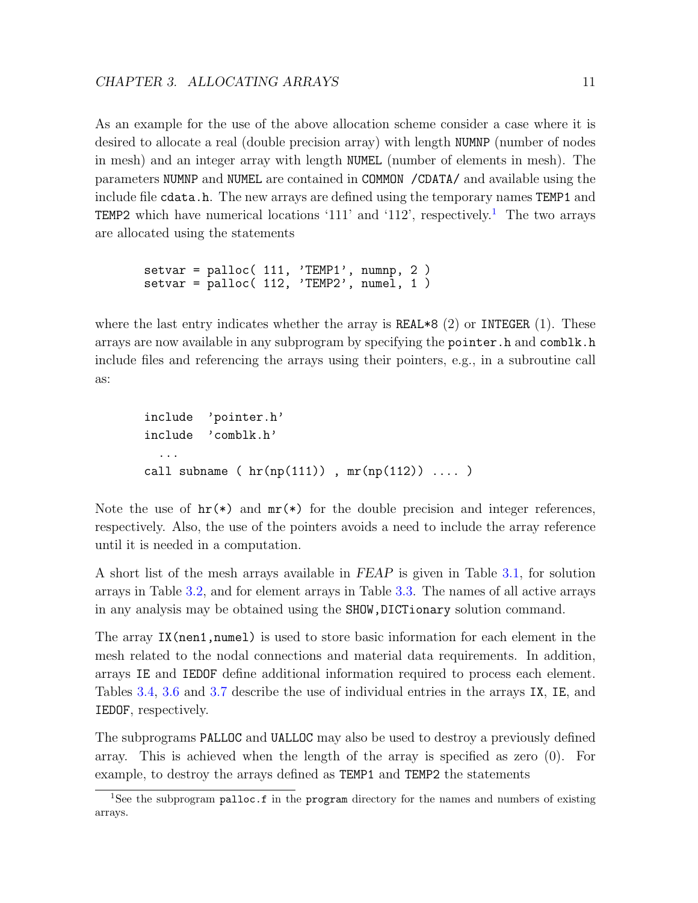As an example for the use of the above allocation scheme consider a case where it is desired to allocate a real (double precision array) with length `NUMNP` (number of nodes in mesh) and an integer array with length `NUMEL` (number of elements in mesh). The parameters `NUMNP` and `NUMEL` are contained in `COMMON /CDATA/` and available using the include file `cdata.h`. The new arrays are defined using the temporary names `TEMP1` and `TEMP2` which have numerical locations '111' and '112', respectively.[1] The two arrays are allocated using the statements

```
setvar = palloc( 111, 'TEMP1', numnp, 2 )
setvar = palloc( 112, 'TEMP2', numel, 1 )
```

where the last entry indicates whether the array is `REAL*8` (2) or `INTEGER` (1). These arrays are now available in any subprogram by specifying the `pointer.h` and `comblk.h` include files and referencing the arrays using their pointers, e.g., in a subroutine call as:

```
include  'pointer.h'
include  'comblk.h'
  ...
call subname ( hr(np(111)) , mr(np(112)) .... )
```

Note the use of `hr(*)` and `mr(*)` for the double precision and integer references, respectively. Also, the use of the pointers avoids a need to include the array reference until it is needed in a computation.

A short list of the mesh arrays available in *FEAP* is given in Table 3.1, for solution arrays in Table 3.2, and for element arrays in Table 3.3. The names of all active arrays in any analysis may be obtained using the `SHOW,DICTionary` solution command.

The array `IX(nen1,numel)` is used to store basic information for each element in the mesh related to the nodal connections and material data requirements. In addition, arrays `IE` and `IEDOF` define additional information required to process each element. Tables 3.4, 3.6 and 3.7 describe the use of individual entries in the arrays `IX`, `IE`, and `IEDOF`, respectively.

The subprograms `PALLOC` and `UALLOC` may also be used to destroy a previously defined array. This is achieved when the length of the array is specified as zero (0). For example, to destroy the arrays defined as `TEMP1` and `TEMP2` the statements

[1] See the subprogram `palloc.f` in the `program` directory for the names and numbers of existing arrays.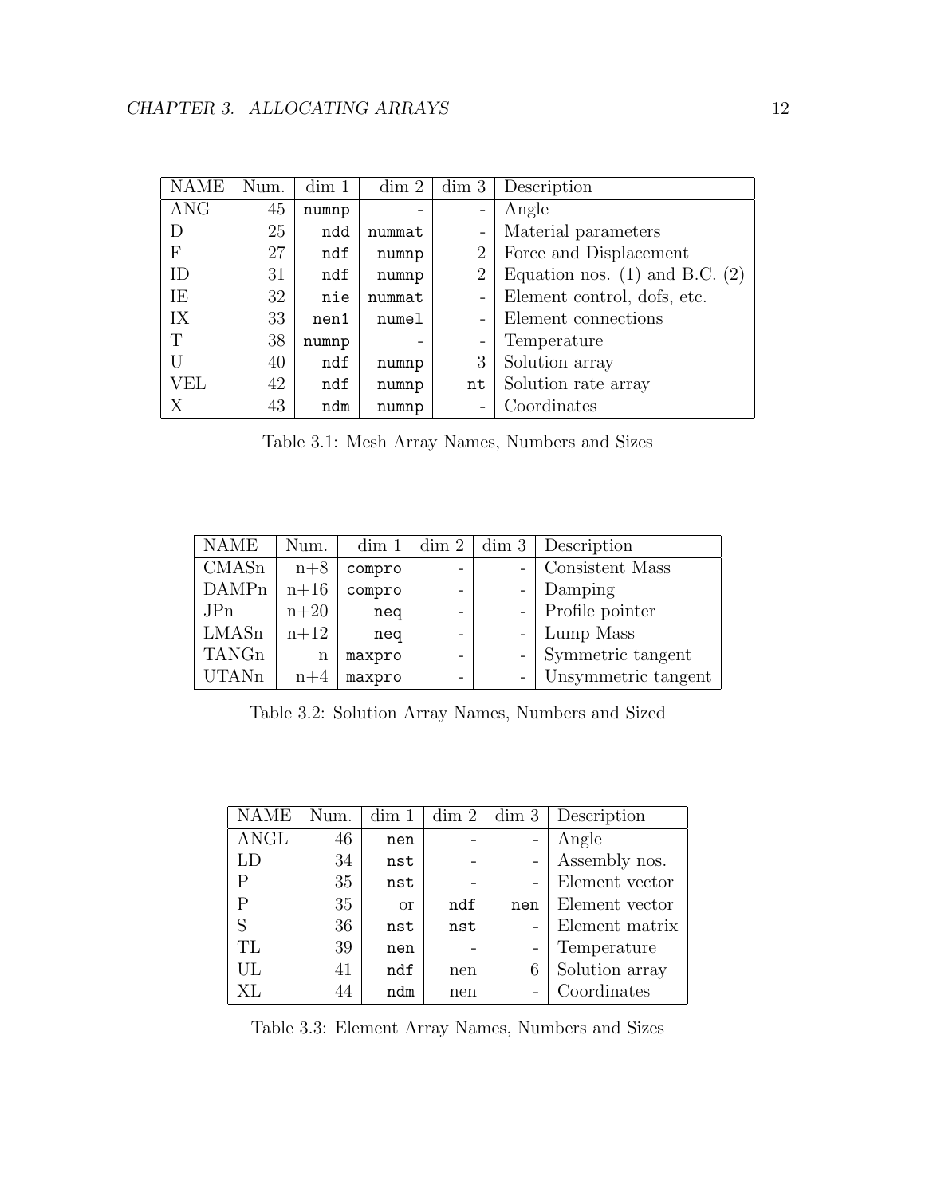| NAME | Num. | dim 1 | dim 2 | dim 3 | Description |
|---|---|---|---|---|---|
| ANG | 45 | `numnp` | - | - | Angle |
| D | 25 | `ndd` | `nummat` | - | Material parameters |
| F | 27 | `ndf` | `numnp` | 2 | Force and Displacement |
| ID | 31 | `ndf` | `numnp` | 2 | Equation nos. (1) and B.C. (2) |
| IE | 32 | `nie` | `nummat` | - | Element control, dofs, etc. |
| IX | 33 | `nen1` | `numel` | - | Element connections |
| T | 38 | `numnp` | - | - | Temperature |
| U | 40 | `ndf` | `numnp` | 3 | Solution array |
| VEL | 42 | `ndf` | `numnp` | `nt` | Solution rate array |
| X | 43 | `ndm` | `numnp` | - | Coordinates |

Table 3.1: Mesh Array Names, Numbers and Sizes

| NAME | Num. | dim 1 | dim 2 | dim 3 | Description |
|---|---|---|---|---|---|
| CMASn | n+8 | `compro` | - | - | Consistent Mass |
| DAMPn | n+16 | `compro` | - | - | Damping |
| JPn | n+20 | `neq` | - | - | Profile pointer |
| LMASn | n+12 | `neq` | - | - | Lump Mass |
| TANGn | n | `maxpro` | - | - | Symmetric tangent |
| UTANn | n+4 | `maxpro` | - | - | Unsymmetric tangent |

Table 3.2: Solution Array Names, Numbers and Sized

| NAME | Num. | dim 1 | dim 2 | dim 3 | Description |
|---|---|---|---|---|---|
| ANGL | 46 | `nen` | - | - | Angle |
| LD | 34 | `nst` | - | - | Assembly nos. |
| P | 35 | `nst` | - | - | Element vector |
| P | 35 | or | `ndf` | `nen` | Element vector |
| S | 36 | `nst` | `nst` | - | Element matrix |
| TL | 39 | `nen` | - | - | Temperature |
| UL | 41 | `ndf` | nen | 6 | Solution array |
| XL | 44 | `ndm` | nen | - | Coordinates |

Table 3.3: Element Array Names, Numbers and Sizes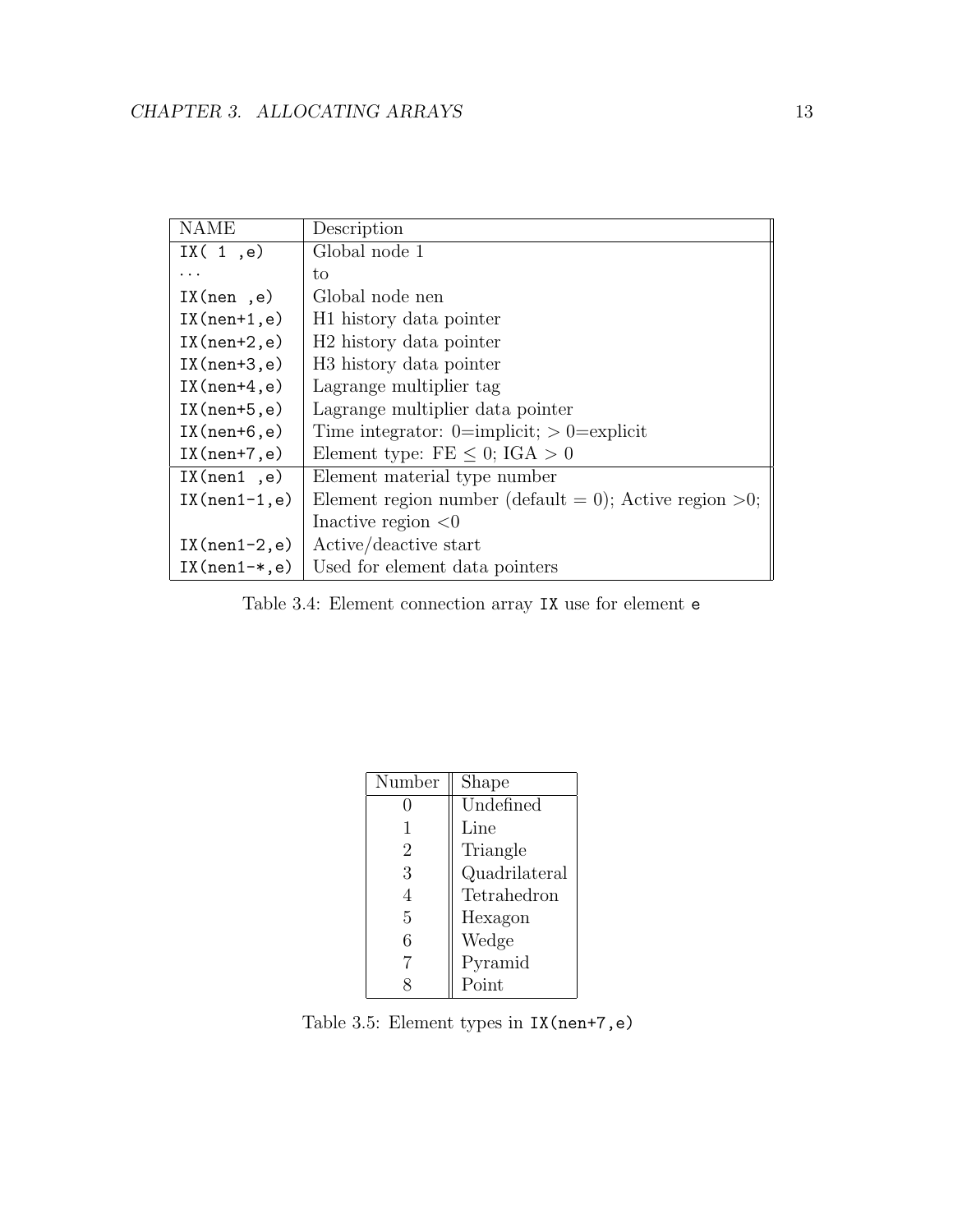| NAME | Description |
|---|---|
| `IX( 1 ,e)` | Global node 1 |
| ... | to |
| `IX(nen ,e)` | Global node nen |
| `IX(nen+1,e)` | H1 history data pointer |
| `IX(nen+2,e)` | H2 history data pointer |
| `IX(nen+3,e)` | H3 history data pointer |
| `IX(nen+4,e)` | Lagrange multiplier tag |
| `IX(nen+5,e)` | Lagrange multiplier data pointer |
| `IX(nen+6,e)` | Time integrator: 0=implicit; $> 0$=explicit |
| `IX(nen+7,e)` | Element type: FE $\leq 0$; IGA $> 0$ |
| `IX(nen1 ,e)` | Element material type number |
| `IX(nen1-1,e)` | Element region number (default = 0); Active region >0; Inactive region <0 |
| `IX(nen1-2,e)` | Active/deactive start |
| `IX(nen1-*,e)` | Used for element data pointers |

Table 3.4: Element connection array `IX` use for element `e`

| Number | Shape |
|---|---|
| 0 | Undefined |
| 1 | Line |
| 2 | Triangle |
| 3 | Quadrilateral |
| 4 | Tetrahedron |
| 5 | Hexagon |
| 6 | Wedge |
| 7 | Pyramid |
| 8 | Point |

Table 3.5: Element types in `IX(nen+7,e)`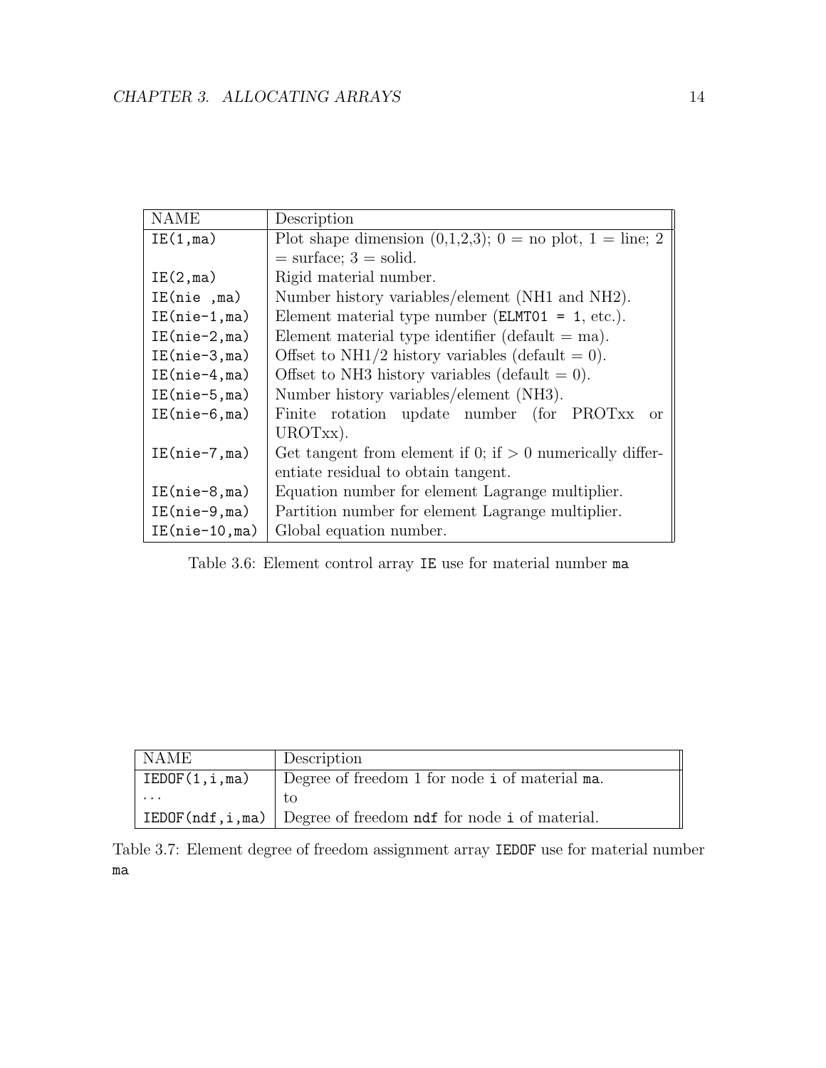| NAME | Description |
|---|---|
| `IE(1,ma)` | Plot shape dimension (0,1,2,3); 0 = no plot, 1 = line; 2 = surface; 3 = solid. |
| `IE(2,ma)` | Rigid material number. |
| `IE(nie ,ma)` | Number history variables/element (NH1 and NH2). |
| `IE(nie-1,ma)` | Element material type number (`ELMT01 = 1`, etc.). |
| `IE(nie-2,ma)` | Element material type identifier (default = ma). |
| `IE(nie-3,ma)` | Offset to NH1/2 history variables (default = 0). |
| `IE(nie-4,ma)` | Offset to NH3 history variables (default = 0). |
| `IE(nie-5,ma)` | Number history variables/element (NH3). |
| `IE(nie-6,ma)` | Finite rotation update number (for PROTxx or UROTxx). |
| `IE(nie-7,ma)` | Get tangent from element if 0; if > 0 numerically differentiate residual to obtain tangent. |
| `IE(nie-8,ma)` | Equation number for element Lagrange multiplier. |
| `IE(nie-9,ma)` | Partition number for element Lagrange multiplier. |
| `IE(nie-10,ma)` | Global equation number. |

Table 3.6: Element control array `IE` use for material number `ma`

| NAME | Description |
|---|---|
| `IEDOF(1,i,ma)` | Degree of freedom 1 for node `i` of material `ma`. |
| ... | to |
| `IEDOF(ndf,i,ma)` | Degree of freedom `ndf` for node `i` of material. |

Table 3.7: Element degree of freedom assignment array `IEDOF` use for material number `ma`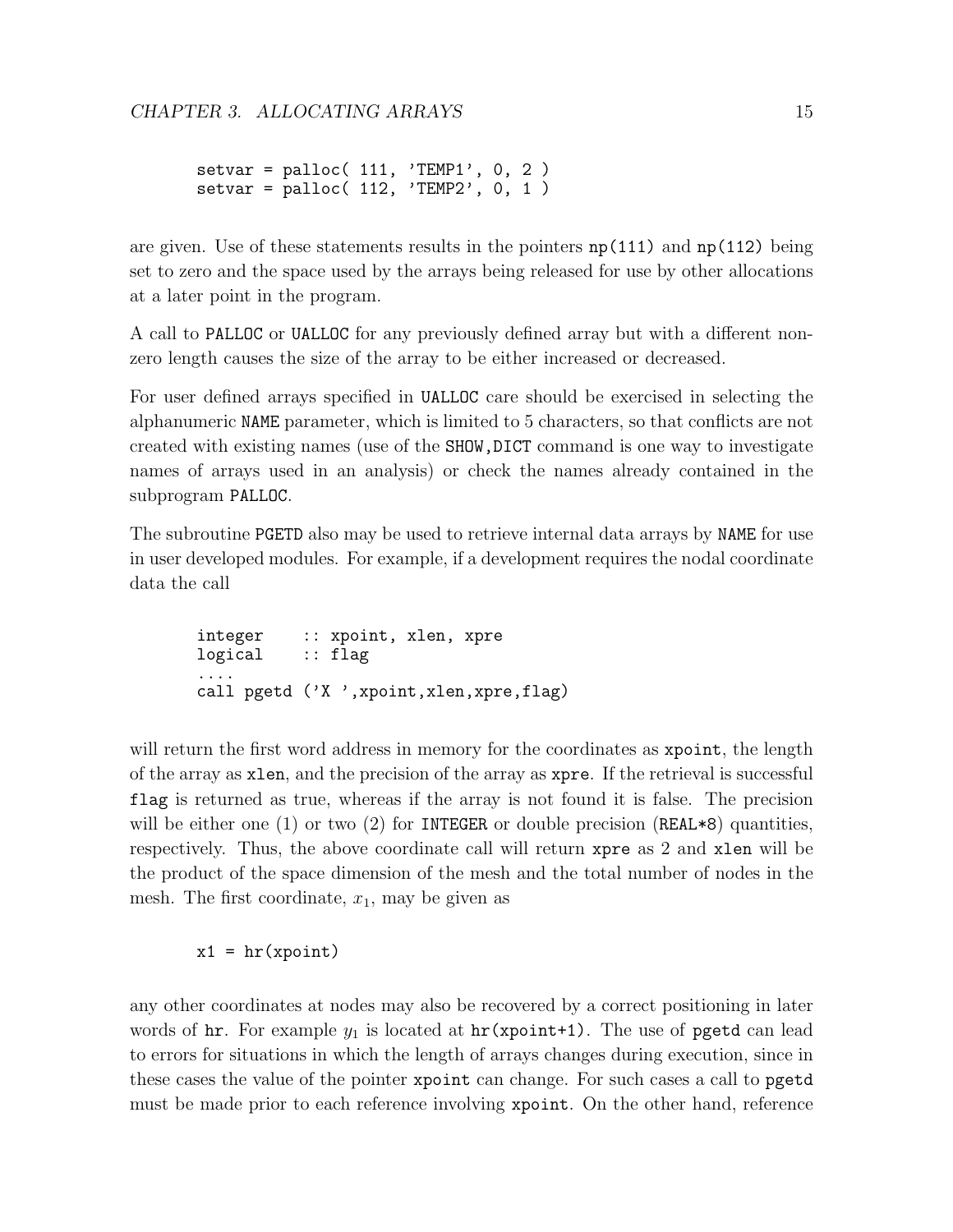```
      setvar = palloc( 111, 'TEMP1', 0, 2 )
      setvar = palloc( 112, 'TEMP2', 0, 1 )
```

are given. Use of these statements results in the pointers `np(111)` and `np(112)` being set to zero and the space used by the arrays being released for use by other allocations at a later point in the program.

A call to `PALLOC` or `UALLOC` for any previously defined array but with a different non-zero length causes the size of the array to be either increased or decreased.

For user defined arrays specified in `UALLOC` care should be exercised in selecting the alphanumeric `NAME` parameter, which is limited to 5 characters, so that conflicts are not created with existing names (use of the `SHOW,DICT` command is one way to investigate names of arrays used in an analysis) or check the names already contained in the subprogram `PALLOC`.

The subroutine `PGETD` also may be used to retrieve internal data arrays by `NAME` for use in user developed modules. For example, if a development requires the nodal coordinate data the call

```
      integer    :: xpoint, xlen, xpre
      logical    :: flag
      ....
      call pgetd ('X ',xpoint,xlen,xpre,flag)
```

will return the first word address in memory for the coordinates as `xpoint`, the length of the array as `xlen`, and the precision of the array as `xpre`. If the retrieval is successful `flag` is returned as true, whereas if the array is not found it is false. The precision will be either one (1) or two (2) for `INTEGER` or double precision (`REAL*8`) quantities, respectively. Thus, the above coordinate call will return `xpre` as 2 and `xlen` will be the product of the space dimension of the mesh and the total number of nodes in the mesh. The first coordinate, $x_1$, may be given as

```
      x1 = hr(xpoint)
```

any other coordinates at nodes may also be recovered by a correct positioning in later words of `hr`. For example $y_1$ is located at `hr(xpoint+1)`. The use of `pgetd` can lead to errors for situations in which the length of arrays changes during execution, since in these cases the value of the pointer `xpoint` can change. For such cases a call to `pgetd` must be made prior to each reference involving `xpoint`. On the other hand, reference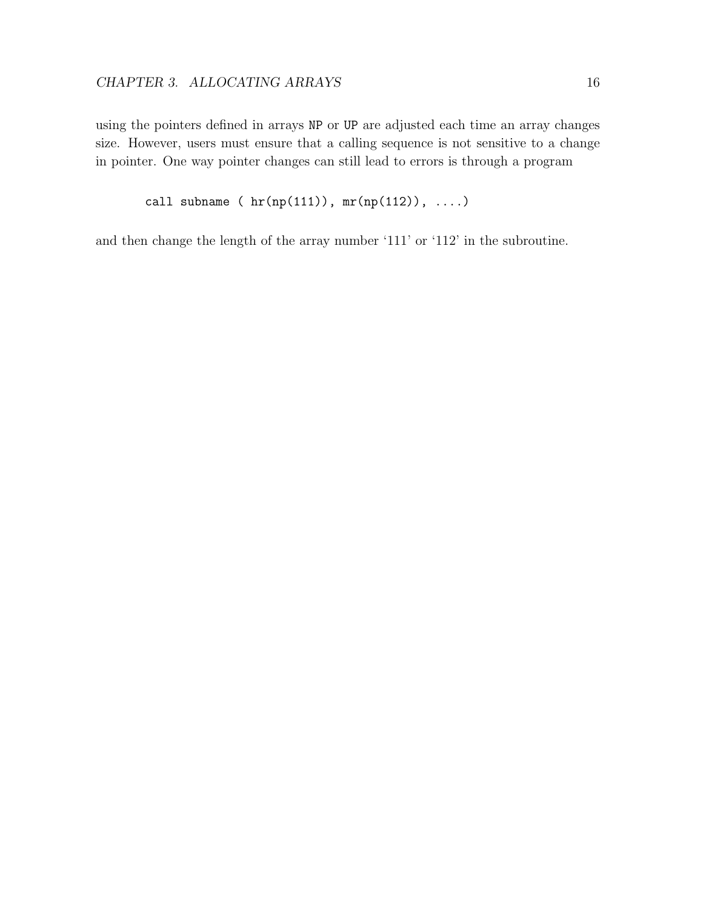using the pointers defined in arrays `NP` or `UP` are adjusted each time an array changes size. However, users must ensure that a calling sequence is not sensitive to a change in pointer. One way pointer changes can still lead to errors is through a program

```
call subname ( hr(np(111)), mr(np(112)), ....)
```

and then change the length of the array number '111' or '112' in the subroutine.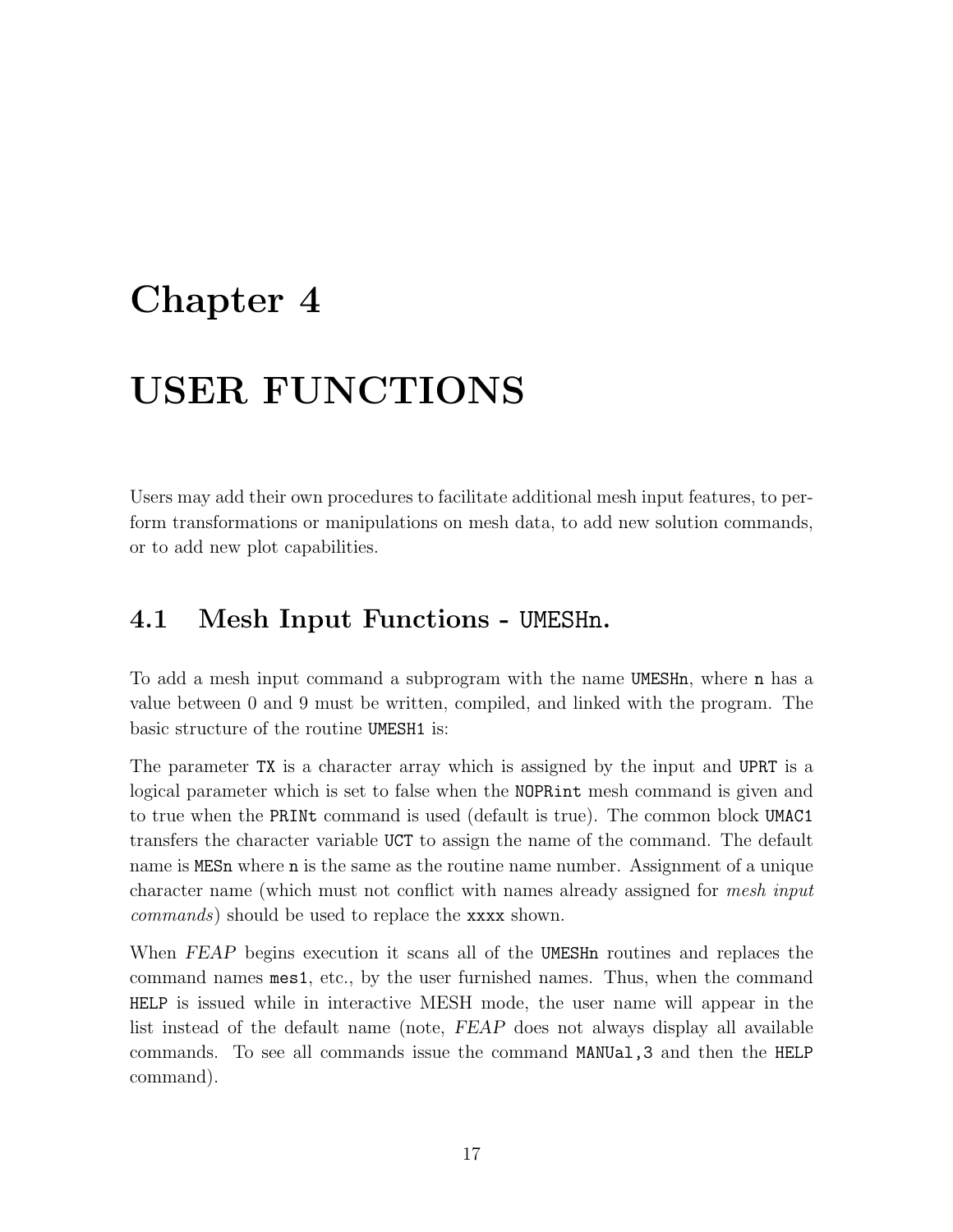#  Chapter 4

# USER FUNCTIONS

Users may add their own procedures to facilitate additional mesh input features, to perform transformations or manipulations on mesh data, to add new solution commands, or to add new plot capabilities.

## 4.1 Mesh Input Functions - UMESHn.

To add a mesh input command a subprogram with the name UMESHn, where n has a value between 0 and 9 must be written, compiled, and linked with the program. The basic structure of the routine UMESH1 is:

The parameter TX is a character array which is assigned by the input and UPRT is a logical parameter which is set to false when the NOPRint mesh command is given and to true when the PRINt command is used (default is true). The common block UMAC1 transfers the character variable UCT to assign the name of the command. The default name is MESn where n is the same as the routine name number. Assignment of a unique character name (which must not conflict with names already assigned for *mesh input commands*) should be used to replace the xxxx shown.

When *FEAP* begins execution it scans all of the UMESHn routines and replaces the command names mes1, etc., by the user furnished names. Thus, when the command HELP is issued while in interactive MESH mode, the user name will appear in the list instead of the default name (note, *FEAP* does not always display all available commands. To see all commands issue the command MANUal,3 and then the HELP command).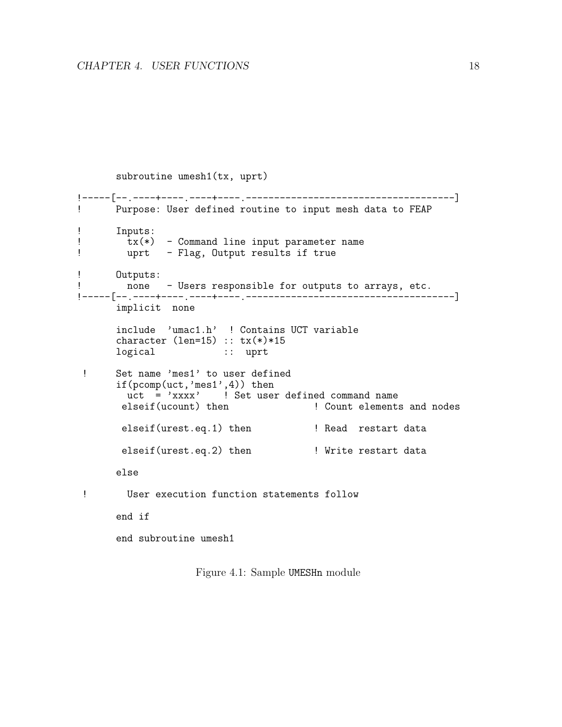```
      subroutine umesh1(tx, uprt)

!-----[--.----+----.----+----.-----------------------------------]
!      Purpose: User defined routine to input mesh data to FEAP

!      Inputs:
!         tx(*)  - Command line input parameter name
!         uprt   - Flag, Output results if true

!      Outputs:
!         none   - Users responsible for outputs to arrays, etc.
!-----[--.----+----.----+----.-----------------------------------]
      implicit  none

      include  'umac1.h'  ! Contains UCT variable
      character (len=15) :: tx(*)*15
      logical            ::  uprt

 !     Set name 'mes1' to user defined
      if(pcomp(uct,'mes1',4)) then
        uct  = 'xxxx'    ! Set user defined command name
       elseif(ucount) then               ! Count elements and nodes

       elseif(urest.eq.1) then           ! Read  restart data

       elseif(urest.eq.2) then           ! Write restart data

      else

 !       User execution function statements follow

      end if

      end subroutine umesh1
```

Figure 4.1: Sample UMESHn module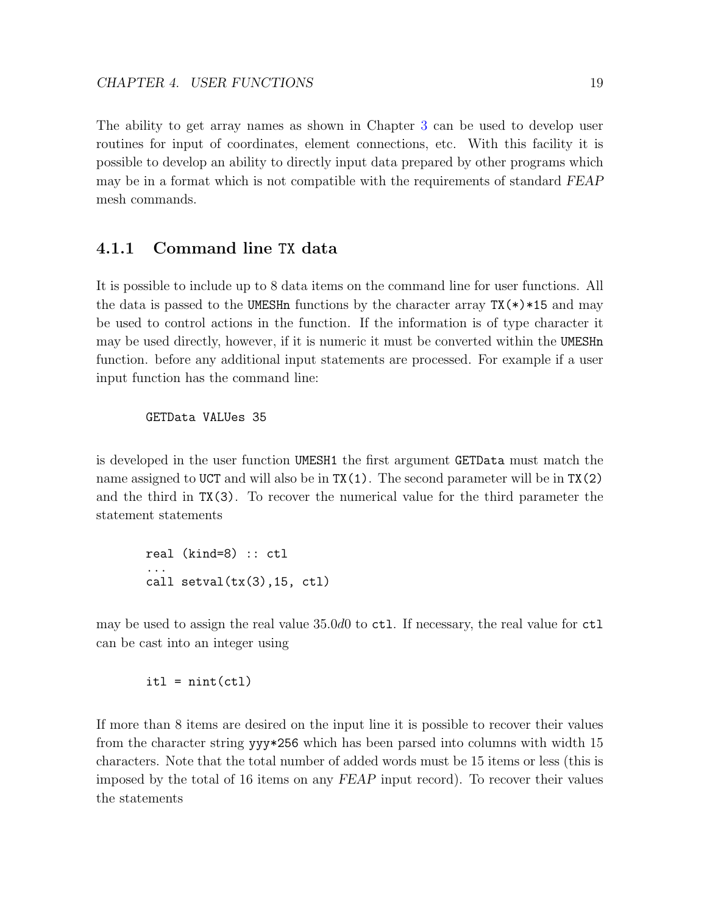The ability to get array names as shown in Chapter 3 can be used to develop user routines for input of coordinates, element connections, etc. With this facility it is possible to develop an ability to directly input data prepared by other programs which may be in a format which is not compatible with the requirements of standard *FEAP* mesh commands.

### 4.1.1 Command line `TX` data

It is possible to include up to 8 data items on the command line for user functions. All the data is passed to the `UMESHn` functions by the character array `TX(*)*15` and may be used to control actions in the function. If the information is of type character it may be used directly, however, if it is numeric it must be converted within the `UMESHn` function. before any additional input statements are processed. For example if a user input function has the command line:

```
GETData VALUes 35
```

is developed in the user function `UMESH1` the first argument `GETData` must match the name assigned to `UCT` and will also be in `TX(1)`. The second parameter will be in `TX(2)` and the third in `TX(3)`. To recover the numerical value for the third parameter the statement statements

```
real (kind=8) :: ctl
...
call setval(tx(3),15, ctl)
```

may be used to assign the real value $35.0d0$ to `ctl`. If necessary, the real value for `ctl` can be cast into an integer using

```
itl = nint(ctl)
```

If more than 8 items are desired on the input line it is possible to recover their values from the character string `yyy*256` which has been parsed into columns with width 15 characters. Note that the total number of added words must be 15 items or less (this is imposed by the total of 16 items on any *FEAP* input record). To recover their values the statements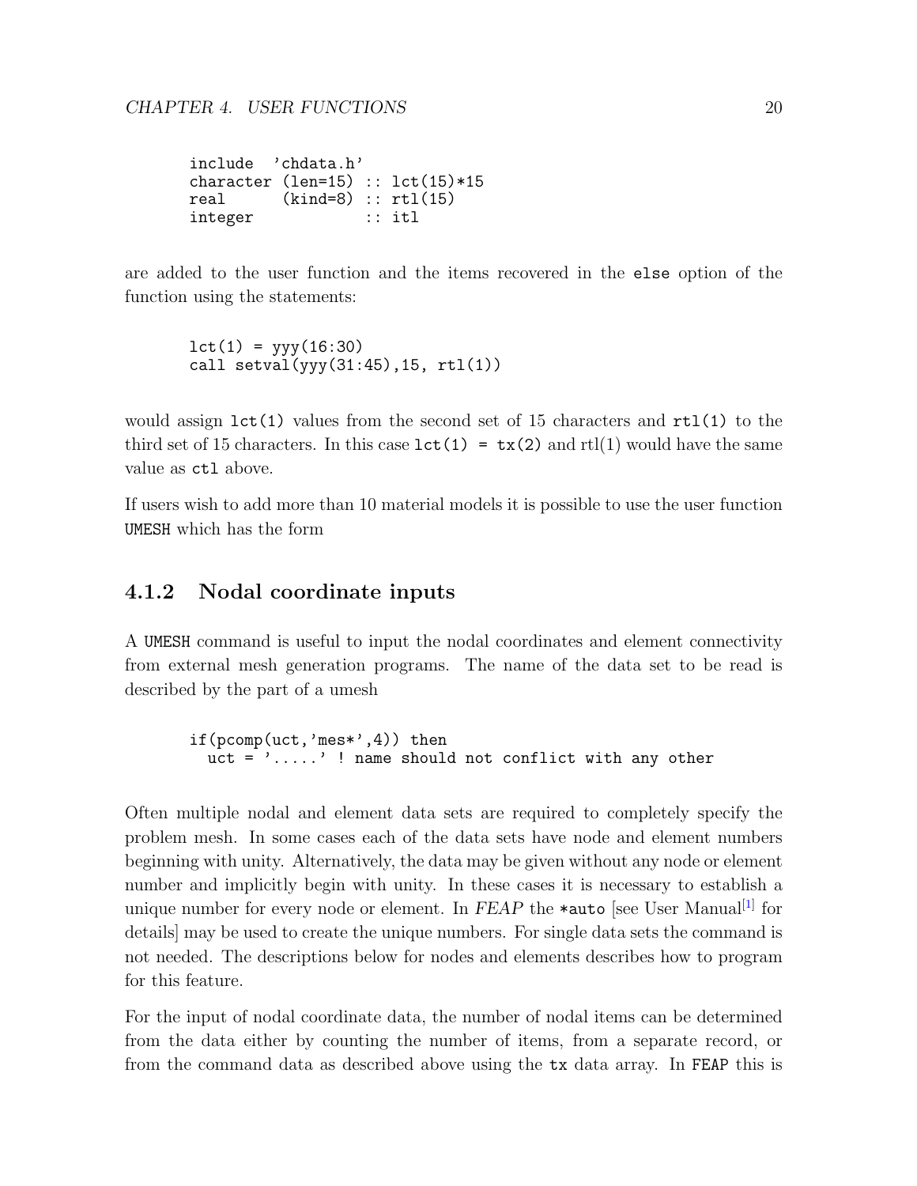```
include  'chdata.h'
character (len=15) :: lct(15)*15
real      (kind=8) :: rtl(15)
integer            :: itl
```

are added to the user function and the items recovered in the `else` option of the function using the statements:

```
lct(1) = yyy(16:30)
call setval(yyy(31:45),15, rtl(1))
```

would assign `lct(1)` values from the second set of 15 characters and `rtl(1)` to the third set of 15 characters. In this case `lct(1) = tx(2)` and rtl(1) would have the same value as `ctl` above.

If users wish to add more than 10 material models it is possible to use the user function `UMESH` which has the form

### 4.1.2 Nodal coordinate inputs

A `UMESH` command is useful to input the nodal coordinates and element connectivity from external mesh generation programs. The name of the data set to be read is described by the part of a umesh

```
if(pcomp(uct,'mes*',4)) then
  uct = '.....' ! name should not conflict with any other
```

Often multiple nodal and element data sets are required to completely specify the problem mesh. In some cases each of the data sets have node and element numbers beginning with unity. Alternatively, the data may be given without any node or element number and implicitly begin with unity. In these cases it is necessary to establish a unique number for every node or element. In *FEAP* the `*auto` [see User Manual[1] for details] may be used to create the unique numbers. For single data sets the command is not needed. The descriptions below for nodes and elements describes how to program for this feature.

For the input of nodal coordinate data, the number of nodal items can be determined from the data either by counting the number of items, from a separate record, or from the command data as described above using the `tx` data array. In `FEAP` this is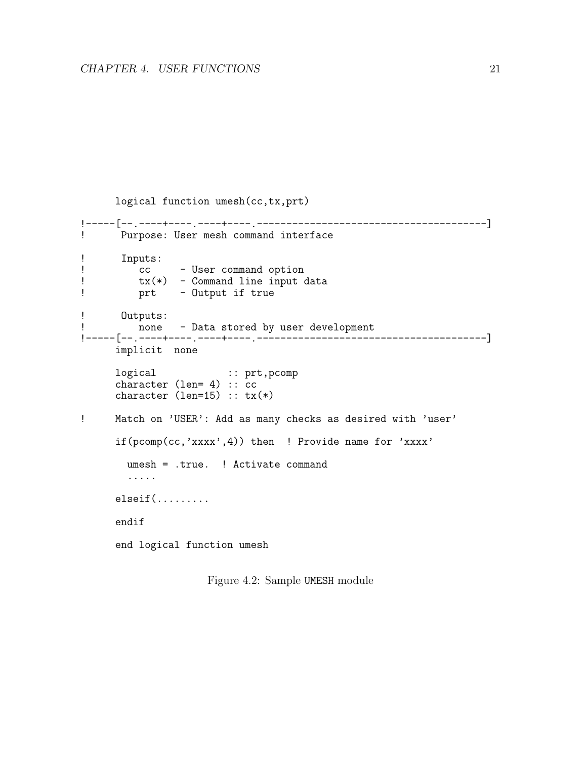```
      logical function umesh(cc,tx,prt)

!-----[--.----+----.----+----.-----------------------------------------]
!      Purpose: User mesh command interface

!      Inputs:
!         cc     - User command option
!         tx(*)  - Command line input data
!         prt    - Output if true

!      Outputs:
!         none   - Data stored by user development
!-----[--.----+----.----+----.-----------------------------------------]
      implicit  none

      logical            :: prt,pcomp
      character (len= 4) :: cc
      character (len=15) :: tx(*)

!     Match on 'USER': Add as many checks as desired with 'user'

      if(pcomp(cc,'xxxx',4)) then  ! Provide name for 'xxxx'

        umesh = .true.  ! Activate command
        .....

      elseif(.........

      endif

      end logical function umesh
```

Figure 4.2: Sample UMESH module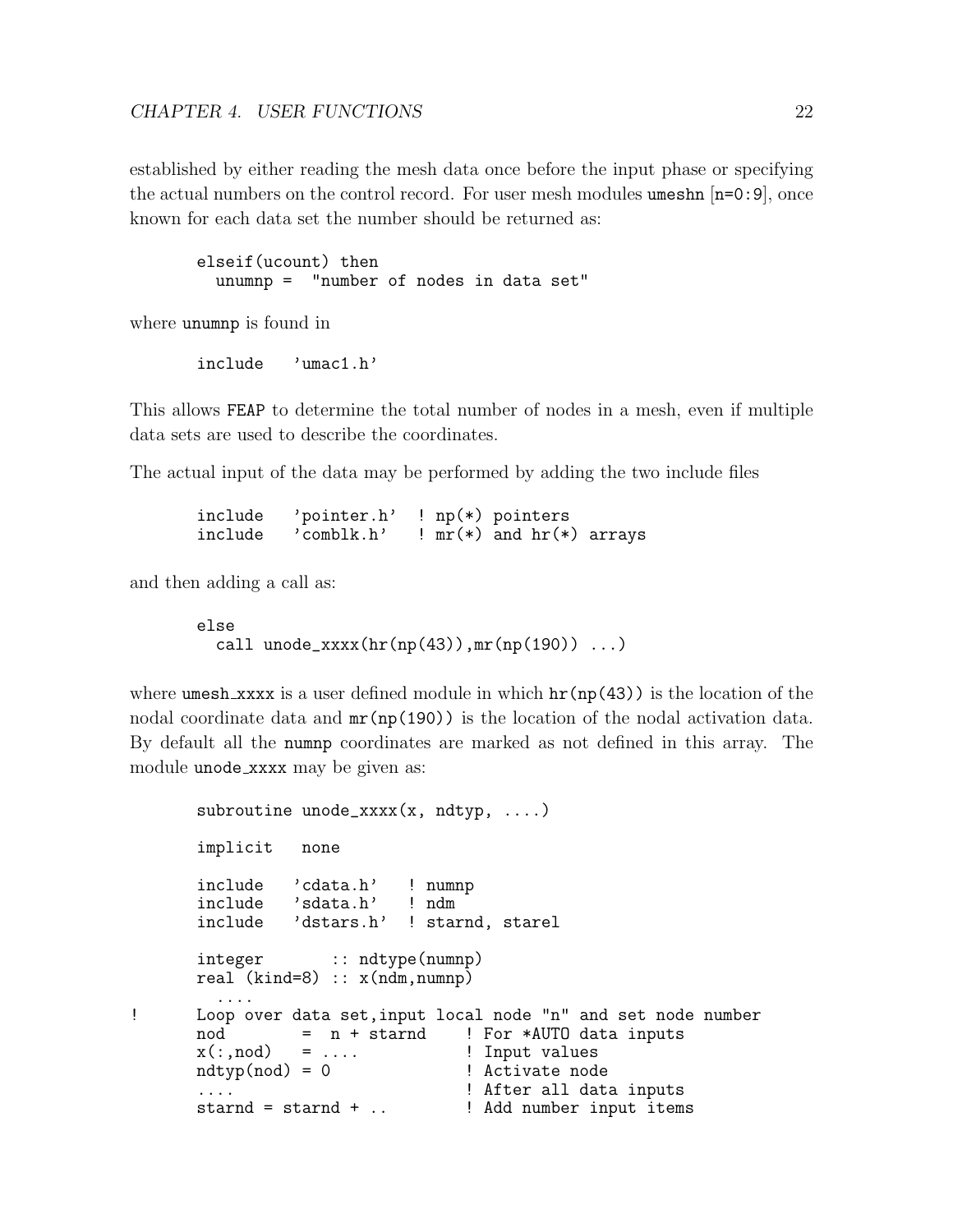established by either reading the mesh data once before the input phase or specifying the actual numbers on the control record. For user mesh modules `umeshn` [`n=0:9`], once known for each data set the number should be returned as:

```
elseif(ucount) then
  unumnp =  "number of nodes in data set"
```

where `unumnp` is found in

```
include   'umac1.h'
```

This allows `FEAP` to determine the total number of nodes in a mesh, even if multiple data sets are used to describe the coordinates.

The actual input of the data may be performed by adding the two include files

```
include   'pointer.h'  ! np(*) pointers
include   'comblk.h'   ! mr(*) and hr(*) arrays
```

and then adding a call as:

```
else
  call unode_xxxx(hr(np(43)),mr(np(190)) ...)
```

where `umesh_xxxx` is a user defined module in which `hr(np(43))` is the location of the nodal coordinate data and `mr(np(190))` is the location of the nodal activation data. By default all the `numnp` coordinates are marked as not defined in this array. The module `unode_xxxx` may be given as:

```
        subroutine unode_xxxx(x, ndtyp, ....)

        implicit   none

        include   'cdata.h'   ! numnp
        include   'sdata.h'   ! ndm
        include   'dstars.h'  ! starnd, starel

        integer       :: ndtype(numnp)
        real (kind=8) :: x(ndm,numnp)
          ....
!       Loop over data set,input local node "n" and set node number
        nod        =  n + starnd    ! For *AUTO data inputs
        x(:,nod)   = ....           ! Input values
        ndtyp(nod) = 0              ! Activate node
        ....                        ! After all data inputs
        starnd = starnd + ..        ! Add number input items
```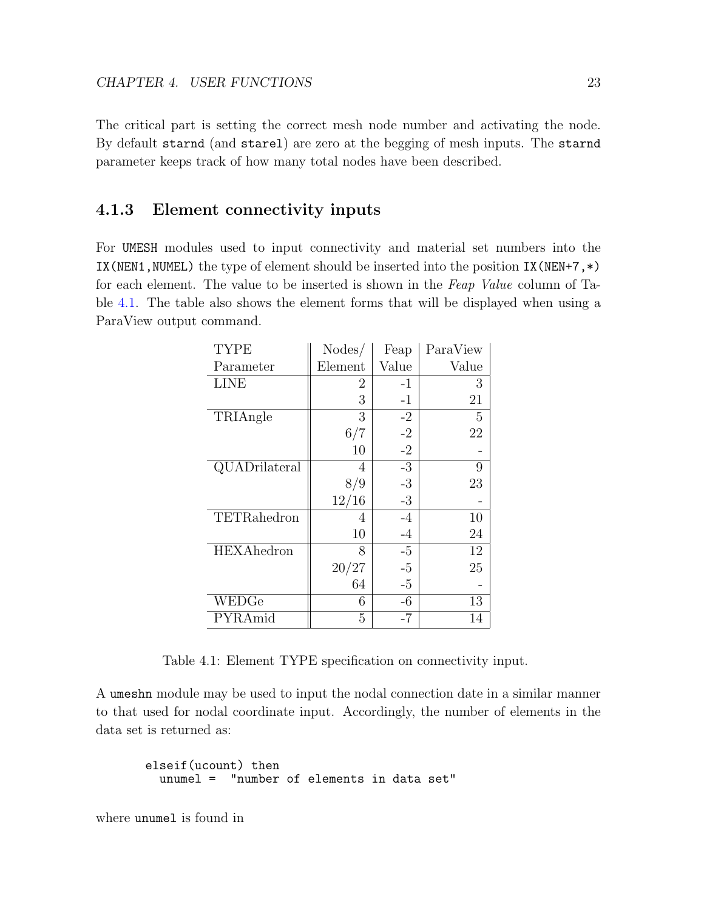The critical part is setting the correct mesh node number and activating the node. By default `starnd` (and `starel`) are zero at the begging of mesh inputs. The `starnd` parameter keeps track of how many total nodes have been described.

### 4.1.3 Element connectivity inputs

For `UMESH` modules used to input connectivity and material set numbers into the `IX(NEN1,NUMEL)` the type of element should be inserted into the position `IX(NEN+7,*)` for each element. The value to be inserted is shown in the *Feap Value* column of Table 4.1. The table also shows the element forms that will be displayed when using a ParaView output command.

| TYPE Parameter | Nodes/ Element | Feap Value | ParaView Value |
|---|---|---|---|
| LINE | 2 | -1 | 3 |
| | 3 | -1 | 21 |
| TRIAngle | 3 | -2 | 5 |
| | 6/7 | -2 | 22 |
| | 10 | -2 | - |
| QUADrilateral | 4 | -3 | 9 |
| | 8/9 | -3 | 23 |
| | 12/16 | -3 | - |
| TETRahedron | 4 | -4 | 10 |
| | 10 | -4 | 24 |
| HEXAhedron | 8 | -5 | 12 |
| | 20/27 | -5 | 25 |
| | 64 | -5 | - |
| WEDGe | 6 | -6 | 13 |
| PYRAmid | 5 | -7 | 14 |

Table 4.1: Element TYPE specification on connectivity input.

A `umeshn` module may be used to input the nodal connection date in a similar manner to that used for nodal coordinate input. Accordingly, the number of elements in the data set is returned as:

```
elseif(ucount) then
  unumel =  "number of elements in data set"
```

where `unumel` is found in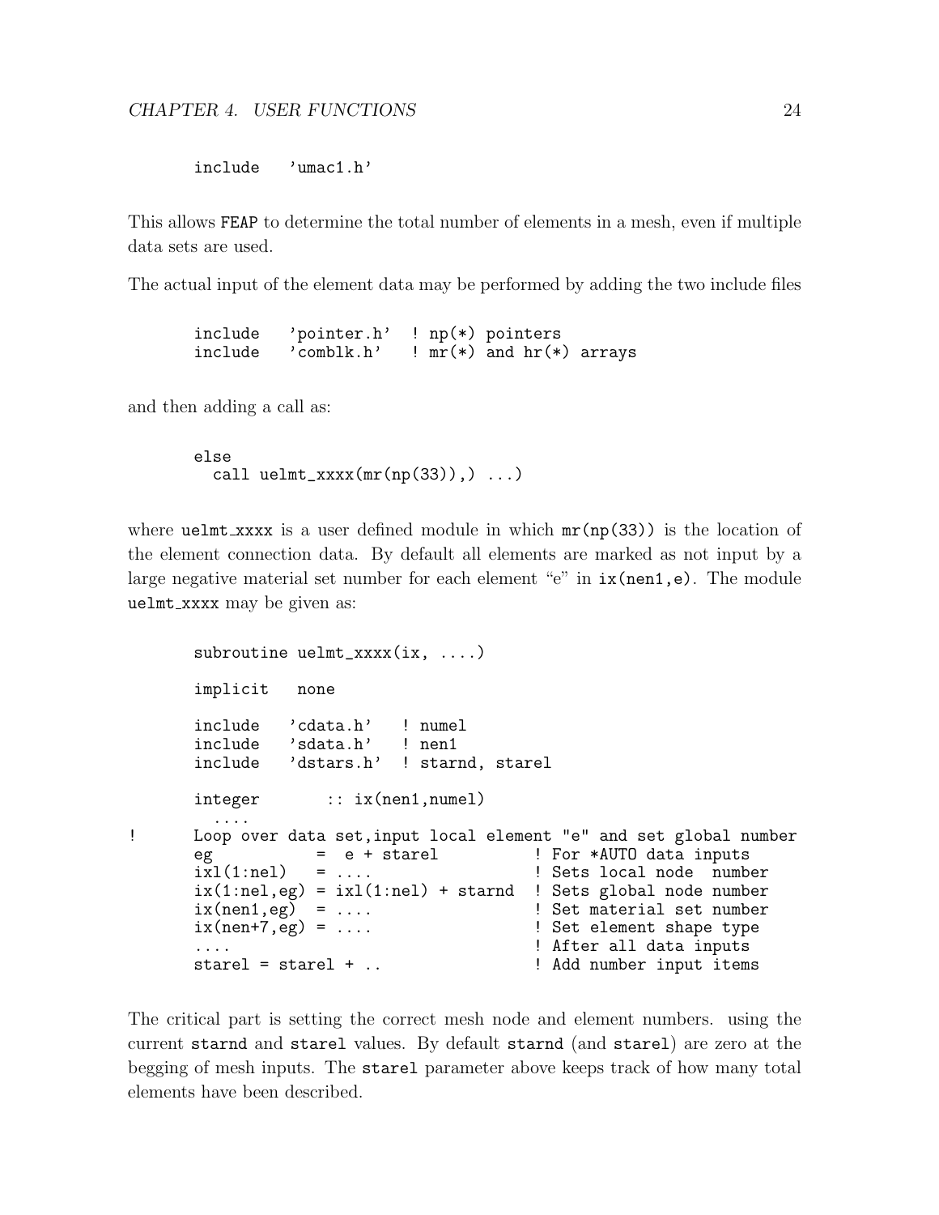```
include   'umac1.h'
```

This allows FEAP to determine the total number of elements in a mesh, even if multiple data sets are used.

The actual input of the element data may be performed by adding the two include files

```
include   'pointer.h'  ! np(*) pointers
include   'comblk.h'   ! mr(*) and hr(*) arrays
```

and then adding a call as:

```
else
  call uelmt_xxxx(mr(np(33)),) ...)
```

where `uelmt_xxxx` is a user defined module in which `mr(np(33))` is the location of the element connection data. By default all elements are marked as not input by a large negative material set number for each element "e" in `ix(nen1,e)`. The module `uelmt_xxxx` may be given as:

```
      subroutine uelmt_xxxx(ix, ....)

      implicit   none

      include   'cdata.h'   ! numel
      include   'sdata.h'   ! nen1
      include   'dstars.h'  ! starnd, starel

      integer       :: ix(nen1,numel)
        ....
!     Loop over data set,input local element "e" and set global number
      eg           =  e + starel          ! For *AUTO data inputs
      ixl(1:nel)   = ....                 ! Sets local node  number
      ix(1:nel,eg) = ixl(1:nel) + starnd  ! Sets global node number
      ix(nen1,eg)  = ....                 ! Set material set number
      ix(nen+7,eg) = ....                 ! Set element shape type
      ....                                ! After all data inputs
      starel = starel + ..                ! Add number input items
```

The critical part is setting the correct mesh node and element numbers. using the current `starnd` and `starel` values. By default `starnd` (and `starel`) are zero at the begging of mesh inputs. The `starel` parameter above keeps track of how many total elements have been described.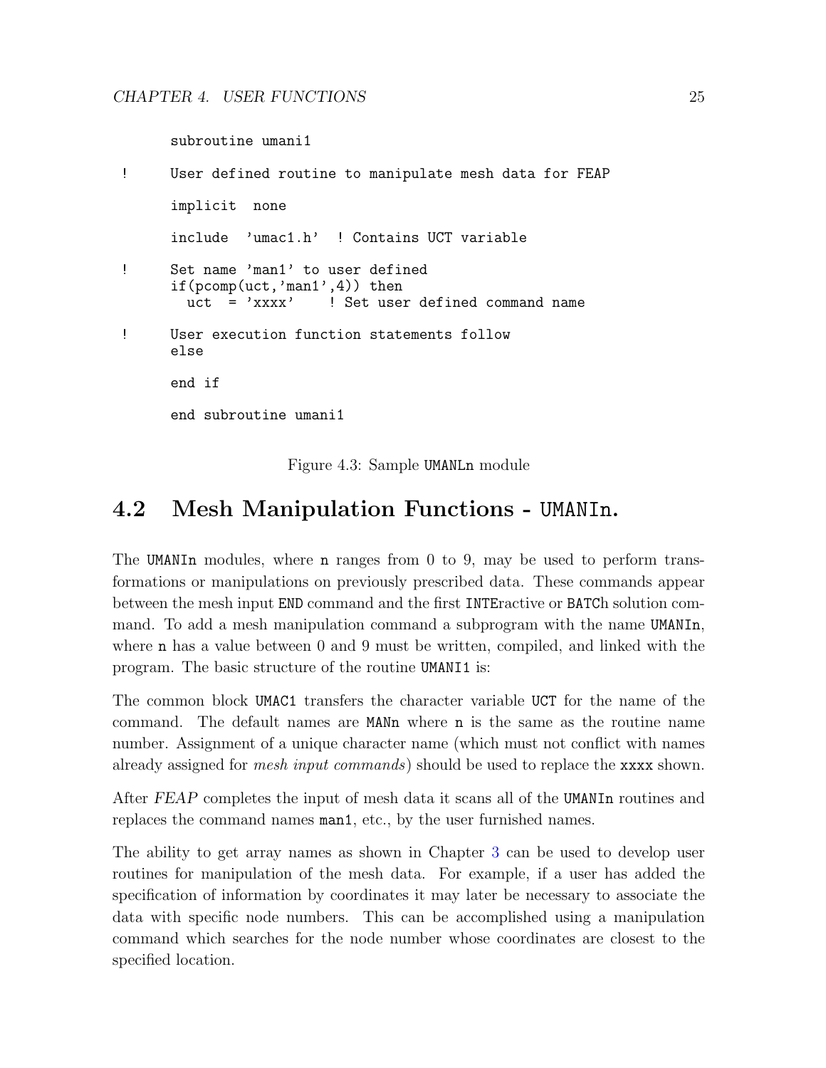```
      subroutine umani1

!     User defined routine to manipulate mesh data for FEAP

      implicit  none

      include  'umac1.h'  ! Contains UCT variable

!     Set name 'man1' to user defined
      if(pcomp(uct,'man1',4)) then
        uct  = 'xxxx'    ! Set user defined command name

!     User execution function statements follow
      else

      end if

      end subroutine umani1
```

Figure 4.3: Sample UMANLn module

## 4.2 Mesh Manipulation Functions - UMANIn.

The UMANIn modules, where n ranges from 0 to 9, may be used to perform transformations or manipulations on previously prescribed data. These commands appear between the mesh input END command and the first INTEractive or BATCh solution command. To add a mesh manipulation command a subprogram with the name UMANIn, where n has a value between 0 and 9 must be written, compiled, and linked with the program. The basic structure of the routine UMANI1 is:

The common block UMAC1 transfers the character variable UCT for the name of the command. The default names are MANn where n is the same as the routine name number. Assignment of a unique character name (which must not conflict with names already assigned for *mesh input commands*) should be used to replace the xxxx shown.

After *FEAP* completes the input of mesh data it scans all of the UMANIn routines and replaces the command names man1, etc., by the user furnished names.

The ability to get array names as shown in Chapter 3 can be used to develop user routines for manipulation of the mesh data. For example, if a user has added the specification of information by coordinates it may later be necessary to associate the data with specific node numbers. This can be accomplished using a manipulation command which searches for the node number whose coordinates are closest to the specified location.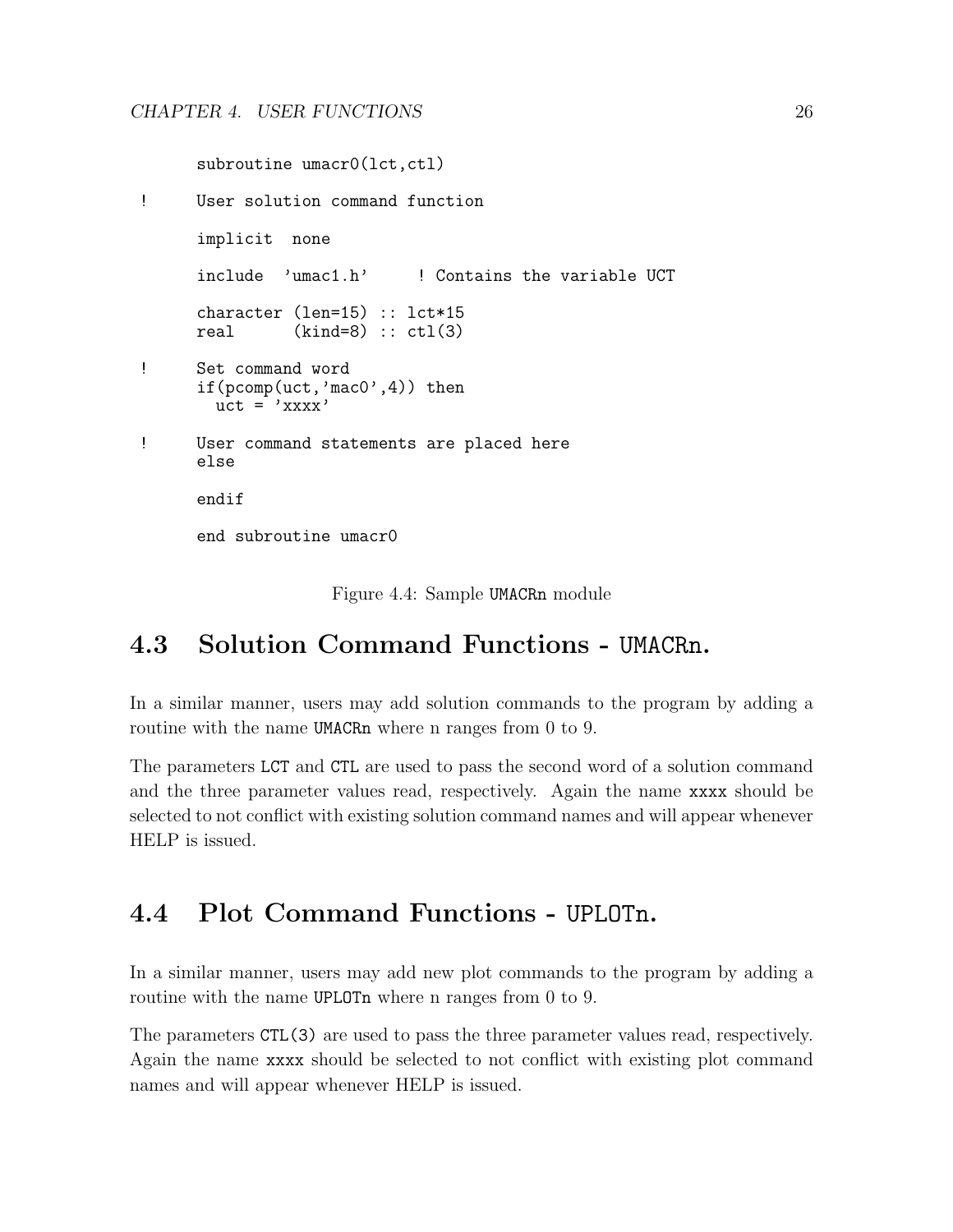```
      subroutine umacr0(lct,ctl)

!     User solution command function

      implicit  none

      include  'umac1.h'     ! Contains the variable UCT

      character (len=15) :: lct*15
      real      (kind=8) :: ctl(3)

!     Set command word
      if(pcomp(uct,'mac0',4)) then
        uct = 'xxxx'

!     User command statements are placed here
      else

      endif

      end subroutine umacr0
```

Figure 4.4: Sample `UMACRn` module

## 4.3 Solution Command Functions - `UMACRn`.

In a similar manner, users may add solution commands to the program by adding a routine with the name `UMACRn` where n ranges from 0 to 9.

The parameters `LCT` and `CTL` are used to pass the second word of a solution command and the three parameter values read, respectively. Again the name `xxxx` should be selected to not conflict with existing solution command names and will appear whenever HELP is issued.

## 4.4 Plot Command Functions - `UPLOTn`.

In a similar manner, users may add new plot commands to the program by adding a routine with the name `UPLOTn` where n ranges from 0 to 9.

The parameters `CTL(3)` are used to pass the three parameter values read, respectively. Again the name `xxxx` should be selected to not conflict with existing plot command names and will appear whenever HELP is issued.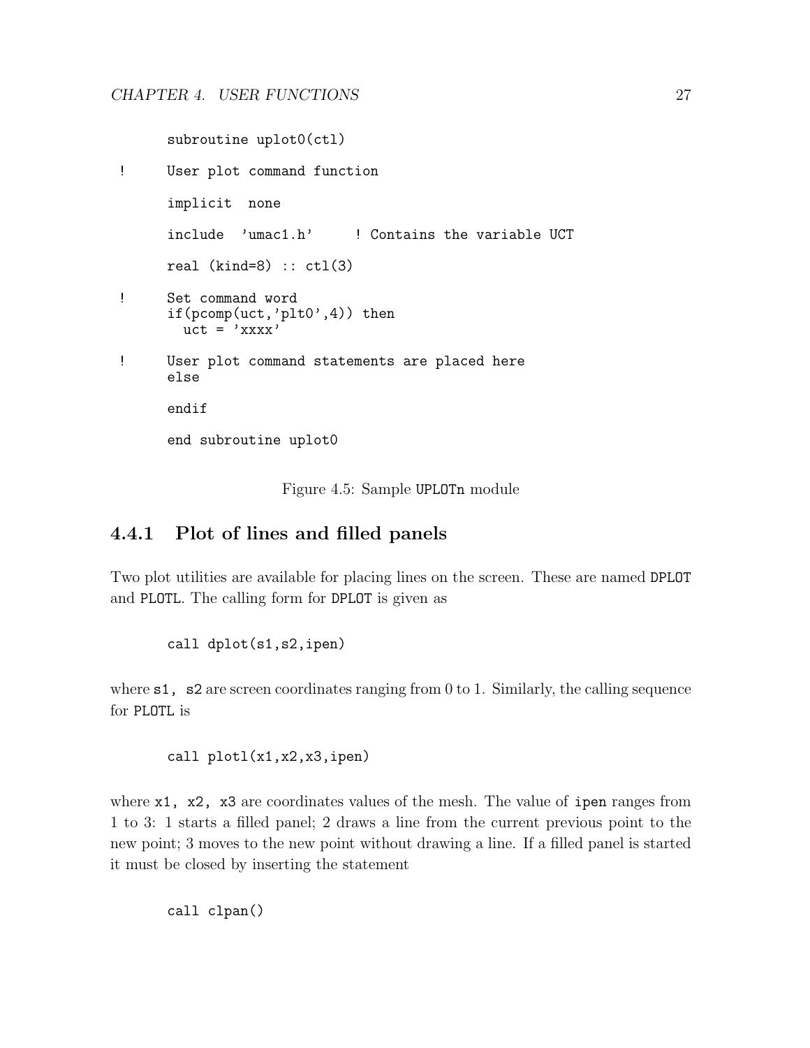```
      subroutine uplot0(ctl)

!     User plot command function

      implicit  none

      include  'umac1.h'     ! Contains the variable UCT

      real (kind=8) :: ctl(3)

!     Set command word
      if(pcomp(uct,'plt0',4)) then
        uct = 'xxxx'

!     User plot command statements are placed here
      else

      endif

      end subroutine uplot0
```

Figure 4.5: Sample UPLOTn module

### 4.4.1 Plot of lines and filled panels

Two plot utilities are available for placing lines on the screen. These are named DPLOT and PLOTL. The calling form for DPLOT is given as

```
call dplot(s1,s2,ipen)
```

where s1, s2 are screen coordinates ranging from 0 to 1. Similarly, the calling sequence for PLOTL is

```
call plotl(x1,x2,x3,ipen)
```

where x1, x2, x3 are coordinates values of the mesh. The value of ipen ranges from 1 to 3: 1 starts a filled panel; 2 draws a line from the current previous point to the new point; 3 moves to the new point without drawing a line. If a filled panel is started it must be closed by inserting the statement

```
call clpan()
```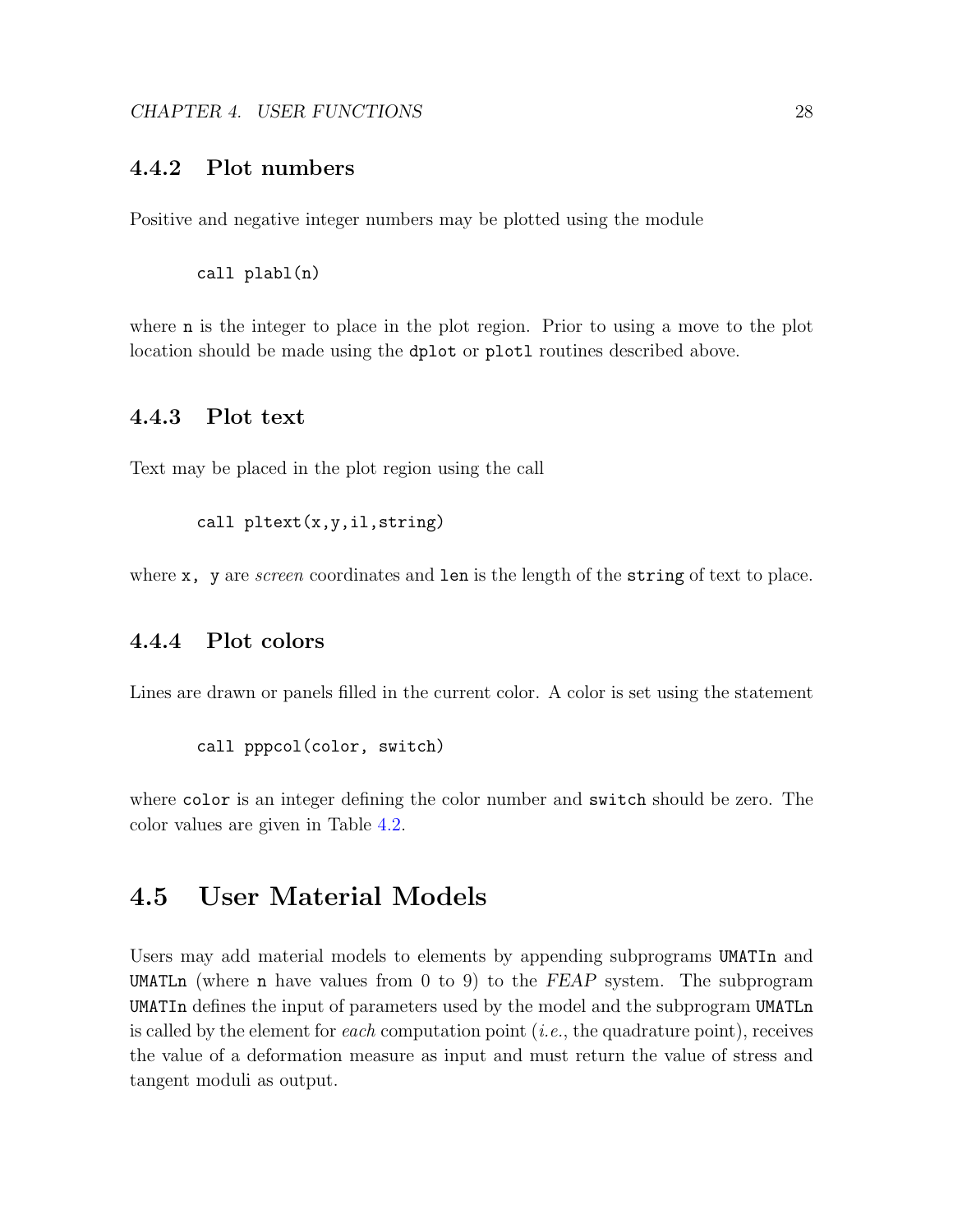### 4.4.2 Plot numbers

Positive and negative integer numbers may be plotted using the module

```
call plabl(n)
```

where `n` is the integer to place in the plot region. Prior to using a move to the plot location should be made using the `dplot` or `plotl` routines described above.

### 4.4.3 Plot text

Text may be placed in the plot region using the call

```
call pltext(x,y,il,string)
```

where `x, y` are *screen* coordinates and `len` is the length of the `string` of text to place.

### 4.4.4 Plot colors

Lines are drawn or panels filled in the current color. A color is set using the statement

```
call pppcol(color, switch)
```

where `color` is an integer defining the color number and `switch` should be zero. The color values are given in Table 4.2.

## 4.5 User Material Models

Users may add material models to elements by appending subprograms `UMATIn` and `UMATLn` (where `n` have values from 0 to 9) to the *FEAP* system. The subprogram `UMATIn` defines the input of parameters used by the model and the subprogram `UMATLn` is called by the element for *each* computation point (*i.e.*, the quadrature point), receives the value of a deformation measure as input and must return the value of stress and tangent moduli as output.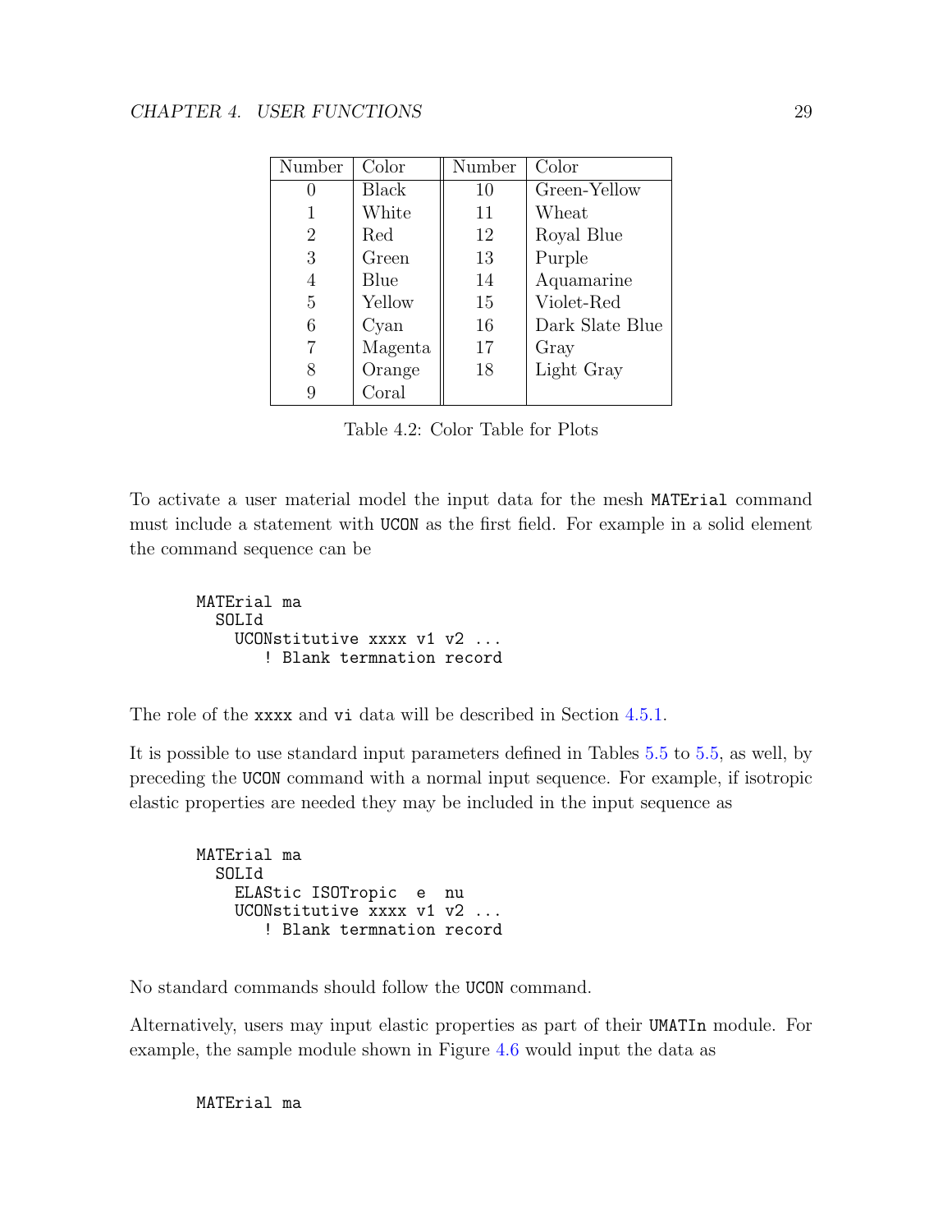| Number | Color | Number | Color |
|---|---|---|---|
| 0 | Black | 10 | Green-Yellow |
| 1 | White | 11 | Wheat |
| 2 | Red | 12 | Royal Blue |
| 3 | Green | 13 | Purple |
| 4 | Blue | 14 | Aquamarine |
| 5 | Yellow | 15 | Violet-Red |
| 6 | Cyan | 16 | Dark Slate Blue |
| 7 | Magenta | 17 | Gray |
| 8 | Orange | 18 | Light Gray |
| 9 | Coral | | |

Table 4.2: Color Table for Plots

To activate a user material model the input data for the mesh `MATErial` command must include a statement with `UCON` as the first field. For example in a solid element the command sequence can be

```
MATErial ma
  SOLId
    UCONstitutive xxxx v1 v2 ...
       ! Blank termnation record
```

The role of the `xxxx` and `vi` data will be described in Section 4.5.1.

It is possible to use standard input parameters defined in Tables 5.5 to 5.5, as well, by preceding the `UCON` command with a normal input sequence. For example, if isotropic elastic properties are needed they may be included in the input sequence as

```
MATErial ma
  SOLId
    ELAStic ISOTropic  e  nu
    UCONstitutive xxxx v1 v2 ...
       ! Blank termnation record
```

No standard commands should follow the `UCON` command.

Alternatively, users may input elastic properties as part of their `UMATIn` module. For example, the sample module shown in Figure 4.6 would input the data as

```
MATErial ma
```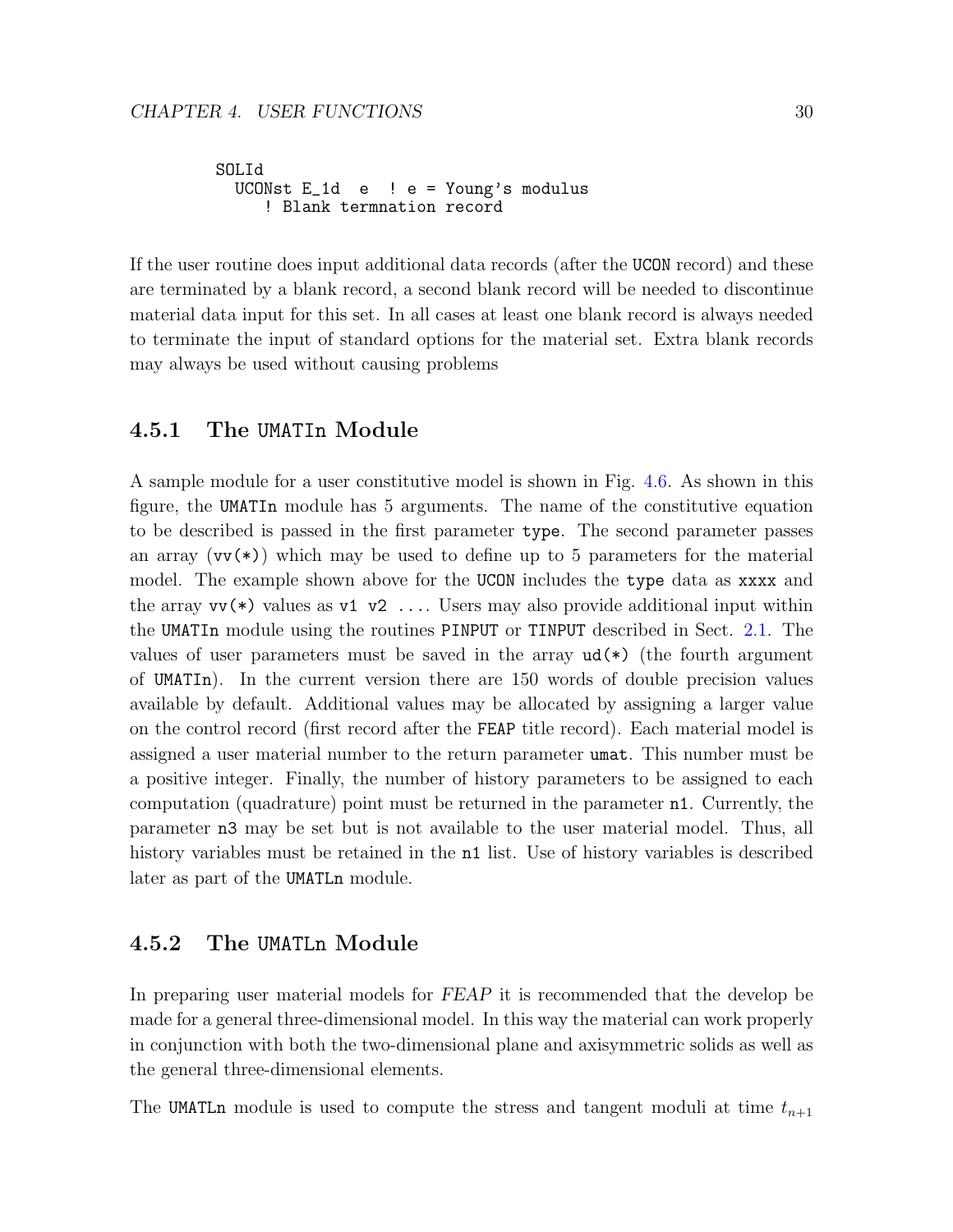```
SOLId
  UCONst E_1d  e  ! e = Young's modulus
     ! Blank termnation record
```

If the user routine does input additional data records (after the UCON record) and these are terminated by a blank record, a second blank record will be needed to discontinue material data input for this set. In all cases at least one blank record is always needed to terminate the input of standard options for the material set. Extra blank records may always be used without causing problems

### 4.5.1 The UMATIn Module

A sample module for a user constitutive model is shown in Fig. 4.6. As shown in this figure, the UMATIn module has 5 arguments. The name of the constitutive equation to be described is passed in the first parameter type. The second parameter passes an array (vv(*)) which may be used to define up to 5 parameters for the material model. The example shown above for the UCON includes the type data as xxxx and the array vv(*) values as v1 v2 .... Users may also provide additional input within the UMATIn module using the routines PINPUT or TINPUT described in Sect. 2.1. The values of user parameters must be saved in the array ud(*) (the fourth argument of UMATIn). In the current version there are 150 words of double precision values available by default. Additional values may be allocated by assigning a larger value on the control record (first record after the FEAP title record). Each material model is assigned a user material number to the return parameter umat. This number must be a positive integer. Finally, the number of history parameters to be assigned to each computation (quadrature) point must be returned in the parameter n1. Currently, the parameter n3 may be set but is not available to the user material model. Thus, all history variables must be retained in the n1 list. Use of history variables is described later as part of the UMATLn module.

### 4.5.2 The UMATLn Module

In preparing user material models for *FEAP* it is recommended that the develop be made for a general three-dimensional model. In this way the material can work properly in conjunction with both the two-dimensional plane and axisymmetric solids as well as the general three-dimensional elements.

The UMATLn module is used to compute the stress and tangent moduli at time $t_{n+1}$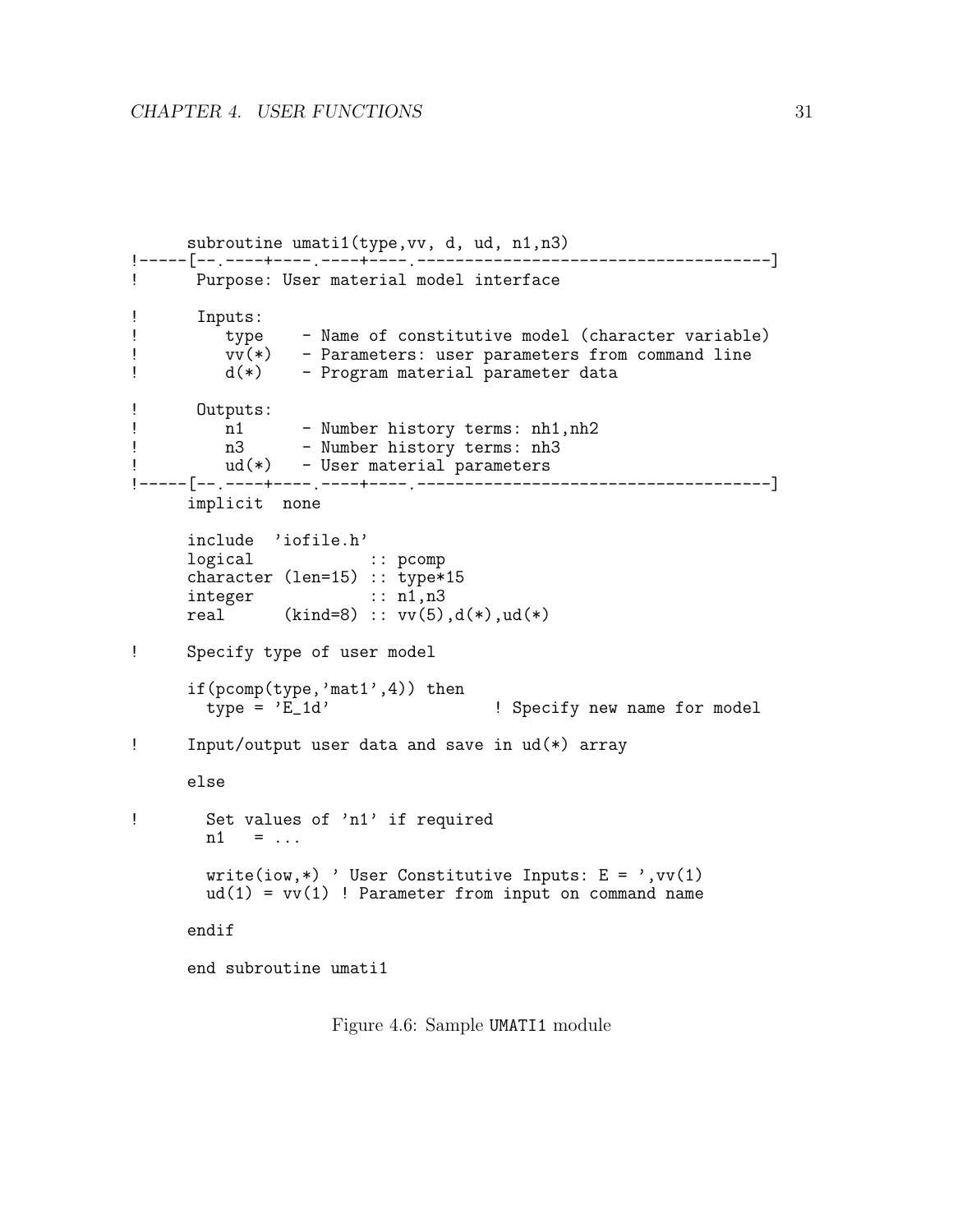```
      subroutine umati1(type,vv, d, ud, n1,n3)
!-----[--.----+----.----+----.-----------------------------------]
!      Purpose: User material model interface

!      Inputs:
!         type    - Name of constitutive model (character variable)
!         vv(*)   - Parameters: user parameters from command line
!         d(*)    - Program material parameter data

!      Outputs:
!         n1      - Number history terms: nh1,nh2
!         n3      - Number history terms: nh3
!         ud(*)   - User material parameters
!-----[--.----+----.----+----.-----------------------------------]
      implicit  none

      include  'iofile.h'
      logical             :: pcomp
      character (len=15) :: type*15
      integer             :: n1,n3
      real      (kind=8) :: vv(5),d(*),ud(*)

!     Specify type of user model

      if(pcomp(type,'mat1',4)) then
        type = 'E_1d'                  ! Specify new name for model

!     Input/output user data and save in ud(*) array

      else

!       Set values of 'n1' if required
        n1   = ...

        write(iow,*) ' User Constitutive Inputs: E = ',vv(1)
        ud(1) = vv(1) ! Parameter from input on command name

      endif

      end subroutine umati1
```

Figure 4.6: Sample UMATI1 module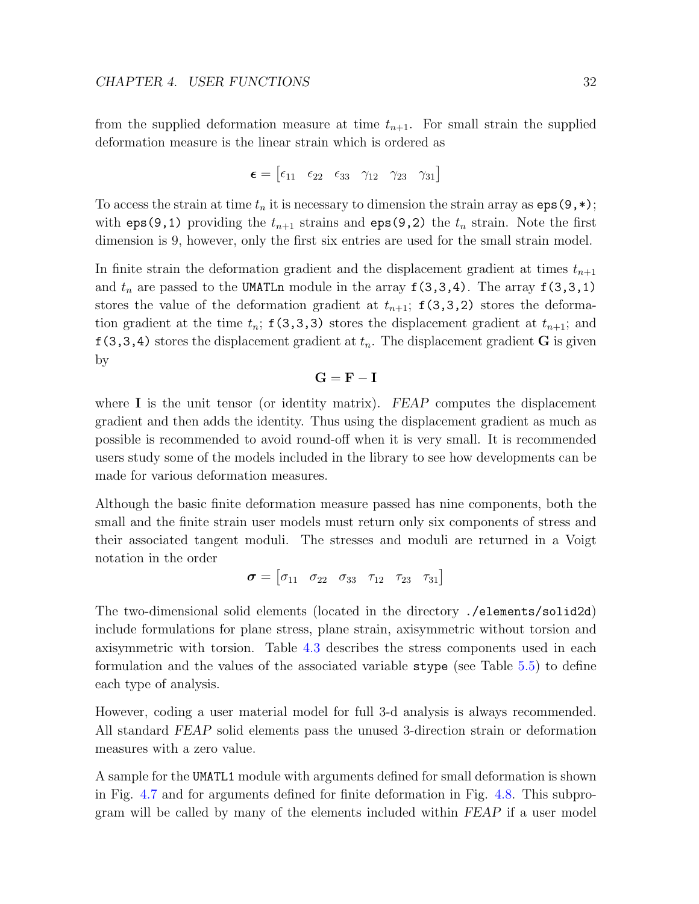from the supplied deformation measure at time $t_{n+1}$. For small strain the supplied deformation measure is the linear strain which is ordered as

$$\boldsymbol{\epsilon} = \begin{bmatrix} \epsilon_{11} & \epsilon_{22} & \epsilon_{33} & \gamma_{12} & \gamma_{23} & \gamma_{31} \end{bmatrix}$$

To access the strain at time $t_n$ it is necessary to dimension the strain array as `eps(9,*)`; with `eps(9,1)` providing the $t_{n+1}$ strains and `eps(9,2)` the $t_n$ strain. Note the first dimension is 9, however, only the first six entries are used for the small strain model.

In finite strain the deformation gradient and the displacement gradient at times $t_{n+1}$ and $t_n$ are passed to the `UMATLn` module in the array `f(3,3,4)`. The array `f(3,3,1)` stores the value of the deformation gradient at $t_{n+1}$; `f(3,3,2)` stores the deformation gradient at the time $t_n$; `f(3,3,3)` stores the displacement gradient at $t_{n+1}$; and `f(3,3,4)` stores the displacement gradient at $t_n$. The displacement gradient $\mathbf{G}$ is given by

$$\mathbf{G} = \mathbf{F} - \mathbf{I}$$

where $\mathbf{I}$ is the unit tensor (or identity matrix). *FEAP* computes the displacement gradient and then adds the identity. Thus using the displacement gradient as much as possible is recommended to avoid round-off when it is very small. It is recommended users study some of the models included in the library to see how developments can be made for various deformation measures.

Although the basic finite deformation measure passed has nine components, both the small and the finite strain user models must return only six components of stress and their associated tangent moduli. The stresses and moduli are returned in a Voigt notation in the order

$$\boldsymbol{\sigma} = \begin{bmatrix} \sigma_{11} & \sigma_{22} & \sigma_{33} & \tau_{12} & \tau_{23} & \tau_{31} \end{bmatrix}$$

The two-dimensional solid elements (located in the directory `./elements/solid2d`) include formulations for plane stress, plane strain, axisymmetric without torsion and axisymmetric with torsion. Table 4.3 describes the stress components used in each formulation and the values of the associated variable `stype` (see Table 5.5) to define each type of analysis.

However, coding a user material model for full 3-d analysis is always recommended. All standard *FEAP* solid elements pass the unused 3-direction strain or deformation measures with a zero value.

A sample for the `UMATL1` module with arguments defined for small deformation is shown in Fig. 4.7 and for arguments defined for finite deformation in Fig. 4.8. This subprogram will be called by many of the elements included within *FEAP* if a user model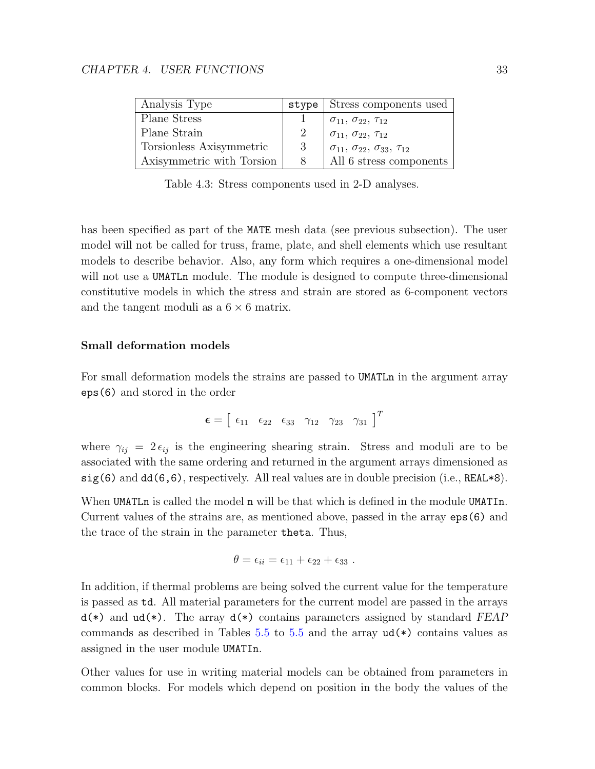| Analysis Type | `stype` | Stress components used |
|---|---|---|
| Plane Stress | 1 | $\sigma_{11}$, $\sigma_{22}$, $\tau_{12}$ |
| Plane Strain | 2 | $\sigma_{11}$, $\sigma_{22}$, $\tau_{12}$ |
| Torsionless Axisymmetric | 3 | $\sigma_{11}$, $\sigma_{22}$, $\sigma_{33}$, $\tau_{12}$ |
| Axisymmetric with Torsion | 8 | All 6 stress components |

Table 4.3: Stress components used in 2-D analyses.

has been specified as part of the `MATE` mesh data (see previous subsection). The user model will not be called for truss, frame, plate, and shell elements which use resultant models to describe behavior. Also, any form which requires a one-dimensional model will not use a `UMATLn` module. The module is designed to compute three-dimensional constitutive models in which the stress and strain are stored as 6-component vectors and the tangent moduli as a $6 \times 6$ matrix.

#### Small deformation models

For small deformation models the strains are passed to `UMATLn` in the argument array `eps(6)` and stored in the order

$$\boldsymbol{\epsilon} = \left[ \begin{array}{cccccc} \epsilon_{11} & \epsilon_{22} & \epsilon_{33} & \gamma_{12} & \gamma_{23} & \gamma_{31} \end{array} \right]^T$$

where $\gamma_{ij} = 2\,\epsilon_{ij}$ is the engineering shearing strain. Stress and moduli are to be associated with the same ordering and returned in the argument arrays dimensioned as `sig(6)` and `dd(6,6)`, respectively. All real values are in double precision (i.e., `REAL*8`).

When `UMATLn` is called the model `n` will be that which is defined in the module `UMATIn`. Current values of the strains are, as mentioned above, passed in the array `eps(6)` and the trace of the strain in the parameter `theta`. Thus,

$$\theta = \epsilon_{ii} = \epsilon_{11} + \epsilon_{22} + \epsilon_{33} \; .$$

In addition, if thermal problems are being solved the current value for the temperature is passed as `td`. All material parameters for the current model are passed in the arrays `d(*)` and `ud(*)`. The array `d(*)` contains parameters assigned by standard *FEAP* commands as described in Tables 5.5 to 5.5 and the array `ud(*)` contains values as assigned in the user module `UMATIn`.

Other values for use in writing material models can be obtained from parameters in common blocks. For models which depend on position in the body the values of the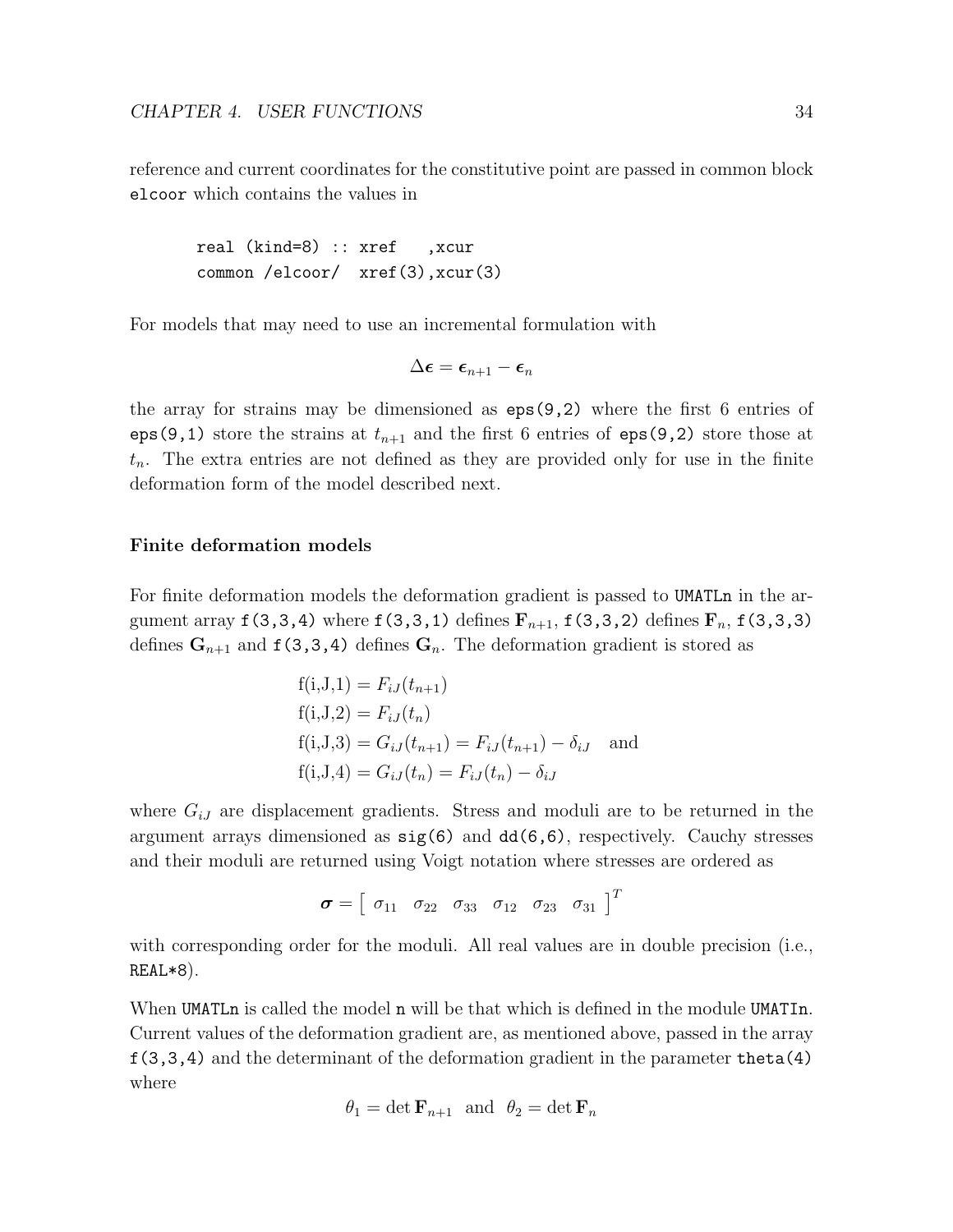reference and current coordinates for the constitutive point are passed in common block `elcoor` which contains the values in

```
real (kind=8) :: xref   ,xcur
common /elcoor/  xref(3),xcur(3)
```

For models that may need to use an incremental formulation with

$$\Delta \boldsymbol{\epsilon} = \boldsymbol{\epsilon}_{n+1} - \boldsymbol{\epsilon}_n$$

the array for strains may be dimensioned as `eps(9,2)` where the first 6 entries of `eps(9,1)` store the strains at $t_{n+1}$ and the first 6 entries of `eps(9,2)` store those at $t_n$. The extra entries are not defined as they are provided only for use in the finite deformation form of the model described next.

#### Finite deformation models

For finite deformation models the deformation gradient is passed to `UMATLn` in the argument array `f(3,3,4)` where `f(3,3,1)` defines $\mathbf{F}_{n+1}$, `f(3,3,2)` defines $\mathbf{F}_n$, `f(3,3,3)` defines $\mathbf{G}_{n+1}$ and `f(3,3,4)` defines $\mathbf{G}_n$. The deformation gradient is stored as

$$
\begin{aligned}
&\text{f(i,J,1)} = F_{iJ}(t_{n+1}) \\
&\text{f(i,J,2)} = F_{iJ}(t_n) \\
&\text{f(i,J,3)} = G_{iJ}(t_{n+1}) = F_{iJ}(t_{n+1}) - \delta_{iJ} \quad \text{and} \\
&\text{f(i,J,4)} = G_{iJ}(t_n) = F_{iJ}(t_n) - \delta_{iJ}
\end{aligned}
$$

where $G_{iJ}$ are displacement gradients. Stress and moduli are to be returned in the argument arrays dimensioned as `sig(6)` and `dd(6,6)`, respectively. Cauchy stresses and their moduli are returned using Voigt notation where stresses are ordered as

$$\boldsymbol{\sigma} = \begin{bmatrix} \sigma_{11} & \sigma_{22} & \sigma_{33} & \sigma_{12} & \sigma_{23} & \sigma_{31} \end{bmatrix}^T$$

with corresponding order for the moduli. All real values are in double precision (i.e., `REAL*8`).

When `UMATLn` is called the model `n` will be that which is defined in the module `UMATIn`. Current values of the deformation gradient are, as mentioned above, passed in the array `f(3,3,4)` and the determinant of the deformation gradient in the parameter `theta(4)` where

$$\theta_1 = \det \mathbf{F}_{n+1} \quad \text{and} \quad \theta_2 = \det \mathbf{F}_n$$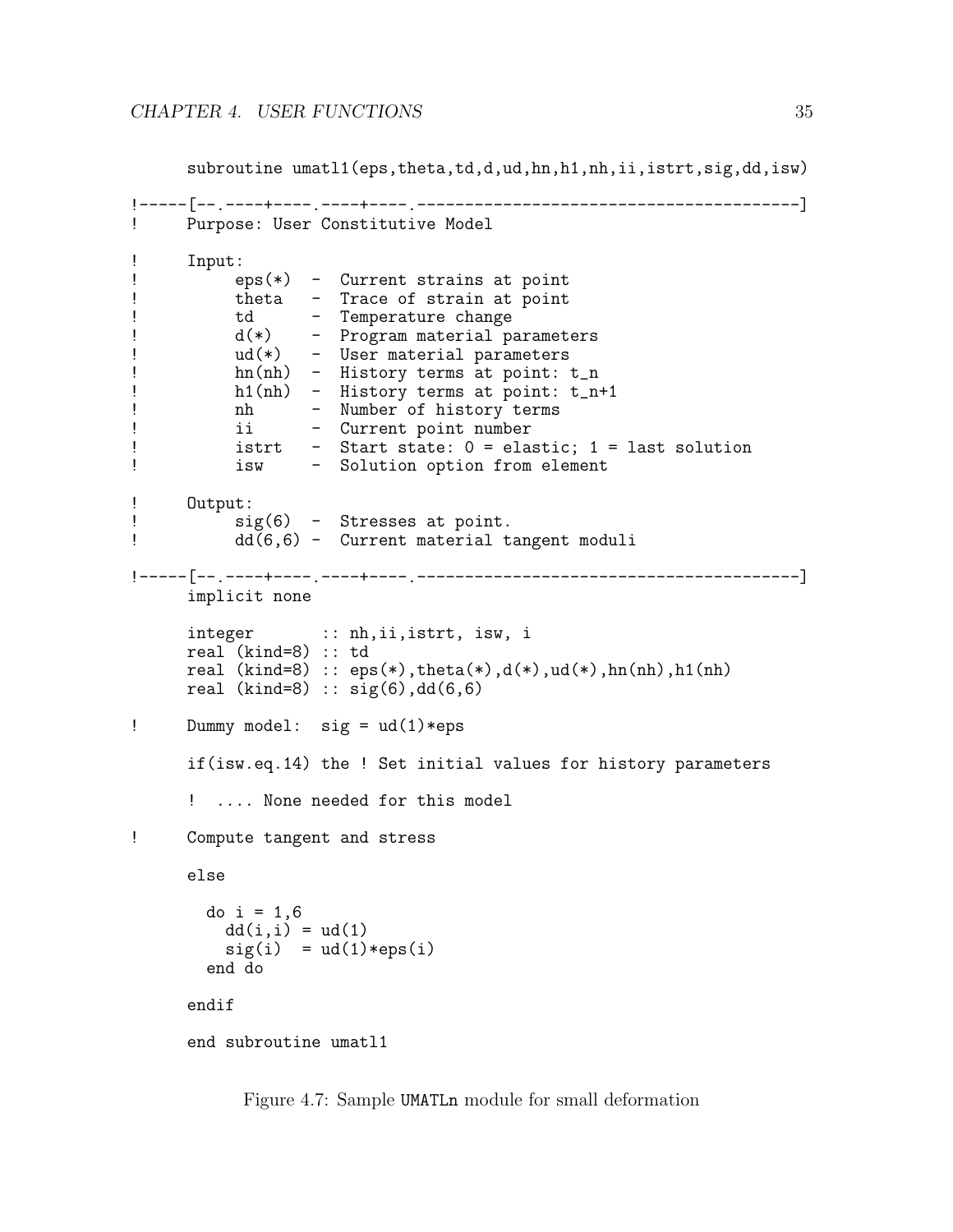```
      subroutine umatl1(eps,theta,td,d,ud,hn,h1,nh,ii,istrt,sig,dd,isw)

!-----[--.----+----.----+----.-----------------------------------------]
!     Purpose: User Constitutive Model

!     Input:
!          eps(*)  -  Current strains at point
!          theta   -  Trace of strain at point
!          td      -  Temperature change
!          d(*)    -  Program material parameters
!          ud(*)   -  User material parameters
!          hn(nh)  -  History terms at point: t_n
!          h1(nh)  -  History terms at point: t_n+1
!          nh      -  Number of history terms
!          ii      -  Current point number
!          istrt   -  Start state: 0 = elastic; 1 = last solution
!          isw     -  Solution option from element

!     Output:
!          sig(6)  -  Stresses at point.
!          dd(6,6) -  Current material tangent moduli

!-----[--.----+----.----+----.-----------------------------------------]
      implicit none

      integer       :: nh,ii,istrt, isw, i
      real (kind=8) :: td
      real (kind=8) :: eps(*),theta(*),d(*),ud(*),hn(nh),h1(nh)
      real (kind=8) :: sig(6),dd(6,6)

!     Dummy model:  sig = ud(1)*eps

      if(isw.eq.14) the ! Set initial values for history parameters

      ! .... None needed for this model

!     Compute tangent and stress

      else

        do i = 1,6
          dd(i,i) = ud(1)
          sig(i)  = ud(1)*eps(i)
        end do

      endif

      end subroutine umatl1
```

Figure 4.7: Sample UMATLn module for small deformation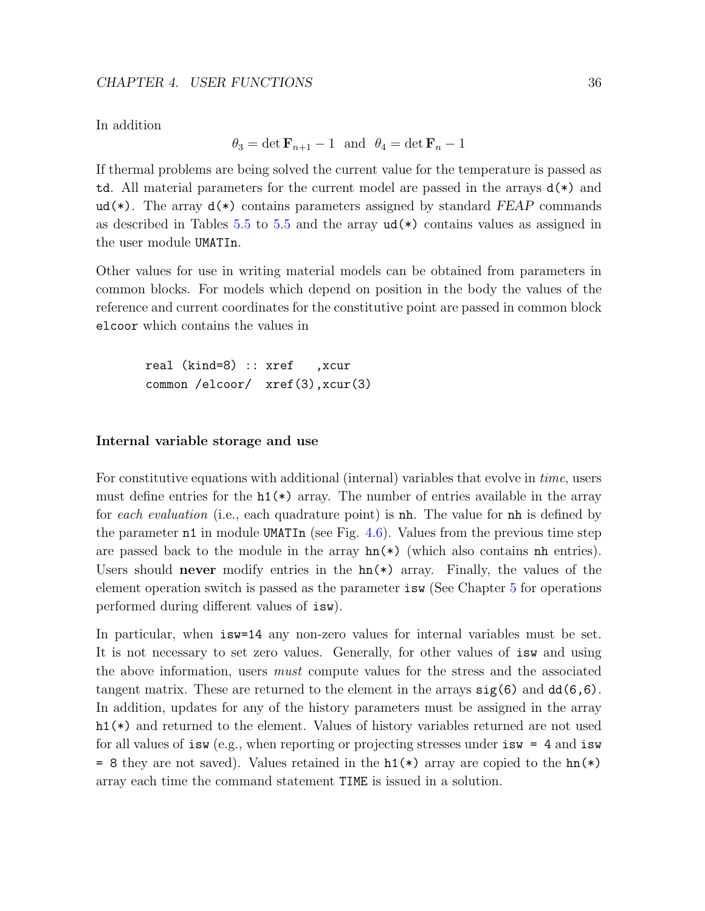In addition

$$\theta_3 = \det \mathbf{F}_{n+1} - 1 \ \text{ and } \ \theta_4 = \det \mathbf{F}_n - 1$$

If thermal problems are being solved the current value for the temperature is passed as `td`. All material parameters for the current model are passed in the arrays `d(*)` and `ud(*)`. The array `d(*)` contains parameters assigned by standard *FEAP* commands as described in Tables 5.5 to 5.5 and the array `ud(*)` contains values as assigned in the user module `UMATIn`.

Other values for use in writing material models can be obtained from parameters in common blocks. For models which depend on position in the body the values of the reference and current coordinates for the constitutive point are passed in common block `elcoor` which contains the values in

```
real (kind=8) :: xref    ,xcur
common /elcoor/  xref(3),xcur(3)
```

### Internal variable storage and use

For constitutive equations with additional (internal) variables that evolve in *time*, users must define entries for the `h1(*)` array. The number of entries available in the array for *each evaluation* (i.e., each quadrature point) is `nh`. The value for `nh` is defined by the parameter `n1` in module `UMATIn` (see Fig. 4.6). Values from the previous time step are passed back to the module in the array `hn(*)` (which also contains `nh` entries). Users should **never** modify entries in the `hn(*)` array. Finally, the values of the element operation switch is passed as the parameter `isw` (See Chapter 5 for operations performed during different values of `isw`).

In particular, when `isw=14` any non-zero values for internal variables must be set. It is not necessary to set zero values. Generally, for other values of `isw` and using the above information, users *must* compute values for the stress and the associated tangent matrix. These are returned to the element in the arrays `sig(6)` and `dd(6,6)`. In addition, updates for any of the history parameters must be assigned in the array `h1(*)` and returned to the element. Values of history variables returned are not used for all values of `isw` (e.g., when reporting or projecting stresses under `isw = 4` and `isw = 8` they are not saved). Values retained in the `h1(*)` array are copied to the `hn(*)` array each time the command statement `TIME` is issued in a solution.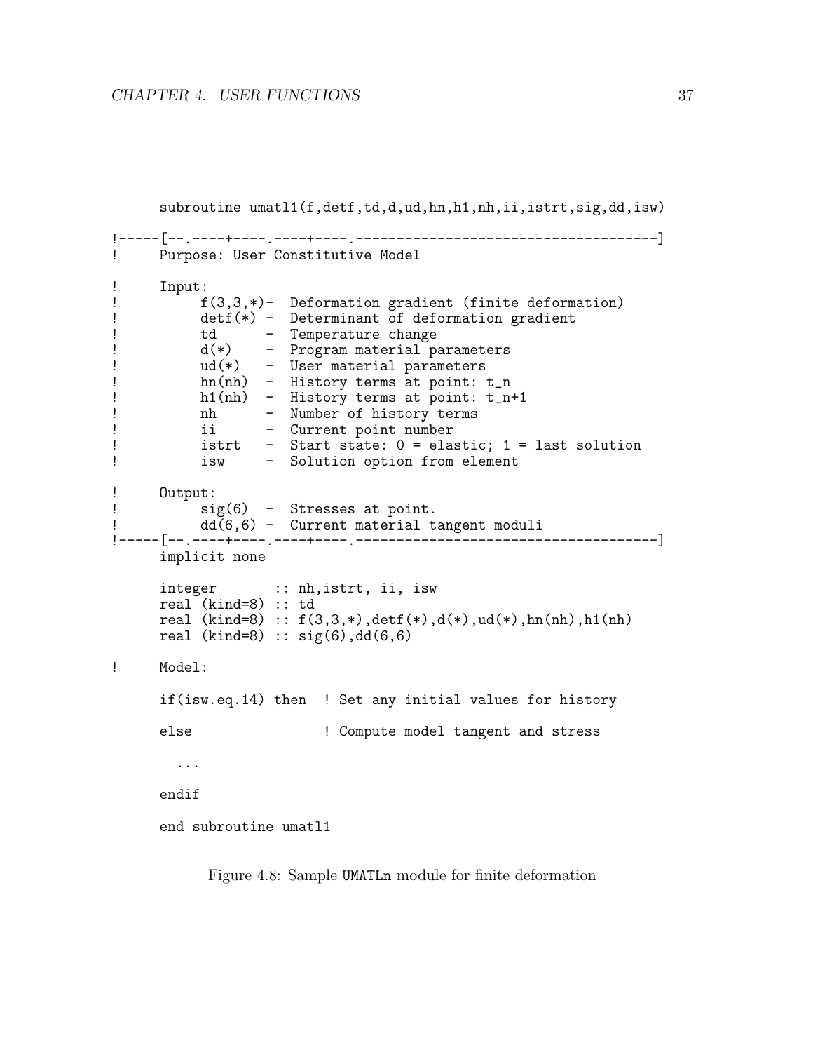```
      subroutine umatl1(f,detf,td,d,ud,hn,h1,nh,ii,istrt,sig,dd,isw)

!-----[--.----+----.----+----.-----------------------------------]
!     Purpose: User Constitutive Model

!     Input:
!          f(3,3,*)-  Deformation gradient (finite deformation)
!          detf(*) -  Determinant of deformation gradient
!          td      -  Temperature change
!          d(*)    -  Program material parameters
!          ud(*)   -  User material parameters
!          hn(nh)  -  History terms at point: t_n
!          h1(nh)  -  History terms at point: t_n+1
!          nh      -  Number of history terms
!          ii      -  Current point number
!          istrt   -  Start state: 0 = elastic; 1 = last solution
!          isw     -  Solution option from element

!     Output:
!          sig(6)  -  Stresses at point.
!          dd(6,6) -  Current material tangent moduli
!-----[--.----+----.----+----.-----------------------------------]
      implicit none

      integer       :: nh,istrt, ii, isw
      real (kind=8) :: td
      real (kind=8) :: f(3,3,*),detf(*),d(*),ud(*),hn(nh),h1(nh)
      real (kind=8) :: sig(6),dd(6,6)

!     Model:

      if(isw.eq.14) then  ! Set any initial values for history

      else                ! Compute model tangent and stress

        ...

      endif

      end subroutine umatl1
```

Figure 4.8: Sample UMATLn module for finite deformation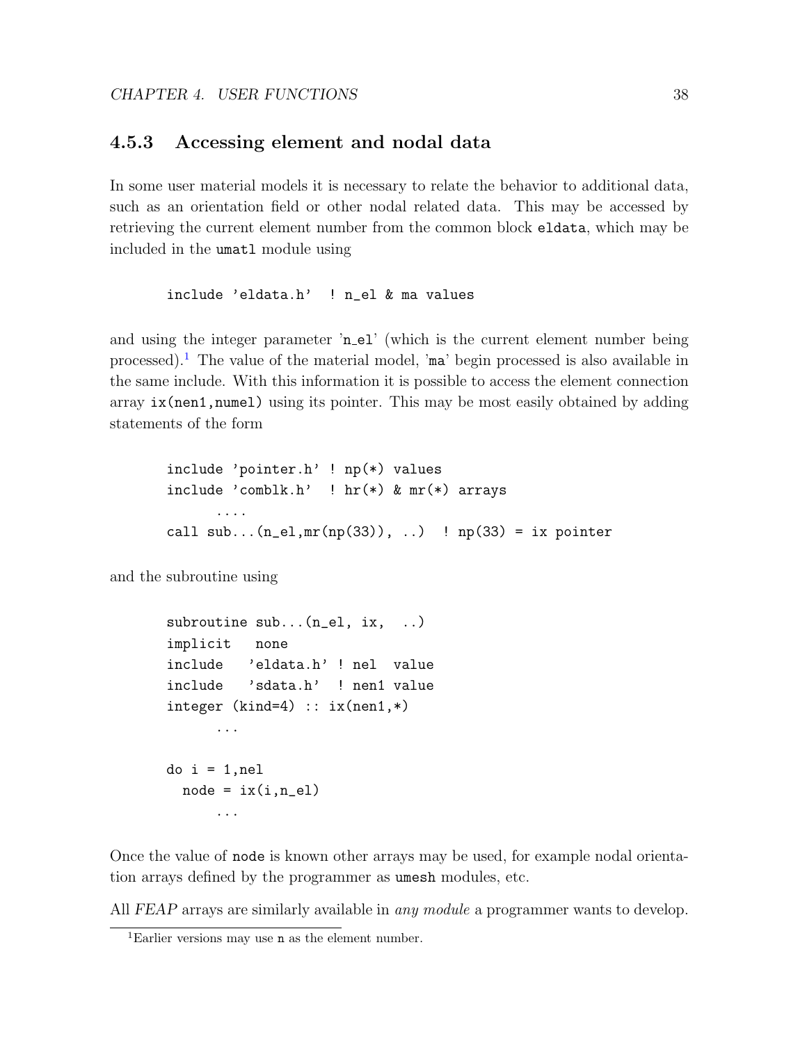### 4.5.3 Accessing element and nodal data

In some user material models it is necessary to relate the behavior to additional data, such as an orientation field or other nodal related data. This may be accessed by retrieving the current element number from the common block `eldata`, which may be included in the `umatl` module using

```
include 'eldata.h'  ! n_el & ma values
```

and using the integer parameter '`n_el`' (which is the current element number being processed).[1] The value of the material model, '`ma`' begin processed is also available in the same include. With this information it is possible to access the element connection array `ix(nen1,numel)` using its pointer. This may be most easily obtained by adding statements of the form

```
include 'pointer.h' ! np(*) values
include 'comblk.h'  ! hr(*) & mr(*) arrays
      ....
call sub...(n_el,mr(np(33)), ..)  ! np(33) = ix pointer
```

and the subroutine using

```
subroutine sub...(n_el, ix,  ..)
implicit   none
include   'eldata.h' ! nel  value
include   'sdata.h'  ! nen1 value
integer (kind=4) :: ix(nen1,*)
      ...

do i = 1,nel
  node = ix(i,n_el)
      ...
```

Once the value of `node` is known other arrays may be used, for example nodal orientation arrays defined by the programmer as `umesh` modules, etc.

All *FEAP* arrays are similarly available in *any module* a programmer wants to develop.

[1] Earlier versions may use `n` as the element number.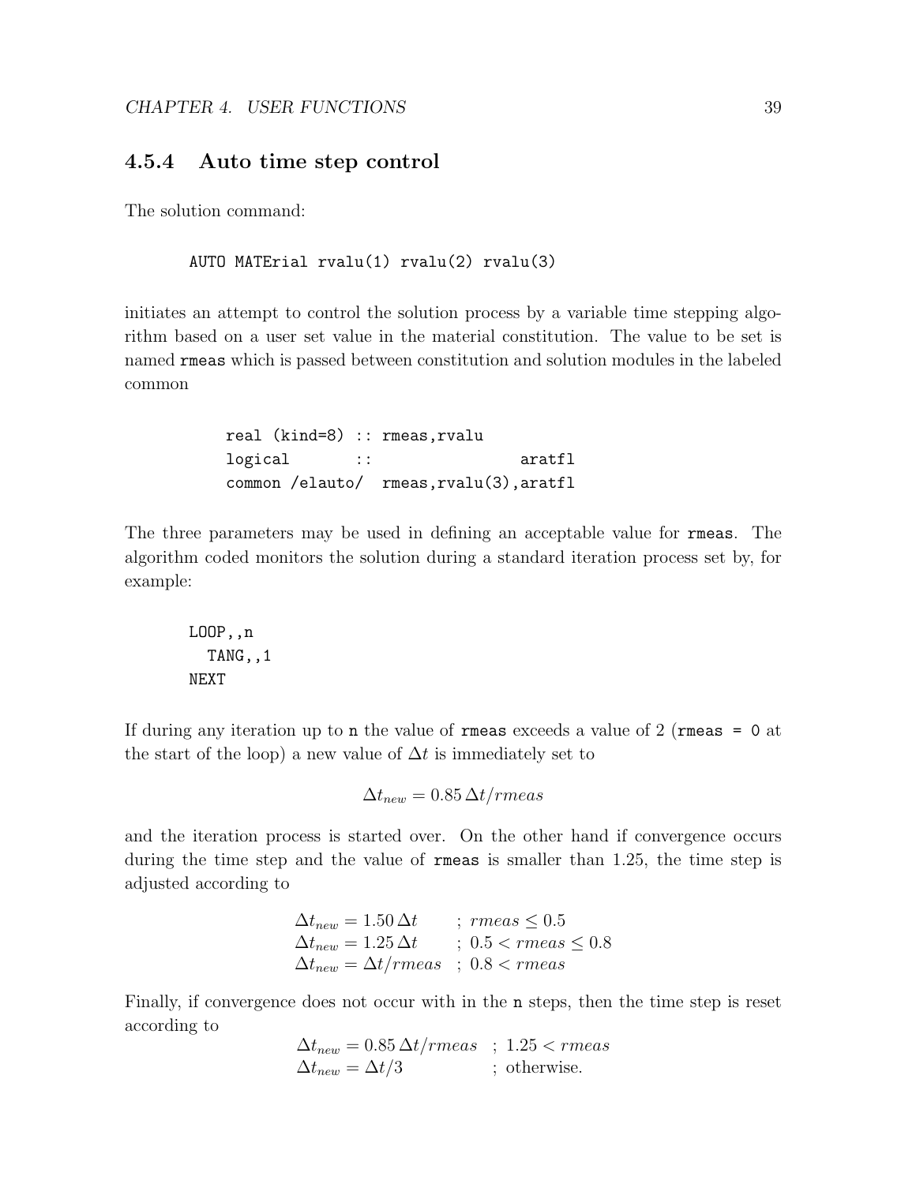### 4.5.4 Auto time step control

The solution command:

```
AUTO MATErial rvalu(1) rvalu(2) rvalu(3)
```

initiates an attempt to control the solution process by a variable time stepping algorithm based on a user set value in the material constitution. The value to be set is named `rmeas` which is passed between constitution and solution modules in the labeled common

```
real (kind=8) :: rmeas,rvalu
logical       ::               aratfl
common /elauto/  rmeas,rvalu(3),aratfl
```

The three parameters may be used in defining an acceptable value for `rmeas`. The algorithm coded monitors the solution during a standard iteration process set by, for example:

```
LOOP,,n
  TANG,,1
NEXT
```

If during any iteration up to `n` the value of `rmeas` exceeds a value of 2 (`rmeas = 0` at the start of the loop) a new value of $\Delta t$ is immediately set to

$$\Delta t_{new} = 0.85\,\Delta t / rmeas$$

and the iteration process is started over. On the other hand if convergence occurs during the time step and the value of `rmeas` is smaller than 1.25, the time step is adjusted according to

$$\begin{array}{ll} \Delta t_{new} = 1.50\,\Delta t & ;\ rmeas \leq 0.5 \\ \Delta t_{new} = 1.25\,\Delta t & ;\ 0.5 < rmeas \leq 0.8 \\ \Delta t_{new} = \Delta t / rmeas & ;\ 0.8 < rmeas \end{array}$$

Finally, if convergence does not occur with in the `n` steps, then the time step is reset according to

$$\begin{array}{ll} \Delta t_{new} = 0.85\,\Delta t / rmeas & ;\ 1.25 < rmeas \\ \Delta t_{new} = \Delta t / 3 & ;\ \text{otherwise.} \end{array}$$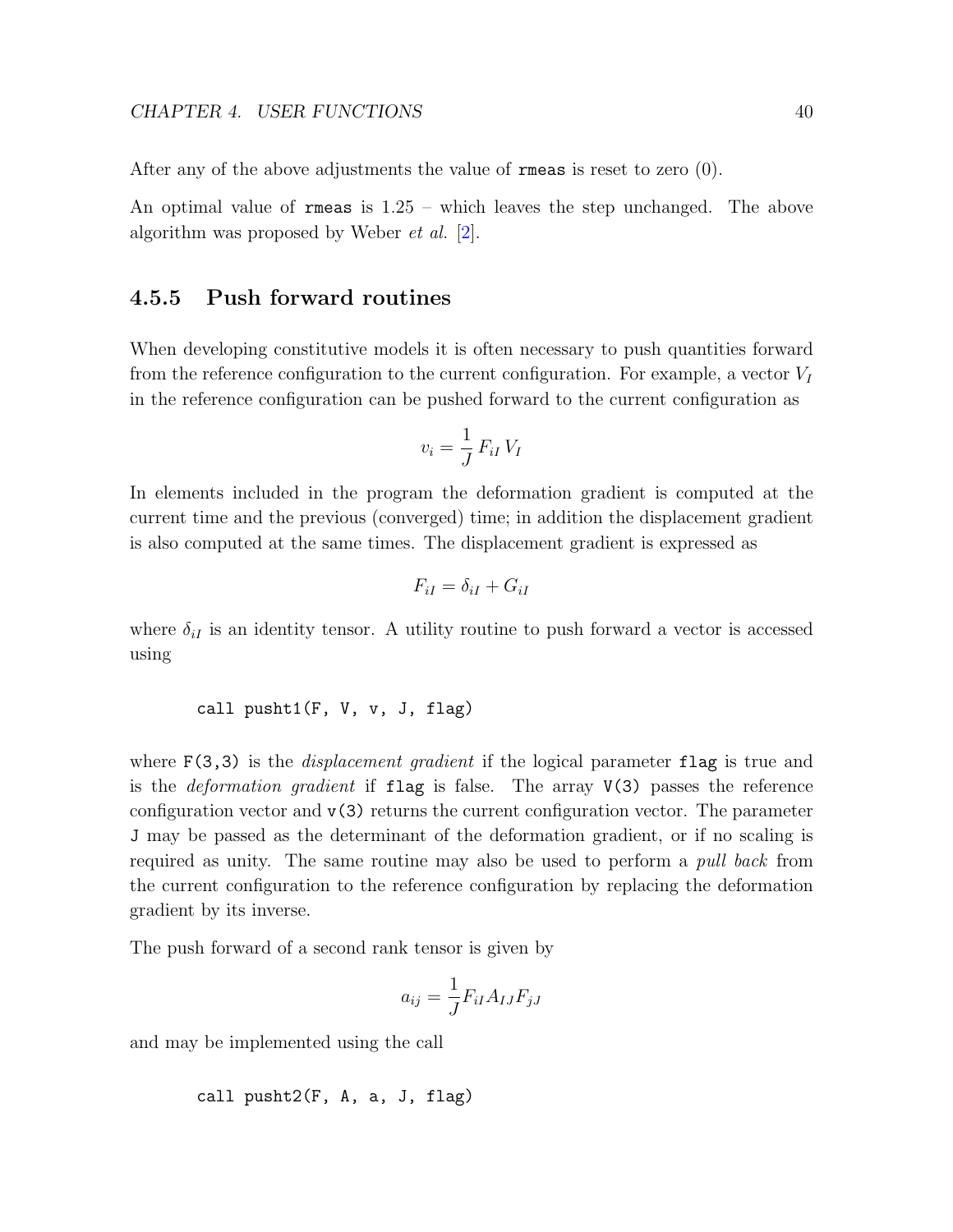After any of the above adjustments the value of `rmeas` is reset to zero (0).

An optimal value of `rmeas` is 1.25 – which leaves the step unchanged. The above algorithm was proposed by Weber *et al.* [2].

### 4.5.5 Push forward routines

When developing constitutive models it is often necessary to push quantities forward from the reference configuration to the current configuration. For example, a vector $V_I$ in the reference configuration can be pushed forward to the current configuration as

$$v_i = \frac{1}{J} F_{iI} V_I$$

In elements included in the program the deformation gradient is computed at the current time and the previous (converged) time; in addition the displacement gradient is also computed at the same times. The displacement gradient is expressed as

$$F_{iI} = \delta_{iI} + G_{iI}$$

where $\delta_{iI}$ is an identity tensor. A utility routine to push forward a vector is accessed using

```
call pusht1(F, V, v, J, flag)
```

where `F(3,3)` is the *displacement gradient* if the logical parameter `flag` is true and is the *deformation gradient* if `flag` is false. The array `V(3)` passes the reference configuration vector and `v(3)` returns the current configuration vector. The parameter `J` may be passed as the determinant of the deformation gradient, or if no scaling is required as unity. The same routine may also be used to perform a *pull back* from the current configuration to the reference configuration by replacing the deformation gradient by its inverse.

The push forward of a second rank tensor is given by

$$a_{ij} = \frac{1}{J} F_{iI} A_{IJ} F_{jJ}$$

and may be implemented using the call

```
call pusht2(F, A, a, J, flag)
```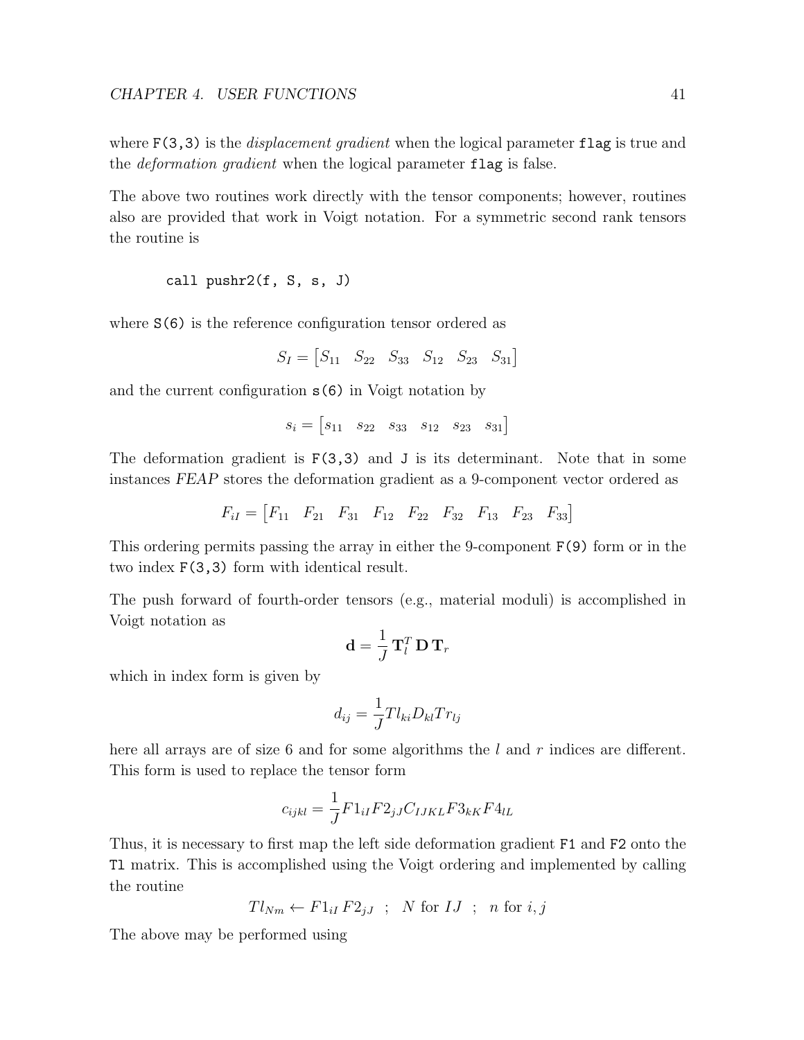where `F(3,3)` is the *displacement gradient* when the logical parameter `flag` is true and the *deformation gradient* when the logical parameter `flag` is false.

The above two routines work directly with the tensor components; however, routines also are provided that work in Voigt notation. For a symmetric second rank tensors the routine is

```
call pushr2(f, S, s, J)
```

where `S(6)` is the reference configuration tensor ordered as

$$S_I = \begin{bmatrix} S_{11} & S_{22} & S_{33} & S_{12} & S_{23} & S_{31} \end{bmatrix}$$

and the current configuration `s(6)` in Voigt notation by

$$s_i = \begin{bmatrix} s_{11} & s_{22} & s_{33} & s_{12} & s_{23} & s_{31} \end{bmatrix}$$

The deformation gradient is `F(3,3)` and `J` is its determinant. Note that in some instances *FEAP* stores the deformation gradient as a 9-component vector ordered as

$$F_{iI} = \begin{bmatrix} F_{11} & F_{21} & F_{31} & F_{12} & F_{22} & F_{32} & F_{13} & F_{23} & F_{33} \end{bmatrix}$$

This ordering permits passing the array in either the 9-component `F(9)` form or in the two index `F(3,3)` form with identical result.

The push forward of fourth-order tensors (e.g., material moduli) is accomplished in Voigt notation as

$$\mathbf{d} = \frac{1}{J} \, \mathbf{T}_l^T \, \mathbf{D} \, \mathbf{T}_r$$

which in index form is given by

$$d_{ij} = \frac{1}{J} Tl_{ki} D_{kl} Tr_{lj}$$

here all arrays are of size 6 and for some algorithms the $l$ and $r$ indices are different. This form is used to replace the tensor form

$$c_{ijkl} = \frac{1}{J} F1_{iI} F2_{jJ} C_{IJKL} F3_{kK} F4_{lL}$$

Thus, it is necessary to first map the left side deformation gradient `F1` and `F2` onto the `Tl` matrix. This is accomplished using the Voigt ordering and implemented by calling the routine

$$Tl_{Nm} \leftarrow F1_{iI} \, F2_{jJ} \;\; ; \;\; N \text{ for } IJ \;\; ; \;\; n \text{ for } i, j$$

The above may be performed using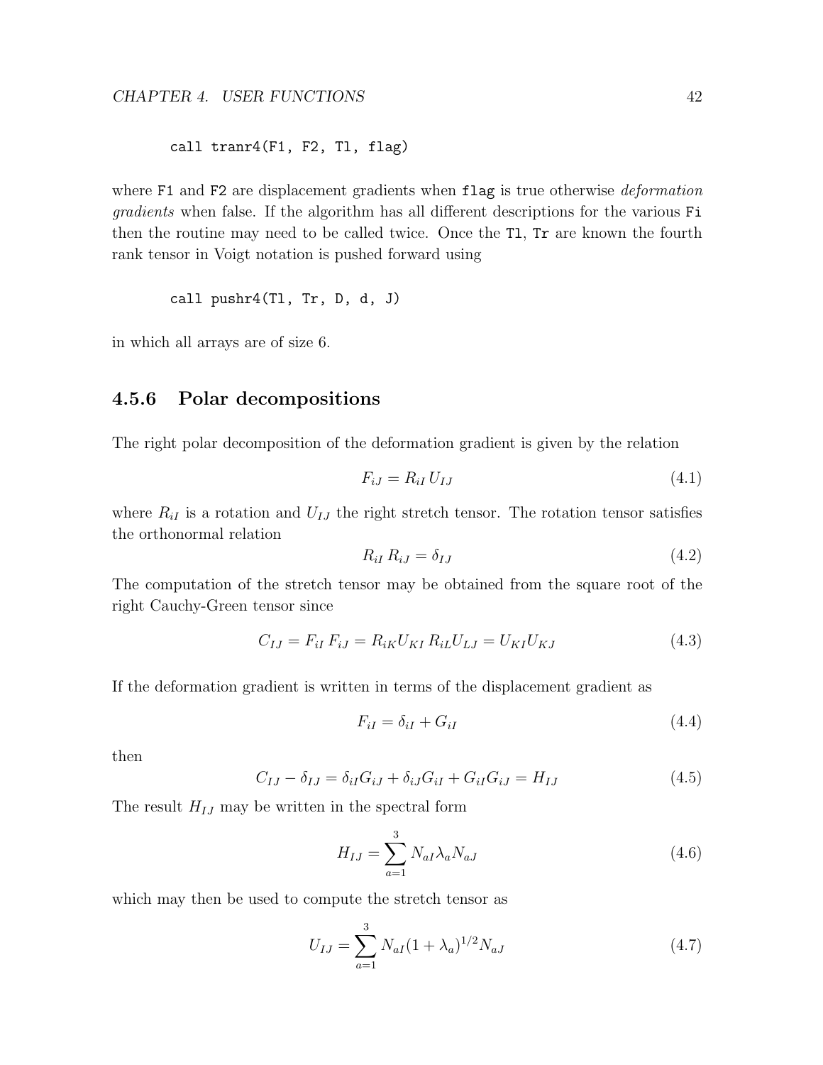```
call tranr4(F1, F2, Tl, flag)
```

where `F1` and `F2` are displacement gradients when `flag` is true otherwise *deformation gradients* when false. If the algorithm has all different descriptions for the various `Fi` then the routine may need to be called twice. Once the `Tl`, `Tr` are known the fourth rank tensor in Voigt notation is pushed forward using

```
call pushr4(Tl, Tr, D, d, J)
```

in which all arrays are of size 6.

### 4.5.6 Polar decompositions

The right polar decomposition of the deformation gradient is given by the relation

$$F_{iJ} = R_{iI}\, U_{IJ} \tag{4.1}$$

where $R_{iI}$ is a rotation and $U_{IJ}$ the right stretch tensor. The rotation tensor satisfies the orthonormal relation

$$R_{iI}\, R_{iJ} = \delta_{IJ} \tag{4.2}$$

The computation of the stretch tensor may be obtained from the square root of the right Cauchy-Green tensor since

$$C_{IJ} = F_{iI}\, F_{iJ} = R_{iK} U_{KI}\, R_{iL} U_{LJ} = U_{KI} U_{KJ} \tag{4.3}$$

If the deformation gradient is written in terms of the displacement gradient as

$$F_{iI} = \delta_{iI} + G_{iI} \tag{4.4}$$

then

$$C_{IJ} - \delta_{IJ} = \delta_{iI} G_{iJ} + \delta_{iJ} G_{iI} + G_{iI} G_{iJ} = H_{IJ} \tag{4.5}$$

The result $H_{IJ}$ may be written in the spectral form

$$H_{IJ} = \sum_{a=1}^{3} N_{aI} \lambda_a N_{aJ} \tag{4.6}$$

which may then be used to compute the stretch tensor as

$$U_{IJ} = \sum_{a=1}^{3} N_{aI} (1 + \lambda_a)^{1/2} N_{aJ} \tag{4.7}$$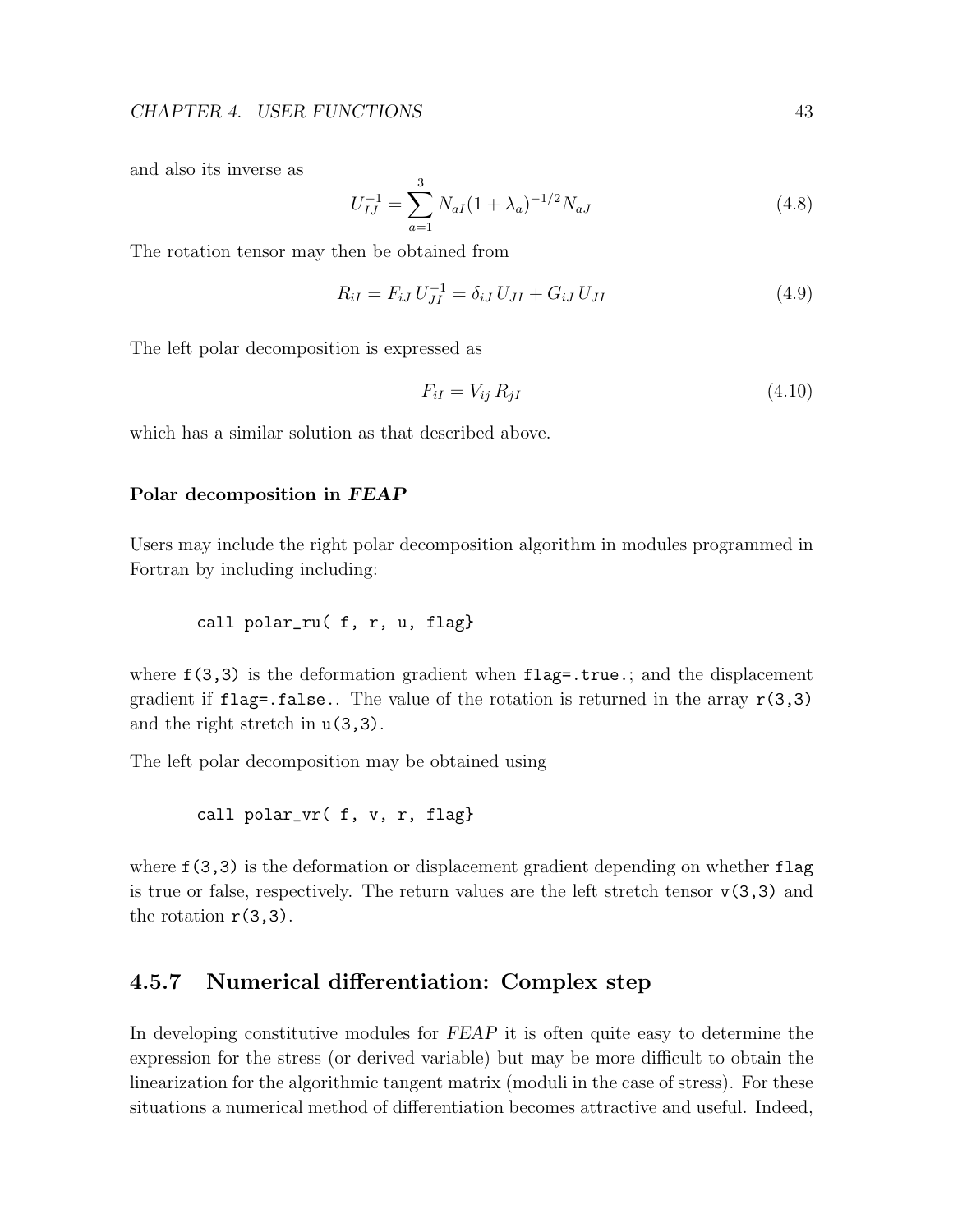and also its inverse as

$$U_{IJ}^{-1} = \sum_{a=1}^{3} N_{aI} (1 + \lambda_a)^{-1/2} N_{aJ} \tag{4.8}$$

The rotation tensor may then be obtained from

$$R_{iI} = F_{iJ} \, U_{JI}^{-1} = \delta_{iJ} \, U_{JI} + G_{iJ} \, U_{JI} \tag{4.9}$$

The left polar decomposition is expressed as

$$F_{iI} = V_{ij} \, R_{jI} \tag{4.10}$$

which has a similar solution as that described above.

#### Polar decomposition in *FEAP*

Users may include the right polar decomposition algorithm in modules programmed in Fortran by including including:

```
call polar_ru( f, r, u, flag}
```

where `f(3,3)` is the deformation gradient when `flag=.true.`; and the displacement gradient if `flag=.false.`. The value of the rotation is returned in the array `r(3,3)` and the right stretch in `u(3,3)`.

The left polar decomposition may be obtained using

```
call polar_vr( f, v, r, flag}
```

where `f(3,3)` is the deformation or displacement gradient depending on whether `flag` is true or false, respectively. The return values are the left stretch tensor `v(3,3)` and the rotation `r(3,3)`.

### 4.5.7 Numerical differentiation: Complex step

In developing constitutive modules for *FEAP* it is often quite easy to determine the expression for the stress (or derived variable) but may be more difficult to obtain the linearization for the algorithmic tangent matrix (moduli in the case of stress). For these situations a numerical method of differentiation becomes attractive and useful. Indeed,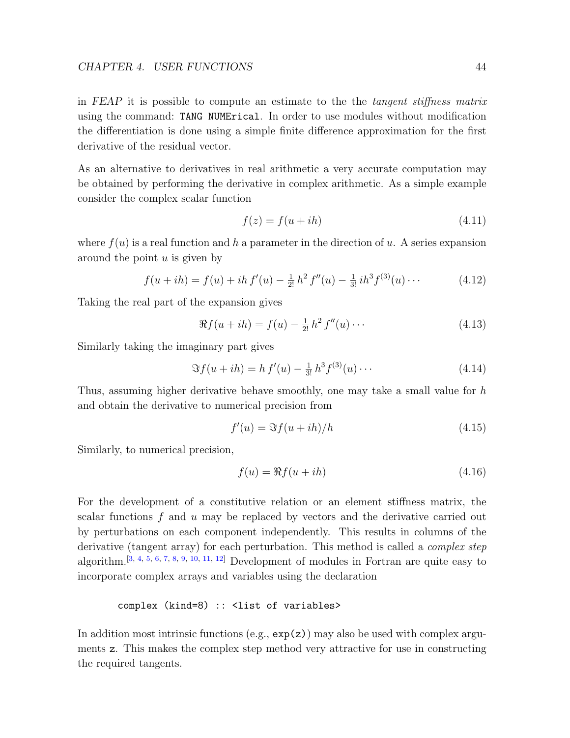in *FEAP* it is possible to compute an estimate to the the *tangent stiffness matrix* using the command: `TANG NUMErical`. In order to use modules without modification the differentiation is done using a simple finite difference approximation for the first derivative of the residual vector.

As an alternative to derivatives in real arithmetic a very accurate computation may be obtained by performing the derivative in complex arithmetic. As a simple example consider the complex scalar function

$$f(z) = f(u + ih) \tag{4.11}$$

where $f(u)$ is a real function and $h$ a parameter in the direction of $u$. A series expansion around the point $u$ is given by

$$f(u + ih) = f(u) + ih\, f'(u) - \tfrac{1}{2!}\, h^2\, f''(u) - \tfrac{1}{3!}\, ih^3 f^{(3)}(u) \cdots \tag{4.12}$$

Taking the real part of the expansion gives

$$\Re f(u + ih) = f(u) - \tfrac{1}{2!}\, h^2\, f''(u) \cdots \tag{4.13}$$

Similarly taking the imaginary part gives

$$\Im f(u + ih) = h\, f'(u) - \tfrac{1}{3!}\, h^3 f^{(3)}(u) \cdots \tag{4.14}$$

Thus, assuming higher derivative behave smoothly, one may take a small value for $h$ and obtain the derivative to numerical precision from

$$f'(u) = \Im f(u + ih)/h \tag{4.15}$$

Similarly, to numerical precision,

$$f(u) = \Re f(u + ih) \tag{4.16}$$

For the development of a constitutive relation or an element stiffness matrix, the scalar functions $f$ and $u$ may be replaced by vectors and the derivative carried out by perturbations on each component independently. This results in columns of the derivative (tangent array) for each perturbation. This method is called a *complex step* algorithm.[3, 4, 5, 6, 7, 8, 9, 10, 11, 12] Development of modules in Fortran are quite easy to incorporate complex arrays and variables using the declaration

```
complex (kind=8) :: <list of variables>
```

In addition most intrinsic functions (e.g., `exp(z)`) may also be used with complex arguments `z`. This makes the complex step method very attractive for use in constructing the required tangents.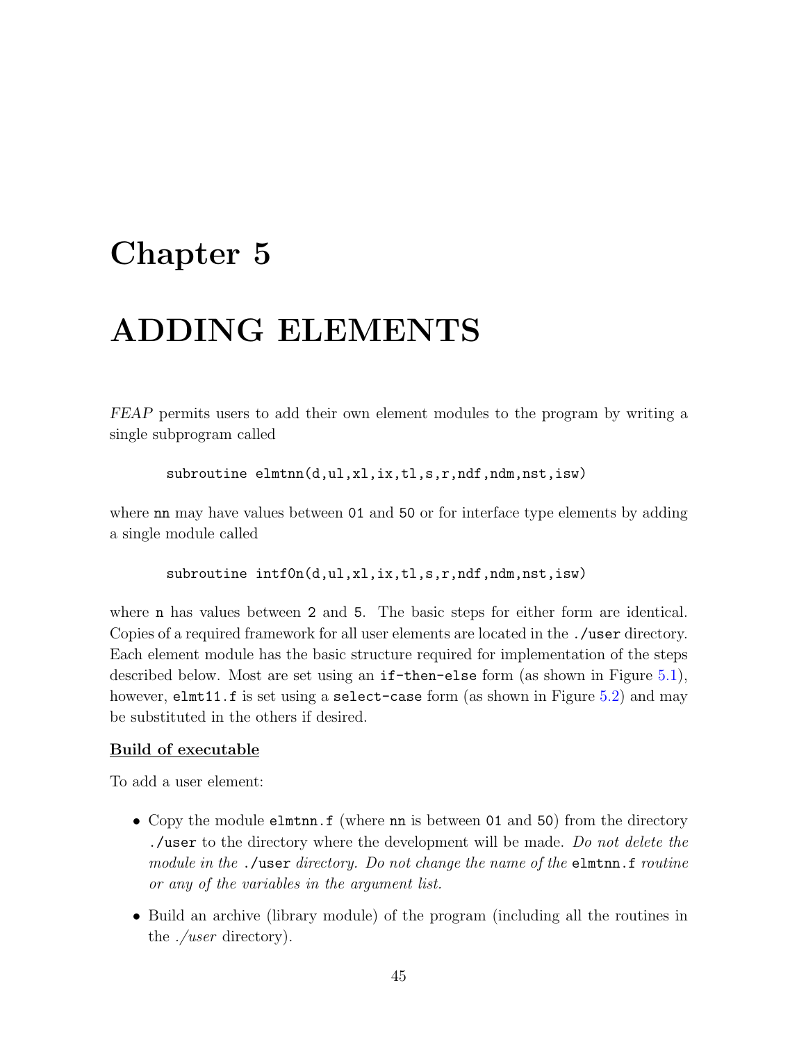# Chapter 5

# ADDING ELEMENTS

*FEAP* permits users to add their own element modules to the program by writing a single subprogram called

```
subroutine elmtnn(d,ul,xl,ix,tl,s,r,ndf,ndm,nst,isw)
```

where `nn` may have values between `01` and `50` or for interface type elements by adding a single module called

```
subroutine intf0n(d,ul,xl,ix,tl,s,r,ndf,ndm,nst,isw)
```

where `n` has values between `2` and `5`. The basic steps for either form are identical. Copies of a required framework for all user elements are located in the `./user` directory. Each element module has the basic structure required for implementation of the steps described below. Most are set using an `if-then-else` form (as shown in Figure 5.1), however, `elmt11.f` is set using a `select-case` form (as shown in Figure 5.2) and may be substituted in the others if desired.

**Build of executable**

To add a user element:

- Copy the module `elmtnn.f` (where `nn` is between `01` and `50`) from the directory `./user` to the directory where the development will be made. *Do not delete the module in the* `./user` *directory. Do not change the name of the* `elmtnn.f` *routine or any of the variables in the argument list.*
- Build an archive (library module) of the program (including all the routines in the *./user* directory).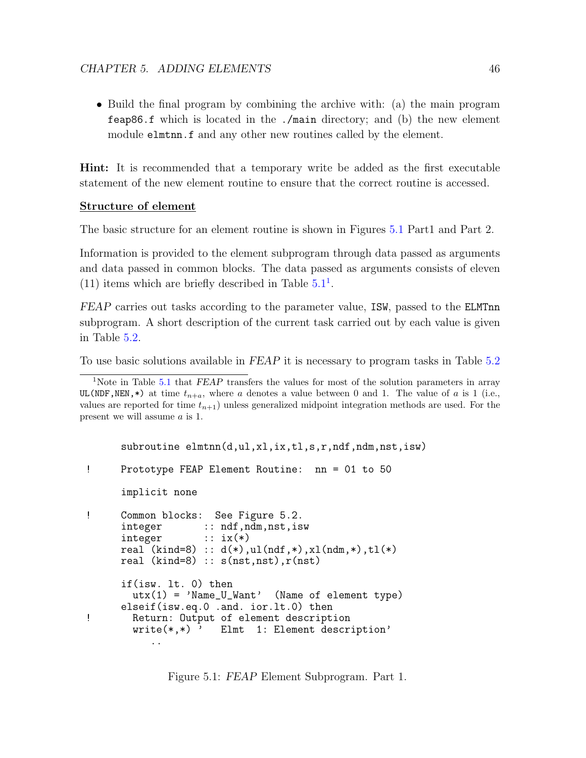- Build the final program by combining the archive with: (a) the main program `feap86.f` which is located in the `./main` directory; and (b) the new element module `elmtnn.f` and any other new routines called by the element.

**Hint:** It is recommended that a temporary write be added as the first executable statement of the new element routine to ensure that the correct routine is accessed.

**Structure of element**

The basic structure for an element routine is shown in Figures 5.1 Part1 and Part 2.

Information is provided to the element subprogram through data passed as arguments and data passed in common blocks. The data passed as arguments consists of eleven (11) items which are briefly described in Table 5.1[1].

*FEAP* carries out tasks according to the parameter value, `ISW`, passed to the `ELMTnn` subprogram. A short description of the current task carried out by each value is given in Table 5.2.

To use basic solutions available in *FEAP* it is necessary to program tasks in Table 5.2

[1]Note in Table 5.1 that *FEAP* transfers the values for most of the solution parameters in array `UL(NDF,NEN,*)` at time $t_{n+a}$, where $a$ denotes a value between 0 and 1. The value of $a$ is 1 (i.e., values are reported for time $t_{n+1}$) unless generalized midpoint integration methods are used. For the present we will assume $a$ is 1.

```
      subroutine elmtnn(d,ul,xl,ix,tl,s,r,ndf,ndm,nst,isw)

!     Prototype FEAP Element Routine:  nn = 01 to 50

      implicit none

!     Common blocks:  See Figure 5.2.
      integer       :: ndf,ndm,nst,isw
      integer       :: ix(*)
      real (kind=8) :: d(*),ul(ndf,*),xl(ndm,*),tl(*)
      real (kind=8) :: s(nst,nst),r(nst)

      if(isw. lt. 0) then
        utx(1) = 'Name_U_Want'  (Name of element type)
      elseif(isw.eq.0 .and. ior.lt.0) then
!       Return: Output of element description
        write(*,*) '   Elmt  1: Element description'
           ..
```

Figure 5.1: *FEAP* Element Subprogram. Part 1.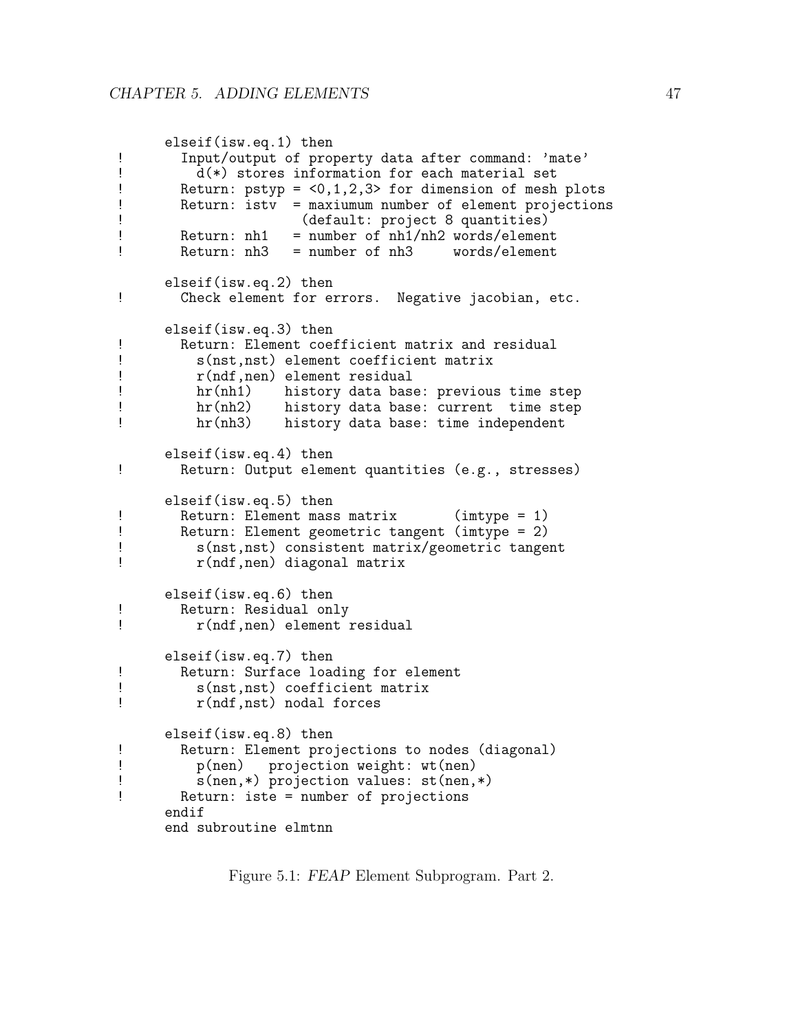```
      elseif(isw.eq.1) then
!       Input/output of property data after command: 'mate'
!         d(*) stores information for each material set
!       Return: pstyp = <0,1,2,3> for dimension of mesh plots
!       Return: istv  = maxiumum number of element projections
!                       (default: project 8 quantities)
!       Return: nh1   = number of nh1/nh2 words/element
!       Return: nh3   = number of nh3     words/element

      elseif(isw.eq.2) then
!       Check element for errors.  Negative jacobian, etc.

      elseif(isw.eq.3) then
!       Return: Element coefficient matrix and residual
!         s(nst,nst) element coefficient matrix
!         r(ndf,nen) element residual
!         hr(nh1)    history data base: previous time step
!         hr(nh2)    history data base: current  time step
!         hr(nh3)    history data base: time independent

      elseif(isw.eq.4) then
!       Return: Output element quantities (e.g., stresses)

      elseif(isw.eq.5) then
!       Return: Element mass matrix       (imtype = 1)
!       Return: Element geometric tangent (imtype = 2)
!         s(nst,nst) consistent matrix/geometric tangent
!         r(ndf,nen) diagonal matrix

      elseif(isw.eq.6) then
!       Return: Residual only
!         r(ndf,nen) element residual

      elseif(isw.eq.7) then
!       Return: Surface loading for element
!         s(nst,nst) coefficient matrix
!         r(ndf,nst) nodal forces

      elseif(isw.eq.8) then
!       Return: Element projections to nodes (diagonal)
!         p(nen)   projection weight: wt(nen)
!         s(nen,*) projection values: st(nen,*)
!       Return: iste = number of projections
      endif
      end subroutine elmtnn
```

Figure 5.1: *FEAP* Element Subprogram. Part 2.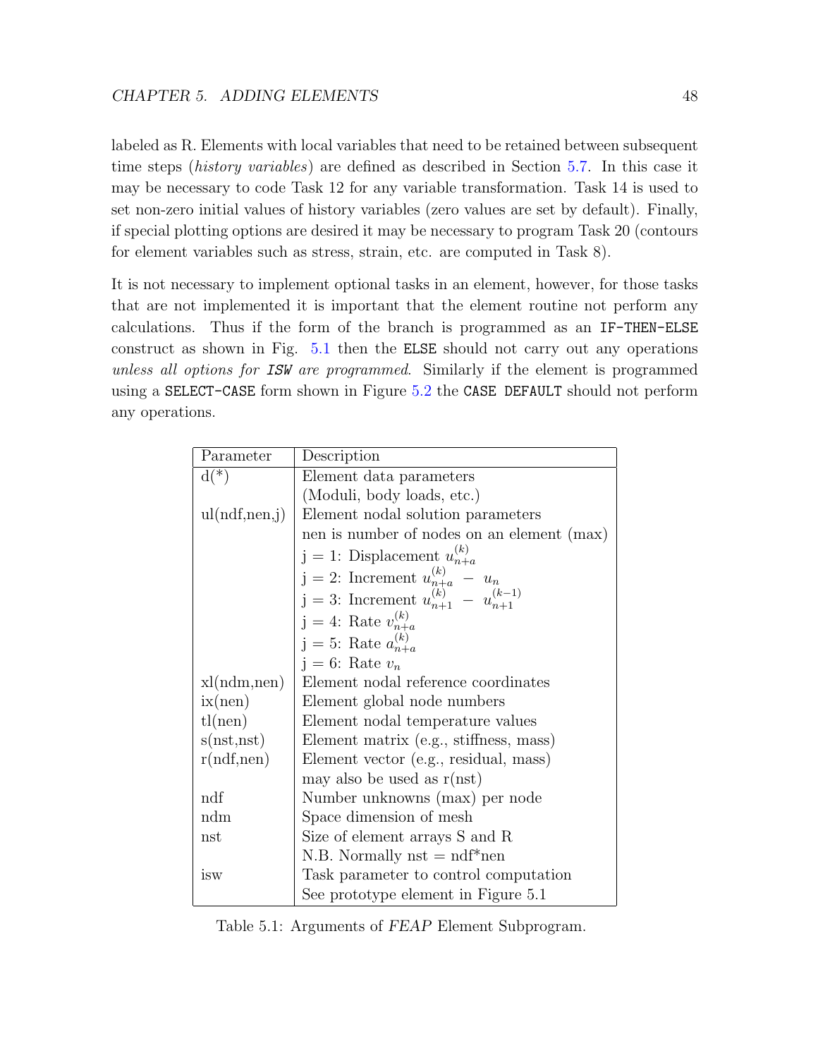labeled as R. Elements with local variables that need to be retained between subsequent time steps (*history variables*) are defined as described in Section 5.7. In this case it may be necessary to code Task 12 for any variable transformation. Task 14 is used to set non-zero initial values of history variables (zero values are set by default). Finally, if special plotting options are desired it may be necessary to program Task 20 (contours for element variables such as stress, strain, etc. are computed in Task 8).

It is not necessary to implement optional tasks in an element, however, for those tasks that are not implemented it is important that the element routine not perform any calculations. Thus if the form of the branch is programmed as an `IF-THEN-ELSE` construct as shown in Fig. 5.1 then the `ELSE` should not carry out any operations *unless all options for* ***ISW*** *are programmed*. Similarly if the element is programmed using a `SELECT-CASE` form shown in Figure 5.2 the `CASE DEFAULT` should not perform any operations.

| Parameter | Description |
|---|---|
| d(*) | Element data parameters |
| | (Moduli, body loads, etc.) |
| ul(ndf,nen,j) | Element nodal solution parameters |
| | nen is number of nodes on an element (max) |
| | j = 1: Displacement $u_{n+a}^{(k)}$ |
| | j = 2: Increment $u_{n+a}^{(k)} - u_n$ |
| | j = 3: Increment $u_{n+1}^{(k)} - u_{n+1}^{(k-1)}$ |
| | j = 4: Rate $v_{n+a}^{(k)}$ |
| | j = 5: Rate $a_{n+a}^{(k)}$ |
| | j = 6: Rate $v_n$ |
| xl(ndm,nen) | Element nodal reference coordinates |
| ix(nen) | Element global node numbers |
| tl(nen) | Element nodal temperature values |
| s(nst,nst) | Element matrix (e.g., stiffness, mass) |
| r(ndf,nen) | Element vector (e.g., residual, mass) |
| | may also be used as r(nst) |
| ndf | Number unknowns (max) per node |
| ndm | Space dimension of mesh |
| nst | Size of element arrays S and R |
| | N.B. Normally nst = ndf*nen |
| isw | Task parameter to control computation |
| | See prototype element in Figure 5.1 |

Table 5.1: Arguments of *FEAP* Element Subprogram.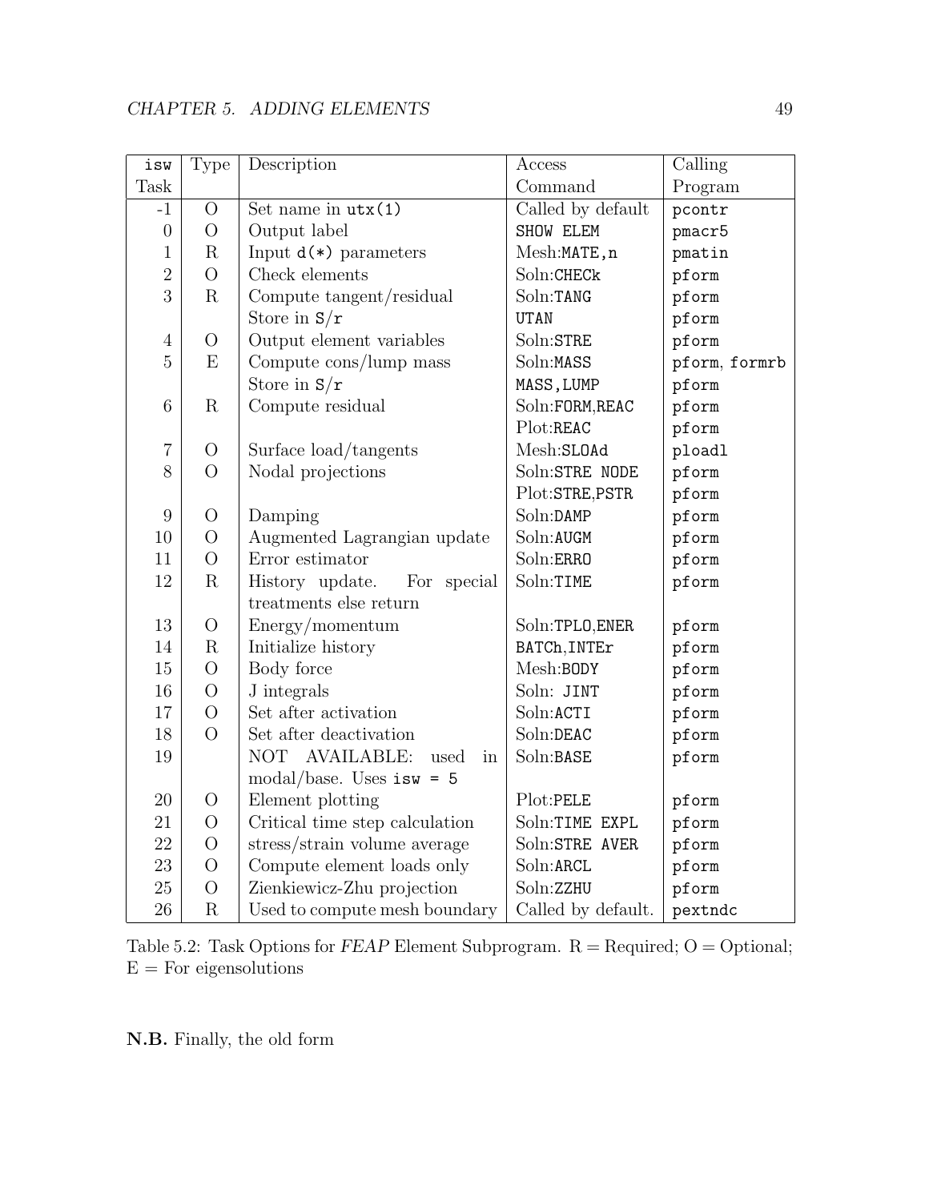| isw Task | Type | Description | Access Command | Calling Program |
|---|---|---|---|---|
| -1 | O | Set name in utx(1) | Called by default | pcontr |
| 0 | O | Output label | SHOW ELEM | pmacr5 |
| 1 | R | Input d(*) parameters | Mesh:MATE,n | pmatin |
| 2 | O | Check elements | Soln:CHECk | pform |
| 3 | R | Compute tangent/residual | Soln:TANG | pform |
| | | Store in S/r | UTAN | pform |
| 4 | O | Output element variables | Soln:STRE | pform |
| 5 | E | Compute cons/lump mass | Soln:MASS | pform, formrb |
| | | Store in S/r | MASS,LUMP | pform |
| 6 | R | Compute residual | Soln:FORM,REAC | pform |
| | | | Plot:REAC | pform |
| 7 | O | Surface load/tangents | Mesh:SLOAd | ploadl |
| 8 | O | Nodal projections | Soln:STRE NODE | pform |
| | | | Plot:STRE,PSTR | pform |
| 9 | O | Damping | Soln:DAMP | pform |
| 10 | O | Augmented Lagrangian update | Soln:AUGM | pform |
| 11 | O | Error estimator | Soln:ERRO | pform |
| 12 | R | History update. For special treatments else return | Soln:TIME | pform |
| 13 | O | Energy/momentum | Soln:TPLO,ENER | pform |
| 14 | R | Initialize history | BATCh,INTEr | pform |
| 15 | O | Body force | Mesh:BODY | pform |
| 16 | O | J integrals | Soln: JINT | pform |
| 17 | O | Set after activation | Soln:ACTI | pform |
| 18 | O | Set after deactivation | Soln:DEAC | pform |
| 19 | | NOT AVAILABLE: used in modal/base. Uses isw = 5 | Soln:BASE | pform |
| 20 | O | Element plotting | Plot:PELE | pform |
| 21 | O | Critical time step calculation | Soln:TIME EXPL | pform |
| 22 | O | stress/strain volume average | Soln:STRE AVER | pform |
| 23 | O | Compute element loads only | Soln:ARCL | pform |
| 25 | O | Zienkiewicz-Zhu projection | Soln:ZZHU | pform |
| 26 | R | Used to compute mesh boundary | Called by default. | pextndc |

Table 5.2: Task Options for *FEAP* Element Subprogram. R = Required; O = Optional; E = For eigensolutions

**N.B.** Finally, the old form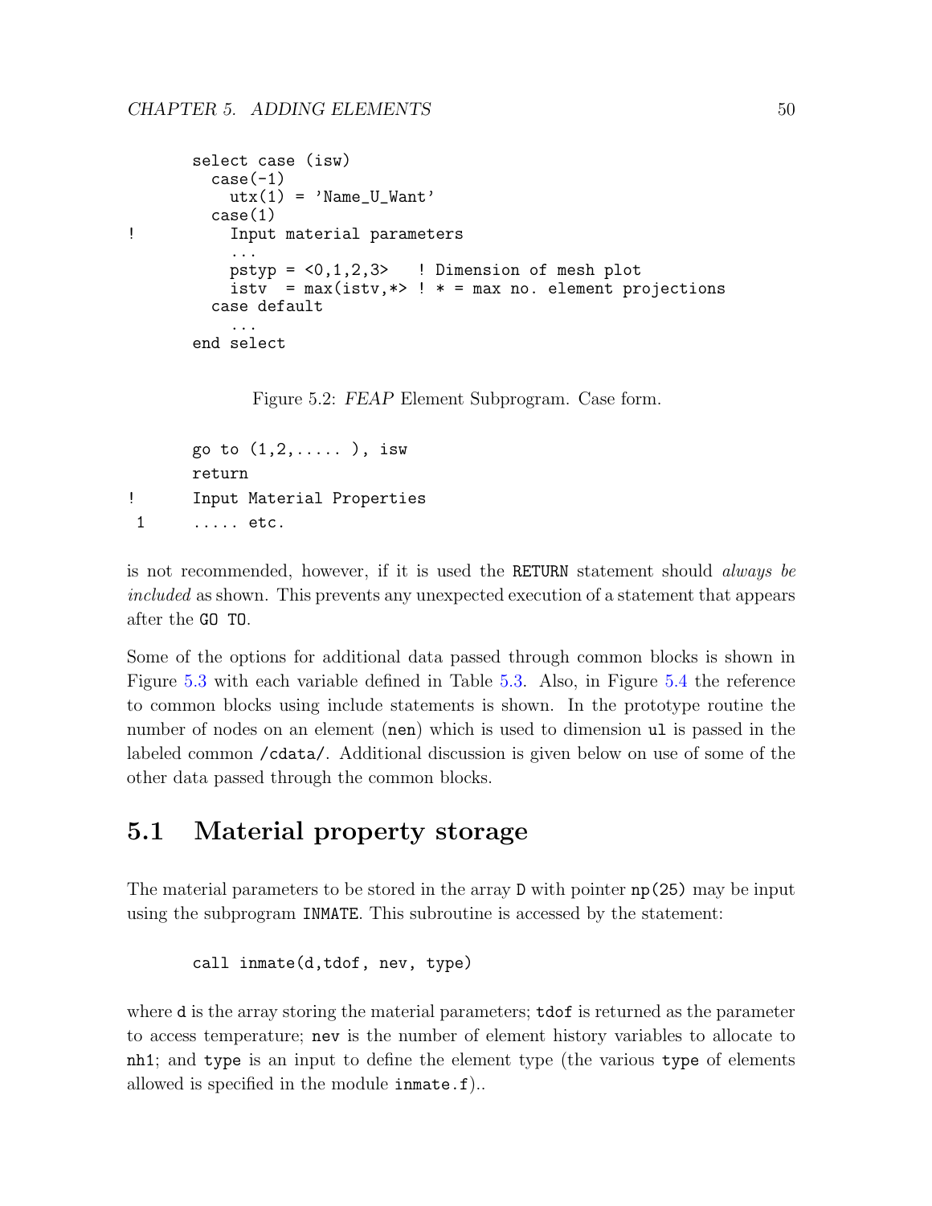```
      select case (isw)
        case(-1)
          utx(1) = 'Name_U_Want'
        case(1)
!         Input material parameters
          ...
          pstyp = <0,1,2,3>   ! Dimension of mesh plot
          istv  = max(istv,*> ! * = max no. element projections
        case default
          ...
      end select
```

Figure 5.2: *FEAP* Element Subprogram. Case form.

```
      go to (1,2,..... ), isw
      return
!     Input Material Properties
 1    ..... etc.
```

is not recommended, however, if it is used the RETURN statement should *always be included* as shown. This prevents any unexpected execution of a statement that appears after the GO TO.

Some of the options for additional data passed through common blocks is shown in Figure 5.3 with each variable defined in Table 5.3. Also, in Figure 5.4 the reference to common blocks using include statements is shown. In the prototype routine the number of nodes on an element (nen) which is used to dimension ul is passed in the labeled common /cdata/. Additional discussion is given below on use of some of the other data passed through the common blocks.

## 5.1 Material property storage

The material parameters to be stored in the array D with pointer np(25) may be input using the subprogram INMATE. This subroutine is accessed by the statement:

```
      call inmate(d,tdof, nev, type)
```

where d is the array storing the material parameters; tdof is returned as the parameter to access temperature; nev is the number of element history variables to allocate to nh1; and type is an input to define the element type (the various type of elements allowed is specified in the module inmate.f)..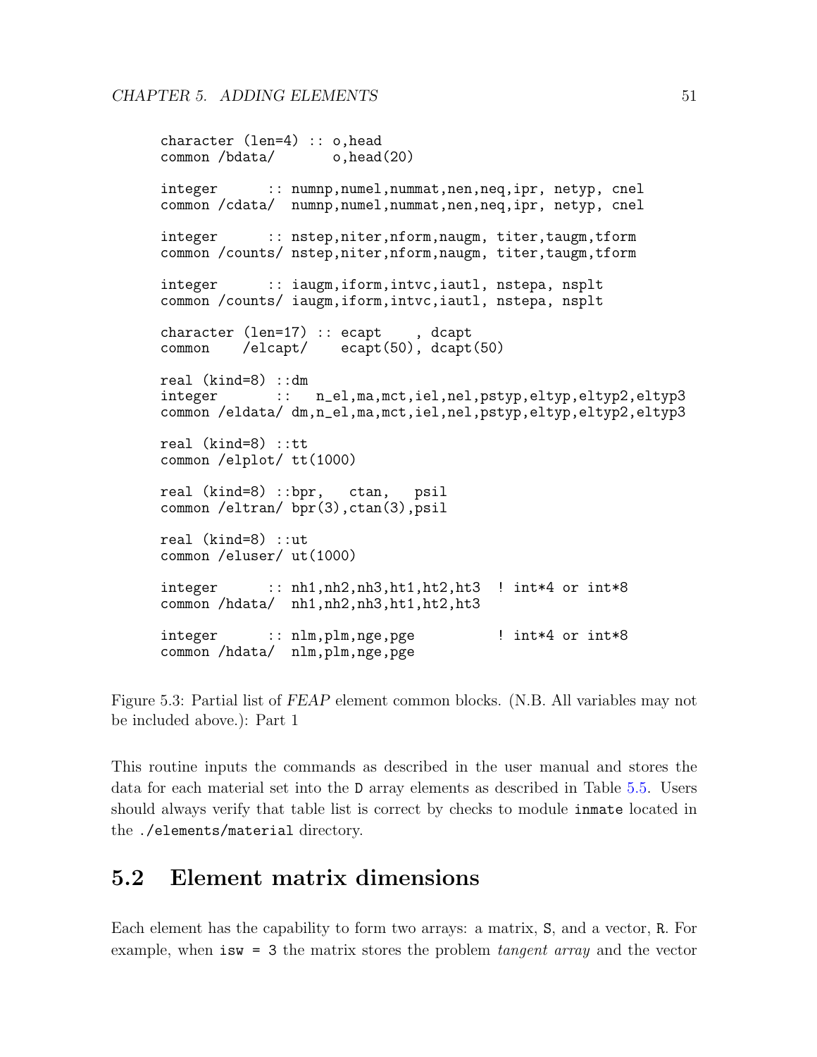```
character (len=4) :: o,head
common /bdata/       o,head(20)

integer      :: numnp,numel,nummat,nen,neq,ipr, netyp, cnel
common /cdata/  numnp,numel,nummat,nen,neq,ipr, netyp, cnel

integer      :: nstep,niter,nform,naugm, titer,taugm,tform
common /counts/ nstep,niter,nform,naugm, titer,taugm,tform

integer      :: iaugm,iform,intvc,iautl, nstepa, nsplt
common /counts/ iaugm,iform,intvc,iautl, nstepa, nsplt

character (len=17) :: ecapt    , dcapt
common    /elcapt/    ecapt(50), dcapt(50)

real (kind=8) ::dm
integer       ::   n_el,ma,mct,iel,nel,pstyp,eltyp,eltyp2,eltyp3
common /eldata/ dm,n_el,ma,mct,iel,nel,pstyp,eltyp,eltyp2,eltyp3

real (kind=8) ::tt
common /elplot/ tt(1000)

real (kind=8) ::bpr,   ctan,   psil
common /eltran/ bpr(3),ctan(3),psil

real (kind=8) ::ut
common /eluser/ ut(1000)

integer      :: nh1,nh2,nh3,ht1,ht2,ht3  ! int*4 or int*8
common /hdata/  nh1,nh2,nh3,ht1,ht2,ht3

integer      :: nlm,plm,nge,pge          ! int*4 or int*8
common /hdata/  nlm,plm,nge,pge
```

Figure 5.3: Partial list of *FEAP* element common blocks. (N.B. All variables may not be included above.): Part 1

This routine inputs the commands as described in the user manual and stores the data for each material set into the `D` array elements as described in Table 5.5. Users should always verify that table list is correct by checks to module `inmate` located in the `./elements/material` directory.

## 5.2 Element matrix dimensions

Each element has the capability to form two arrays: a matrix, `S`, and a vector, `R`. For example, when `isw = 3` the matrix stores the problem *tangent array* and the vector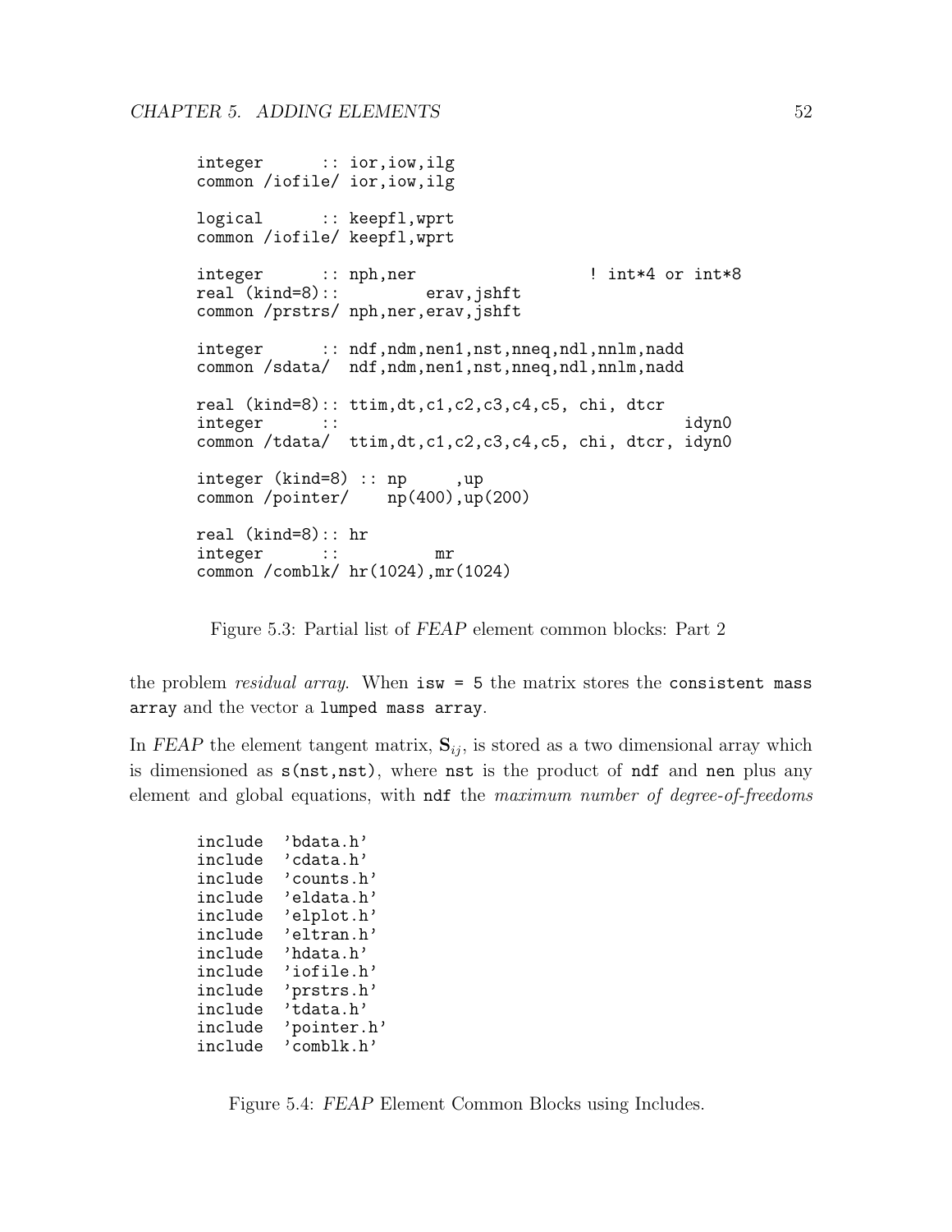```
integer      :: ior,iow,ilg
common /iofile/ ior,iow,ilg

logical      :: keepfl,wprt
common /iofile/ keepfl,wprt

integer      :: nph,ner                  ! int*4 or int*8
real (kind=8)::         erav,jshft
common /prstrs/ nph,ner,erav,jshft

integer      :: ndf,ndm,nen1,nst,nneq,ndl,nnlm,nadd
common /sdata/  ndf,ndm,nen1,nst,nneq,ndl,nnlm,nadd

real (kind=8):: ttim,dt,c1,c2,c3,c4,c5, chi, dtcr
integer      ::                                   idyn0
common /tdata/  ttim,dt,c1,c2,c3,c4,c5, chi, dtcr, idyn0

integer (kind=8) :: np     ,up
common /pointer/    np(400),up(200)

real (kind=8):: hr
integer      ::          mr
common /comblk/ hr(1024),mr(1024)
```

Figure 5.3: Partial list of *FEAP* element common blocks: Part 2

the problem *residual array*. When `isw = 5` the matrix stores the `consistent mass array` and the vector a `lumped mass array`.

In *FEAP* the element tangent matrix, $\mathbf{S}_{ij}$, is stored as a two dimensional array which is dimensioned as `s(nst,nst)`, where `nst` is the product of `ndf` and `nen` plus any element and global equations, with `ndf` the *maximum number of degree-of-freedoms*

```
include  'bdata.h'
include  'cdata.h'
include  'counts.h'
include  'eldata.h'
include  'elplot.h'
include  'eltran.h'
include  'hdata.h'
include  'iofile.h'
include  'prstrs.h'
include  'tdata.h'
include  'pointer.h'
include  'comblk.h'
```

Figure 5.4: *FEAP* Element Common Blocks using Includes.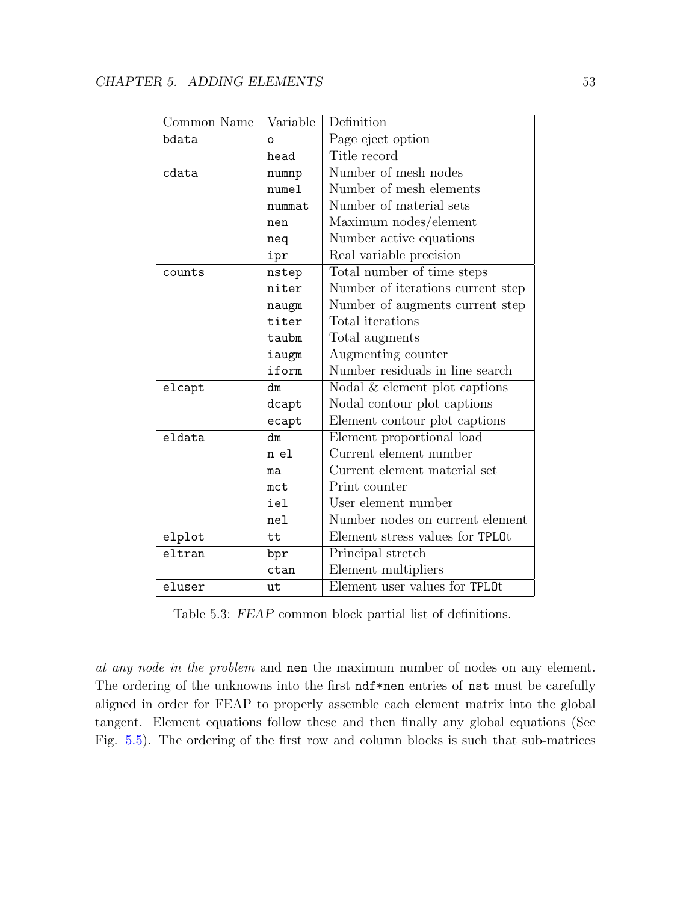| Common Name | Variable | Definition |
|---|---|---|
| `bdata` | `o` | Page eject option |
| | `head` | Title record |
| `cdata` | `numnp` | Number of mesh nodes |
| | `numel` | Number of mesh elements |
| | `nummat` | Number of material sets |
| | `nen` | Maximum nodes/element |
| | `neq` | Number active equations |
| | `ipr` | Real variable precision |
| `counts` | `nstep` | Total number of time steps |
| | `niter` | Number of iterations current step |
| | `naugm` | Number of augments current step |
| | `titer` | Total iterations |
| | `taubm` | Total augments |
| | `iaugm` | Augmenting counter |
| | `iform` | Number residuals in line search |
| `elcapt` | `dm` | Nodal & element plot captions |
| | `dcapt` | Nodal contour plot captions |
| | `ecapt` | Element contour plot captions |
| `eldata` | `dm` | Element proportional load |
| | `n_el` | Current element number |
| | `ma` | Current element material set |
| | `mct` | Print counter |
| | `iel` | User element number |
| | `nel` | Number nodes on current element |
| `elplot` | `tt` | Element stress values for `TPLOt` |
| `eltran` | `bpr` | Principal stretch |
| | `ctan` | Element multipliers |
| `eluser` | `ut` | Element user values for `TPLOt` |

Table 5.3: *FEAP* common block partial list of definitions.

*at any node in the problem* and `nen` the maximum number of nodes on any element. The ordering of the unknowns into the first `ndf*nen` entries of `nst` must be carefully aligned in order for FEAP to properly assemble each element matrix into the global tangent. Element equations follow these and then finally any global equations (See Fig. 5.5). The ordering of the first row and column blocks is such that sub-matrices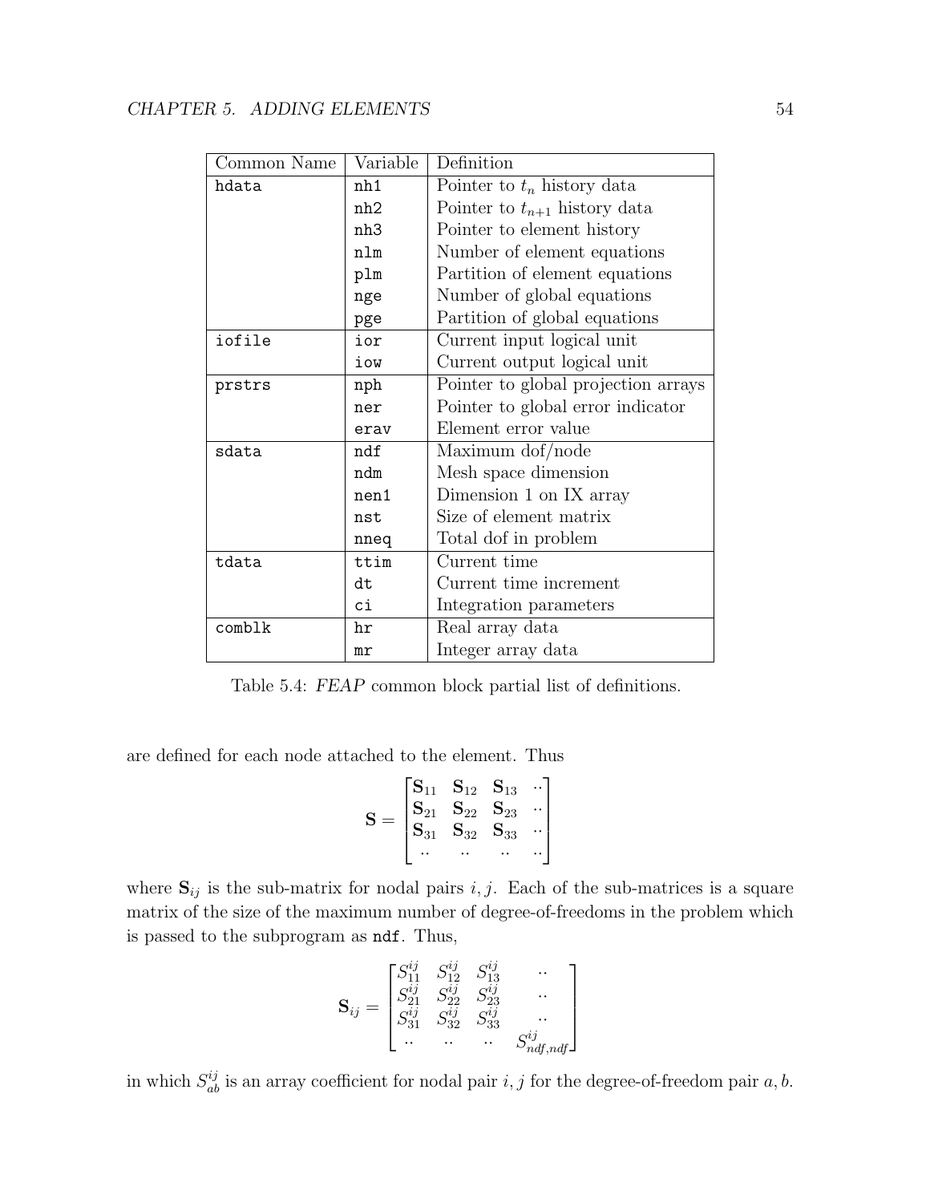| Common Name | Variable | Definition |
|---|---|---|
| hdata | nh1 | Pointer to $t_n$ history data |
| | nh2 | Pointer to $t_{n+1}$ history data |
| | nh3 | Pointer to element history |
| | nlm | Number of element equations |
| | plm | Partition of element equations |
| | nge | Number of global equations |
| | pge | Partition of global equations |
| iofile | ior | Current input logical unit |
| | iow | Current output logical unit |
| prstrs | nph | Pointer to global projection arrays |
| | ner | Pointer to global error indicator |
| | erav | Element error value |
| sdata | ndf | Maximum dof/node |
| | ndm | Mesh space dimension |
| | nen1 | Dimension 1 on IX array |
| | nst | Size of element matrix |
| | nneq | Total dof in problem |
| tdata | ttim | Current time |
| | dt | Current time increment |
| | ci | Integration parameters |
| comblk | hr | Real array data |
| | mr | Integer array data |

Table 5.4: *FEAP* common block partial list of definitions.

are defined for each node attached to the element. Thus

$$\mathbf{S} = \begin{bmatrix} \mathbf{S}_{11} & \mathbf{S}_{12} & \mathbf{S}_{13} & .. \\ \mathbf{S}_{21} & \mathbf{S}_{22} & \mathbf{S}_{23} & .. \\ \mathbf{S}_{31} & \mathbf{S}_{32} & \mathbf{S}_{33} & .. \\ .. & .. & .. & .. \end{bmatrix}$$

where $\mathbf{S}_{ij}$ is the sub-matrix for nodal pairs $i, j$. Each of the sub-matrices is a square matrix of the size of the maximum number of degree-of-freedoms in the problem which is passed to the subprogram as `ndf`. Thus,

$$\mathbf{S}_{ij} = \begin{bmatrix} S^{ij}_{11} & S^{ij}_{12} & S^{ij}_{13} & .. \\ S^{ij}_{21} & S^{ij}_{22} & S^{ij}_{23} & .. \\ S^{ij}_{31} & S^{ij}_{32} & S^{ij}_{33} & .. \\ .. & .. & .. & S^{ij}_{ndf,ndf} \end{bmatrix}$$

in which $S^{ij}_{ab}$ is an array coefficient for nodal pair $i, j$ for the degree-of-freedom pair $a, b$.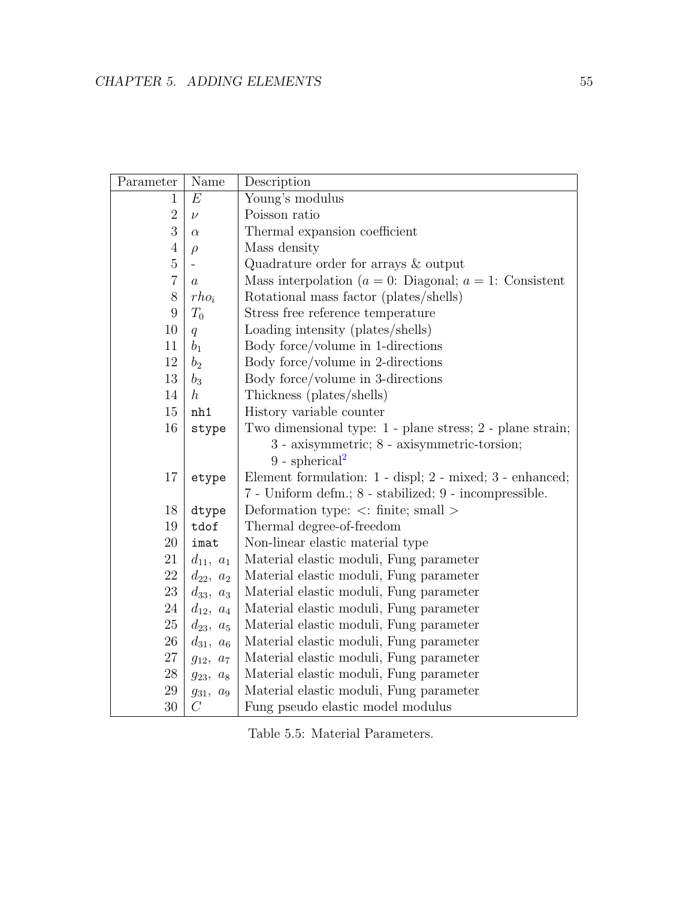| Parameter | Name | Description |
|---|---|---|
| 1 | $E$ | Young's modulus |
| 2 | $\nu$ | Poisson ratio |
| 3 | $\alpha$ | Thermal expansion coefficient |
| 4 | $\rho$ | Mass density |
| 5 | - | Quadrature order for arrays & output |
| 7 | $a$ | Mass interpolation ($a = 0$: Diagonal; $a = 1$: Consistent |
| 8 | $rho_i$ | Rotational mass factor (plates/shells) |
| 9 | $T_0$ | Stress free reference temperature |
| 10 | $q$ | Loading intensity (plates/shells) |
| 11 | $b_1$ | Body force/volume in 1-directions |
| 12 | $b_2$ | Body force/volume in 2-directions |
| 13 | $b_3$ | Body force/volume in 3-directions |
| 14 | $h$ | Thickness (plates/shells) |
| 15 | `nh1` | History variable counter |
| 16 | `stype` | Two dimensional type: 1 - plane stress; 2 - plane strain; 3 - axisymmetric; 8 - axisymmetric-torsion; 9 - spherical[2] |
| 17 | `etype` | Element formulation: 1 - displ; 2 - mixed; 3 - enhanced; 7 - Uniform defm.; 8 - stabilized; 9 - incompressible. |
| 18 | `dtype` | Deformation type: <: finite; small > |
| 19 | `tdof` | Thermal degree-of-freedom |
| 20 | `imat` | Non-linear elastic material type |
| 21 | $d_{11},\ a_1$ | Material elastic moduli, Fung parameter |
| 22 | $d_{22},\ a_2$ | Material elastic moduli, Fung parameter |
| 23 | $d_{33},\ a_3$ | Material elastic moduli, Fung parameter |
| 24 | $d_{12},\ a_4$ | Material elastic moduli, Fung parameter |
| 25 | $d_{23},\ a_5$ | Material elastic moduli, Fung parameter |
| 26 | $d_{31},\ a_6$ | Material elastic moduli, Fung parameter |
| 27 | $g_{12},\ a_7$ | Material elastic moduli, Fung parameter |
| 28 | $g_{23},\ a_8$ | Material elastic moduli, Fung parameter |
| 29 | $g_{31},\ a_9$ | Material elastic moduli, Fung parameter |
| 30 | $C$ | Fung pseudo elastic model modulus |

Table 5.5: Material Parameters.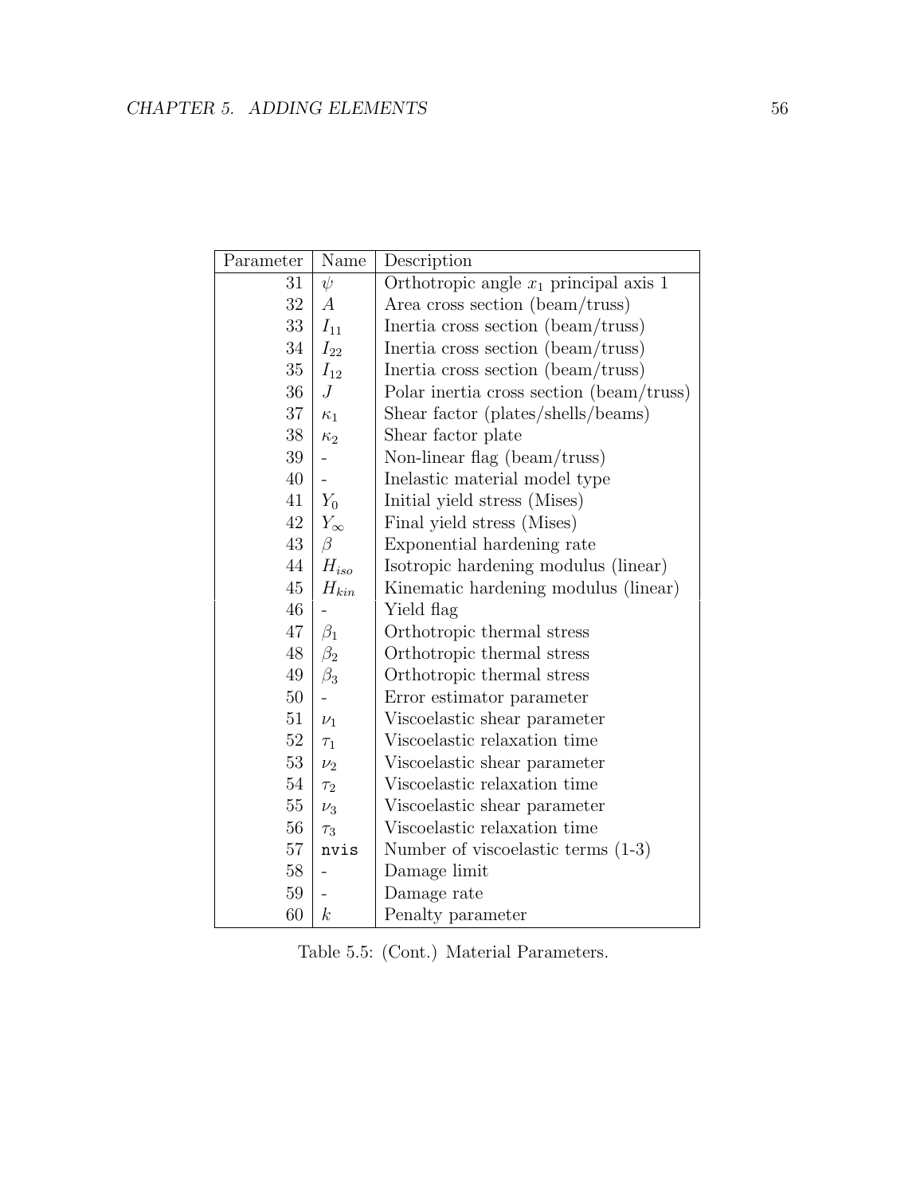| Parameter | Name | Description |
|---|---|---|
| 31 | $\psi$ | Orthotropic angle $x_1$ principal axis 1 |
| 32 | $A$ | Area cross section (beam/truss) |
| 33 | $I_{11}$ | Inertia cross section (beam/truss) |
| 34 | $I_{22}$ | Inertia cross section (beam/truss) |
| 35 | $I_{12}$ | Inertia cross section (beam/truss) |
| 36 | $J$ | Polar inertia cross section (beam/truss) |
| 37 | $\kappa_1$ | Shear factor (plates/shells/beams) |
| 38 | $\kappa_2$ | Shear factor plate |
| 39 | - | Non-linear flag (beam/truss) |
| 40 | - | Inelastic material model type |
| 41 | $Y_0$ | Initial yield stress (Mises) |
| 42 | $Y_\infty$ | Final yield stress (Mises) |
| 43 | $\beta$ | Exponential hardening rate |
| 44 | $H_{iso}$ | Isotropic hardening modulus (linear) |
| 45 | $H_{kin}$ | Kinematic hardening modulus (linear) |
| 46 | - | Yield flag |
| 47 | $\beta_1$ | Orthotropic thermal stress |
| 48 | $\beta_2$ | Orthotropic thermal stress |
| 49 | $\beta_3$ | Orthotropic thermal stress |
| 50 | - | Error estimator parameter |
| 51 | $\nu_1$ | Viscoelastic shear parameter |
| 52 | $\tau_1$ | Viscoelastic relaxation time |
| 53 | $\nu_2$ | Viscoelastic shear parameter |
| 54 | $\tau_2$ | Viscoelastic relaxation time |
| 55 | $\nu_3$ | Viscoelastic shear parameter |
| 56 | $\tau_3$ | Viscoelastic relaxation time |
| 57 | `nvis` | Number of viscoelastic terms (1-3) |
| 58 | - | Damage limit |
| 59 | - | Damage rate |
| 60 | $k$ | Penalty parameter |

Table 5.5: (Cont.) Material Parameters.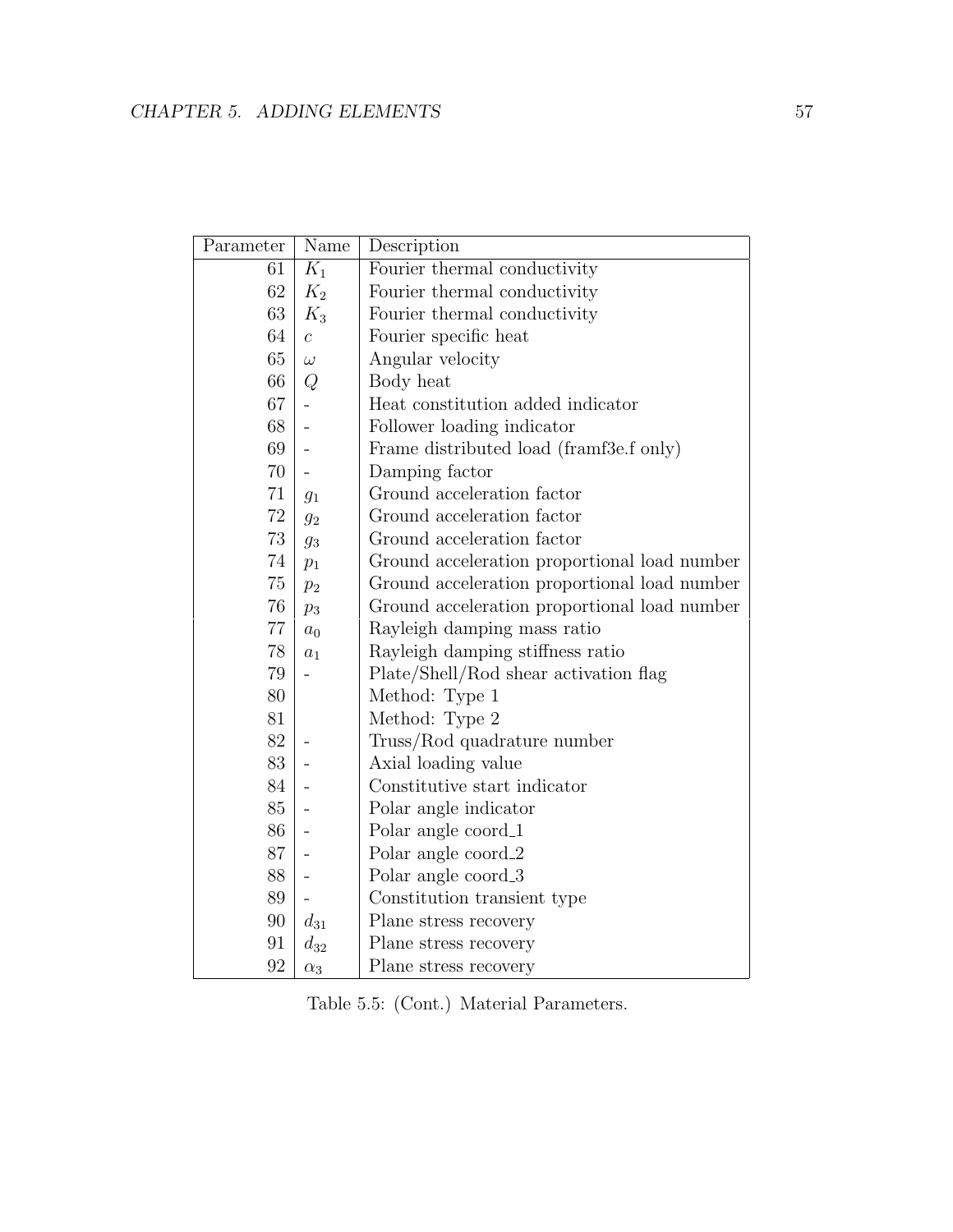| Parameter | Name | Description |
|---:|---|---|
| 61 | $K_1$ | Fourier thermal conductivity |
| 62 | $K_2$ | Fourier thermal conductivity |
| 63 | $K_3$ | Fourier thermal conductivity |
| 64 | $c$ | Fourier specific heat |
| 65 | $\omega$ | Angular velocity |
| 66 | $Q$ | Body heat |
| 67 | - | Heat constitution added indicator |
| 68 | - | Follower loading indicator |
| 69 | - | Frame distributed load (framf3e.f only) |
| 70 | - | Damping factor |
| 71 | $g_1$ | Ground acceleration factor |
| 72 | $g_2$ | Ground acceleration factor |
| 73 | $g_3$ | Ground acceleration factor |
| 74 | $p_1$ | Ground acceleration proportional load number |
| 75 | $p_2$ | Ground acceleration proportional load number |
| 76 | $p_3$ | Ground acceleration proportional load number |
| 77 | $a_0$ | Rayleigh damping mass ratio |
| 78 | $a_1$ | Rayleigh damping stiffness ratio |
| 79 | - | Plate/Shell/Rod shear activation flag |
| 80 | | Method: Type 1 |
| 81 | | Method: Type 2 |
| 82 | - | Truss/Rod quadrature number |
| 83 | - | Axial loading value |
| 84 | - | Constitutive start indicator |
| 85 | - | Polar angle indicator |
| 86 | - | Polar angle coord_1 |
| 87 | - | Polar angle coord_2 |
| 88 | - | Polar angle coord_3 |
| 89 | - | Constitution transient type |
| 90 | $d_{31}$ | Plane stress recovery |
| 91 | $d_{32}$ | Plane stress recovery |
| 92 | $\alpha_3$ | Plane stress recovery |

Table 5.5: (Cont.) Material Parameters.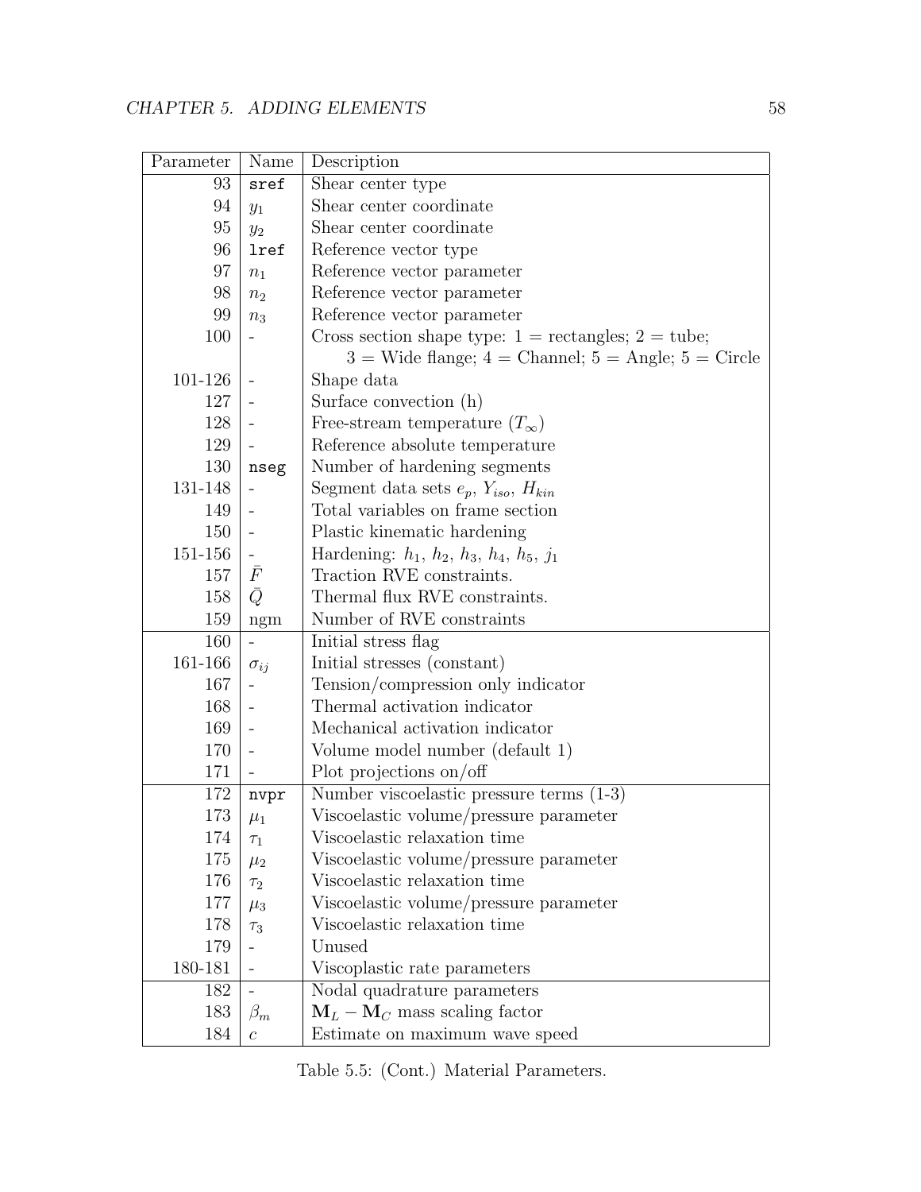| Parameter | Name | Description |
|---|---|---|
| 93 | `sref` | Shear center type |
| 94 | $y_1$ | Shear center coordinate |
| 95 | $y_2$ | Shear center coordinate |
| 96 | `lref` | Reference vector type |
| 97 | $n_1$ | Reference vector parameter |
| 98 | $n_2$ | Reference vector parameter |
| 99 | $n_3$ | Reference vector parameter |
| 100 | - | Cross section shape type: 1 = rectangles; 2 = tube; 3 = Wide flange; 4 = Channel; 5 = Angle; 5 = Circle |
| 101-126 | - | Shape data |
| 127 | - | Surface convection (h) |
| 128 | - | Free-stream temperature ($T_\infty$) |
| 129 | - | Reference absolute temperature |
| 130 | `nseg` | Number of hardening segments |
| 131-148 | - | Segment data sets $e_p$, $Y_{iso}$, $H_{kin}$ |
| 149 | - | Total variables on frame section |
| 150 | - | Plastic kinematic hardening |
| 151-156 | - | Hardening: $h_1$, $h_2$, $h_3$, $h_4$, $h_5$, $j_1$ |
| 157 | $\bar{F}$ | Traction RVE constraints. |
| 158 | $\bar{Q}$ | Thermal flux RVE constraints. |
| 159 | ngm | Number of RVE constraints |
| 160 | - | Initial stress flag |
| 161-166 | $\sigma_{ij}$ | Initial stresses (constant) |
| 167 | - | Tension/compression only indicator |
| 168 | - | Thermal activation indicator |
| 169 | - | Mechanical activation indicator |
| 170 | - | Volume model number (default 1) |
| 171 | - | Plot projections on/off |
| 172 | `nvpr` | Number viscoelastic pressure terms (1-3) |
| 173 | $\mu_1$ | Viscoelastic volume/pressure parameter |
| 174 | $\tau_1$ | Viscoelastic relaxation time |
| 175 | $\mu_2$ | Viscoelastic volume/pressure parameter |
| 176 | $\tau_2$ | Viscoelastic relaxation time |
| 177 | $\mu_3$ | Viscoelastic volume/pressure parameter |
| 178 | $\tau_3$ | Viscoelastic relaxation time |
| 179 | - | Unused |
| 180-181 | - | Viscoplastic rate parameters |
| 182 | - | Nodal quadrature parameters |
| 183 | $\beta_m$ | $\mathbf{M}_L - \mathbf{M}_C$ mass scaling factor |
| 184 | $c$ | Estimate on maximum wave speed |

Table 5.5: (Cont.) Material Parameters.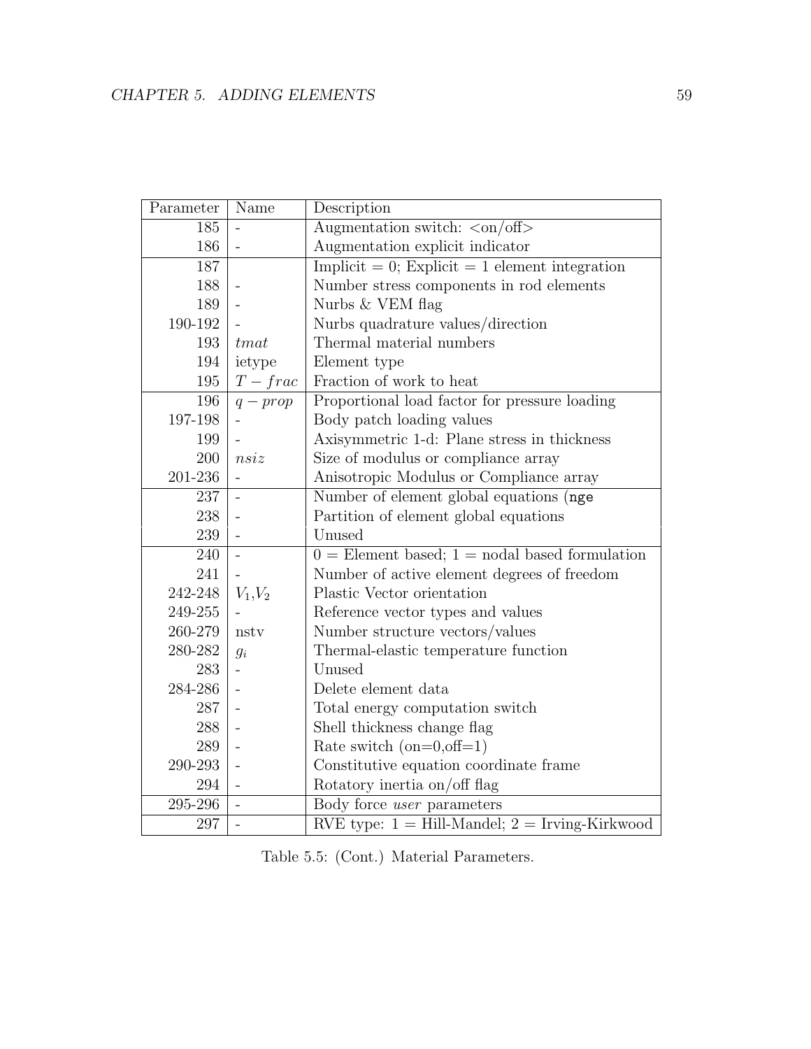| Parameter | Name | Description |
| --- | --- | --- |
| 185 | - | Augmentation switch: <on/off> |
| 186 | - | Augmentation explicit indicator |
| 187 | | Implicit = 0; Explicit = 1 element integration |
| 188 | - | Number stress components in rod elements |
| 189 | - | Nurbs & VEM flag |
| 190-192 | - | Nurbs quadrature values/direction |
| 193 | $tmat$ | Thermal material numbers |
| 194 | ietype | Element type |
| 195 | $T-frac$ | Fraction of work to heat |
| 196 | $q-prop$ | Proportional load factor for pressure loading |
| 197-198 | - | Body patch loading values |
| 199 | - | Axisymmetric 1-d: Plane stress in thickness |
| 200 | $nsiz$ | Size of modulus or compliance array |
| 201-236 | - | Anisotropic Modulus or Compliance array |
| 237 | - | Number of element global equations (`nge` |
| 238 | - | Partition of element global equations |
| 239 | - | Unused |
| 240 | - | 0 = Element based; 1 = nodal based formulation |
| 241 | - | Number of active element degrees of freedom |
| 242-248 | $V_1$,$V_2$ | Plastic Vector orientation |
| 249-255 | - | Reference vector types and values |
| 260-279 | nstv | Number structure vectors/values |
| 280-282 | $g_i$ | Thermal-elastic temperature function |
| 283 | - | Unused |
| 284-286 | - | Delete element data |
| 287 | - | Total energy computation switch |
| 288 | - | Shell thickness change flag |
| 289 | - | Rate switch (on=0,off=1) |
| 290-293 | - | Constitutive equation coordinate frame |
| 294 | - | Rotatory inertia on/off flag |
| 295-296 | - | Body force *user* parameters |
| 297 | - | RVE type: 1 = Hill-Mandel; 2 = Irving-Kirkwood |

Table 5.5: (Cont.) Material Parameters.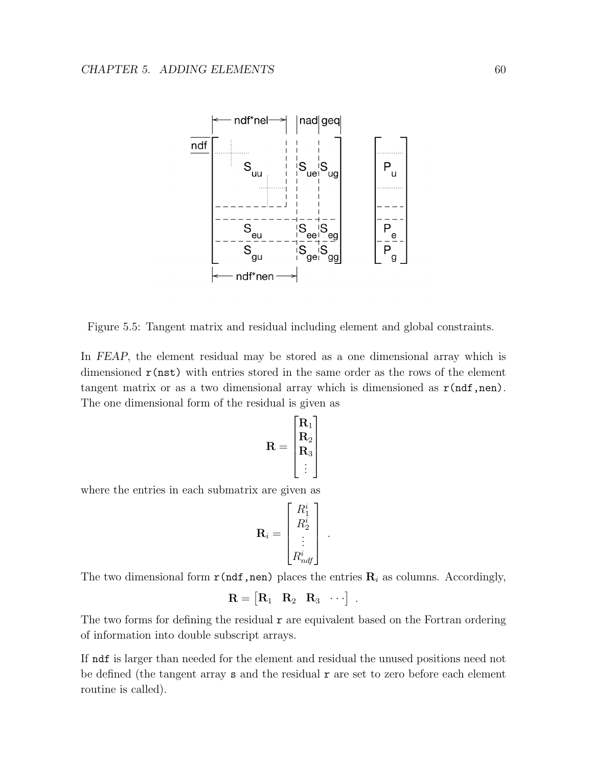Figure 5.5: Tangent matrix and residual including element and global constraints.

In *FEAP*, the element residual may be stored as a one dimensional array which is dimensioned `r(nst)` with entries stored in the same order as the rows of the element tangent matrix or as a two dimensional array which is dimensioned as `r(ndf,nen)`. The one dimensional form of the residual is given as

$$\mathbf{R} = \begin{bmatrix} \mathbf{R}_1 \\ \mathbf{R}_2 \\ \mathbf{R}_3 \\ \vdots \end{bmatrix}$$

where the entries in each submatrix are given as

$$\mathbf{R}_i = \begin{bmatrix} R_1^i \\ R_2^i \\ \vdots \\ R_{ndf}^i \end{bmatrix} .$$

The two dimensional form `r(ndf,nen)` places the entries $\mathbf{R}_i$ as columns. Accordingly,

$$\mathbf{R} = \begin{bmatrix} \mathbf{R}_1 & \mathbf{R}_2 & \mathbf{R}_3 & \cdots \end{bmatrix} .$$

The two forms for defining the residual `r` are equivalent based on the Fortran ordering of information into double subscript arrays.

If `ndf` is larger than needed for the element and residual the unused positions need not be defined (the tangent array `s` and the residual `r` are set to zero before each element routine is called).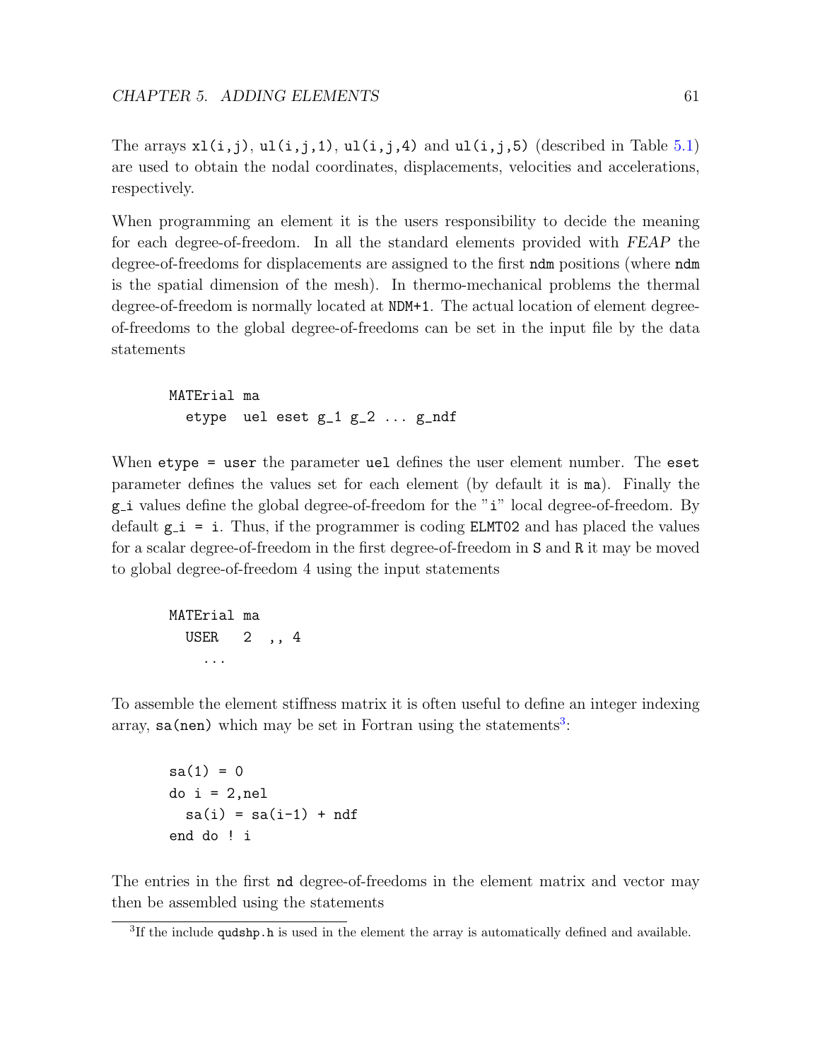The arrays `xl(i,j)`, `ul(i,j,1)`, `ul(i,j,4)` and `ul(i,j,5)` (described in Table 5.1) are used to obtain the nodal coordinates, displacements, velocities and accelerations, respectively.

When programming an element it is the users responsibility to decide the meaning for each degree-of-freedom. In all the standard elements provided with *FEAP* the degree-of-freedoms for displacements are assigned to the first `ndm` positions (where `ndm` is the spatial dimension of the mesh). In thermo-mechanical problems the thermal degree-of-freedom is normally located at `NDM+1`. The actual location of element degree-of-freedoms to the global degree-of-freedoms can be set in the input file by the data statements

```
MATErial ma
  etype  uel eset g_1 g_2 ... g_ndf
```

When `etype = user` the parameter `uel` defines the user element number. The `eset` parameter defines the values set for each element (by default it is `ma`). Finally the `g_i` values define the global degree-of-freedom for the "i" local degree-of-freedom. By default `g_i = i`. Thus, if the programmer is coding `ELMT02` and has placed the values for a scalar degree-of-freedom in the first degree-of-freedom in `S` and `R` it may be moved to global degree-of-freedom 4 using the input statements

```
MATErial ma
  USER   2  ,, 4
    ...
```

To assemble the element stiffness matrix it is often useful to define an integer indexing array, `sa(nen)` which may be set in Fortran using the statements[3]:

```
sa(1) = 0
do i = 2,nel
  sa(i) = sa(i-1) + ndf
end do ! i
```

The entries in the first `nd` degree-of-freedoms in the element matrix and vector may then be assembled using the statements

[3] If the include `qudshp.h` is used in the element the array is automatically defined and available.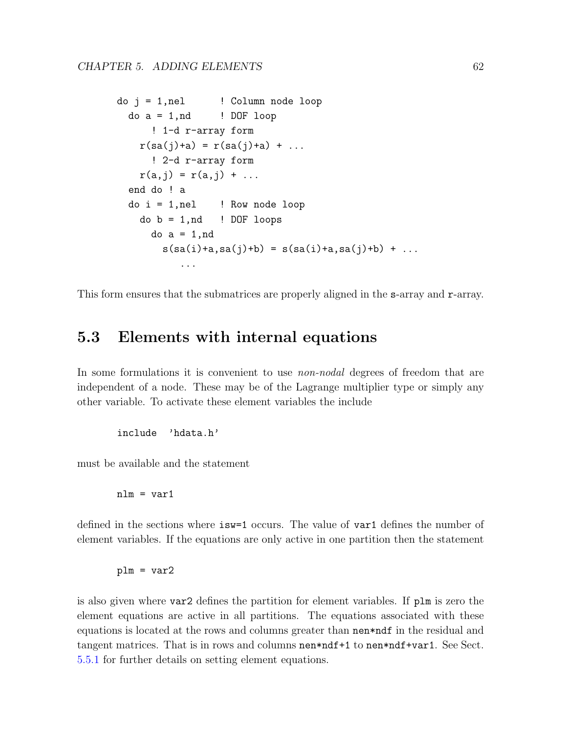```
do j = 1,nel      ! Column node loop
  do a = 1,nd     ! DOF loop
      ! 1-d r-array form
    r(sa(j)+a) = r(sa(j)+a) + ...
      ! 2-d r-array form
    r(a,j) = r(a,j) + ...
  end do ! a
  do i = 1,nel    ! Row node loop
    do b = 1,nd   ! DOF loops
      do a = 1,nd
        s(sa(i)+a,sa(j)+b) = s(sa(i)+a,sa(j)+b) + ...
           ...
```

This form ensures that the submatrices are properly aligned in the `s`-array and `r`-array.

## 5.3 Elements with internal equations

In some formulations it is convenient to use *non-nodal* degrees of freedom that are independent of a node. These may be of the Lagrange multiplier type or simply any other variable. To activate these element variables the include

```
include  'hdata.h'
```

must be available and the statement

```
nlm = var1
```

defined in the sections where `isw=1` occurs. The value of `var1` defines the number of element variables. If the equations are only active in one partition then the statement

```
plm = var2
```

is also given where `var2` defines the partition for element variables. If `plm` is zero the element equations are active in all partitions. The equations associated with these equations is located at the rows and columns greater than `nen*ndf` in the residual and tangent matrices. That is in rows and columns `nen*ndf+1` to `nen*ndf+var1`. See Sect. 5.5.1 for further details on setting element equations.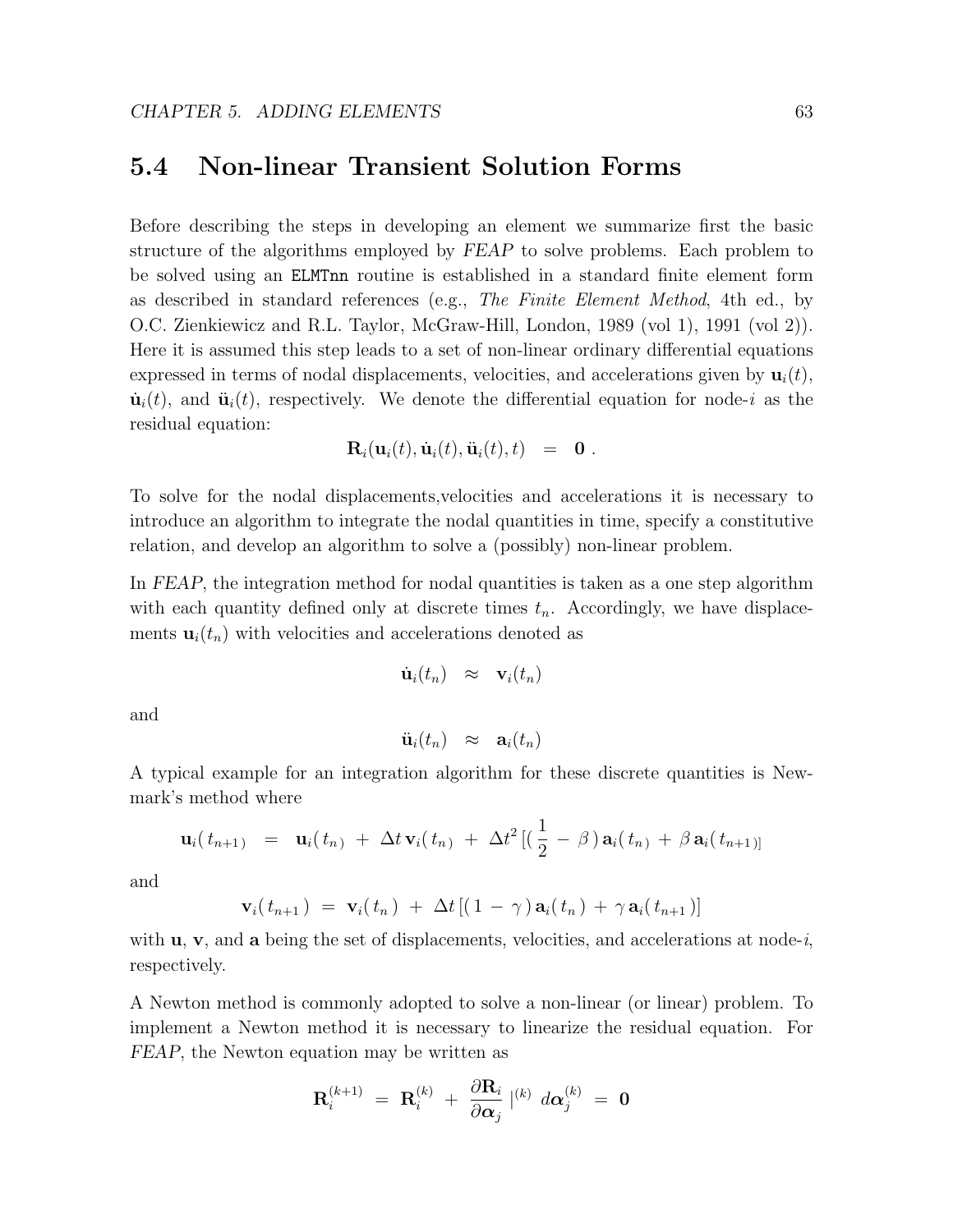## 5.4 Non-linear Transient Solution Forms

Before describing the steps in developing an element we summarize first the basic structure of the algorithms employed by *FEAP* to solve problems. Each problem to be solved using an `ELMTnn` routine is established in a standard finite element form as described in standard references (e.g., *The Finite Element Method*, 4th ed., by O.C. Zienkiewicz and R.L. Taylor, McGraw-Hill, London, 1989 (vol 1), 1991 (vol 2)). Here it is assumed this step leads to a set of non-linear ordinary differential equations expressed in terms of nodal displacements, velocities, and accelerations given by $\mathbf{u}_i(t)$, $\dot{\mathbf{u}}_i(t)$, and $\ddot{\mathbf{u}}_i(t)$, respectively. We denote the differential equation for node-$i$ as the residual equation:

$$\mathbf{R}_i(\mathbf{u}_i(t), \dot{\mathbf{u}}_i(t), \ddot{\mathbf{u}}_i(t), t) \quad = \quad \mathbf{0} \; .$$

To solve for the nodal displacements,velocities and accelerations it is necessary to introduce an algorithm to integrate the nodal quantities in time, specify a constitutive relation, and develop an algorithm to solve a (possibly) non-linear problem.

In *FEAP*, the integration method for nodal quantities is taken as a one step algorithm with each quantity defined only at discrete times $t_n$. Accordingly, we have displacements $\mathbf{u}_i(t_n)$ with velocities and accelerations denoted as

$$\dot{\mathbf{u}}_i(t_n) \quad \approx \quad \mathbf{v}_i(t_n)$$

and

$$\ddot{\mathbf{u}}_i(t_n) \quad \approx \quad \mathbf{a}_i(t_n)$$

A typical example for an integration algorithm for these discrete quantities is Newmark's method where

$$\mathbf{u}_i(\, t_{n+1}) \quad = \quad \mathbf{u}_i(\, t_n) \; + \; \Delta t \, \mathbf{v}_i(\, t_n) \; + \; \Delta t^2 \, [(\, \frac{1}{2} \, - \, \beta \,) \, \mathbf{a}_i(\, t_n) \; + \; \beta \, \mathbf{a}_i(\, t_{n+1})]$$

and

$$\mathbf{v}_i(\, t_{n+1}\,) \; = \; \mathbf{v}_i(\, t_n\,) \; + \; \Delta t \, [(\, 1 \, - \, \gamma \,) \, \mathbf{a}_i(\, t_n\,) \; + \; \gamma \, \mathbf{a}_i(\, t_{n+1}\,)]$$

with $\mathbf{u}$, $\mathbf{v}$, and $\mathbf{a}$ being the set of displacements, velocities, and accelerations at node-$i$, respectively.

A Newton method is commonly adopted to solve a non-linear (or linear) problem. To implement a Newton method it is necessary to linearize the residual equation. For *FEAP*, the Newton equation may be written as

$$\mathbf{R}_i^{(k+1)} \; = \; \mathbf{R}_i^{(k)} \; + \; \frac{\partial \mathbf{R}_i}{\partial \boldsymbol{\alpha}_j} \, |^{(k)} \; d\boldsymbol{\alpha}_j^{(k)} \; = \; \mathbf{0}$$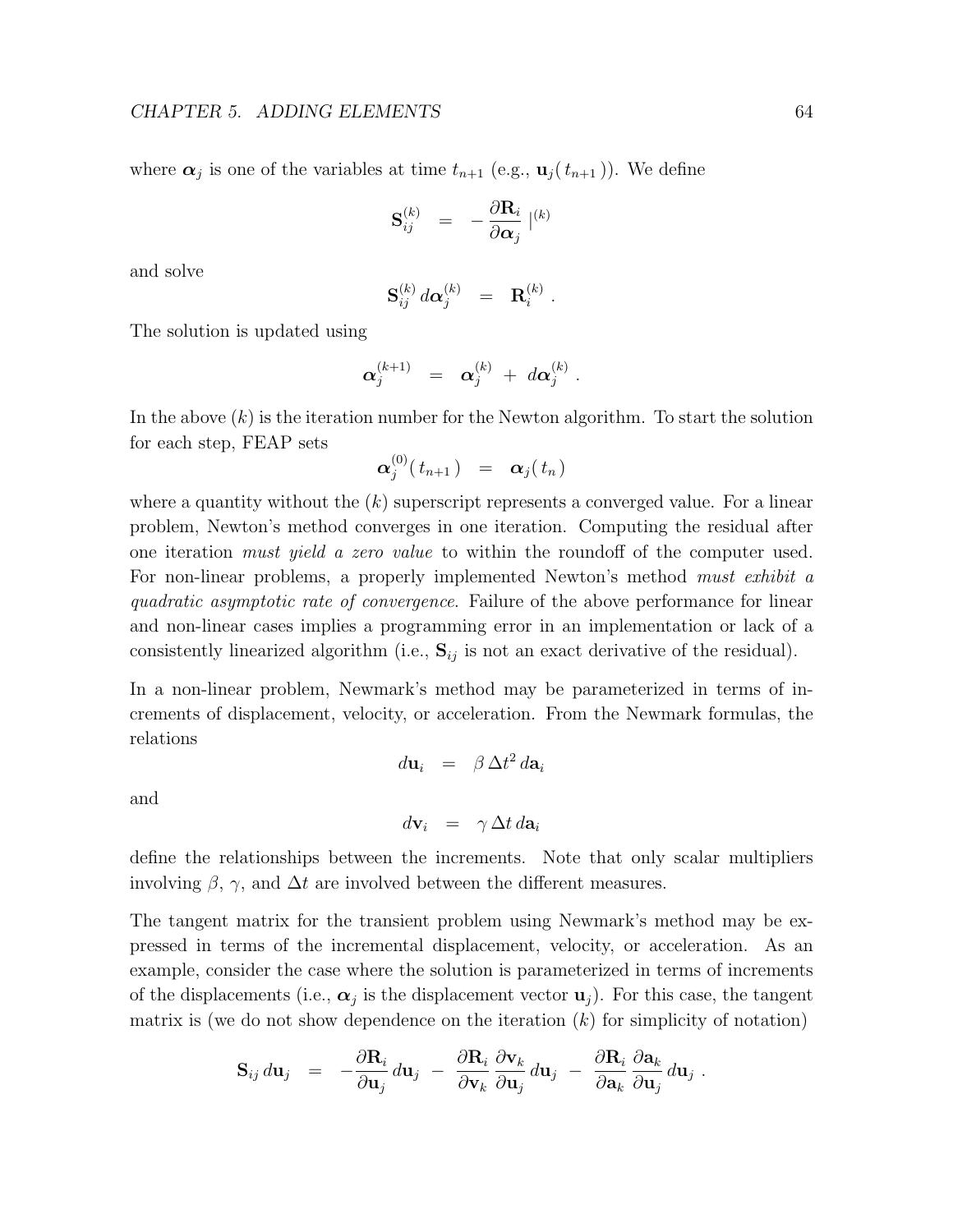where $\boldsymbol{\alpha}_j$ is one of the variables at time $t_{n+1}$ (e.g., $\mathbf{u}_j(\,t_{n+1}\,)$). We define

$$\mathbf{S}_{ij}^{(k)} \;\; = \;\; -\frac{\partial \mathbf{R}_i}{\partial \boldsymbol{\alpha}_j} \,|^{(k)}$$

and solve

$$\mathbf{S}_{ij}^{(k)} \, d\boldsymbol{\alpha}_j^{(k)} \;\; = \;\; \mathbf{R}_i^{(k)} \, .$$

The solution is updated using

$$\boldsymbol{\alpha}_j^{(k+1)} \;\; = \;\; \boldsymbol{\alpha}_j^{(k)} \; + \; d\boldsymbol{\alpha}_j^{(k)} \, .$$

In the above $(k)$ is the iteration number for the Newton algorithm. To start the solution for each step, FEAP sets

$$\boldsymbol{\alpha}_j^{(0)}(\,t_{n+1}\,) \;\; = \;\; \boldsymbol{\alpha}_j(\,t_n\,)$$

where a quantity without the $(k)$ superscript represents a converged value. For a linear problem, Newton's method converges in one iteration. Computing the residual after one iteration *must yield a zero value* to within the roundoff of the computer used. For non-linear problems, a properly implemented Newton's method *must exhibit a quadratic asymptotic rate of convergence*. Failure of the above performance for linear and non-linear cases implies a programming error in an implementation or lack of a consistently linearized algorithm (i.e., $\mathbf{S}_{ij}$ is not an exact derivative of the residual).

In a non-linear problem, Newmark's method may be parameterized in terms of increments of displacement, velocity, or acceleration. From the Newmark formulas, the relations

$$d\mathbf{u}_i \;\; = \;\; \beta \, \Delta t^2 \, d\mathbf{a}_i$$

and

$$d\mathbf{v}_i \;\; = \;\; \gamma \, \Delta t \, d\mathbf{a}_i$$

define the relationships between the increments. Note that only scalar multipliers involving $\beta$, $\gamma$, and $\Delta t$ are involved between the different measures.

The tangent matrix for the transient problem using Newmark's method may be expressed in terms of the incremental displacement, velocity, or acceleration. As an example, consider the case where the solution is parameterized in terms of increments of the displacements (i.e., $\boldsymbol{\alpha}_j$ is the displacement vector $\mathbf{u}_j$). For this case, the tangent matrix is (we do not show dependence on the iteration $(k)$ for simplicity of notation)

$$\mathbf{S}_{ij} \, d\mathbf{u}_j \;\; = \;\; -\frac{\partial \mathbf{R}_i}{\partial \mathbf{u}_j} \, d\mathbf{u}_j \; - \; \frac{\partial \mathbf{R}_i}{\partial \mathbf{v}_k} \, \frac{\partial \mathbf{v}_k}{\partial \mathbf{u}_j} \, d\mathbf{u}_j \; - \; \frac{\partial \mathbf{R}_i}{\partial \mathbf{a}_k} \, \frac{\partial \mathbf{a}_k}{\partial \mathbf{u}_j} \, d\mathbf{u}_j \, .$$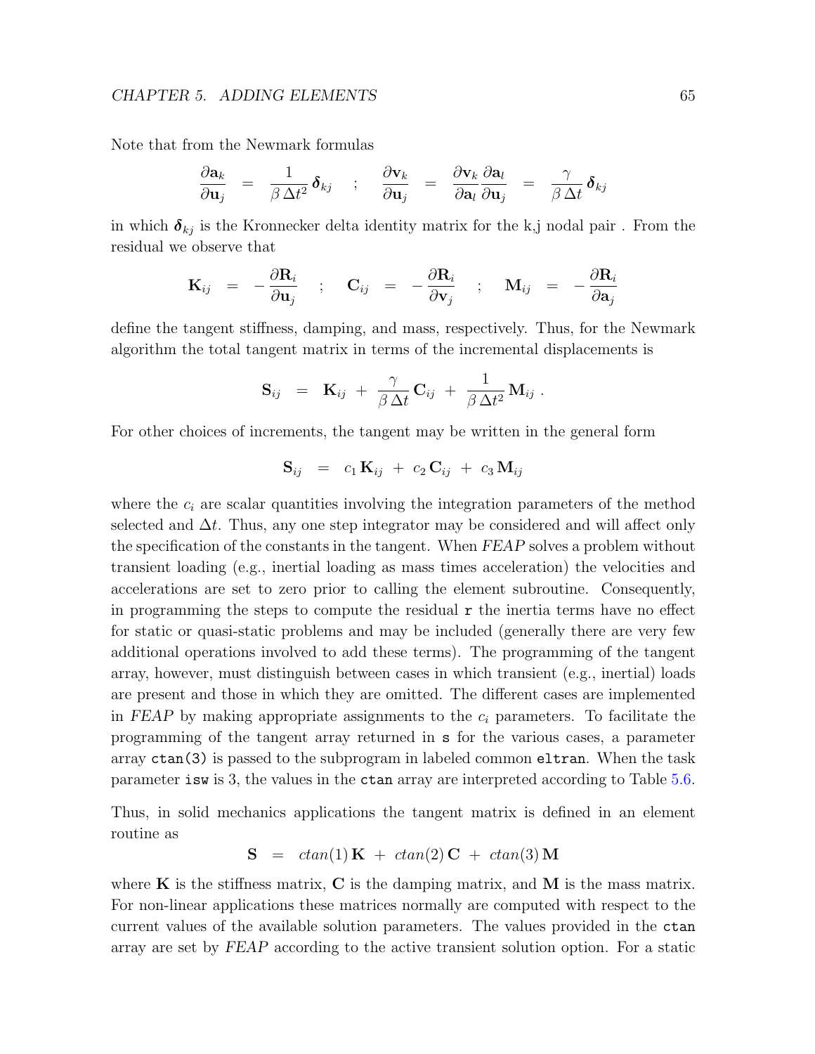Note that from the Newmark formulas

$$\frac{\partial \mathbf{a}_k}{\partial \mathbf{u}_j} \;=\; \frac{1}{\beta\,\Delta t^2}\,\boldsymbol{\delta}_{kj} \quad ; \quad \frac{\partial \mathbf{v}_k}{\partial \mathbf{u}_j} \;=\; \frac{\partial \mathbf{v}_k}{\partial \mathbf{a}_l}\frac{\partial \mathbf{a}_l}{\partial \mathbf{u}_j} \;=\; \frac{\gamma}{\beta\,\Delta t}\,\boldsymbol{\delta}_{kj}$$

in which $\boldsymbol{\delta}_{kj}$ is the Kronnecker delta identity matrix for the k,j nodal pair . From the residual we observe that

$$\mathbf{K}_{ij} \;=\; -\frac{\partial \mathbf{R}_i}{\partial \mathbf{u}_j} \quad ; \quad \mathbf{C}_{ij} \;=\; -\frac{\partial \mathbf{R}_i}{\partial \mathbf{v}_j} \quad ; \quad \mathbf{M}_{ij} \;=\; -\frac{\partial \mathbf{R}_i}{\partial \mathbf{a}_j}$$

define the tangent stiffness, damping, and mass, respectively. Thus, for the Newmark algorithm the total tangent matrix in terms of the incremental displacements is

$$\mathbf{S}_{ij} \;=\; \mathbf{K}_{ij} \;+\; \frac{\gamma}{\beta\,\Delta t}\,\mathbf{C}_{ij} \;+\; \frac{1}{\beta\,\Delta t^2}\,\mathbf{M}_{ij} \; .$$

For other choices of increments, the tangent may be written in the general form

$$\mathbf{S}_{ij} \;=\; c_1\,\mathbf{K}_{ij} \;+\; c_2\,\mathbf{C}_{ij} \;+\; c_3\,\mathbf{M}_{ij}$$

where the $c_i$ are scalar quantities involving the integration parameters of the method selected and $\Delta t$. Thus, any one step integrator may be considered and will affect only the specification of the constants in the tangent. When *FEAP* solves a problem without transient loading (e.g., inertial loading as mass times acceleration) the velocities and accelerations are set to zero prior to calling the element subroutine. Consequently, in programming the steps to compute the residual `r` the inertia terms have no effect for static or quasi-static problems and may be included (generally there are very few additional operations involved to add these terms). The programming of the tangent array, however, must distinguish between cases in which transient (e.g., inertial) loads are present and those in which they are omitted. The different cases are implemented in *FEAP* by making appropriate assignments to the $c_i$ parameters. To facilitate the programming of the tangent array returned in `s` for the various cases, a parameter array `ctan(3)` is passed to the subprogram in labeled common `eltran`. When the task parameter `isw` is 3, the values in the `ctan` array are interpreted according to Table 5.6.

Thus, in solid mechanics applications the tangent matrix is defined in an element routine as

$$\mathbf{S} \;=\; ctan(1)\,\mathbf{K} \;+\; ctan(2)\,\mathbf{C} \;+\; ctan(3)\,\mathbf{M}$$

where $\mathbf{K}$ is the stiffness matrix, $\mathbf{C}$ is the damping matrix, and $\mathbf{M}$ is the mass matrix. For non-linear applications these matrices normally are computed with respect to the current values of the available solution parameters. The values provided in the `ctan` array are set by *FEAP* according to the active transient solution option. For a static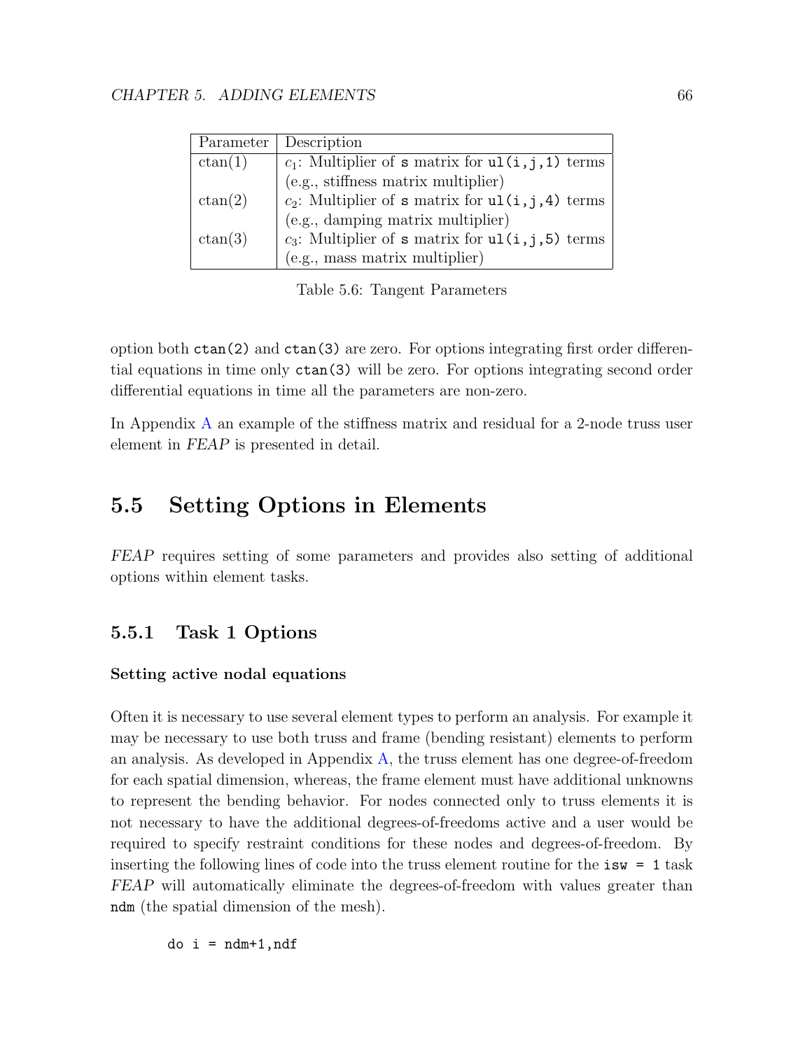| Parameter | Description |
|---|---|
| ctan(1) | $c_1$: Multiplier of `s` matrix for `ul(i,j,1)` terms (e.g., stiffness matrix multiplier) |
| ctan(2) | $c_2$: Multiplier of `s` matrix for `ul(i,j,4)` terms (e.g., damping matrix multiplier) |
| ctan(3) | $c_3$: Multiplier of `s` matrix for `ul(i,j,5)` terms (e.g., mass matrix multiplier) |

Table 5.6: Tangent Parameters

option both `ctan(2)` and `ctan(3)` are zero. For options integrating first order differential equations in time only `ctan(3)` will be zero. For options integrating second order differential equations in time all the parameters are non-zero.

In Appendix A an example of the stiffness matrix and residual for a 2-node truss user element in *FEAP* is presented in detail.

## 5.5 Setting Options in Elements

*FEAP* requires setting of some parameters and provides also setting of additional options within element tasks.

### 5.5.1 Task 1 Options

**Setting active nodal equations**

Often it is necessary to use several element types to perform an analysis. For example it may be necessary to use both truss and frame (bending resistant) elements to perform an analysis. As developed in Appendix A, the truss element has one degree-of-freedom for each spatial dimension, whereas, the frame element must have additional unknowns to represent the bending behavior. For nodes connected only to truss elements it is not necessary to have the additional degrees-of-freedoms active and a user would be required to specify restraint conditions for these nodes and degrees-of-freedom. By inserting the following lines of code into the truss element routine for the `isw = 1` task *FEAP* will automatically eliminate the degrees-of-freedom with values greater than `ndm` (the spatial dimension of the mesh).

```
do i = ndm+1,ndf
```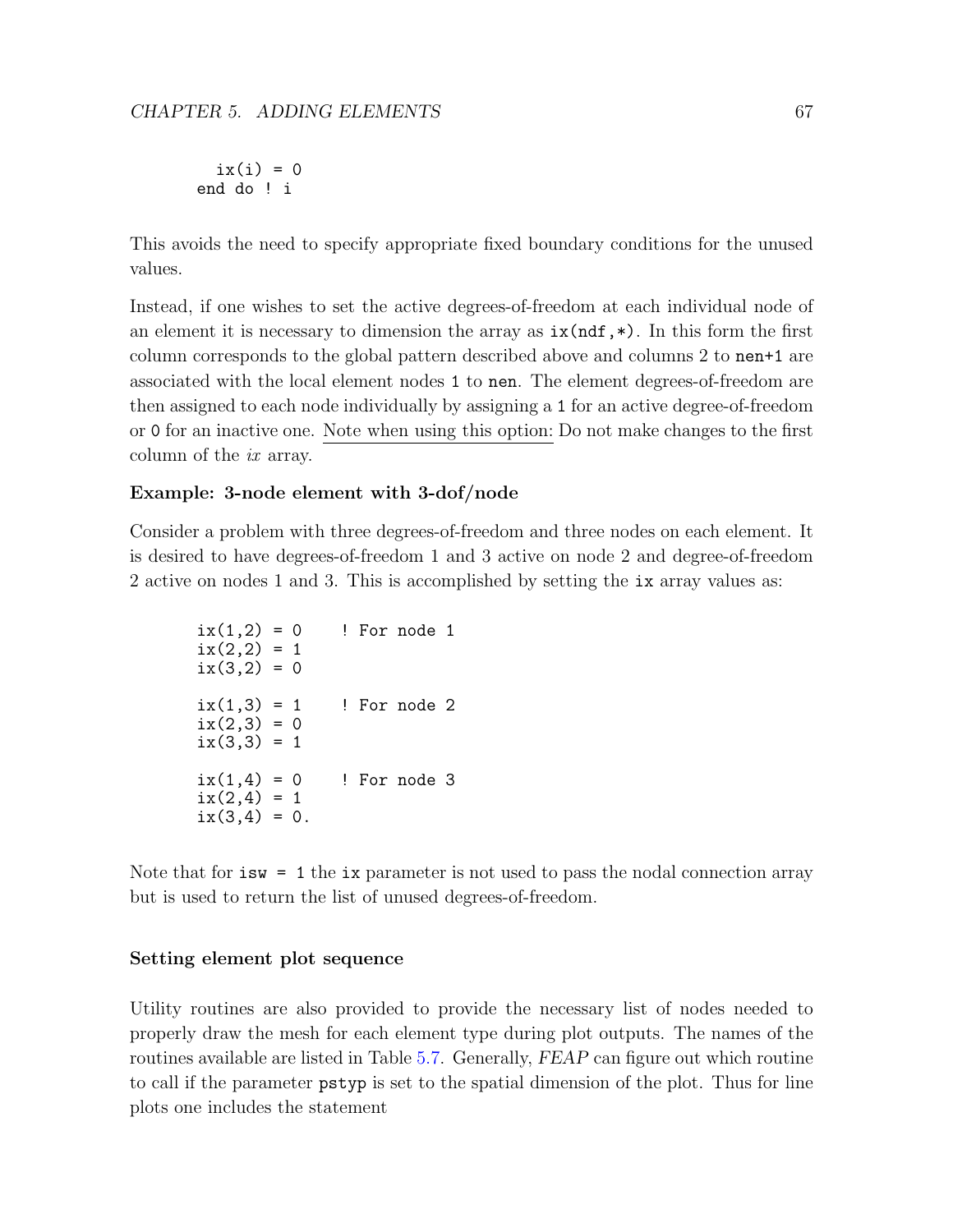```
  ix(i) = 0
end do ! i
```

This avoids the need to specify appropriate fixed boundary conditions for the unused values.

Instead, if one wishes to set the active degrees-of-freedom at each individual node of an element it is necessary to dimension the array as `ix(ndf,*)`. In this form the first column corresponds to the global pattern described above and columns 2 to `nen+1` are associated with the local element nodes `1` to `nen`. The element degrees-of-freedom are then assigned to each node individually by assigning a `1` for an active degree-of-freedom or `0` for an inactive one. Note when using this option: Do not make changes to the first column of the *ix* array.

### Example: 3-node element with 3-dof/node

Consider a problem with three degrees-of-freedom and three nodes on each element. It is desired to have degrees-of-freedom 1 and 3 active on node 2 and degree-of-freedom 2 active on nodes 1 and 3. This is accomplished by setting the `ix` array values as:

```
ix(1,2) = 0    ! For node 1
ix(2,2) = 1
ix(3,2) = 0

ix(1,3) = 1    ! For node 2
ix(2,3) = 0
ix(3,3) = 1

ix(1,4) = 0    ! For node 3
ix(2,4) = 1
ix(3,4) = 0.
```

Note that for `isw = 1` the `ix` parameter is not used to pass the nodal connection array but is used to return the list of unused degrees-of-freedom.

### Setting element plot sequence

Utility routines are also provided to provide the necessary list of nodes needed to properly draw the mesh for each element type during plot outputs. The names of the routines available are listed in Table 5.7. Generally, *FEAP* can figure out which routine to call if the parameter `pstyp` is set to the spatial dimension of the plot. Thus for line plots one includes the statement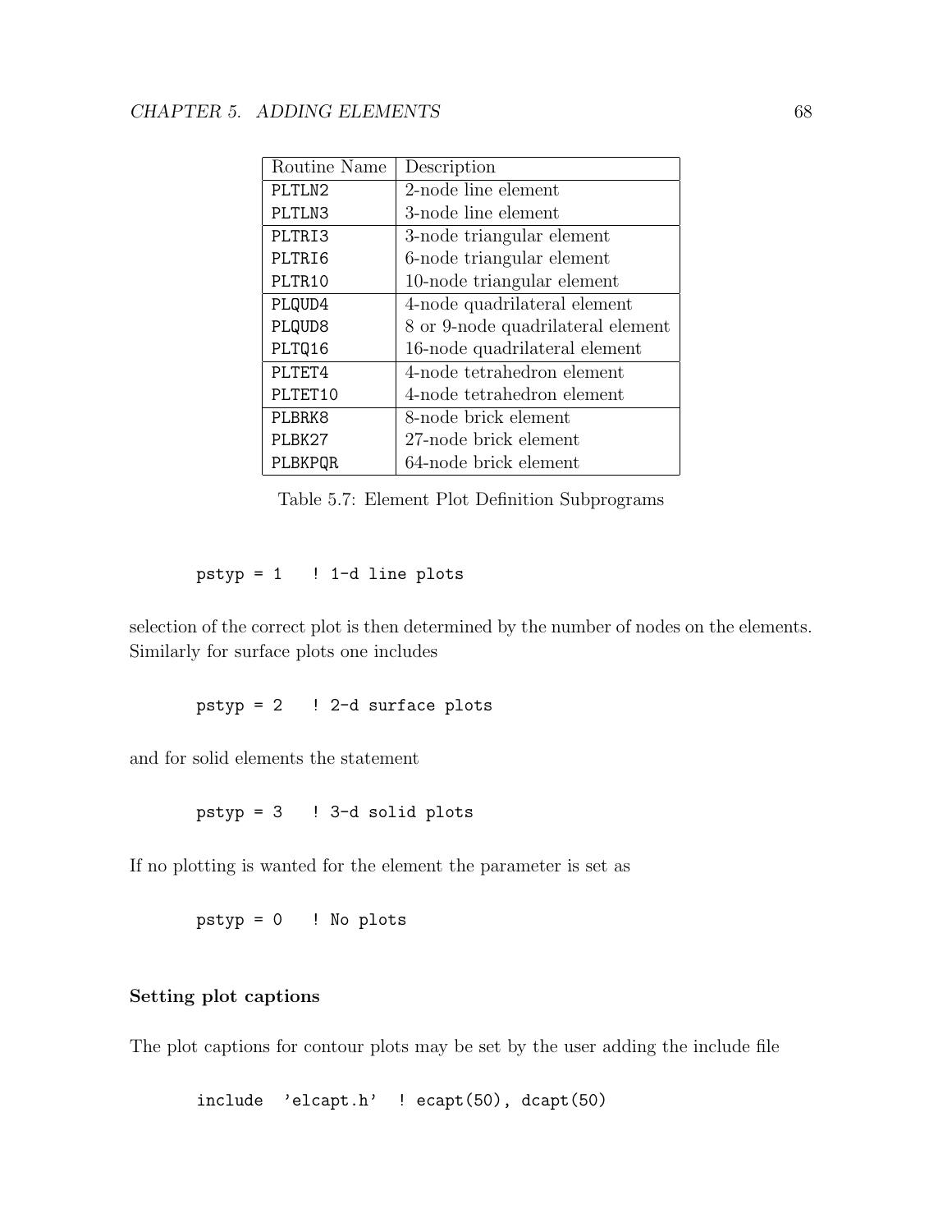| Routine Name | Description |
|---|---|
| PLTLN2 | 2-node line element |
| PLTLN3 | 3-node line element |
| PLTRI3 | 3-node triangular element |
| PLTRI6 | 6-node triangular element |
| PLTR10 | 10-node triangular element |
| PLQUD4 | 4-node quadrilateral element |
| PLQUD8 | 8 or 9-node quadrilateral element |
| PLTQ16 | 16-node quadrilateral element |
| PLTET4 | 4-node tetrahedron element |
| PLTET10 | 4-node tetrahedron element |
| PLBRK8 | 8-node brick element |
| PLBK27 | 27-node brick element |
| PLBKPQR | 64-node brick element |

Table 5.7: Element Plot Definition Subprograms

```
pstyp = 1   ! 1-d line plots
```

selection of the correct plot is then determined by the number of nodes on the elements. Similarly for surface plots one includes

```
pstyp = 2   ! 2-d surface plots
```

and for solid elements the statement

```
pstyp = 3   ! 3-d solid plots
```

If no plotting is wanted for the element the parameter is set as

```
pstyp = 0   ! No plots
```

**Setting plot captions**

The plot captions for contour plots may be set by the user adding the include file

```
include  'elcapt.h'  ! ecapt(50), dcapt(50)
```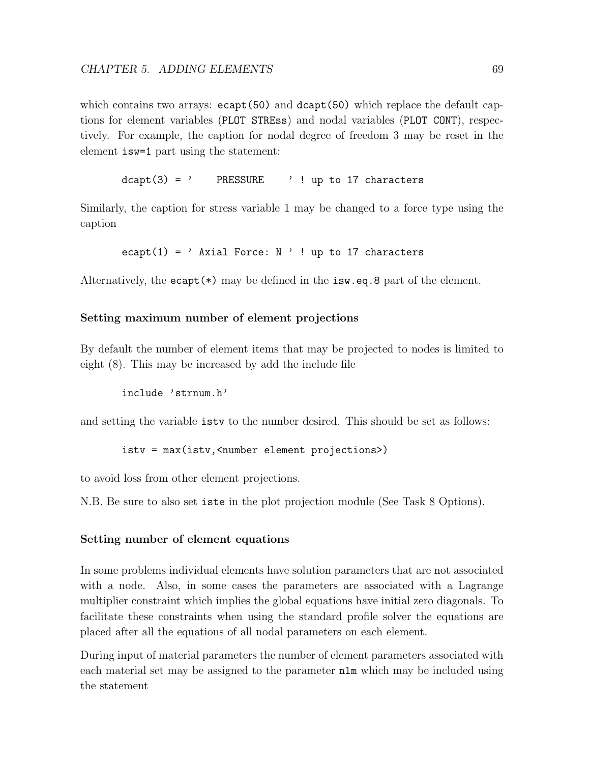which contains two arrays: `ecapt(50)` and `dcapt(50)` which replace the default captions for element variables (`PLOT STREss`) and nodal variables (`PLOT CONT`), respectively. For example, the caption for nodal degree of freedom 3 may be reset in the element `isw=1` part using the statement:

```
dcapt(3) = '    PRESSURE    ' ! up to 17 characters
```

Similarly, the caption for stress variable 1 may be changed to a force type using the caption

```
ecapt(1) = ' Axial Force: N ' ! up to 17 characters
```

Alternatively, the `ecapt(*)` may be defined in the `isw.eq.8` part of the element.

#### Setting maximum number of element projections

By default the number of element items that may be projected to nodes is limited to eight (8). This may be increased by add the include file

```
include 'strnum.h'
```

and setting the variable `istv` to the number desired. This should be set as follows:

```
istv = max(istv,<number element projections>)
```

to avoid loss from other element projections.

N.B. Be sure to also set `iste` in the plot projection module (See Task 8 Options).

#### Setting number of element equations

In some problems individual elements have solution parameters that are not associated with a node. Also, in some cases the parameters are associated with a Lagrange multiplier constraint which implies the global equations have initial zero diagonals. To facilitate these constraints when using the standard profile solver the equations are placed after all the equations of all nodal parameters on each element.

During input of material parameters the number of element parameters associated with each material set may be assigned to the parameter `nlm` which may be included using the statement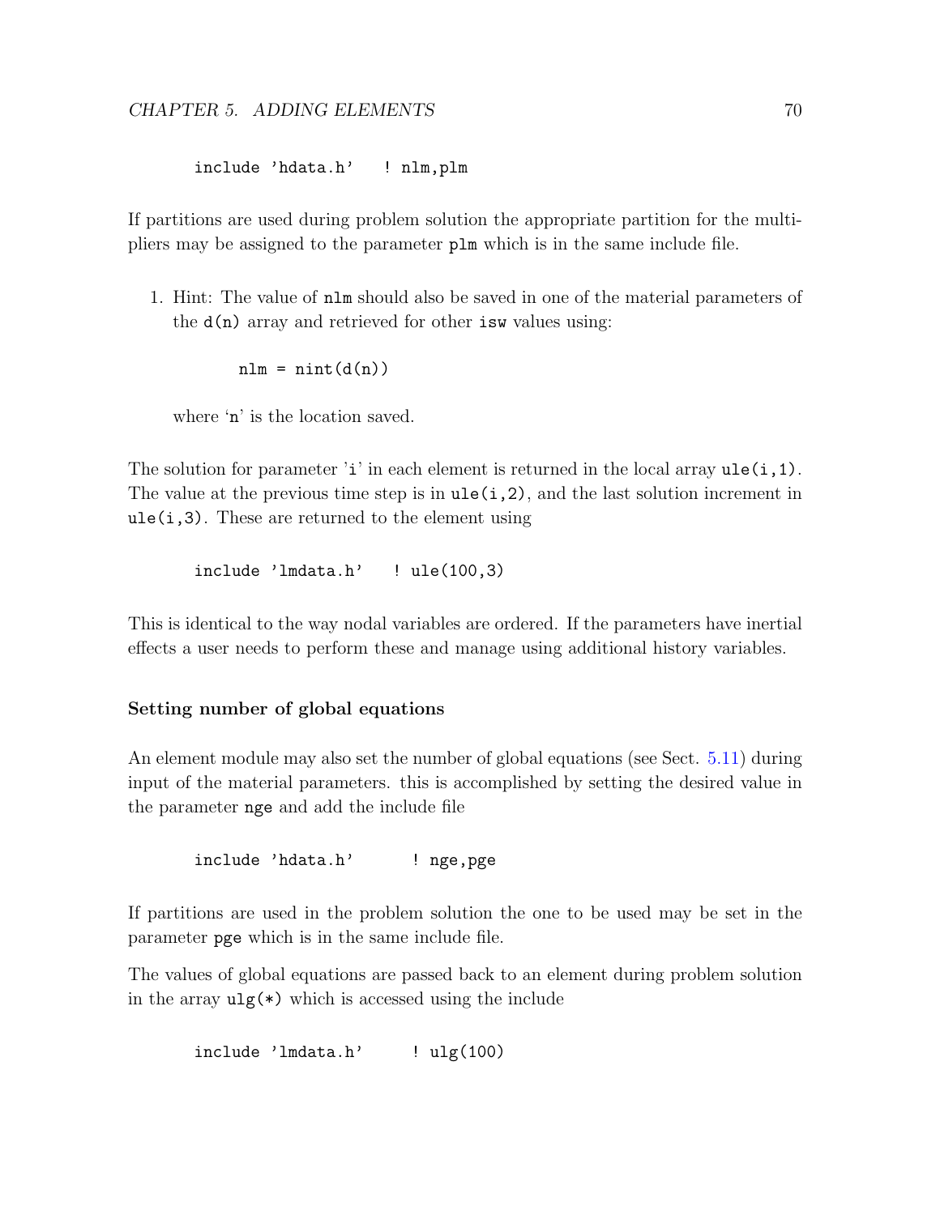```
include 'hdata.h'   ! nlm,plm
```

If partitions are used during problem solution the appropriate partition for the multipliers may be assigned to the parameter `plm` which is in the same include file.

1. Hint: The value of `nlm` should also be saved in one of the material parameters of the `d(n)` array and retrieved for other `isw` values using:

   ```
   nlm = nint(d(n))
   ```

   where '`n`' is the location saved.

The solution for parameter 'i' in each element is returned in the local array `ule(i,1)`. The value at the previous time step is in `ule(i,2)`, and the last solution increment in `ule(i,3)`. These are returned to the element using

```
include 'lmdata.h'   ! ule(100,3)
```

This is identical to the way nodal variables are ordered. If the parameters have inertial effects a user needs to perform these and manage using additional history variables.

**Setting number of global equations**

An element module may also set the number of global equations (see Sect. 5.11) during input of the material parameters. this is accomplished by setting the desired value in the parameter `nge` and add the include file

```
include 'hdata.h'      ! nge,pge
```

If partitions are used in the problem solution the one to be used may be set in the parameter `pge` which is in the same include file.

The values of global equations are passed back to an element during problem solution in the array `ulg(*)` which is accessed using the include

```
include 'lmdata.h'     ! ulg(100)
```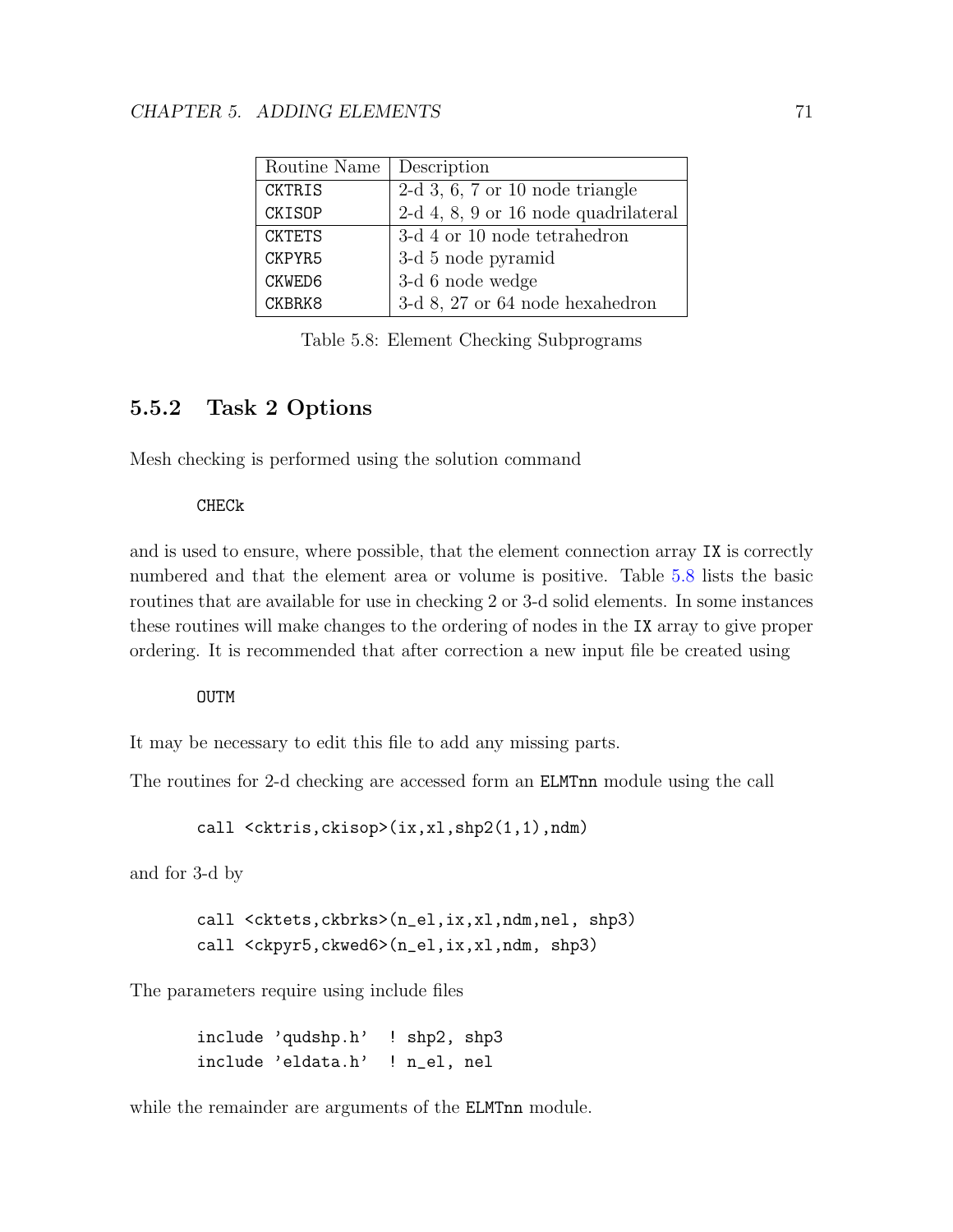| Routine Name | Description |
|---|---|
| CKTRIS | 2-d 3, 6, 7 or 10 node triangle |
| CKISOP | 2-d 4, 8, 9 or 16 node quadrilateral |
| CKTETS | 3-d 4 or 10 node tetrahedron |
| CKPYR5 | 3-d 5 node pyramid |
| CKWED6 | 3-d 6 node wedge |
| CKBRK8 | 3-d 8, 27 or 64 node hexahedron |

Table 5.8: Element Checking Subprograms

### 5.5.2 Task 2 Options

Mesh checking is performed using the solution command

```
CHECk
```

and is used to ensure, where possible, that the element connection array IX is correctly numbered and that the element area or volume is positive. Table 5.8 lists the basic routines that are available for use in checking 2 or 3-d solid elements. In some instances these routines will make changes to the ordering of nodes in the IX array to give proper ordering. It is recommended that after correction a new input file be created using

```
OUTM
```

It may be necessary to edit this file to add any missing parts.

The routines for 2-d checking are accessed form an ELMTnn module using the call

```
call <cktris,ckisop>(ix,xl,shp2(1,1),ndm)
```

and for 3-d by

```
call <cktets,ckbrks>(n_el,ix,xl,ndm,nel, shp3)
call <ckpyr5,ckwed6>(n_el,ix,xl,ndm, shp3)
```

The parameters require using include files

```
include 'qudshp.h'  ! shp2, shp3
include 'eldata.h'  ! n_el, nel
```

while the remainder are arguments of the ELMTnn module.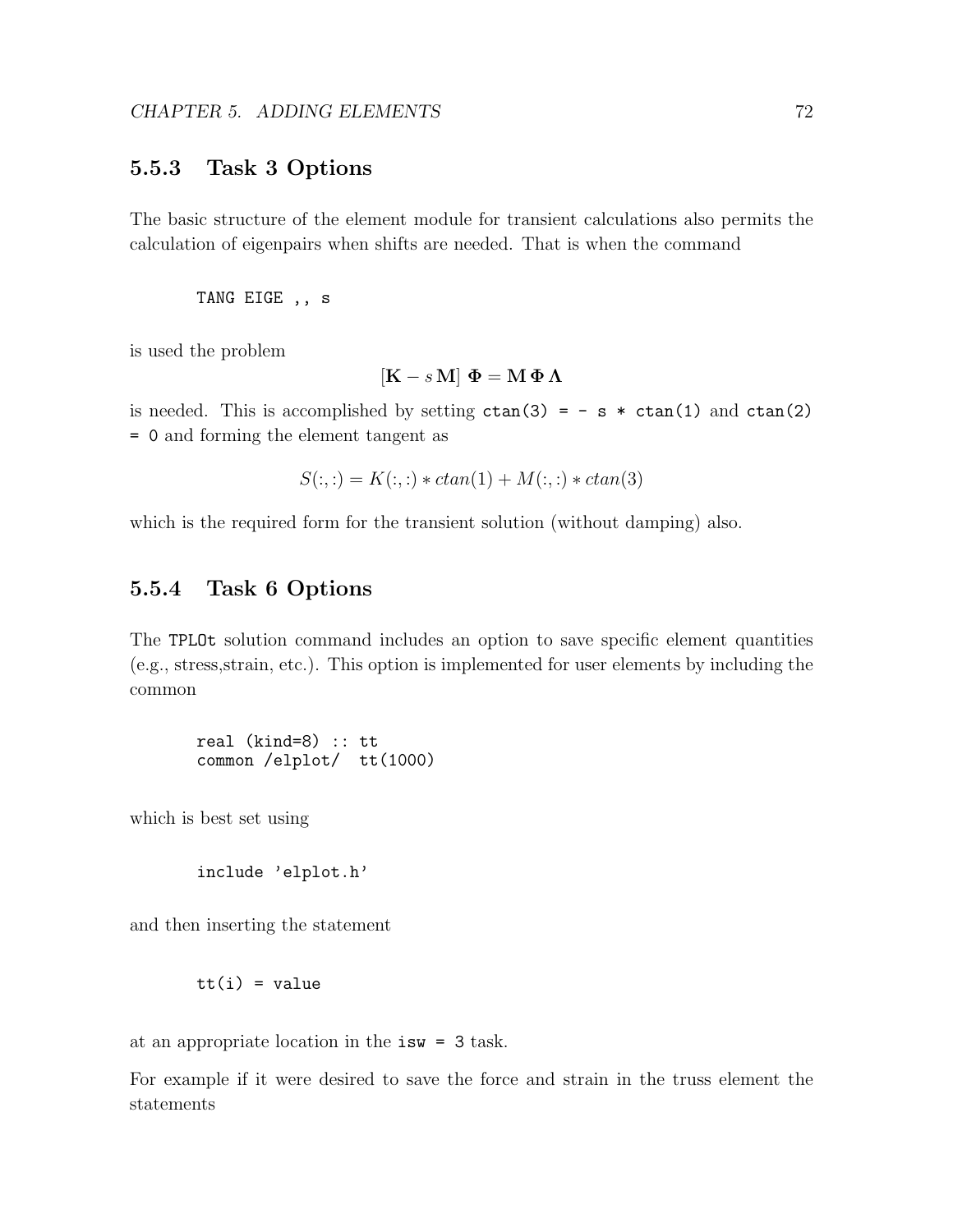### 5.5.3 Task 3 Options

The basic structure of the element module for transient calculations also permits the calculation of eigenpairs when shifts are needed. That is when the command

```
TANG EIGE ,, s
```

is used the problem

$$[\mathbf{K} - s\,\mathbf{M}]\ \mathbf{\Phi} = \mathbf{M}\,\mathbf{\Phi}\,\mathbf{\Lambda}$$

is needed. This is accomplished by setting `ctan(3) = - s * ctan(1)` and `ctan(2) = 0` and forming the element tangent as

$$S(:,:) = K(:,:) * ctan(1) + M(:,:) * ctan(3)$$

which is the required form for the transient solution (without damping) also.

### 5.5.4 Task 6 Options

The `TPLOt` solution command includes an option to save specific element quantities (e.g., stress,strain, etc.). This option is implemented for user elements by including the common

```
real (kind=8) :: tt
common /elplot/  tt(1000)
```

which is best set using

```
include 'elplot.h'
```

and then inserting the statement

```
tt(i) = value
```

at an appropriate location in the `isw = 3` task.

For example if it were desired to save the force and strain in the truss element the statements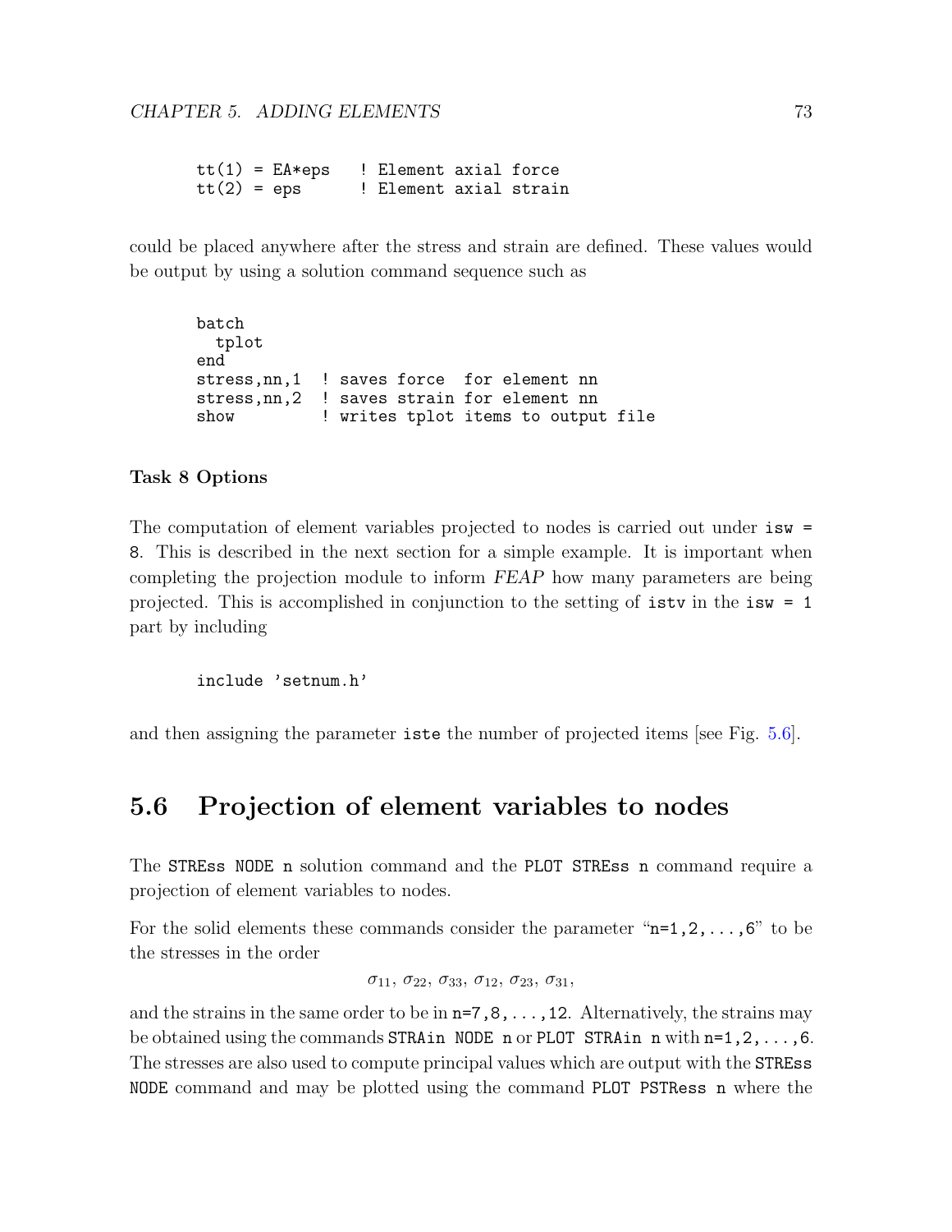```
tt(1) = EA*eps   ! Element axial force
tt(2) = eps      ! Element axial strain
```

could be placed anywhere after the stress and strain are defined. These values would be output by using a solution command sequence such as

```
batch
  tplot
end
stress,nn,1  ! saves force  for element nn
stress,nn,2  ! saves strain for element nn
show         ! writes tplot items to output file
```

**Task 8 Options**

The computation of element variables projected to nodes is carried out under `isw = 8`. This is described in the next section for a simple example. It is important when completing the projection module to inform *FEAP* how many parameters are being projected. This is accomplished in conjunction to the setting of `istv` in the `isw = 1` part by including

```
include 'setnum.h'
```

and then assigning the parameter `iste` the number of projected items [see Fig. 5.6].

## 5.6 Projection of element variables to nodes

The `STREss NODE n` solution command and the `PLOT STREss n` command require a projection of element variables to nodes.

For the solid elements these commands consider the parameter "`n=1,2,...,6`" to be the stresses in the order

$$\sigma_{11},\ \sigma_{22},\ \sigma_{33},\ \sigma_{12},\ \sigma_{23},\ \sigma_{31},$$

and the strains in the same order to be in `n=7,8,...,12`. Alternatively, the strains may be obtained using the commands `STRAin NODE n` or `PLOT STRAin n` with `n=1,2,...,6`. The stresses are also used to compute principal values which are output with the `STREss NODE` command and may be plotted using the command `PLOT PSTRess n` where the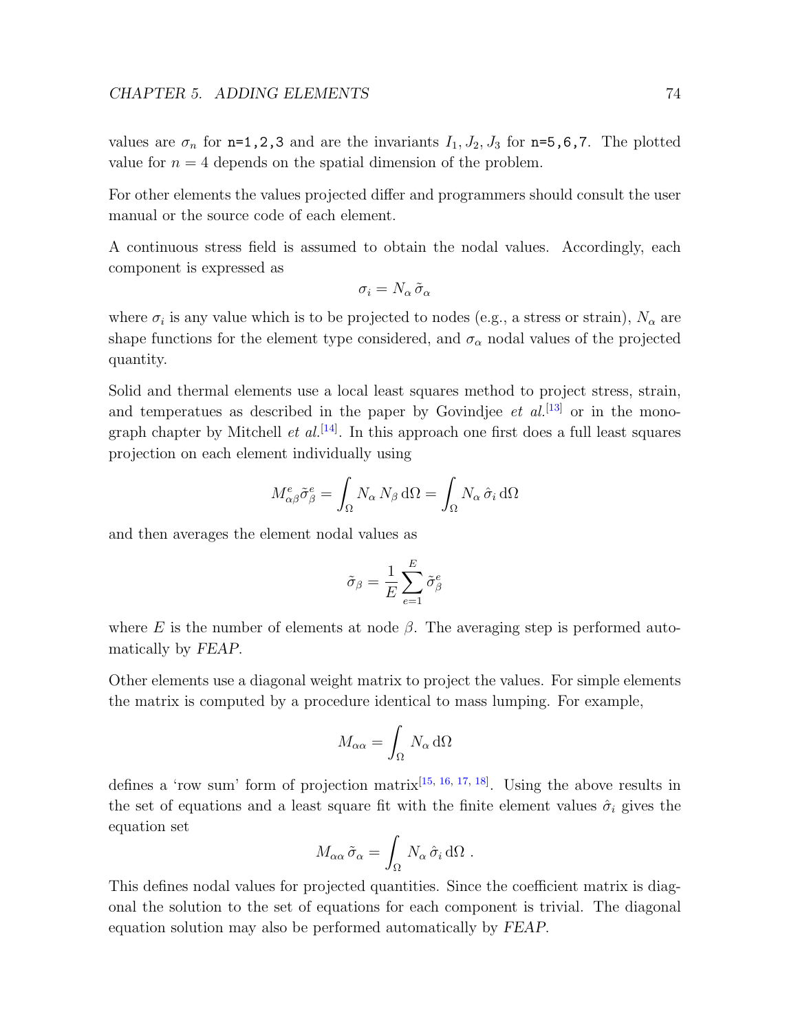values are $\sigma_n$ for `n=1,2,3` and are the invariants $I_1, J_2, J_3$ for `n=5,6,7`. The plotted value for $n = 4$ depends on the spatial dimension of the problem.

For other elements the values projected differ and programmers should consult the user manual or the source code of each element.

A continuous stress field is assumed to obtain the nodal values. Accordingly, each component is expressed as

$$\sigma_i = N_\alpha \, \tilde{\sigma}_\alpha$$

where $\sigma_i$ is any value which is to be projected to nodes (e.g., a stress or strain), $N_\alpha$ are shape functions for the element type considered, and $\sigma_\alpha$ nodal values of the projected quantity.

Solid and thermal elements use a local least squares method to project stress, strain, and temperatues as described in the paper by Govindjee *et al.*[13] or in the monograph chapter by Mitchell *et al.*[14]. In this approach one first does a full least squares projection on each element individually using

$$M^e_{\alpha\beta} \tilde{\sigma}^e_\beta = \int_\Omega N_\alpha \, N_\beta \, \mathrm{d}\Omega = \int_\Omega N_\alpha \, \hat{\sigma}_i \, \mathrm{d}\Omega$$

and then averages the element nodal values as

$$\tilde{\sigma}_\beta = \frac{1}{E} \sum_{e=1}^{E} \tilde{\sigma}^e_\beta$$

where $E$ is the number of elements at node $\beta$. The averaging step is performed automatically by *FEAP*.

Other elements use a diagonal weight matrix to project the values. For simple elements the matrix is computed by a procedure identical to mass lumping. For example,

$$M_{\alpha\alpha} = \int_\Omega N_\alpha \, \mathrm{d}\Omega$$

defines a 'row sum' form of projection matrix[15, 16, 17, 18]. Using the above results in the set of equations and a least square fit with the finite element values $\hat{\sigma}_i$ gives the equation set

$$M_{\alpha\alpha} \, \tilde{\sigma}_\alpha = \int_\Omega N_\alpha \, \hat{\sigma}_i \, \mathrm{d}\Omega \; .$$

This defines nodal values for projected quantities. Since the coefficient matrix is diagonal the solution to the set of equations for each component is trivial. The diagonal equation solution may also be performed automatically by *FEAP*.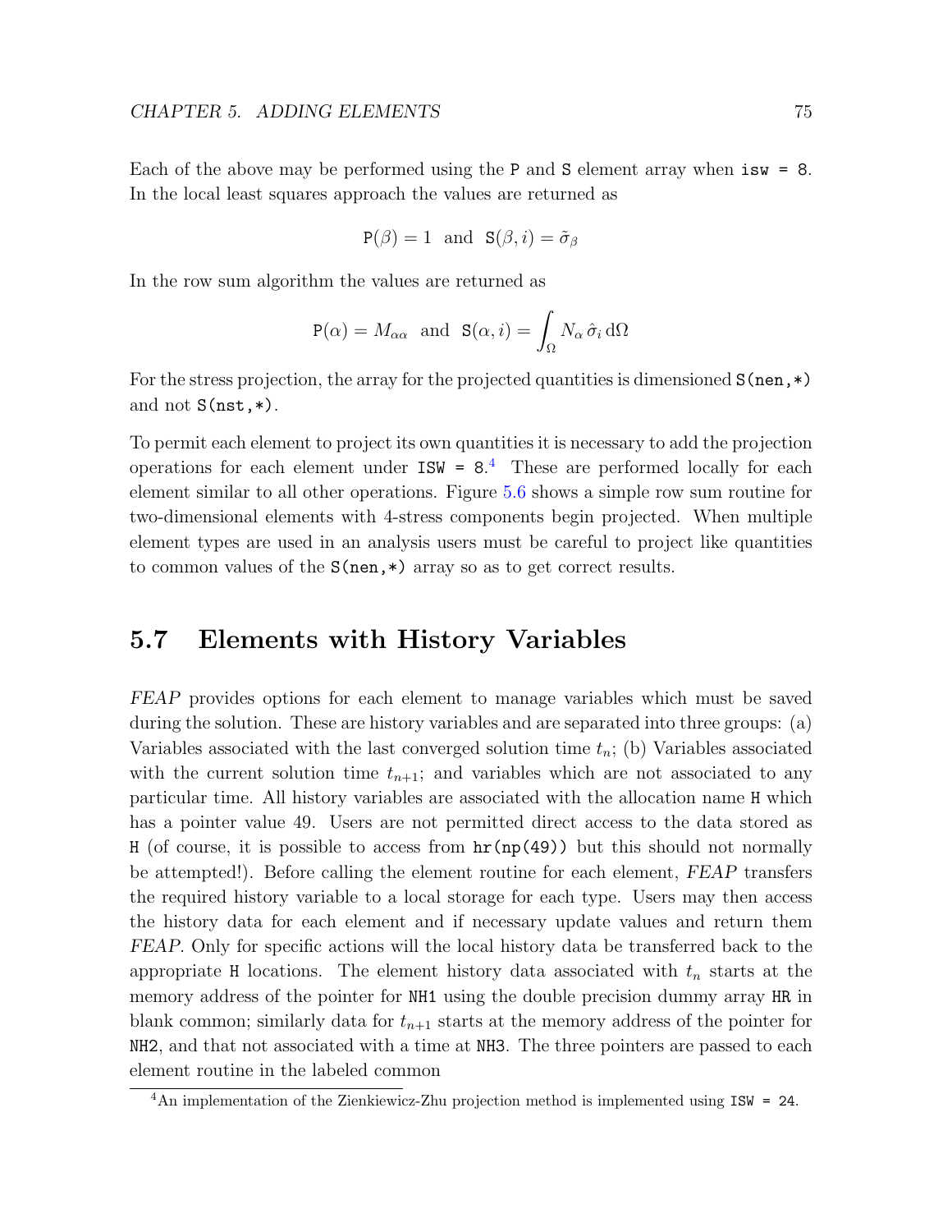Each of the above may be performed using the `P` and `S` element array when `isw = 8`. In the local least squares approach the values are returned as

$$\texttt{P}(\beta) = 1 \;\text{ and }\; \texttt{S}(\beta, i) = \tilde{\sigma}_\beta$$

In the row sum algorithm the values are returned as

$$\texttt{P}(\alpha) = M_{\alpha\alpha} \;\text{ and }\; \texttt{S}(\alpha, i) = \int_\Omega N_\alpha \, \hat{\sigma}_i \, \mathrm{d}\Omega$$

For the stress projection, the array for the projected quantities is dimensioned `S(nen,*)` and not `S(nst,*)`.

To permit each element to project its own quantities it is necessary to add the projection operations for each element under `ISW = 8`.[4] These are performed locally for each element similar to all other operations. Figure 5.6 shows a simple row sum routine for two-dimensional elements with 4-stress components begin projected. When multiple element types are used in an analysis users must be careful to project like quantities to common values of the `S(nen,*)` array so as to get correct results.

## 5.7 Elements with History Variables

*FEAP* provides options for each element to manage variables which must be saved during the solution. These are history variables and are separated into three groups: (a) Variables associated with the last converged solution time $t_n$; (b) Variables associated with the current solution time $t_{n+1}$; and variables which are not associated to any particular time. All history variables are associated with the allocation name `H` which has a pointer value 49. Users are not permitted direct access to the data stored as `H` (of course, it is possible to access from `hr(np(49))` but this should not normally be attempted!). Before calling the element routine for each element, *FEAP* transfers the required history variable to a local storage for each type. Users may then access the history data for each element and if necessary update values and return them *FEAP*. Only for specific actions will the local history data be transferred back to the appropriate `H` locations. The element history data associated with $t_n$ starts at the memory address of the pointer for `NH1` using the double precision dummy array `HR` in blank common; similarly data for $t_{n+1}$ starts at the memory address of the pointer for `NH2`, and that not associated with a time at `NH3`. The three pointers are passed to each element routine in the labeled common

[4] An implementation of the Zienkiewicz-Zhu projection method is implemented using `ISW = 24`.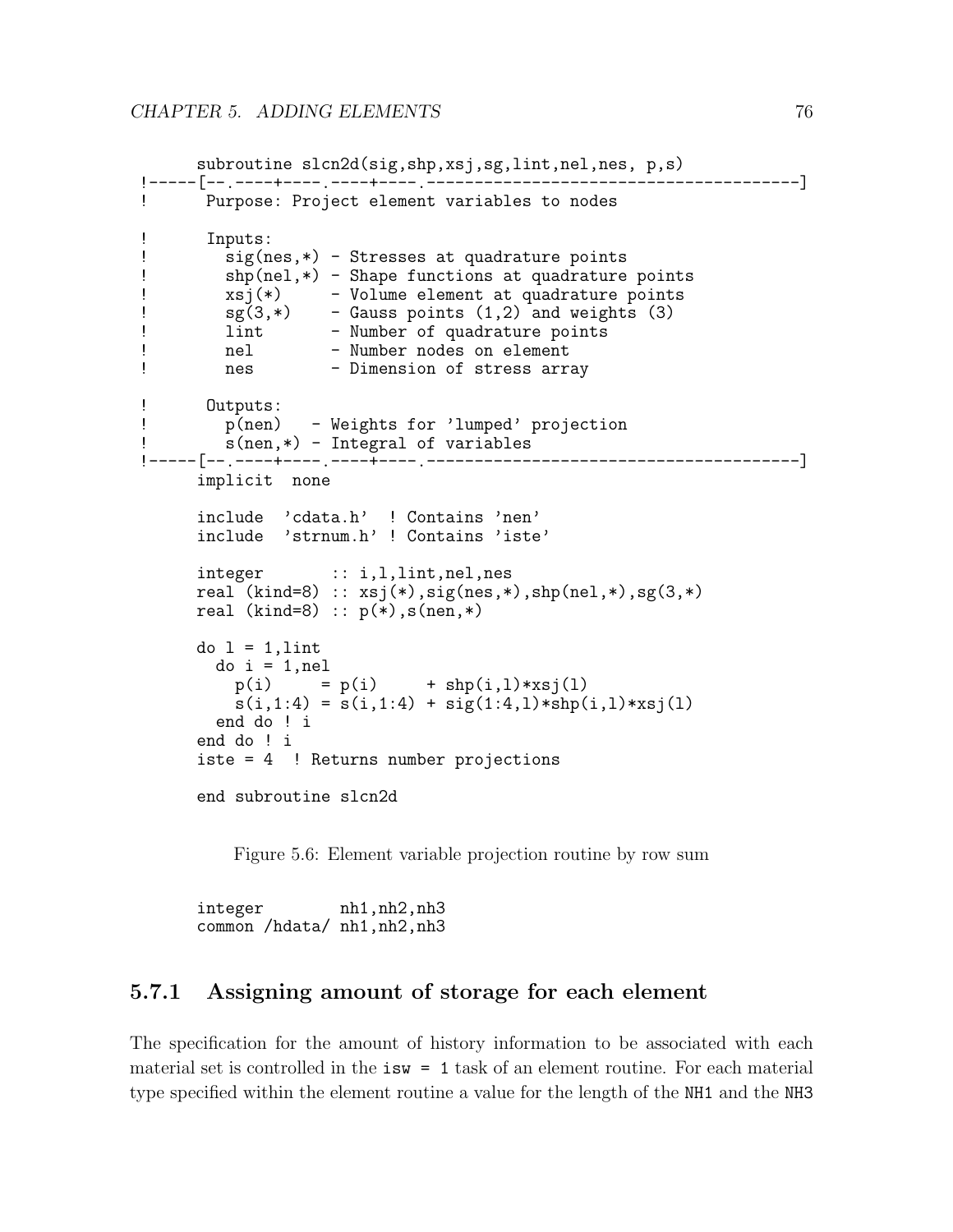```
      subroutine slcn2d(sig,shp,xsj,sg,lint,nel,nes, p,s)
!-----[--.----+----.----+----.-----------------------------------------]
!      Purpose: Project element variables to nodes

!      Inputs:
!        sig(nes,*) - Stresses at quadrature points
!        shp(nel,*) - Shape functions at quadrature points
!        xsj(*)     - Volume element at quadrature points
!        sg(3,*)    - Gauss points (1,2) and weights (3)
!        lint       - Number of quadrature points
!        nel        - Number nodes on element
!        nes        - Dimension of stress array

!      Outputs:
!        p(nen)   - Weights for 'lumped' projection
!        s(nen,*) - Integral of variables
!-----[--.----+----.----+----.-----------------------------------------]
      implicit  none

      include  'cdata.h'  ! Contains 'nen'
      include  'strnum.h' ! Contains 'iste'

      integer       :: i,l,lint,nel,nes
      real (kind=8) :: xsj(*),sig(nes,*),shp(nel,*),sg(3,*)
      real (kind=8) :: p(*),s(nen,*)

      do l = 1,lint
        do i = 1,nel
          p(i)     = p(i)     + shp(i,l)*xsj(l)
          s(i,1:4) = s(i,1:4) + sig(1:4,l)*shp(i,l)*xsj(l)
        end do ! i
      end do ! i
      iste = 4  ! Returns number projections

      end subroutine slcn2d
```

Figure 5.6: Element variable projection routine by row sum

```
      integer        nh1,nh2,nh3
      common /hdata/ nh1,nh2,nh3
```

### 5.7.1 Assigning amount of storage for each element

The specification for the amount of history information to be associated with each material set is controlled in the `isw = 1` task of an element routine. For each material type specified within the element routine a value for the length of the `NH1` and the `NH3`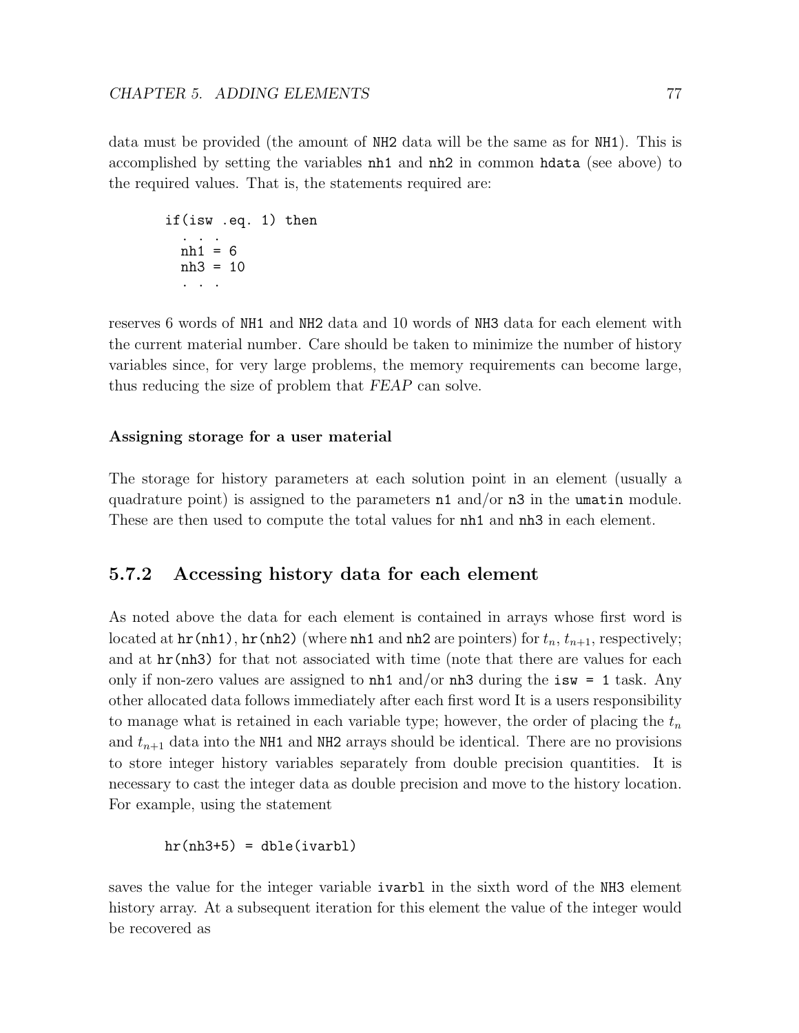data must be provided (the amount of NH2 data will be the same as for NH1). This is accomplished by setting the variables nh1 and nh2 in common hdata (see above) to the required values. That is, the statements required are:

```
if(isw .eq. 1) then
  . . .
  nh1 = 6
  nh3 = 10
  . . .
```

reserves 6 words of NH1 and NH2 data and 10 words of NH3 data for each element with the current material number. Care should be taken to minimize the number of history variables since, for very large problems, the memory requirements can become large, thus reducing the size of problem that *FEAP* can solve.

**Assigning storage for a user material**

The storage for history parameters at each solution point in an element (usually a quadrature point) is assigned to the parameters n1 and/or n3 in the umatin module. These are then used to compute the total values for nh1 and nh3 in each element.

### 5.7.2 Accessing history data for each element

As noted above the data for each element is contained in arrays whose first word is located at hr(nh1), hr(nh2) (where nh1 and nh2 are pointers) for $t_n$, $t_{n+1}$, respectively; and at hr(nh3) for that not associated with time (note that there are values for each only if non-zero values are assigned to nh1 and/or nh3 during the isw = 1 task. Any other allocated data follows immediately after each first word It is a users responsibility to manage what is retained in each variable type; however, the order of placing the $t_n$ and $t_{n+1}$ data into the NH1 and NH2 arrays should be identical. There are no provisions to store integer history variables separately from double precision quantities. It is necessary to cast the integer data as double precision and move to the history location. For example, using the statement

```
hr(nh3+5) = dble(ivarbl)
```

saves the value for the integer variable ivarbl in the sixth word of the NH3 element history array. At a subsequent iteration for this element the value of the integer would be recovered as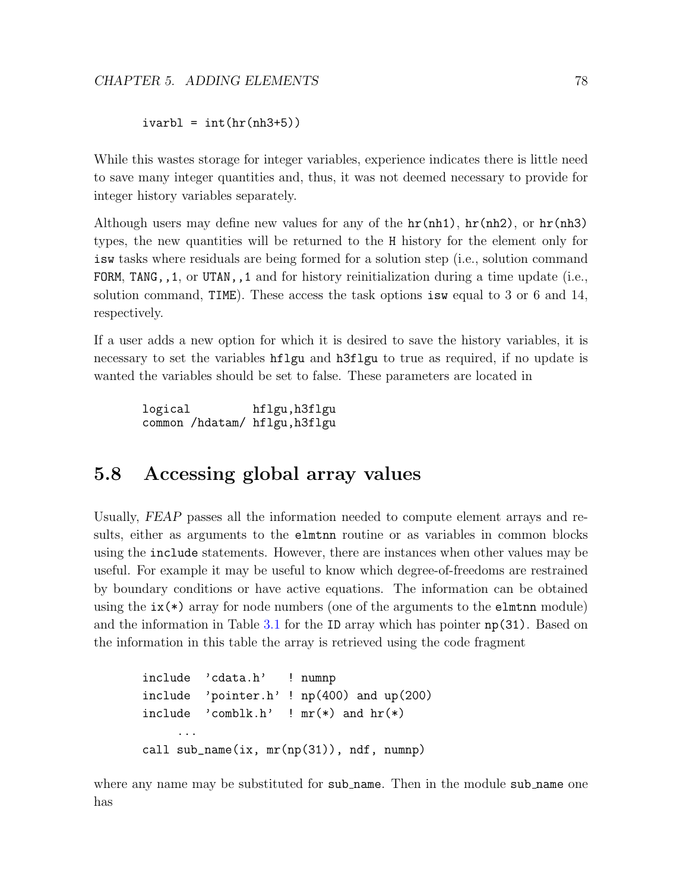```
ivarbl = int(hr(nh3+5))
```

While this wastes storage for integer variables, experience indicates there is little need to save many integer quantities and, thus, it was not deemed necessary to provide for integer history variables separately.

Although users may define new values for any of the `hr(nh1)`, `hr(nh2)`, or `hr(nh3)` types, the new quantities will be returned to the `H` history for the element only for `isw` tasks where residuals are being formed for a solution step (i.e., solution command `FORM`, `TANG,,1`, or `UTAN,,1` and for history reinitialization during a time update (i.e., solution command, `TIME`). These access the task options `isw` equal to 3 or 6 and 14, respectively.

If a user adds a new option for which it is desired to save the history variables, it is necessary to set the variables `hflgu` and `h3flgu` to true as required, if no update is wanted the variables should be set to false. These parameters are located in

```
logical         hflgu,h3flgu
common /hdatam/ hflgu,h3flgu
```

## 5.8 Accessing global array values

Usually, *FEAP* passes all the information needed to compute element arrays and results, either as arguments to the `elmtnn` routine or as variables in common blocks using the `include` statements. However, there are instances when other values may be useful. For example it may be useful to know which degree-of-freedoms are restrained by boundary conditions or have active equations. The information can be obtained using the `ix(*)` array for node numbers (one of the arguments to the `elmtnn` module) and the information in Table 3.1 for the `ID` array which has pointer `np(31)`. Based on the information in this table the array is retrieved using the code fragment

```
include  'cdata.h'   ! numnp
include  'pointer.h' ! np(400) and up(200)
include  'comblk.h'  ! mr(*) and hr(*)
     ...
call sub_name(ix, mr(np(31)), ndf, numnp)
```

where any name may be substituted for `sub_name`. Then in the module `sub_name` one has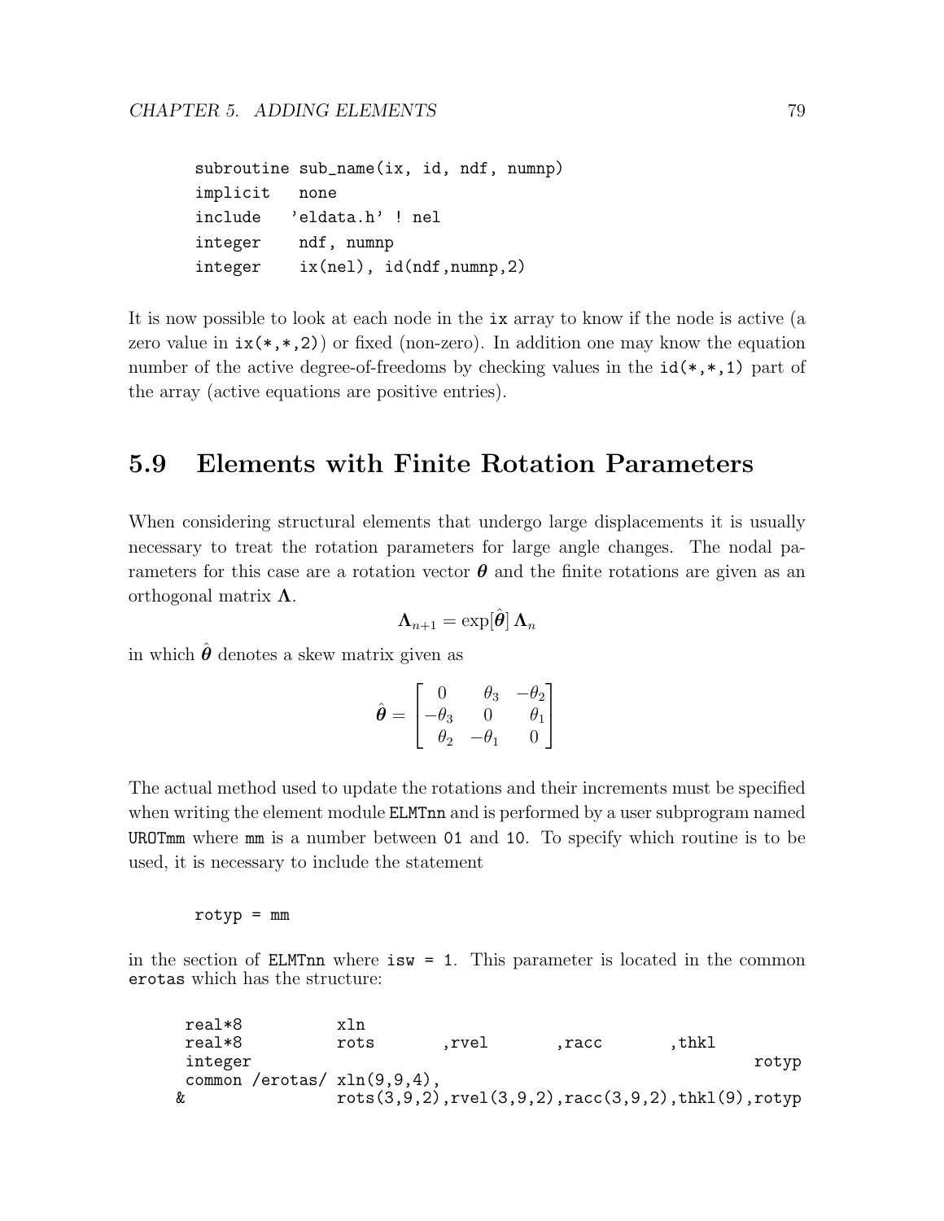```
subroutine sub_name(ix, id, ndf, numnp)
implicit   none
include   'eldata.h' ! nel
integer    ndf, numnp
integer    ix(nel), id(ndf,numnp,2)
```

It is now possible to look at each node in the ix array to know if the node is active (a zero value in ix(*,*,2)) or fixed (non-zero). In addition one may know the equation number of the active degree-of-freedoms by checking values in the id(*,*,1) part of the array (active equations are positive entries).

## 5.9 Elements with Finite Rotation Parameters

When considering structural elements that undergo large displacements it is usually necessary to treat the rotation parameters for large angle changes. The nodal parameters for this case are a rotation vector $\boldsymbol{\theta}$ and the finite rotations are given as an orthogonal matrix $\boldsymbol{\Lambda}$.

$$\boldsymbol{\Lambda}_{n+1} = \exp[\hat{\boldsymbol{\theta}}]\,\boldsymbol{\Lambda}_n$$

in which $\hat{\boldsymbol{\theta}}$ denotes a skew matrix given as

$$\hat{\boldsymbol{\theta}} = \begin{bmatrix} 0 & \theta_3 & -\theta_2 \\ -\theta_3 & 0 & \theta_1 \\ \theta_2 & -\theta_1 & 0 \end{bmatrix}$$

The actual method used to update the rotations and their increments must be specified when writing the element module ELMTnn and is performed by a user subprogram named UROTmm where mm is a number between 01 and 10. To specify which routine is to be used, it is necessary to include the statement

```
rotyp = mm
```

in the section of ELMTnn where isw = 1. This parameter is located in the common erotas which has the structure:

```
      real*8          xln
      real*8          rots       ,rvel       ,racc       ,thkl
      integer                                                     rotyp
      common /erotas/ xln(9,9,4),
     &                rots(3,9,2),rvel(3,9,2),racc(3,9,2),thkl(9),rotyp
```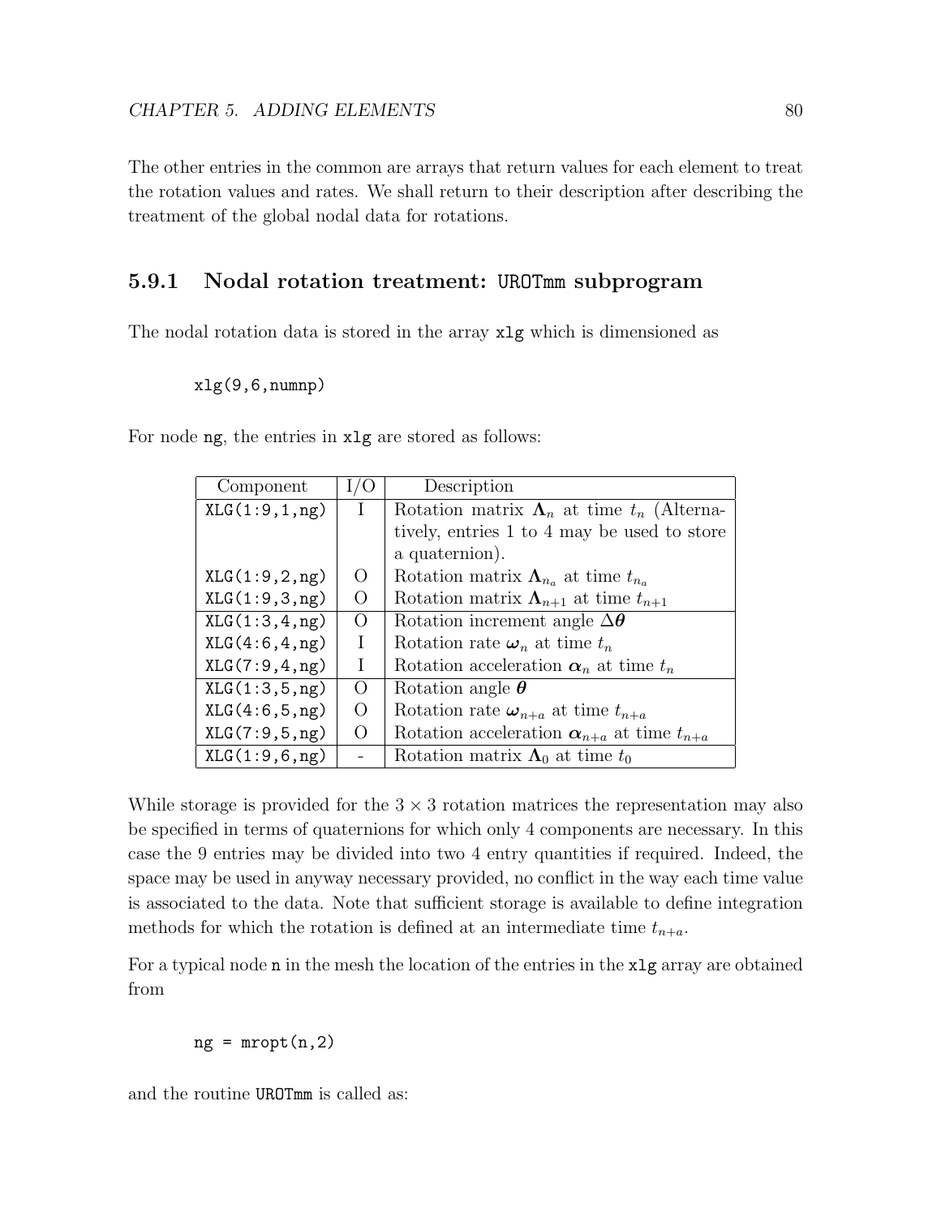The other entries in the common are arrays that return values for each element to treat the rotation values and rates. We shall return to their description after describing the treatment of the global nodal data for rotations.

### 5.9.1 Nodal rotation treatment: UROTmm subprogram

The nodal rotation data is stored in the array xlg which is dimensioned as

```
xlg(9,6,numnp)
```

For node ng, the entries in xlg are stored as follows:

| Component | I/O | Description |
|---|---|---|
| XLG(1:9,1,ng) | I | Rotation matrix $\mathbf{\Lambda}_n$ at time $t_n$ (Alternatively, entries 1 to 4 may be used to store a quaternion). |
| XLG(1:9,2,ng) | O | Rotation matrix $\mathbf{\Lambda}_{n_a}$ at time $t_{n_a}$ |
| XLG(1:9,3,ng) | O | Rotation matrix $\mathbf{\Lambda}_{n+1}$ at time $t_{n+1}$ |
| XLG(1:3,4,ng) | O | Rotation increment angle $\Delta\boldsymbol{\theta}$ |
| XLG(4:6,4,ng) | I | Rotation rate $\boldsymbol{\omega}_n$ at time $t_n$ |
| XLG(7:9,4,ng) | I | Rotation acceleration $\boldsymbol{\alpha}_n$ at time $t_n$ |
| XLG(1:3,5,ng) | O | Rotation angle $\boldsymbol{\theta}$ |
| XLG(4:6,5,ng) | O | Rotation rate $\boldsymbol{\omega}_{n+a}$ at time $t_{n+a}$ |
| XLG(7:9,5,ng) | O | Rotation acceleration $\boldsymbol{\alpha}_{n+a}$ at time $t_{n+a}$ |
| XLG(1:9,6,ng) | - | Rotation matrix $\mathbf{\Lambda}_0$ at time $t_0$ |

While storage is provided for the $3 \times 3$ rotation matrices the representation may also be specified in terms of quaternions for which only 4 components are necessary. In this case the 9 entries may be divided into two 4 entry quantities if required. Indeed, the space may be used in anyway necessary provided, no conflict in the way each time value is associated to the data. Note that sufficient storage is available to define integration methods for which the rotation is defined at an intermediate time $t_{n+a}$.

For a typical node n in the mesh the location of the entries in the xlg array are obtained from

```
ng = mropt(n,2)
```

and the routine UROTmm is called as: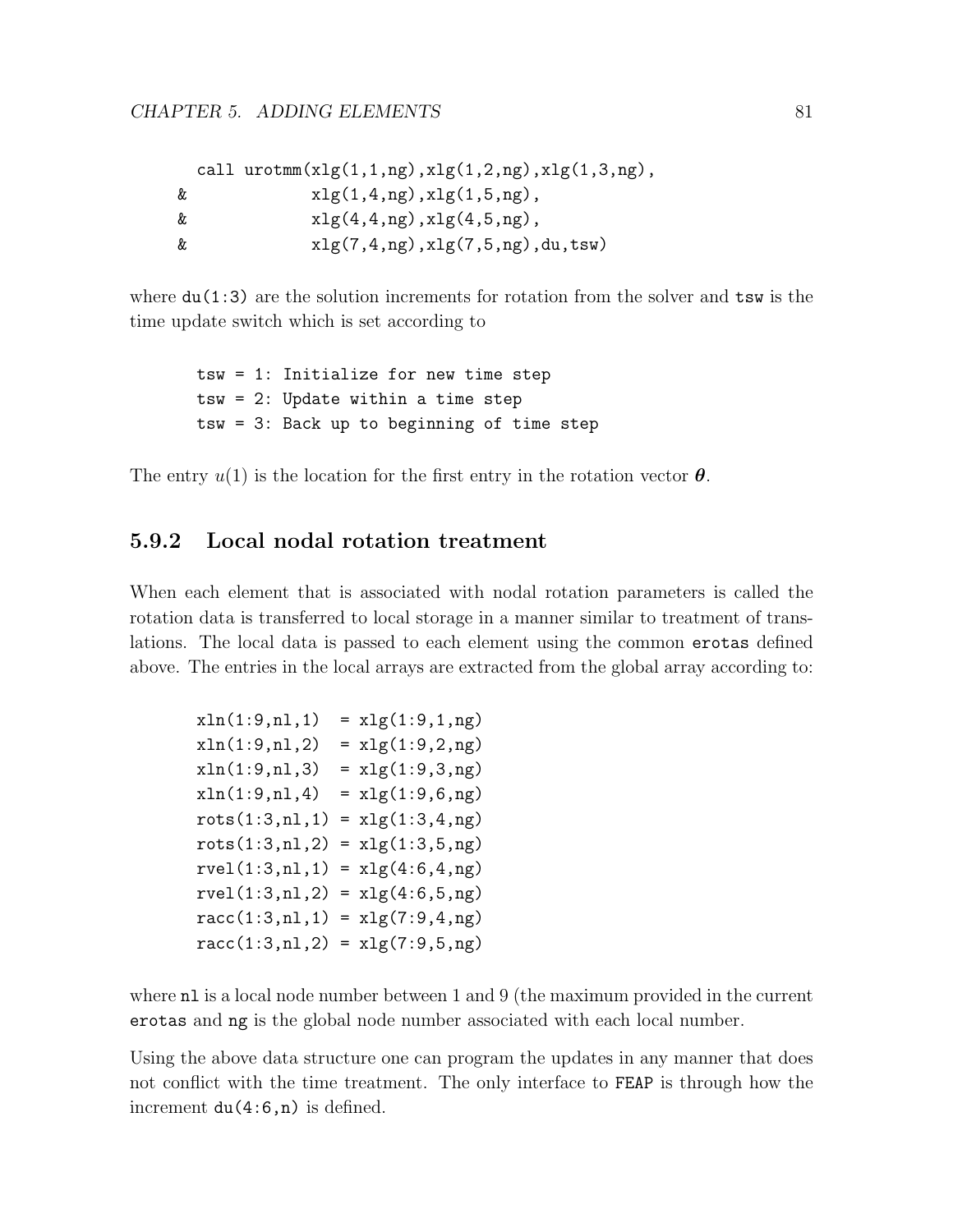```
      call urotmm(xlg(1,1,ng),xlg(1,2,ng),xlg(1,3,ng),
     &            xlg(1,4,ng),xlg(1,5,ng),
     &            xlg(4,4,ng),xlg(4,5,ng),
     &            xlg(7,4,ng),xlg(7,5,ng),du,tsw)
```

where `du(1:3)` are the solution increments for rotation from the solver and `tsw` is the time update switch which is set according to

```
tsw = 1: Initialize for new time step
tsw = 2: Update within a time step
tsw = 3: Back up to beginning of time step
```

The entry $u(1)$ is the location for the first entry in the rotation vector $\boldsymbol{\theta}$.

### 5.9.2 Local nodal rotation treatment

When each element that is associated with nodal rotation parameters is called the rotation data is transferred to local storage in a manner similar to treatment of translations. The local data is passed to each element using the common `erotas` defined above. The entries in the local arrays are extracted from the global array according to:

```
xln(1:9,nl,1)  = xlg(1:9,1,ng)
xln(1:9,nl,2)  = xlg(1:9,2,ng)
xln(1:9,nl,3)  = xlg(1:9,3,ng)
xln(1:9,nl,4)  = xlg(1:9,6,ng)
rots(1:3,nl,1) = xlg(1:3,4,ng)
rots(1:3,nl,2) = xlg(1:3,5,ng)
rvel(1:3,nl,1) = xlg(4:6,4,ng)
rvel(1:3,nl,2) = xlg(4:6,5,ng)
racc(1:3,nl,1) = xlg(7:9,4,ng)
racc(1:3,nl,2) = xlg(7:9,5,ng)
```

where `nl` is a local node number between 1 and 9 (the maximum provided in the current `erotas` and `ng` is the global node number associated with each local number.

Using the above data structure one can program the updates in any manner that does not conflict with the time treatment. The only interface to `FEAP` is through how the increment `du(4:6,n)` is defined.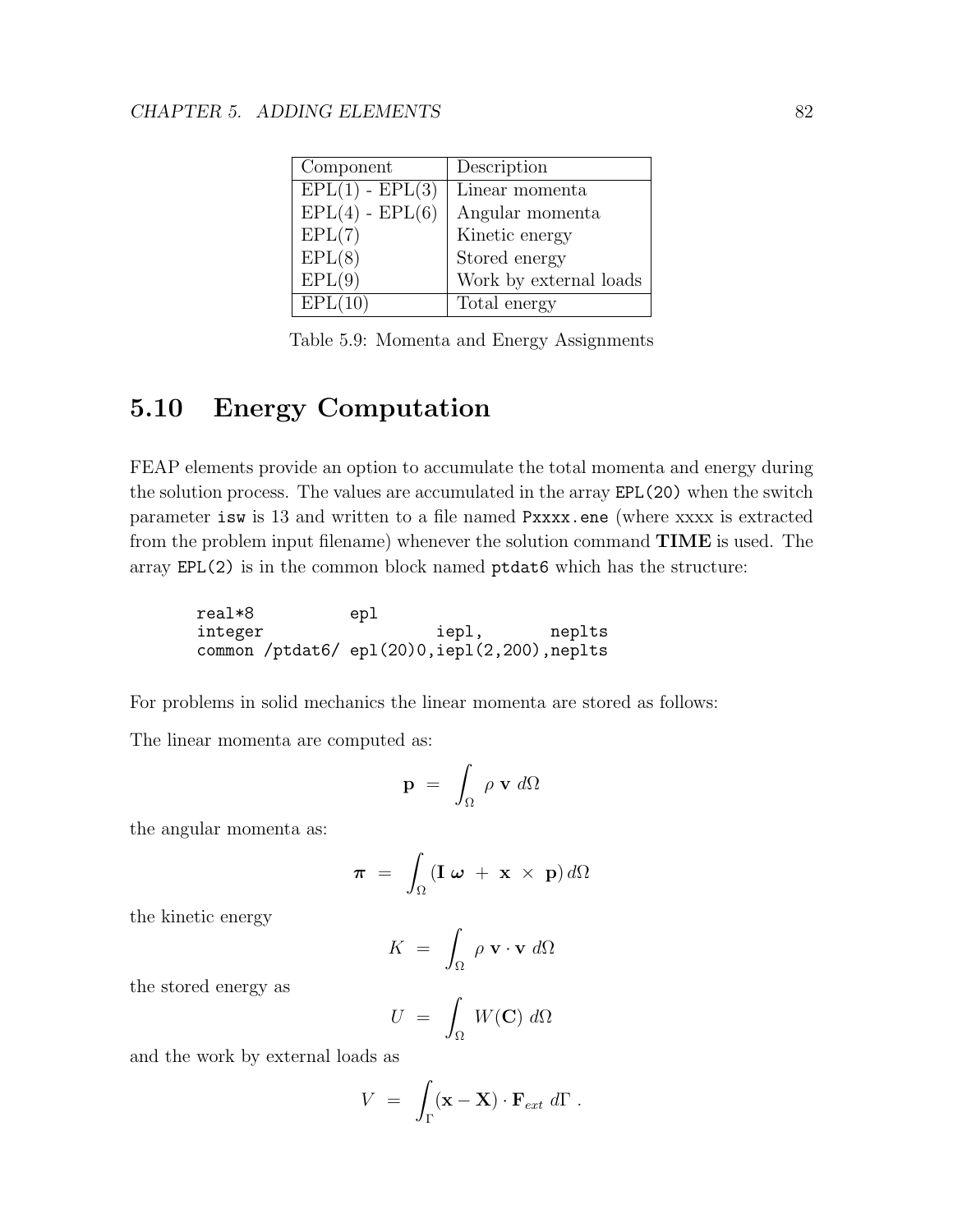| Component | Description |
|---|---|
| EPL(1) - EPL(3) | Linear momenta |
| EPL(4) - EPL(6) | Angular momenta |
| EPL(7) | Kinetic energy |
| EPL(8) | Stored energy |
| EPL(9) | Work by external loads |
| EPL(10) | Total energy |

Table 5.9: Momenta and Energy Assignments

## 5.10 Energy Computation

FEAP elements provide an option to accumulate the total momenta and energy during the solution process. The values are accumulated in the array `EPL(20)` when the switch parameter `isw` is 13 and written to a file named `Pxxxx.ene` (where xxxx is extracted from the problem input filename) whenever the solution command **TIME** is used. The array `EPL(2)` is in the common block named `ptdat6` which has the structure:

```
real*8          epl
integer                     iepl,       neplts
common /ptdat6/ epl(20)0,iepl(2,200),neplts
```

For problems in solid mechanics the linear momenta are stored as follows:

The linear momenta are computed as:

$$\mathbf{p} \ = \ \int_{\Omega} \rho \ \mathbf{v} \ d\Omega$$

the angular momenta as:

$$\boldsymbol{\pi} \ = \ \int_{\Omega} (\mathbf{I} \ \boldsymbol{\omega} \ + \ \mathbf{x} \ \times \ \mathbf{p}) \, d\Omega$$

the kinetic energy

$$K \ = \ \int_{\Omega} \rho \ \mathbf{v} \cdot \mathbf{v} \ d\Omega$$

the stored energy as

$$U \ = \ \int_{\Omega} W(\mathbf{C}) \ d\Omega$$

and the work by external loads as

$$V \ = \ \int_{\Gamma} (\mathbf{x} - \mathbf{X}) \cdot \mathbf{F}_{ext} \ d\Gamma \ .$$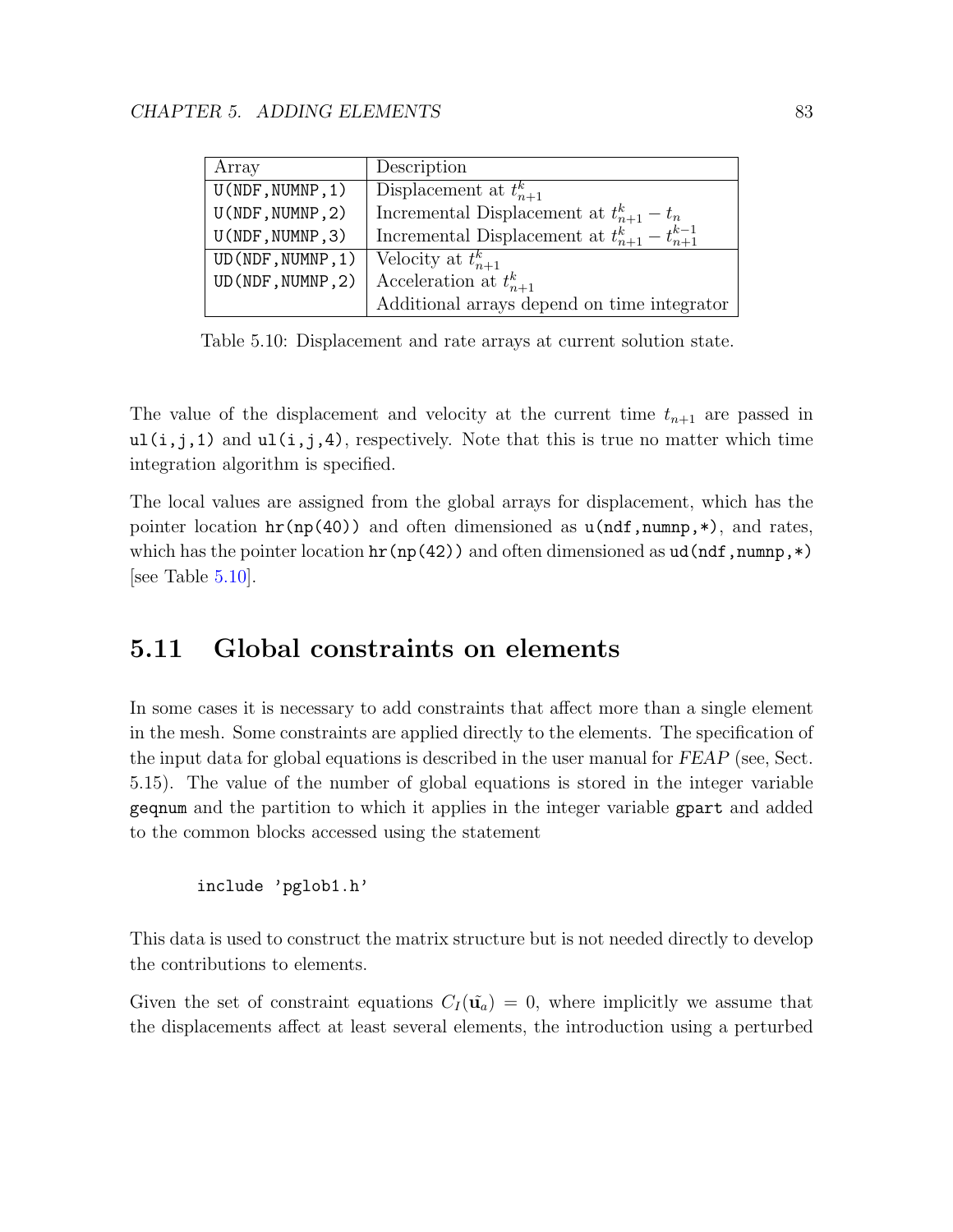| Array | Description |
| --- | --- |
| `U(NDF,NUMNP,1)` | Displacement at $t_{n+1}^k$ |
| `U(NDF,NUMNP,2)` | Incremental Displacement at $t_{n+1}^k - t_n$ |
| `U(NDF,NUMNP,3)` | Incremental Displacement at $t_{n+1}^k - t_{n+1}^{k-1}$ |
| `UD(NDF,NUMNP,1)` | Velocity at $t_{n+1}^k$ |
| `UD(NDF,NUMNP,2)` | Acceleration at $t_{n+1}^k$ |
| | Additional arrays depend on time integrator |

Table 5.10: Displacement and rate arrays at current solution state.

The value of the displacement and velocity at the current time $t_{n+1}$ are passed in `ul(i,j,1)` and `ul(i,j,4)`, respectively. Note that this is true no matter which time integration algorithm is specified.

The local values are assigned from the global arrays for displacement, which has the pointer location `hr(np(40))` and often dimensioned as `u(ndf,numnp,*)`, and rates, which has the pointer location `hr(np(42))` and often dimensioned as `ud(ndf,numnp,*)` [see Table 5.10].

## 5.11 Global constraints on elements

In some cases it is necessary to add constraints that affect more than a single element in the mesh. Some constraints are applied directly to the elements. The specification of the input data for global equations is described in the user manual for *FEAP* (see, Sect. 5.15). The value of the number of global equations is stored in the integer variable `geqnum` and the partition to which it applies in the integer variable `gpart` and added to the common blocks accessed using the statement

```
include 'pglob1.h'
```

This data is used to construct the matrix structure but is not needed directly to develop the contributions to elements.

Given the set of constraint equations $C_I(\tilde{\mathbf{u}}_a) = 0$, where implicitly we assume that the displacements affect at least several elements, the introduction using a perturbed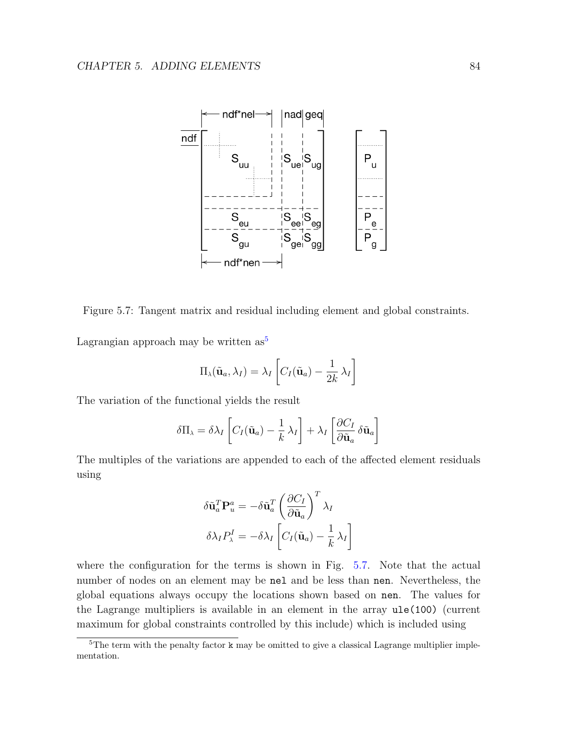Figure 5.7: Tangent matrix and residual including element and global constraints.

Lagrangian approach may be written as[5]

$$\Pi_\lambda(\tilde{\mathbf{u}}_a, \lambda_I) = \lambda_I \left[ C_I(\tilde{\mathbf{u}}_a) - \frac{1}{2k}\,\lambda_I \right]$$

The variation of the functional yields the result

$$\delta\Pi_\lambda = \delta\lambda_I \left[ C_I(\tilde{\mathbf{u}}_a) - \frac{1}{k}\,\lambda_I \right] + \lambda_I \left[ \frac{\partial C_I}{\partial \tilde{\mathbf{u}}_a}\,\delta\tilde{\mathbf{u}}_a \right]$$

The multiples of the variations are appended to each of the affected element residuals using

$$\delta\tilde{\mathbf{u}}_a^T \mathbf{P}_u^a = -\delta\tilde{\mathbf{u}}_a^T \left( \frac{\partial C_I}{\partial \tilde{\mathbf{u}}_a} \right)^T \lambda_I$$

$$\delta\lambda_I P_\lambda^I = -\delta\lambda_I \left[ C_I(\tilde{\mathbf{u}}_a) - \frac{1}{k}\,\lambda_I \right]$$

where the configuration for the terms is shown in Fig. 5.7. Note that the actual number of nodes on an element may be `nel` and be less than `nen`. Nevertheless, the global equations always occupy the locations shown based on `nen`. The values for the Lagrange multipliers is available in an element in the array `ule(100)` (current maximum for global constraints controlled by this include) which is included using

[5] The term with the penalty factor `k` may be omitted to give a classical Lagrange multiplier implementation.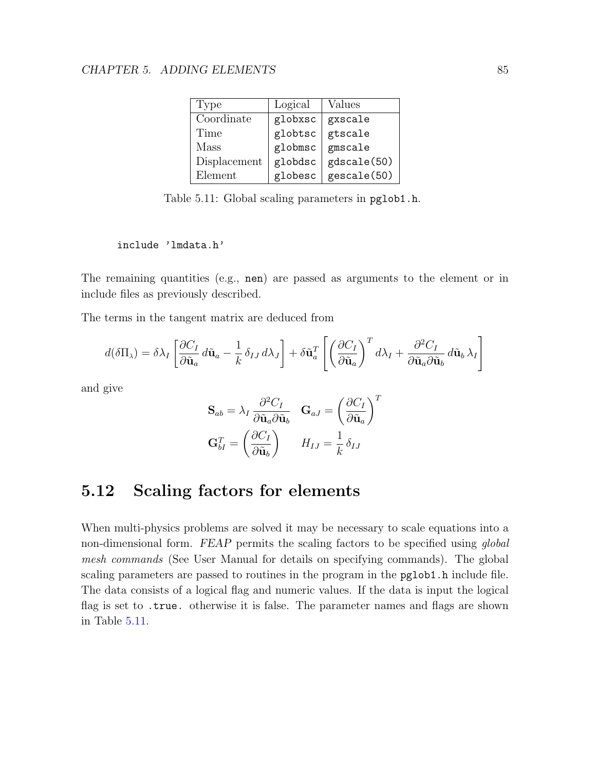| Type | Logical | Values |
|---|---|---|
| Coordinate | `globxsc` | `gxscale` |
| Time | `globtsc` | `gtscale` |
| Mass | `globmsc` | `gmscale` |
| Displacement | `globdsc` | `gdscale(50)` |
| Element | `globesc` | `gescale(50)` |

Table 5.11: Global scaling parameters in `pglob1.h`.

```
include 'lmdata.h'
```

The remaining quantities (e.g., `nen`) are passed as arguments to the element or in include files as previously described.

The terms in the tangent matrix are deduced from

$$d(\delta\Pi_\lambda) = \delta\lambda_I \left[ \frac{\partial C_I}{\partial \tilde{\mathbf{u}}_a} \, d\tilde{\mathbf{u}}_a - \frac{1}{k} \, \delta_{IJ} \, d\lambda_J \right] + \delta\tilde{\mathbf{u}}_a^T \left[ \left( \frac{\partial C_I}{\partial \tilde{\mathbf{u}}_a} \right)^T d\lambda_I + \frac{\partial^2 C_I}{\partial \tilde{\mathbf{u}}_a \partial \tilde{\mathbf{u}}_b} \, d\tilde{\mathbf{u}}_b \, \lambda_I \right]$$

and give

$$\mathbf{S}_{ab} = \lambda_I \, \frac{\partial^2 C_I}{\partial \tilde{\mathbf{u}}_a \partial \tilde{\mathbf{u}}_b} \quad \mathbf{G}_{aJ} = \left( \frac{\partial C_I}{\partial \tilde{\mathbf{u}}_a} \right)^T$$

$$\mathbf{G}_{bI}^T = \left( \frac{\partial C_I}{\partial \tilde{\mathbf{u}}_b} \right) \qquad H_{IJ} = \frac{1}{k} \, \delta_{IJ}$$

## 5.12 Scaling factors for elements

When multi-physics problems are solved it may be necessary to scale equations into a non-dimensional form. *FEAP* permits the scaling factors to be specified using *global mesh commands* (See User Manual for details on specifying commands). The global scaling parameters are passed to routines in the program in the `pglob1.h` include file. The data consists of a logical flag and numeric values. If the data is input the logical flag is set to `.true.` otherwise it is false. The parameter names and flags are shown in Table 5.11.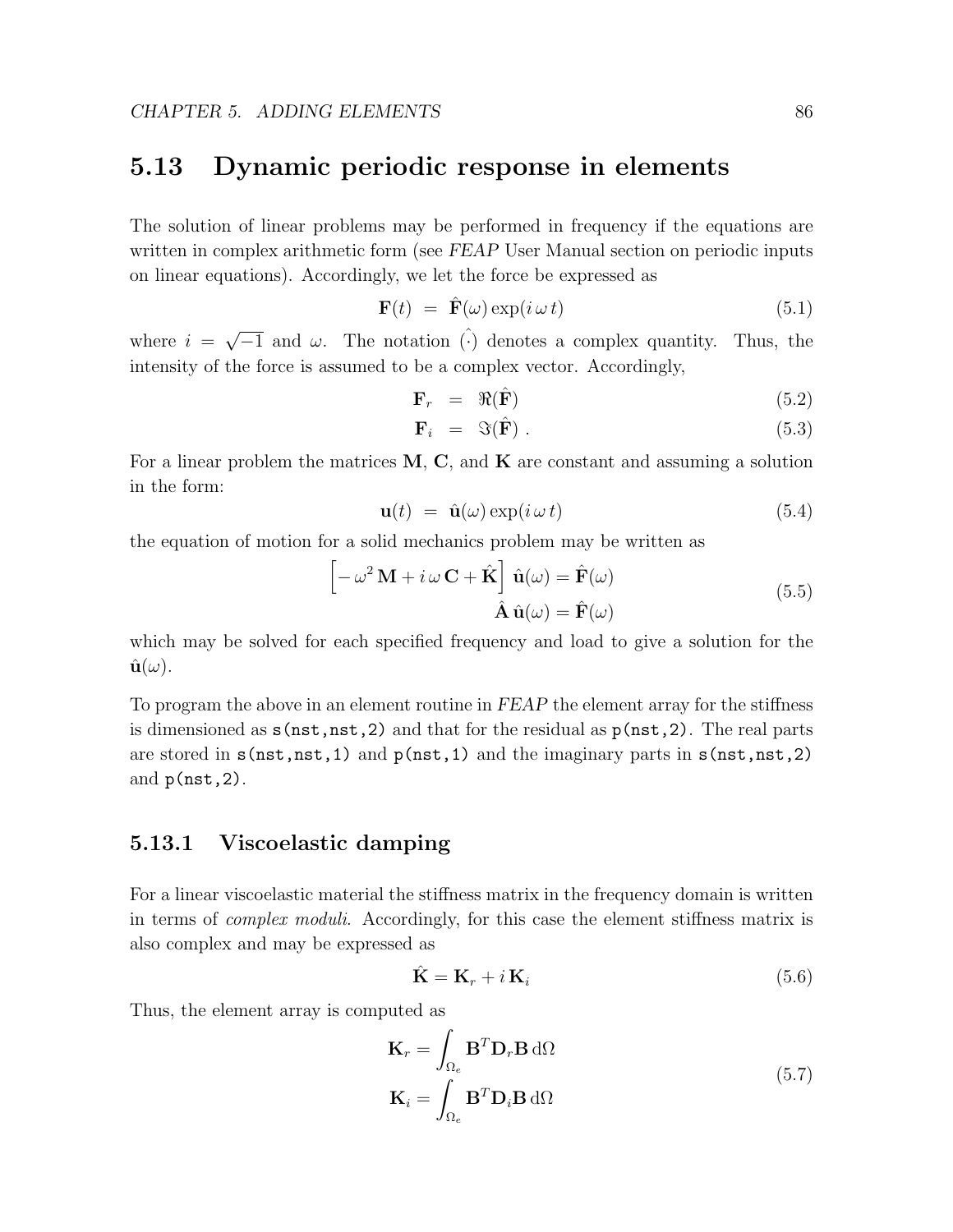## 5.13 Dynamic periodic response in elements

The solution of linear problems may be performed in frequency if the equations are written in complex arithmetic form (see *FEAP* User Manual section on periodic inputs on linear equations). Accordingly, we let the force be expressed as

$$\mathbf{F}(t) \; = \; \hat{\mathbf{F}}(\omega) \exp(i\,\omega\,t) \tag{5.1}$$

where $i = \sqrt{-1}$ and $\omega$. The notation $\hat{(\cdot)}$ denotes a complex quantity. Thus, the intensity of the force is assumed to be a complex vector. Accordingly,

$$\mathbf{F}_r \; = \; \Re(\hat{\mathbf{F}}) \tag{5.2}$$

$$\mathbf{F}_i \; = \; \Im(\hat{\mathbf{F}}) \; . \tag{5.3}$$

For a linear problem the matrices $\mathbf{M}$, $\mathbf{C}$, and $\mathbf{K}$ are constant and assuming a solution in the form:

$$\mathbf{u}(t) \; = \; \hat{\mathbf{u}}(\omega) \exp(i\,\omega\,t) \tag{5.4}$$

the equation of motion for a solid mechanics problem may be written as

$$\begin{aligned} \Big[ -\omega^2\,\mathbf{M} + i\,\omega\,\mathbf{C} + \hat{\mathbf{K}} \Big] \; \hat{\mathbf{u}}(\omega) &= \hat{\mathbf{F}}(\omega) \\ \hat{\mathbf{A}}\;\hat{\mathbf{u}}(\omega) &= \hat{\mathbf{F}}(\omega) \end{aligned} \tag{5.5}$$

which may be solved for each specified frequency and load to give a solution for the $\hat{\mathbf{u}}(\omega)$.

To program the above in an element routine in *FEAP* the element array for the stiffness is dimensioned as `s(nst,nst,2)` and that for the residual as `p(nst,2)`. The real parts are stored in `s(nst,nst,1)` and `p(nst,1)` and the imaginary parts in `s(nst,nst,2)` and `p(nst,2)`.

### 5.13.1 Viscoelastic damping

For a linear viscoelastic material the stiffness matrix in the frequency domain is written in terms of *complex moduli*. Accordingly, for this case the element stiffness matrix is also complex and may be expressed as

$$\hat{\mathbf{K}} = \mathbf{K}_r + i\,\mathbf{K}_i \tag{5.6}$$

Thus, the element array is computed as

$$\begin{aligned} \mathbf{K}_r &= \int_{\Omega_e} \mathbf{B}^T \mathbf{D}_r \mathbf{B}\, \mathrm{d}\Omega \\ \mathbf{K}_i &= \int_{\Omega_e} \mathbf{B}^T \mathbf{D}_i \mathbf{B}\, \mathrm{d}\Omega \end{aligned} \tag{5.7}$$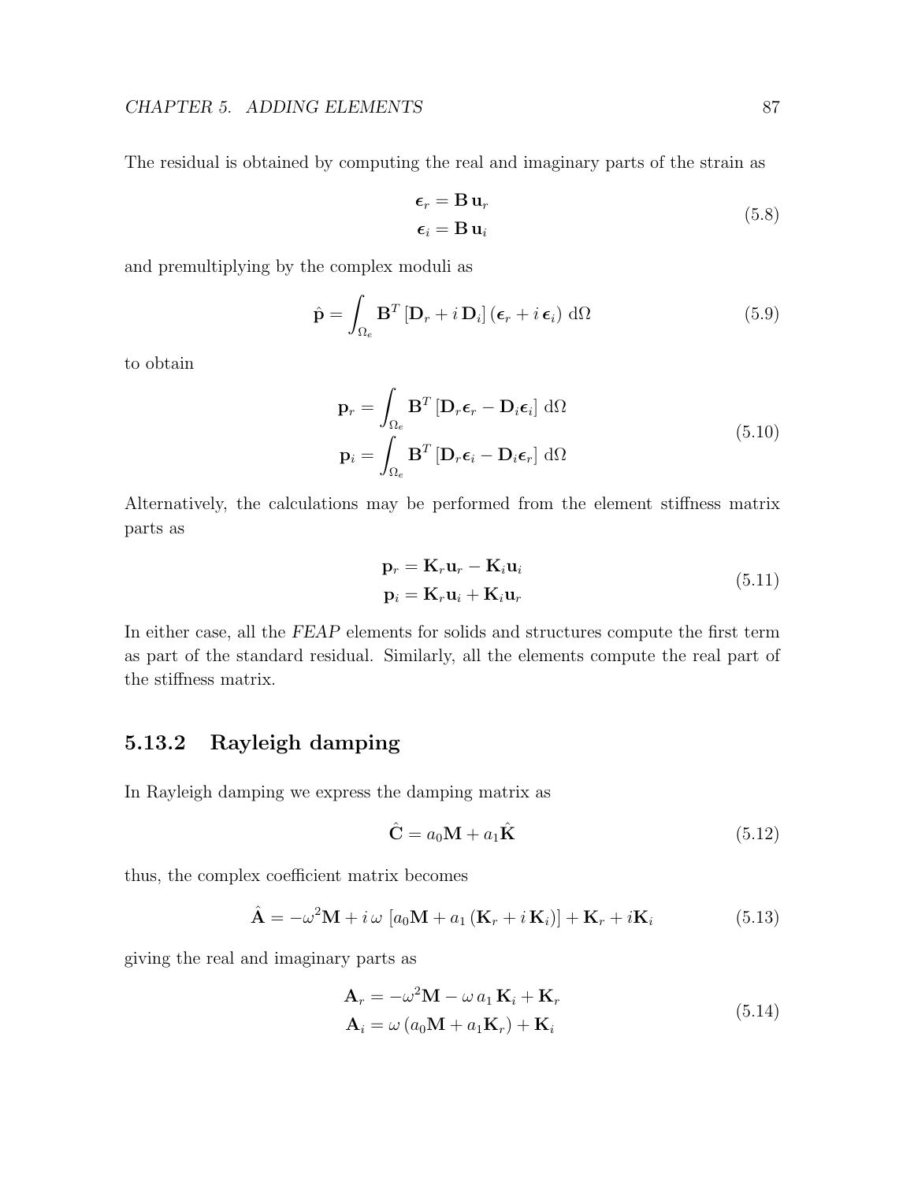The residual is obtained by computing the real and imaginary parts of the strain as

$$
\begin{aligned}
\boldsymbol{\epsilon}_r &= \mathbf{B}\,\mathbf{u}_r \\
\boldsymbol{\epsilon}_i &= \mathbf{B}\,\mathbf{u}_i
\end{aligned}
\tag{5.8}
$$

and premultiplying by the complex moduli as

$$
\hat{\mathbf{p}} = \int_{\Omega_e} \mathbf{B}^T \left[\mathbf{D}_r + i\,\mathbf{D}_i\right] \left(\boldsymbol{\epsilon}_r + i\,\boldsymbol{\epsilon}_i\right)\, \mathrm{d}\Omega \tag{5.9}
$$

to obtain

$$
\begin{aligned}
\mathbf{p}_r &= \int_{\Omega_e} \mathbf{B}^T \left[\mathbf{D}_r \boldsymbol{\epsilon}_r - \mathbf{D}_i \boldsymbol{\epsilon}_i\right]\, \mathrm{d}\Omega \\
\mathbf{p}_i &= \int_{\Omega_e} \mathbf{B}^T \left[\mathbf{D}_r \boldsymbol{\epsilon}_i - \mathbf{D}_i \boldsymbol{\epsilon}_r\right]\, \mathrm{d}\Omega
\end{aligned}
\tag{5.10}
$$

Alternatively, the calculations may be performed from the element stiffness matrix parts as

$$
\begin{aligned}
\mathbf{p}_r &= \mathbf{K}_r \mathbf{u}_r - \mathbf{K}_i \mathbf{u}_i \\
\mathbf{p}_i &= \mathbf{K}_r \mathbf{u}_i + \mathbf{K}_i \mathbf{u}_r
\end{aligned}
\tag{5.11}
$$

In either case, all the *FEAP* elements for solids and structures compute the first term as part of the standard residual. Similarly, all the elements compute the real part of the stiffness matrix.

### 5.13.2 Rayleigh damping

In Rayleigh damping we express the damping matrix as

$$
\hat{\mathbf{C}} = a_0 \mathbf{M} + a_1 \hat{\mathbf{K}} \tag{5.12}
$$

thus, the complex coefficient matrix becomes

$$
\hat{\mathbf{A}} = -\omega^2 \mathbf{M} + i\,\omega\, \left[a_0 \mathbf{M} + a_1 \left(\mathbf{K}_r + i\,\mathbf{K}_i\right)\right] + \mathbf{K}_r + i\mathbf{K}_i \tag{5.13}
$$

giving the real and imaginary parts as

$$
\begin{aligned}
\mathbf{A}_r &= -\omega^2 \mathbf{M} - \omega\, a_1\, \mathbf{K}_i + \mathbf{K}_r \\
\mathbf{A}_i &= \omega \left(a_0 \mathbf{M} + a_1 \mathbf{K}_r\right) + \mathbf{K}_i
\end{aligned}
\tag{5.14}
$$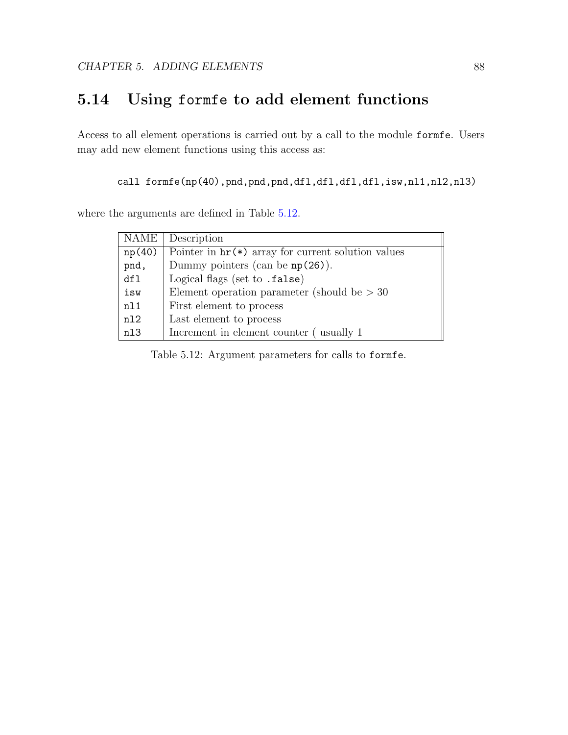## 5.14 Using `formfe` to add element functions

Access to all element operations is carried out by a call to the module `formfe`. Users may add new element functions using this access as:

```
call formfe(np(40),pnd,pnd,pnd,dfl,dfl,dfl,dfl,isw,nl1,nl2,nl3)
```

where the arguments are defined in Table 5.12.

| NAME | Description |
|---|---|
| `np(40)` | Pointer in `hr(*)` array for current solution values |
| `pnd,` | Dummy pointers (can be `np(26)`). |
| `dfl` | Logical flags (set to `.false`) |
| `isw` | Element operation parameter (should be $> 30$ |
| `nl1` | First element to process |
| `nl2` | Last element to process |
| `nl3` | Increment in element counter ( usually 1 |

Table 5.12: Argument parameters for calls to `formfe`.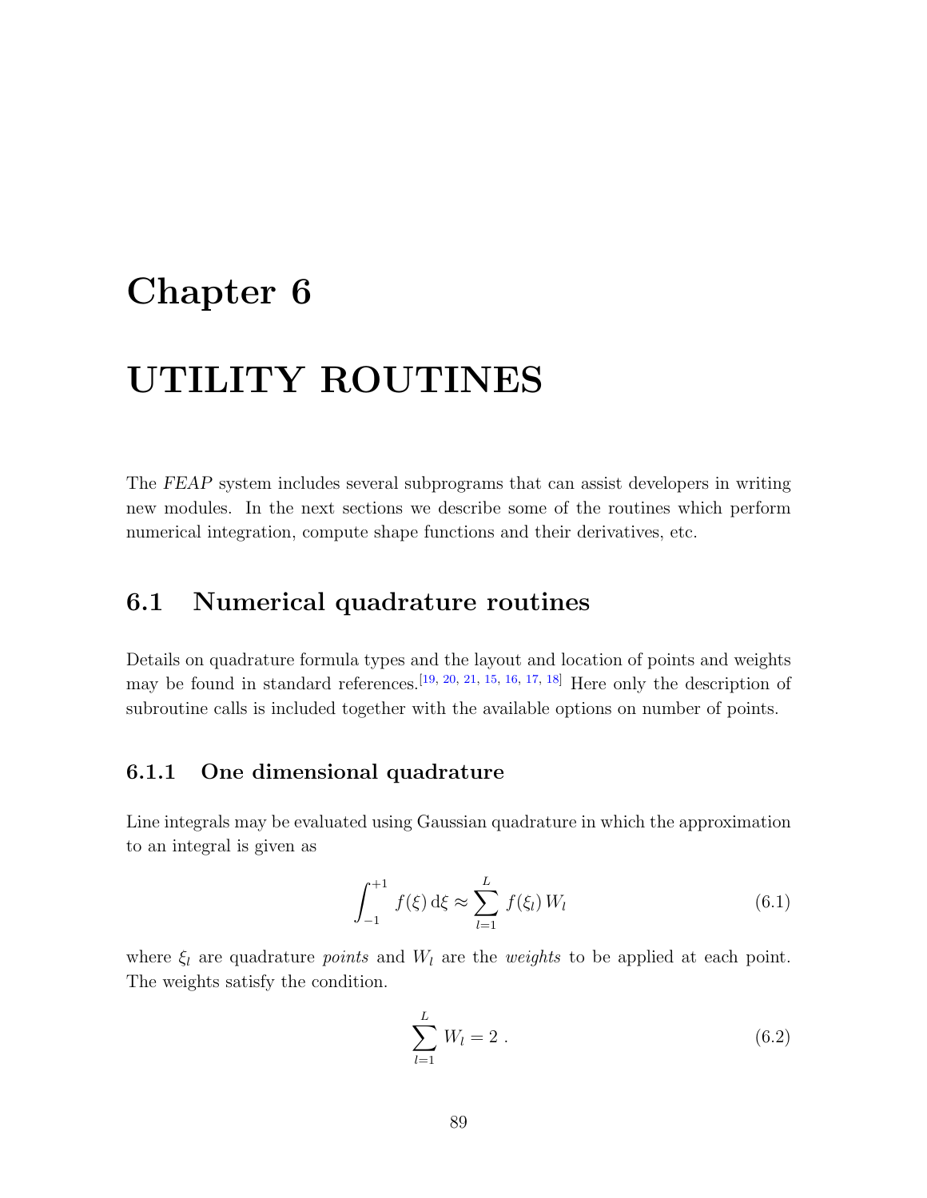# Chapter 6

# UTILITY ROUTINES

The *FEAP* system includes several subprograms that can assist developers in writing new modules. In the next sections we describe some of the routines which perform numerical integration, compute shape functions and their derivatives, etc.

## 6.1 Numerical quadrature routines

Details on quadrature formula types and the layout and location of points and weights may be found in standard references.[19, 20, 21, 15, 16, 17, 18] Here only the description of subroutine calls is included together with the available options on number of points.

### 6.1.1 One dimensional quadrature

Line integrals may be evaluated using Gaussian quadrature in which the approximation to an integral is given as

$$\int_{-1}^{+1} f(\xi)\,\mathrm{d}\xi \approx \sum_{l=1}^{L} f(\xi_l)\,W_l \tag{6.1}$$

where $\xi_l$ are quadrature *points* and $W_l$ are the *weights* to be applied at each point. The weights satisfy the condition.

$$\sum_{l=1}^{L} W_l = 2\ . \tag{6.2}$$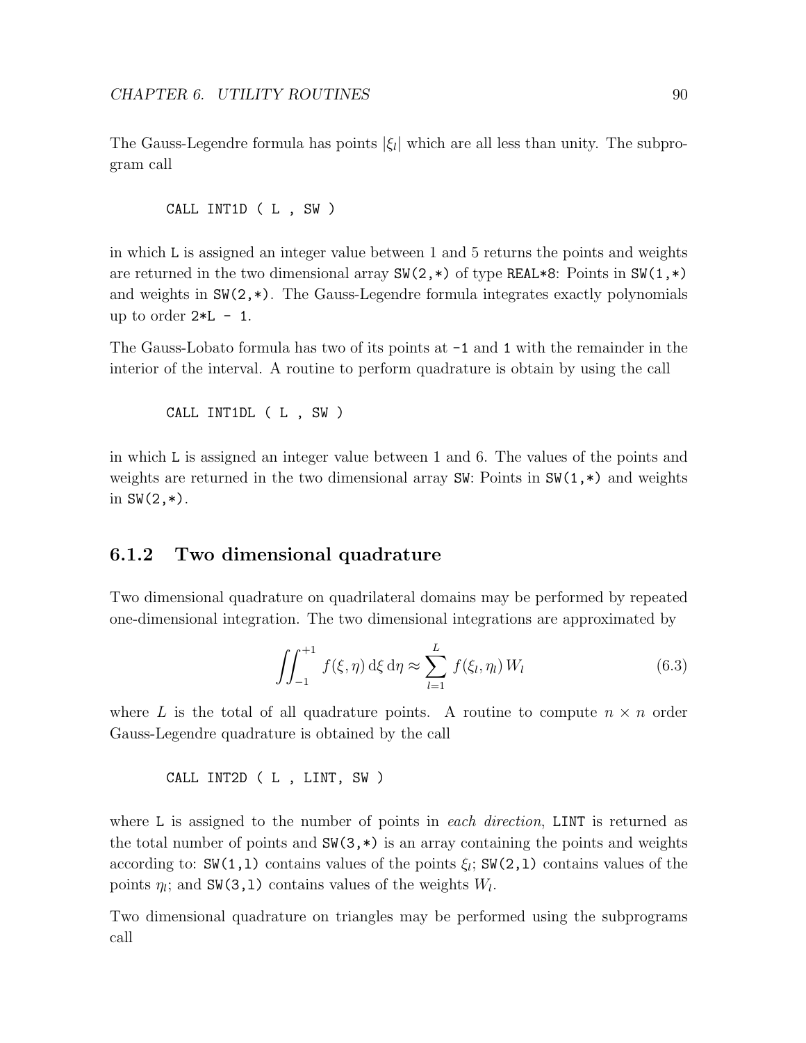The Gauss-Legendre formula has points $|\xi_l|$ which are all less than unity. The subprogram call

```
CALL INT1D ( L , SW )
```

in which `L` is assigned an integer value between 1 and 5 returns the points and weights are returned in the two dimensional array `SW(2,*)` of type `REAL*8`: Points in `SW(1,*)` and weights in `SW(2,*)`. The Gauss-Legendre formula integrates exactly polynomials up to order `2*L - 1`.

The Gauss-Lobato formula has two of its points at `-1` and `1` with the remainder in the interior of the interval. A routine to perform quadrature is obtain by using the call

```
CALL INT1DL ( L , SW )
```

in which `L` is assigned an integer value between 1 and 6. The values of the points and weights are returned in the two dimensional array `SW`: Points in `SW(1,*)` and weights in `SW(2,*)`.

### 6.1.2 Two dimensional quadrature

Two dimensional quadrature on quadrilateral domains may be performed by repeated one-dimensional integration. The two dimensional integrations are approximated by

$$\iint_{-1}^{+1} f(\xi, \eta)\, \mathrm{d}\xi\, \mathrm{d}\eta \approx \sum_{l=1}^{L} f(\xi_l, \eta_l)\, W_l \tag{6.3}$$

where $L$ is the total of all quadrature points. A routine to compute $n \times n$ order Gauss-Legendre quadrature is obtained by the call

```
CALL INT2D ( L , LINT, SW )
```

where `L` is assigned to the number of points in *each direction*, `LINT` is returned as the total number of points and `SW(3,*)` is an array containing the points and weights according to: `SW(1,l)` contains values of the points $\xi_l$; `SW(2,l)` contains values of the points $\eta_l$; and `SW(3,l)` contains values of the weights $W_l$.

Two dimensional quadrature on triangles may be performed using the subprograms call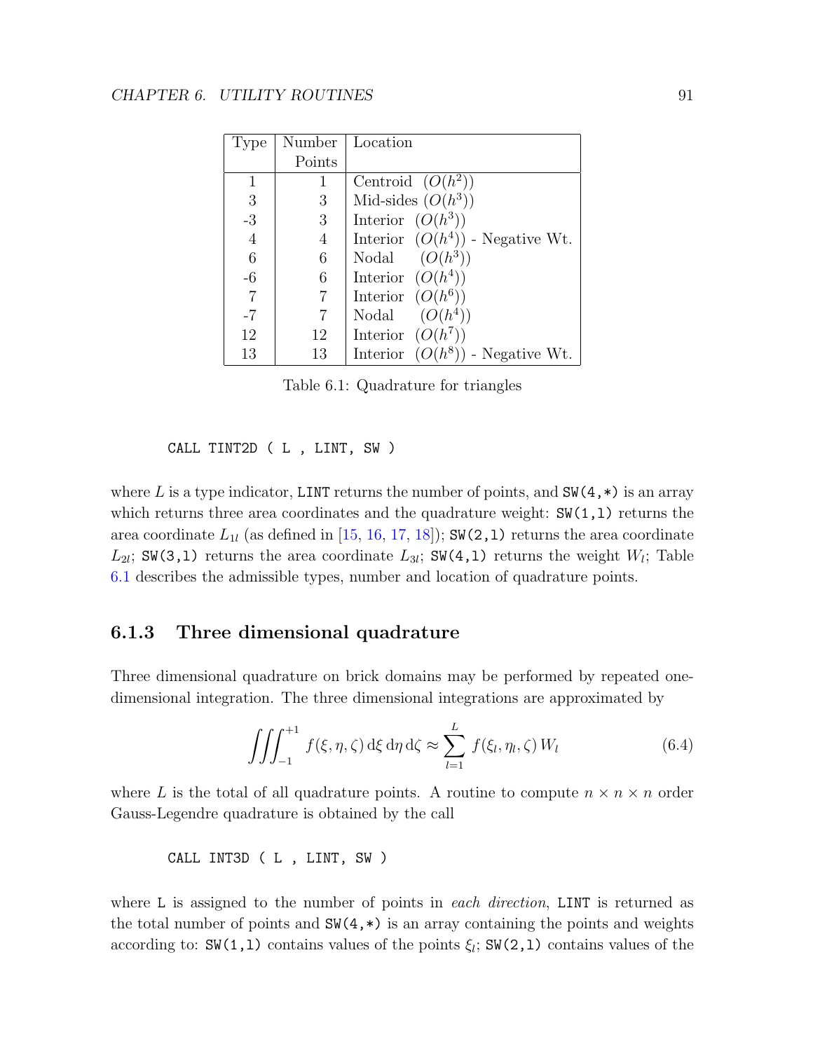| Type | Number Points | Location |
|---|---|---|
| 1 | 1 | Centroid $(O(h^2))$ |
| 3 | 3 | Mid-sides $(O(h^3))$ |
| -3 | 3 | Interior $(O(h^3))$ |
| 4 | 4 | Interior $(O(h^4))$ - Negative Wt. |
| 6 | 6 | Nodal $(O(h^3))$ |
| -6 | 6 | Interior $(O(h^4))$ |
| 7 | 7 | Interior $(O(h^6))$ |
| -7 | 7 | Nodal $(O(h^4))$ |
| 12 | 12 | Interior $(O(h^7))$ |
| 13 | 13 | Interior $(O(h^8))$ - Negative Wt. |

Table 6.1: Quadrature for triangles

```
CALL TINT2D ( L , LINT, SW )
```

where $L$ is a type indicator, LINT returns the number of points, and SW(4,*) is an array which returns three area coordinates and the quadrature weight: SW(1,l) returns the area coordinate $L_{1l}$ (as defined in [15, 16, 17, 18]); SW(2,l) returns the area coordinate $L_{2l}$; SW(3,l) returns the area coordinate $L_{3l}$; SW(4,l) returns the weight $W_l$; Table 6.1 describes the admissible types, number and location of quadrature points.

### 6.1.3 Three dimensional quadrature

Three dimensional quadrature on brick domains may be performed by repeated one-dimensional integration. The three dimensional integrations are approximated by

$$\iiint_{-1}^{+1} f(\xi,\eta,\zeta)\,\mathrm{d}\xi\,\mathrm{d}\eta\,\mathrm{d}\zeta \approx \sum_{l=1}^{L} f(\xi_l,\eta_l,\zeta)\,W_l \tag{6.4}$$

where $L$ is the total of all quadrature points. A routine to compute $n \times n \times n$ order Gauss-Legendre quadrature is obtained by the call

```
CALL INT3D ( L , LINT, SW )
```

where L is assigned to the number of points in *each direction*, LINT is returned as the total number of points and SW(4,*) is an array containing the points and weights according to: SW(1,l) contains values of the points $\xi_l$; SW(2,l) contains values of the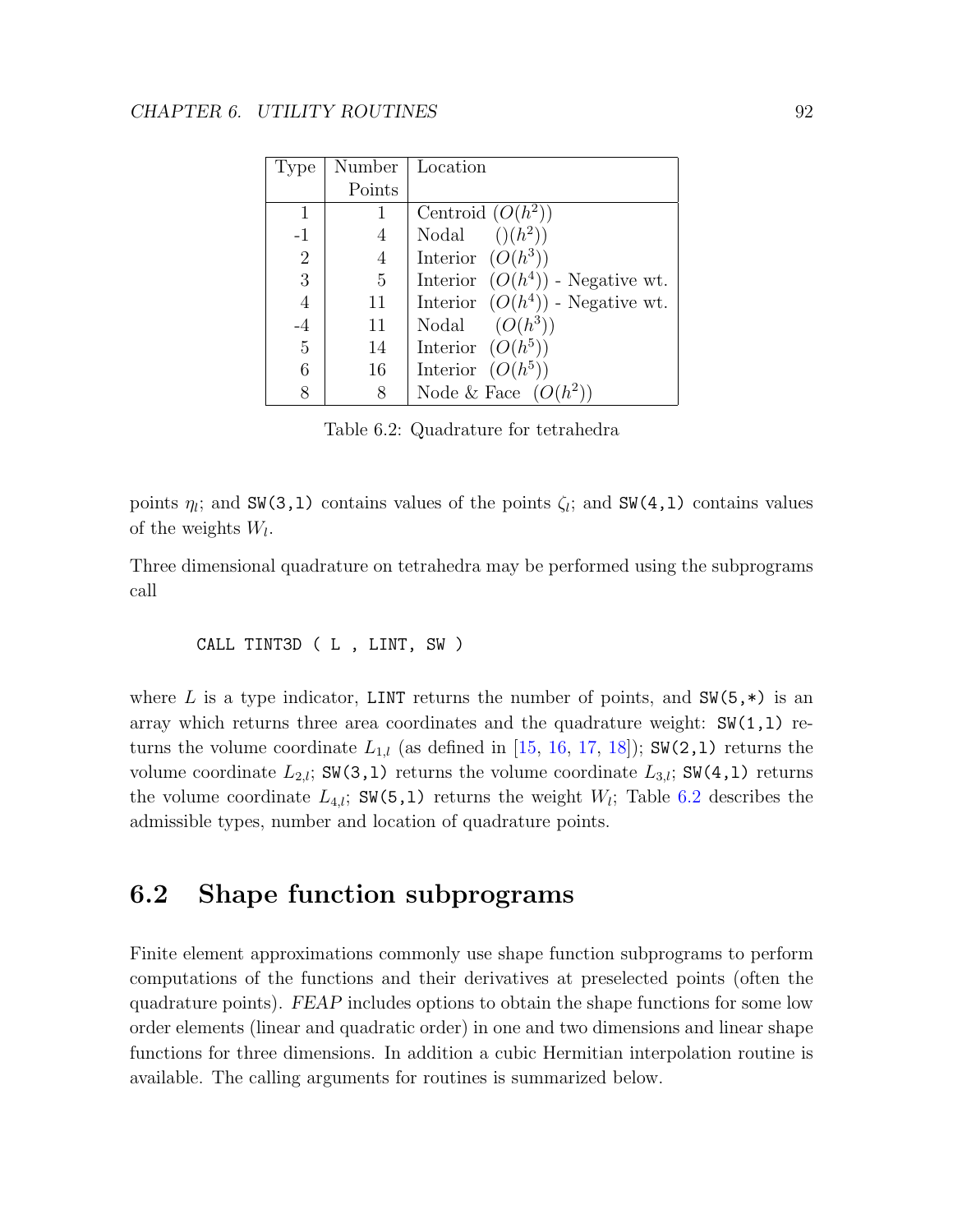| Type | Number Points | Location |
|---|---|---|
| 1 | 1 | Centroid $(O(h^2))$ |
| -1 | 4 | Nodal $()(h^2))$ |
| 2 | 4 | Interior $(O(h^3))$ |
| 3 | 5 | Interior $(O(h^4))$ - Negative wt. |
| 4 | 11 | Interior $(O(h^4))$ - Negative wt. |
| -4 | 11 | Nodal $(O(h^3))$ |
| 5 | 14 | Interior $(O(h^5))$ |
| 6 | 16 | Interior $(O(h^5))$ |
| 8 | 8 | Node & Face $(O(h^2))$ |

Table 6.2: Quadrature for tetrahedra

points $\eta_l$; and SW(3,l) contains values of the points $\zeta_l$; and SW(4,l) contains values of the weights $W_l$.

Three dimensional quadrature on tetrahedra may be performed using the subprograms call

```
CALL TINT3D ( L , LINT, SW )
```

where $L$ is a type indicator, LINT returns the number of points, and SW(5,*) is an array which returns three area coordinates and the quadrature weight: SW(1,l) returns the volume coordinate $L_{1,l}$ (as defined in [15, 16, 17, 18]); SW(2,l) returns the volume coordinate $L_{2,l}$; SW(3,l) returns the volume coordinate $L_{3,l}$; SW(4,l) returns the volume coordinate $L_{4,l}$; SW(5,l) returns the weight $W_l$; Table 6.2 describes the admissible types, number and location of quadrature points.

## 6.2 Shape function subprograms

Finite element approximations commonly use shape function subprograms to perform computations of the functions and their derivatives at preselected points (often the quadrature points). *FEAP* includes options to obtain the shape functions for some low order elements (linear and quadratic order) in one and two dimensions and linear shape functions for three dimensions. In addition a cubic Hermitian interpolation routine is available. The calling arguments for routines is summarized below.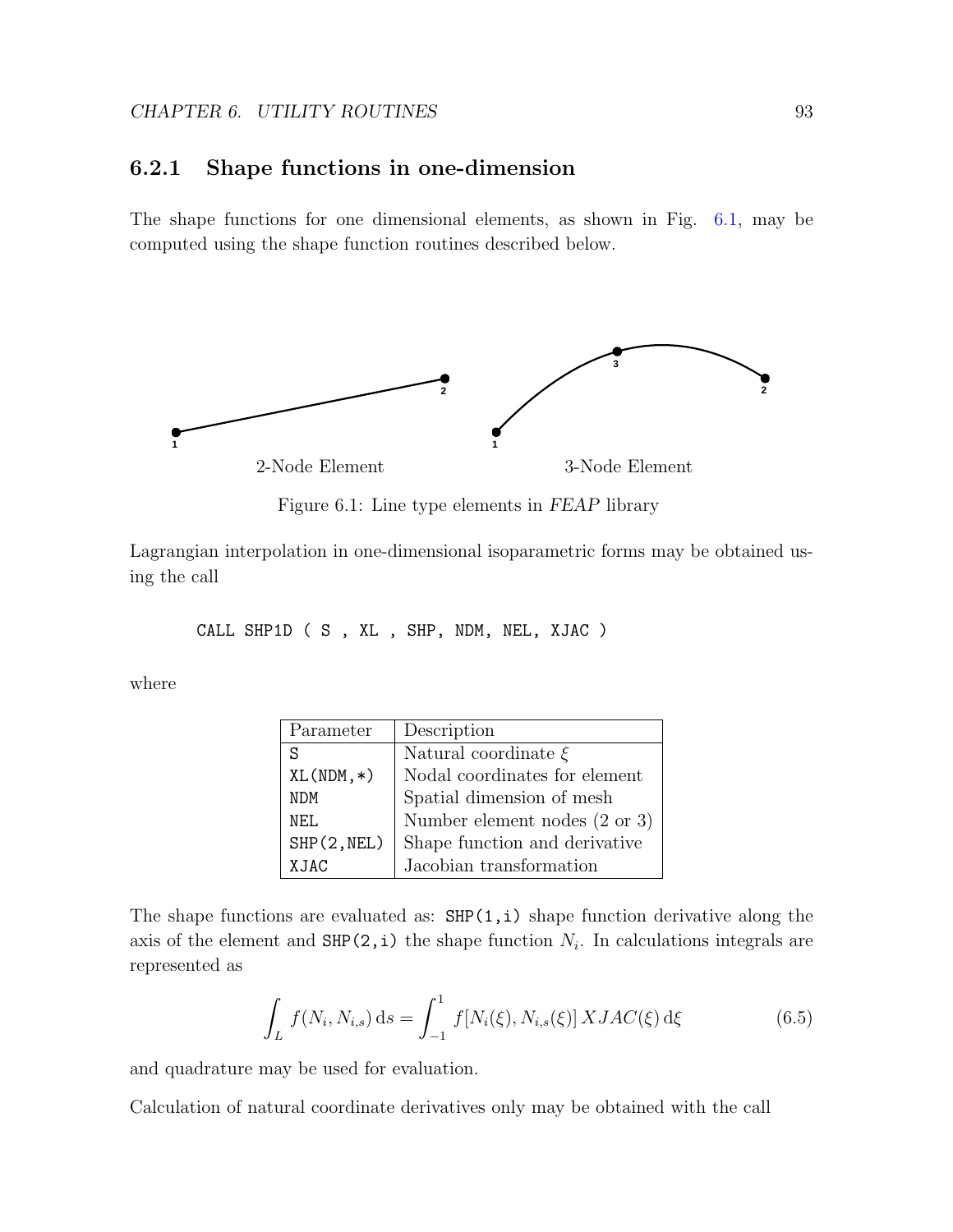### 6.2.1 Shape functions in one-dimension

The shape functions for one dimensional elements, as shown in Fig. 6.1, may be computed using the shape function routines described below.

Figure 6.1: Line type elements in *FEAP* library

Lagrangian interpolation in one-dimensional isoparametric forms may be obtained using the call

```
CALL SHP1D ( S , XL , SHP, NDM, NEL, XJAC )
```

where

| Parameter | Description |
|---|---|
| S | Natural coordinate $\xi$ |
| XL(NDM,*) | Nodal coordinates for element |
| NDM | Spatial dimension of mesh |
| NEL | Number element nodes (2 or 3) |
| SHP(2,NEL) | Shape function and derivative |
| XJAC | Jacobian transformation |

The shape functions are evaluated as: `SHP(1,i)` shape function derivative along the axis of the element and `SHP(2,i)` the shape function $N_i$. In calculations integrals are represented as

$$\int_L f(N_i, N_{i,s}) \, \mathrm{d}s = \int_{-1}^{1} f[N_i(\xi), N_{i,s}(\xi)] \, XJAC(\xi) \, \mathrm{d}\xi \tag{6.5}$$

and quadrature may be used for evaluation.

Calculation of natural coordinate derivatives only may be obtained with the call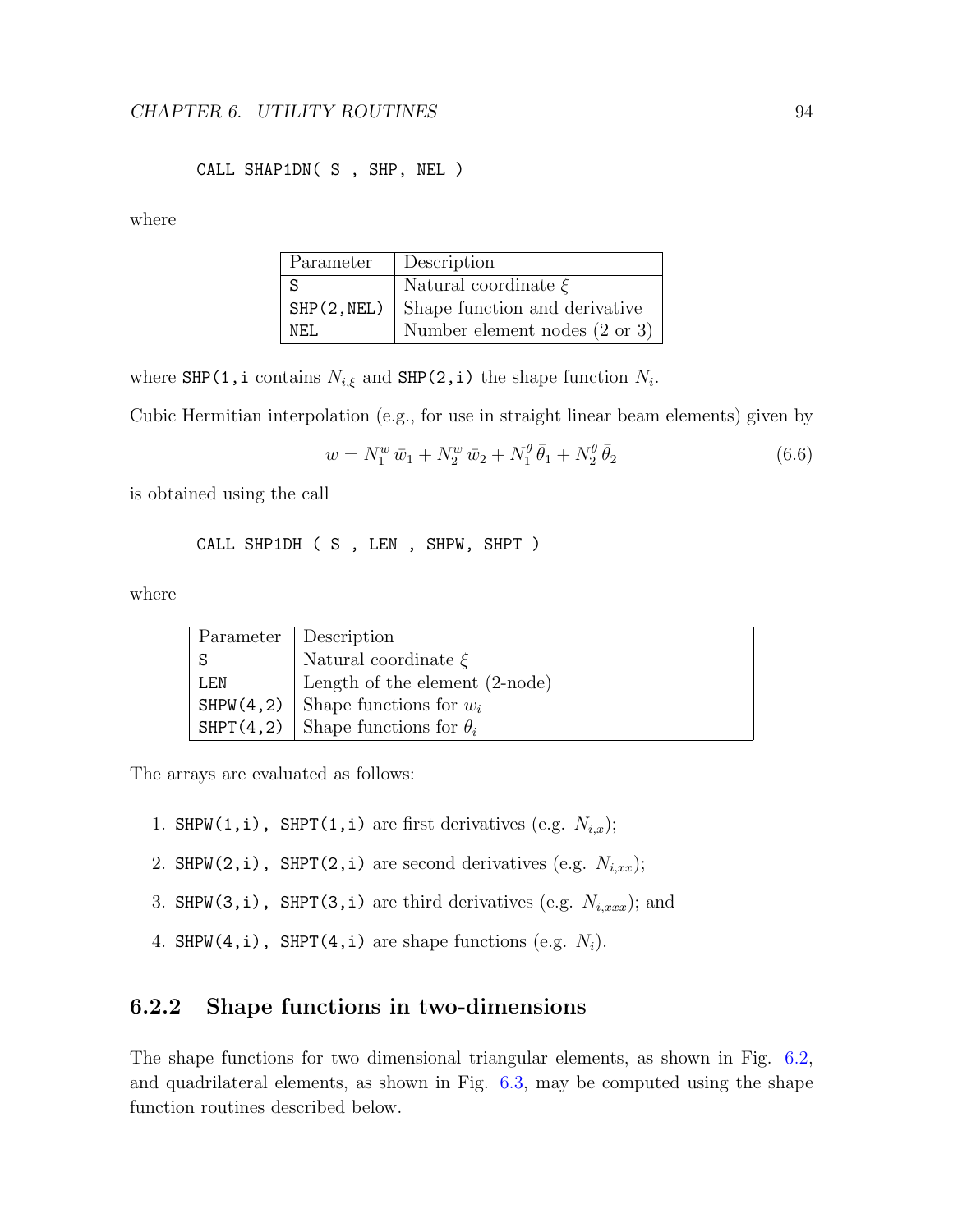```
CALL SHAP1DN( S , SHP, NEL )
```

where

| Parameter | Description |
| --- | --- |
| S | Natural coordinate $\xi$ |
| SHP(2,NEL) | Shape function and derivative |
| NEL | Number element nodes (2 or 3) |

where SHP(1,i contains $N_{i,\xi}$ and SHP(2,i) the shape function $N_i$.

Cubic Hermitian interpolation (e.g., for use in straight linear beam elements) given by

$$w = N_1^w \, \bar{w}_1 + N_2^w \, \bar{w}_2 + N_1^\theta \, \bar{\theta}_1 + N_2^\theta \, \bar{\theta}_2 \tag{6.6}$$

is obtained using the call

```
CALL SHP1DH ( S , LEN , SHPW, SHPT )
```

where

| Parameter | Description |
| --- | --- |
| S | Natural coordinate $\xi$ |
| LEN | Length of the element (2-node) |
| SHPW(4,2) | Shape functions for $w_i$ |
| SHPT(4,2) | Shape functions for $\theta_i$ |

The arrays are evaluated as follows:

1. SHPW(1,i), SHPT(1,i) are first derivatives (e.g. $N_{i,x}$);
2. SHPW(2,i), SHPT(2,i) are second derivatives (e.g. $N_{i,xx}$);
3. SHPW(3,i), SHPT(3,i) are third derivatives (e.g. $N_{i,xxx}$); and
4. SHPW(4,i), SHPT(4,i) are shape functions (e.g. $N_i$).

### 6.2.2 Shape functions in two-dimensions

The shape functions for two dimensional triangular elements, as shown in Fig. 6.2, and quadrilateral elements, as shown in Fig. 6.3, may be computed using the shape function routines described below.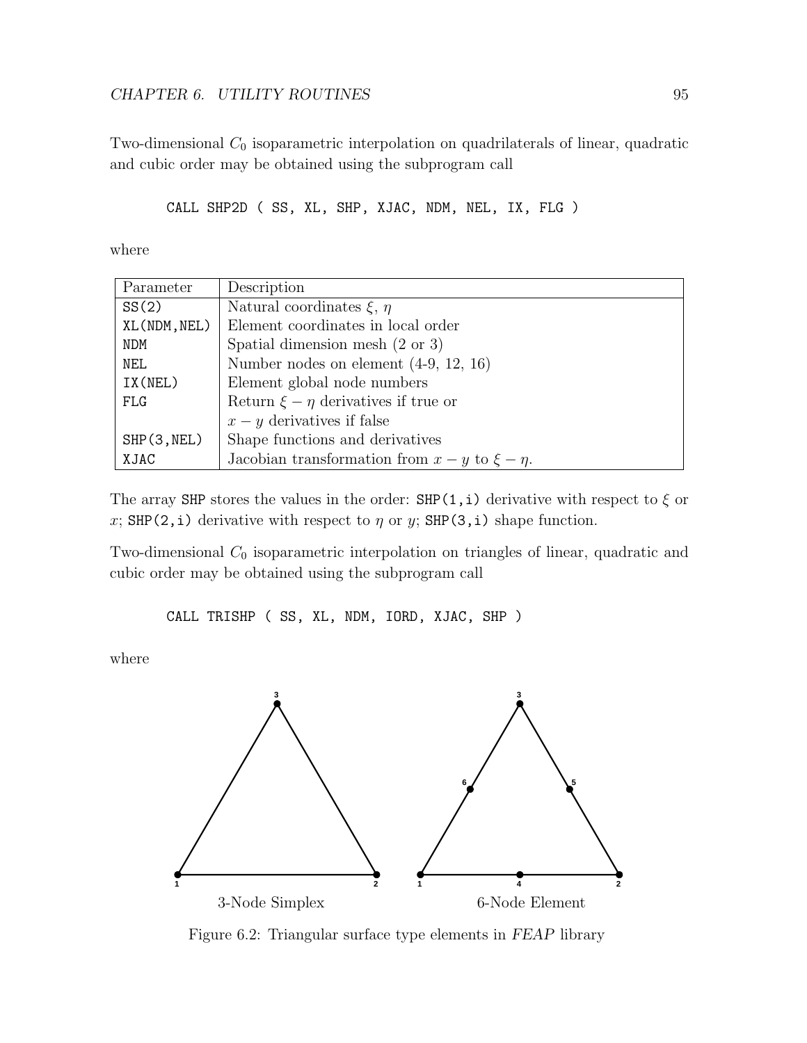Two-dimensional $C_0$ isoparametric interpolation on quadrilaterals of linear, quadratic and cubic order may be obtained using the subprogram call

```
CALL SHP2D ( SS, XL, SHP, XJAC, NDM, NEL, IX, FLG )
```

where

| Parameter | Description |
|---|---|
| SS(2) | Natural coordinates $\xi$, $\eta$ |
| XL(NDM,NEL) | Element coordinates in local order |
| NDM | Spatial dimension mesh (2 or 3) |
| NEL | Number nodes on element (4-9, 12, 16) |
| IX(NEL) | Element global node numbers |
| FLG | Return $\xi - \eta$ derivatives if true or |
| | $x - y$ derivatives if false |
| SHP(3,NEL) | Shape functions and derivatives |
| XJAC | Jacobian transformation from $x - y$ to $\xi - \eta$. |

The array `SHP` stores the values in the order: `SHP(1,i)` derivative with respect to $\xi$ or $x$; `SHP(2,i)` derivative with respect to $\eta$ or $y$; `SHP(3,i)` shape function.

Two-dimensional $C_0$ isoparametric interpolation on triangles of linear, quadratic and cubic order may be obtained using the subprogram call

```
CALL TRISHP ( SS, XL, NDM, IORD, XJAC, SHP )
```

where

3-Node Simplex    6-Node Element

Figure 6.2: Triangular surface type elements in *FEAP* library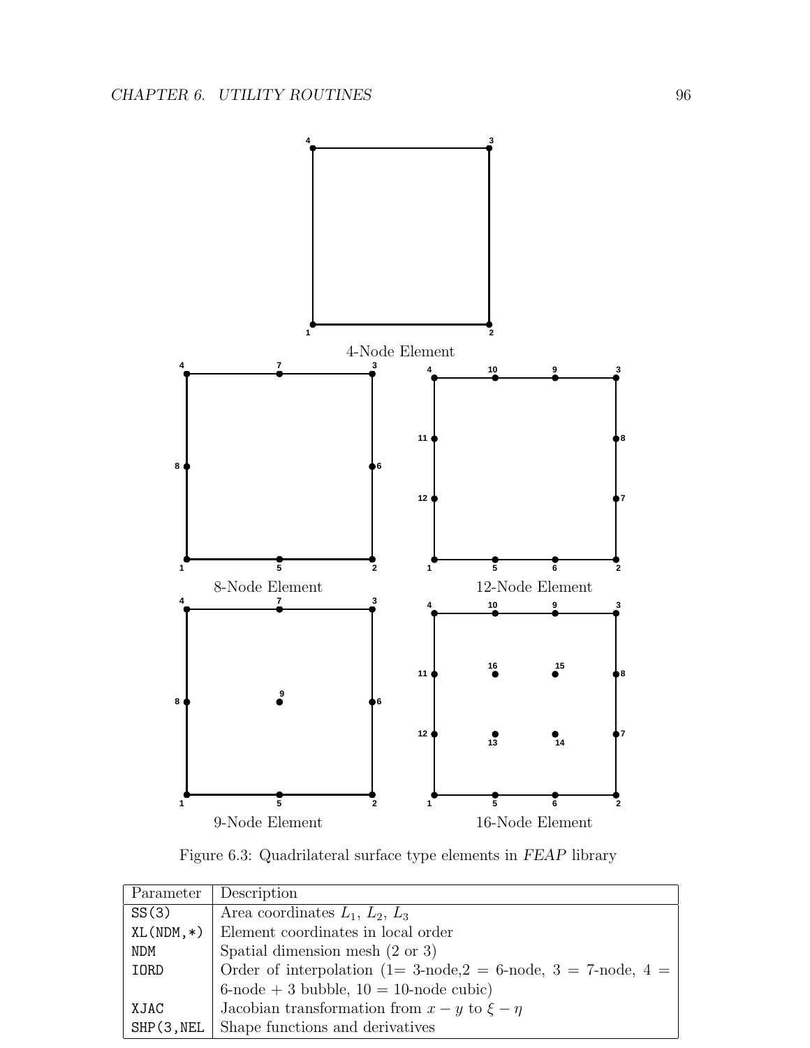Figure 6.3: Quadrilateral surface type elements in *FEAP* library

| Parameter | Description |
|---|---|
| SS(3) | Area coordinates $L_1$, $L_2$, $L_3$ |
| XL(NDM,*) | Element coordinates in local order |
| NDM | Spatial dimension mesh (2 or 3) |
| IORD | Order of interpolation (1= 3-node,2 = 6-node, 3 = 7-node, 4 = 6-node + 3 bubble, 10 = 10-node cubic) |
| XJAC | Jacobian transformation from $x-y$ to $\xi-\eta$ |
| SHP(3,NEL | Shape functions and derivatives |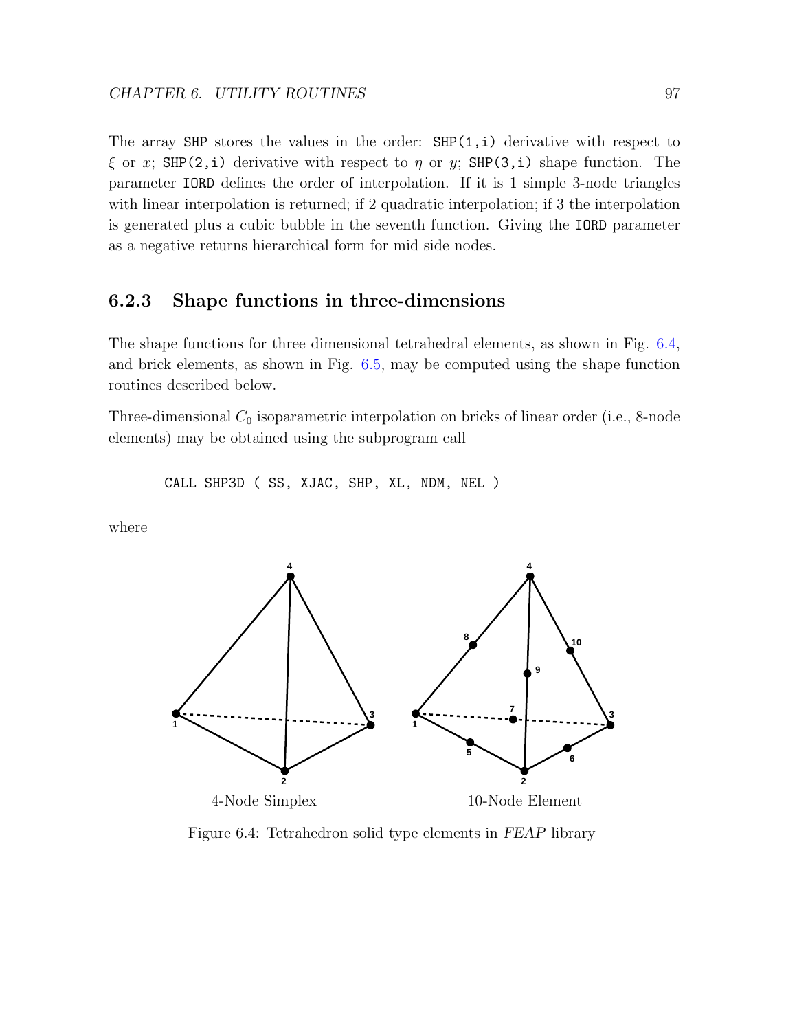The array SHP stores the values in the order: SHP(1,i) derivative with respect to $\xi$ or $x$; SHP(2,i) derivative with respect to $\eta$ or $y$; SHP(3,i) shape function. The parameter IORD defines the order of interpolation. If it is 1 simple 3-node triangles with linear interpolation is returned; if 2 quadratic interpolation; if 3 the interpolation is generated plus a cubic bubble in the seventh function. Giving the IORD parameter as a negative returns hierarchical form for mid side nodes.

### 6.2.3 Shape functions in three-dimensions

The shape functions for three dimensional tetrahedral elements, as shown in Fig. 6.4, and brick elements, as shown in Fig. 6.5, may be computed using the shape function routines described below.

Three-dimensional $C_0$ isoparametric interpolation on bricks of linear order (i.e., 8-node elements) may be obtained using the subprogram call

```
CALL SHP3D ( SS, XJAC, SHP, XL, NDM, NEL )
```

where

4-Node Simplex    10-Node Element

Figure 6.4: Tetrahedron solid type elements in *FEAP* library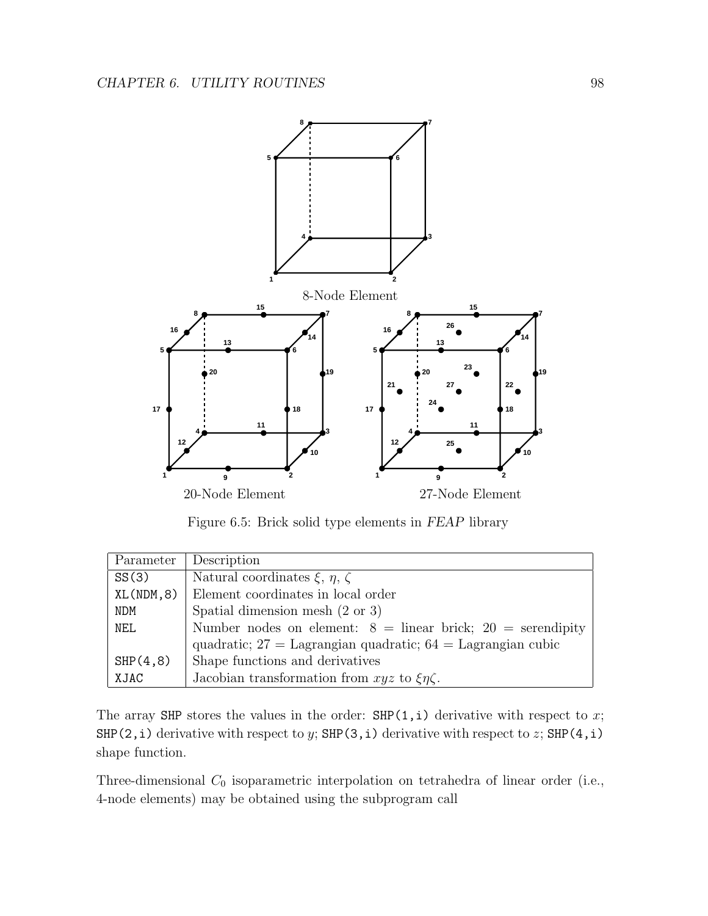8-Node Element

20-Node Element

27-Node Element

Figure 6.5: Brick solid type elements in *FEAP* library

| Parameter | Description |
|---|---|
| `SS(3)` | Natural coordinates $\xi$, $\eta$, $\zeta$ |
| `XL(NDM,8)` | Element coordinates in local order |
| `NDM` | Spatial dimension mesh (2 or 3) |
| `NEL` | Number nodes on element: 8 = linear brick; 20 = serendipity quadratic; 27 = Lagrangian quadratic; 64 = Lagrangian cubic |
| `SHP(4,8)` | Shape functions and derivatives |
| `XJAC` | Jacobian transformation from $xyz$ to $\xi\eta\zeta$. |

The array `SHP` stores the values in the order: `SHP(1,i)` derivative with respect to $x$; `SHP(2,i)` derivative with respect to $y$; `SHP(3,i)` derivative with respect to $z$; `SHP(4,i)` shape function.

Three-dimensional $C_0$ isoparametric interpolation on tetrahedra of linear order (i.e., 4-node elements) may be obtained using the subprogram call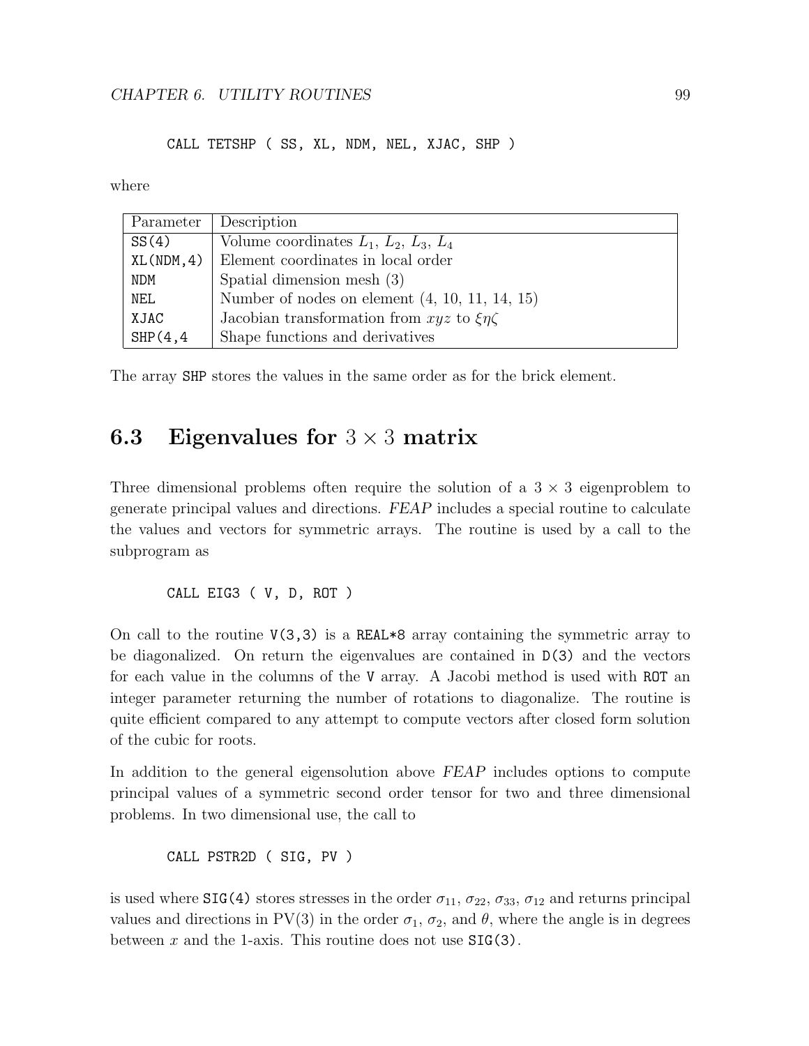```
CALL TETSHP ( SS, XL, NDM, NEL, XJAC, SHP )
```

where

| Parameter | Description |
|---|---|
| SS(4) | Volume coordinates $L_1$, $L_2$, $L_3$, $L_4$ |
| XL(NDM,4) | Element coordinates in local order |
| NDM | Spatial dimension mesh (3) |
| NEL | Number of nodes on element (4, 10, 11, 14, 15) |
| XJAC | Jacobian transformation from $xyz$ to $\xi\eta\zeta$ |
| SHP(4,4 | Shape functions and derivatives |

The array SHP stores the values in the same order as for the brick element.

## 6.3 Eigenvalues for $3 \times 3$ matrix

Three dimensional problems often require the solution of a $3 \times 3$ eigenproblem to generate principal values and directions. *FEAP* includes a special routine to calculate the values and vectors for symmetric arrays. The routine is used by a call to the subprogram as

```
CALL EIG3 ( V, D, ROT )
```

On call to the routine V(3,3) is a REAL*8 array containing the symmetric array to be diagonalized. On return the eigenvalues are contained in D(3) and the vectors for each value in the columns of the V array. A Jacobi method is used with ROT an integer parameter returning the number of rotations to diagonalize. The routine is quite efficient compared to any attempt to compute vectors after closed form solution of the cubic for roots.

In addition to the general eigensolution above *FEAP* includes options to compute principal values of a symmetric second order tensor for two and three dimensional problems. In two dimensional use, the call to

```
CALL PSTR2D ( SIG, PV )
```

is used where SIG(4) stores stresses in the order $\sigma_{11}$, $\sigma_{22}$, $\sigma_{33}$, $\sigma_{12}$ and returns principal values and directions in PV(3) in the order $\sigma_1$, $\sigma_2$, and $\theta$, where the angle is in degrees between $x$ and the 1-axis. This routine does not use SIG(3).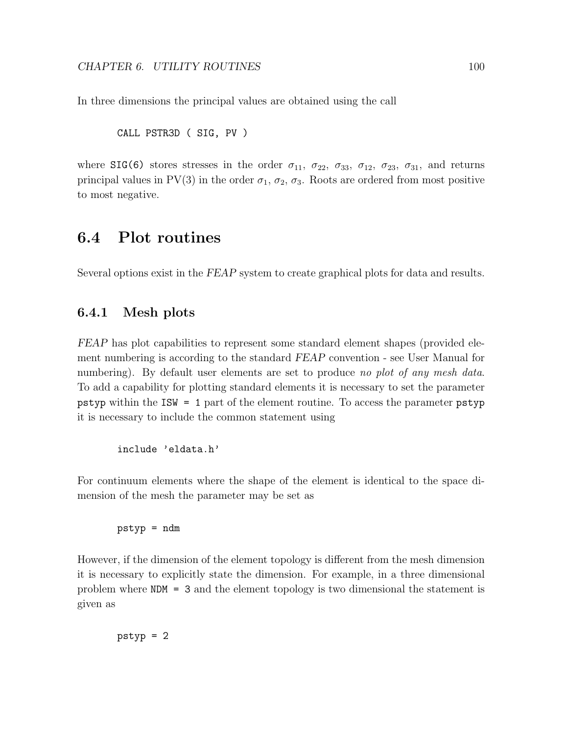In three dimensions the principal values are obtained using the call

```
CALL PSTR3D ( SIG, PV )
```

where `SIG(6)` stores stresses in the order $\sigma_{11}$, $\sigma_{22}$, $\sigma_{33}$, $\sigma_{12}$, $\sigma_{23}$, $\sigma_{31}$, and returns principal values in PV(3) in the order $\sigma_1$, $\sigma_2$, $\sigma_3$. Roots are ordered from most positive to most negative.

## 6.4 Plot routines

Several options exist in the *FEAP* system to create graphical plots for data and results.

### 6.4.1 Mesh plots

*FEAP* has plot capabilities to represent some standard element shapes (provided element numbering is according to the standard *FEAP* convention - see User Manual for numbering). By default user elements are set to produce *no plot of any mesh data*. To add a capability for plotting standard elements it is necessary to set the parameter `pstyp` within the `ISW = 1` part of the element routine. To access the parameter `pstyp` it is necessary to include the common statement using

```
include 'eldata.h'
```

For continuum elements where the shape of the element is identical to the space dimension of the mesh the parameter may be set as

```
pstyp = ndm
```

However, if the dimension of the element topology is different from the mesh dimension it is necessary to explicitly state the dimension. For example, in a three dimensional problem where `NDM = 3` and the element topology is two dimensional the statement is given as

```
pstyp = 2
```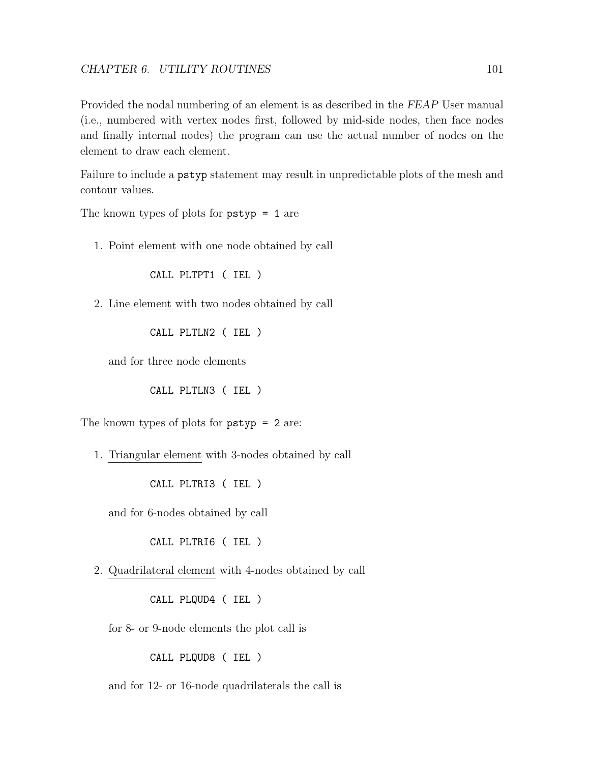Provided the nodal numbering of an element is as described in the *FEAP* User manual (i.e., numbered with vertex nodes first, followed by mid-side nodes, then face nodes and finally internal nodes) the program can use the actual number of nodes on the element to draw each element.

Failure to include a `pstyp` statement may result in unpredictable plots of the mesh and contour values.

The known types of plots for `pstyp = 1` are

1. <u>Point element</u> with one node obtained by call

   ```
   CALL PLTPT1 ( IEL )
   ```

2. <u>Line element</u> with two nodes obtained by call

   ```
   CALL PLTLN2 ( IEL )
   ```

   and for three node elements

   ```
   CALL PLTLN3 ( IEL )
   ```

The known types of plots for `pstyp = 2` are:

1. <u>Triangular element</u> with 3-nodes obtained by call

   ```
   CALL PLTRI3 ( IEL )
   ```

   and for 6-nodes obtained by call

   ```
   CALL PLTRI6 ( IEL )
   ```

2. <u>Quadrilateral element</u> with 4-nodes obtained by call

   ```
   CALL PLQUD4 ( IEL )
   ```

   for 8- or 9-node elements the plot call is

   ```
   CALL PLQUD8 ( IEL )
   ```

   and for 12- or 16-node quadrilaterals the call is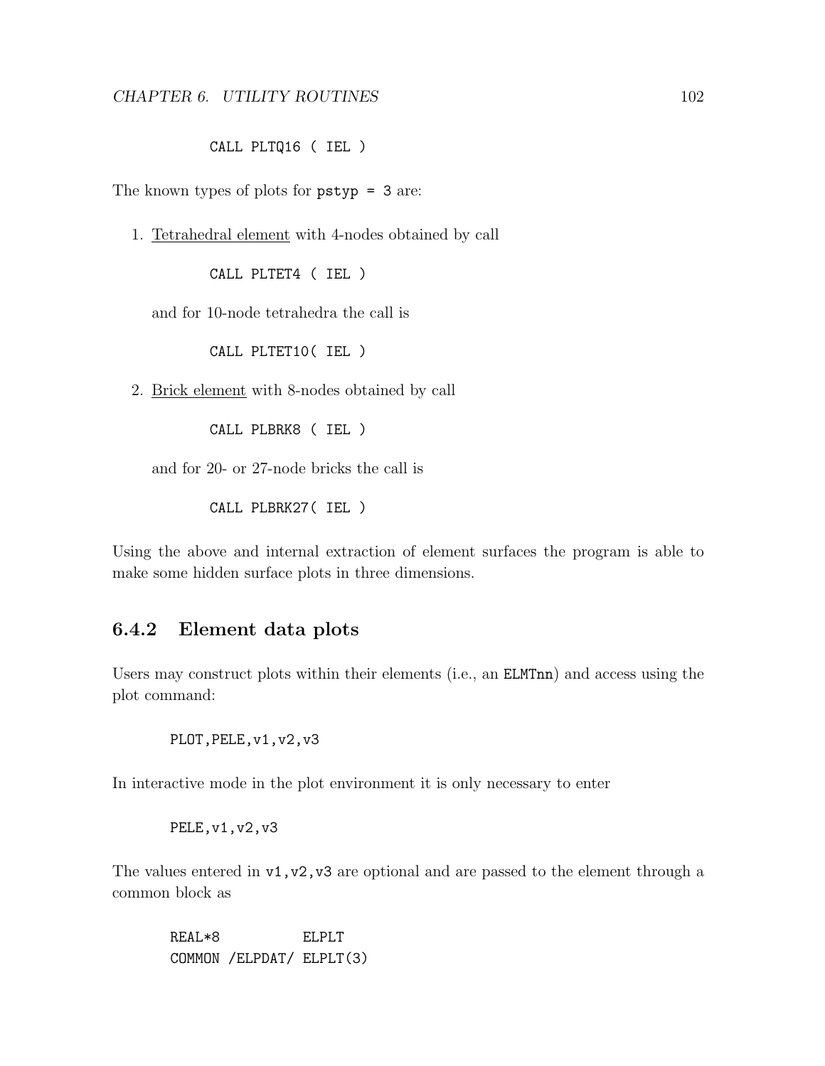```
CALL PLTQ16 ( IEL )
```

The known types of plots for `pstyp = 3` are:

1. Tetrahedral element with 4-nodes obtained by call

   ```
   CALL PLTET4 ( IEL )
   ```

   and for 10-node tetrahedra the call is

   ```
   CALL PLTET10( IEL )
   ```

2. Brick element with 8-nodes obtained by call

   ```
   CALL PLBRK8 ( IEL )
   ```

   and for 20- or 27-node bricks the call is

   ```
   CALL PLBRK27( IEL )
   ```

Using the above and internal extraction of element surfaces the program is able to make some hidden surface plots in three dimensions.

### 6.4.2 Element data plots

Users may construct plots within their elements (i.e., an `ELMTnn`) and access using the plot command:

```
PLOT,PELE,v1,v2,v3
```

In interactive mode in the plot environment it is only necessary to enter

```
PELE,v1,v2,v3
```

The values entered in `v1,v2,v3` are optional and are passed to the element through a common block as

```
REAL*8          ELPLT
COMMON /ELPDAT/ ELPLT(3)
```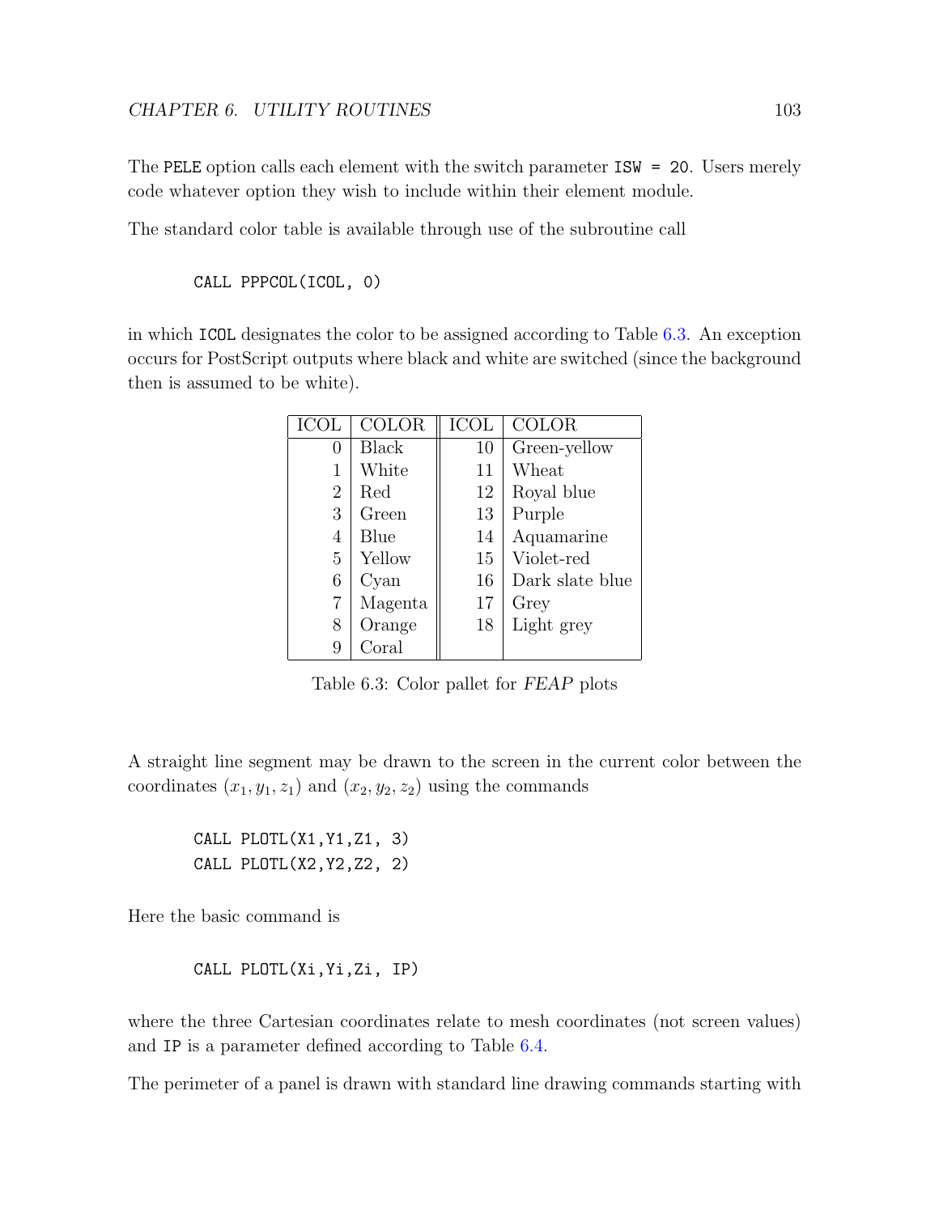The PELE option calls each element with the switch parameter `ISW = 20`. Users merely code whatever option they wish to include within their element module.

The standard color table is available through use of the subroutine call

```
CALL PPPCOL(ICOL, 0)
```

in which ICOL designates the color to be assigned according to Table 6.3. An exception occurs for PostScript outputs where black and white are switched (since the background then is assumed to be white).

| ICOL | COLOR | ICOL | COLOR |
|---|---|---|---|
| 0 | Black | 10 | Green-yellow |
| 1 | White | 11 | Wheat |
| 2 | Red | 12 | Royal blue |
| 3 | Green | 13 | Purple |
| 4 | Blue | 14 | Aquamarine |
| 5 | Yellow | 15 | Violet-red |
| 6 | Cyan | 16 | Dark slate blue |
| 7 | Magenta | 17 | Grey |
| 8 | Orange | 18 | Light grey |
| 9 | Coral | | |

Table 6.3: Color pallet for *FEAP* plots

A straight line segment may be drawn to the screen in the current color between the coordinates $(x_1, y_1, z_1)$ and $(x_2, y_2, z_2)$ using the commands

```
CALL PLOTL(X1,Y1,Z1, 3)
CALL PLOTL(X2,Y2,Z2, 2)
```

Here the basic command is

```
CALL PLOTL(Xi,Yi,Zi, IP)
```

where the three Cartesian coordinates relate to mesh coordinates (not screen values) and IP is a parameter defined according to Table 6.4.

The perimeter of a panel is drawn with standard line drawing commands starting with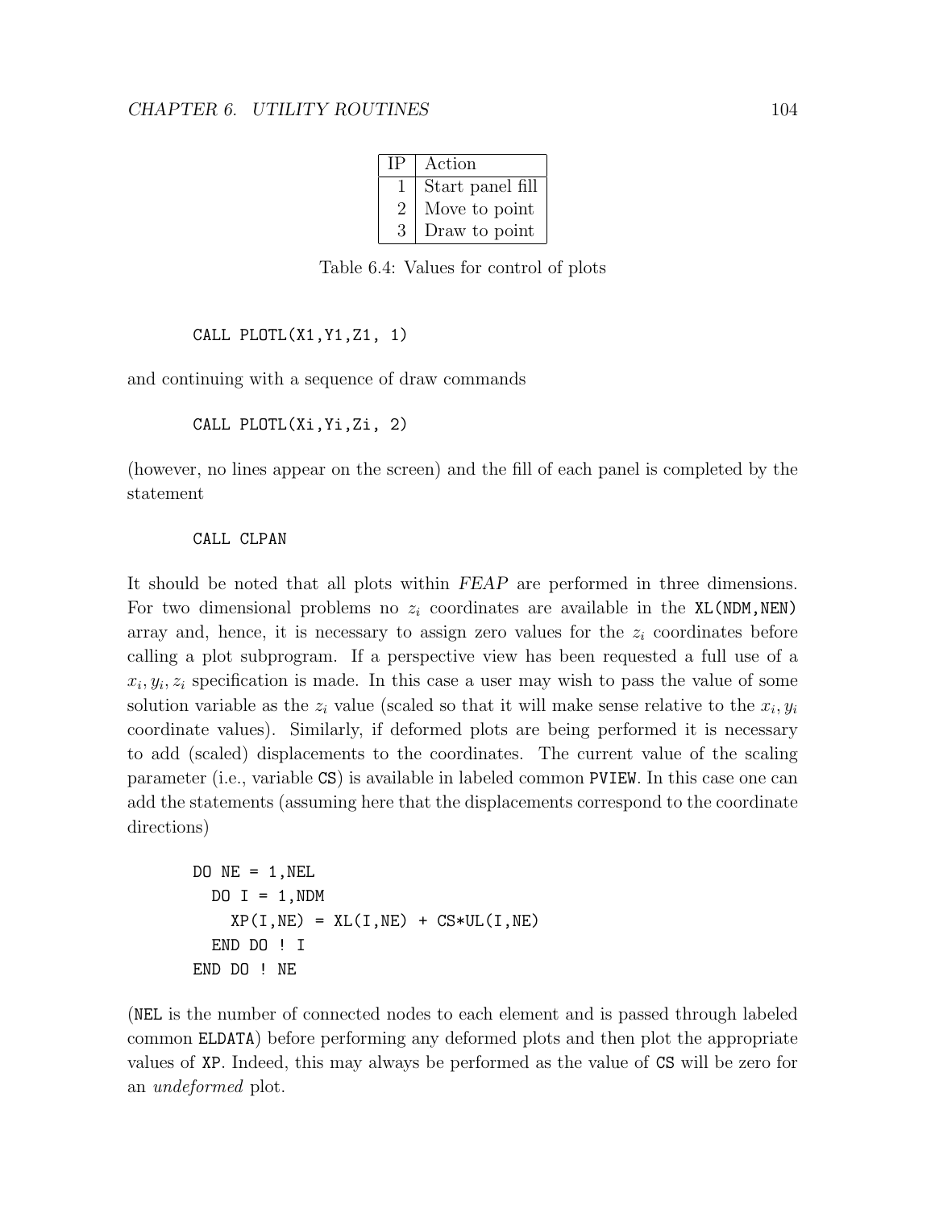| IP | Action |
|---|---|
| 1 | Start panel fill |
| 2 | Move to point |
| 3 | Draw to point |

Table 6.4: Values for control of plots

```
CALL PLOTL(X1,Y1,Z1, 1)
```

and continuing with a sequence of draw commands

```
CALL PLOTL(Xi,Yi,Zi, 2)
```

(however, no lines appear on the screen) and the fill of each panel is completed by the statement

```
CALL CLPAN
```

It should be noted that all plots within *FEAP* are performed in three dimensions. For two dimensional problems no $z_i$ coordinates are available in the `XL(NDM,NEN)` array and, hence, it is necessary to assign zero values for the $z_i$ coordinates before calling a plot subprogram. If a perspective view has been requested a full use of a $x_i, y_i, z_i$ specification is made. In this case a user may wish to pass the value of some solution variable as the $z_i$ value (scaled so that it will make sense relative to the $x_i, y_i$ coordinate values). Similarly, if deformed plots are being performed it is necessary to add (scaled) displacements to the coordinates. The current value of the scaling parameter (i.e., variable `CS`) is available in labeled common `PVIEW`. In this case one can add the statements (assuming here that the displacements correspond to the coordinate directions)

```
DO NE = 1,NEL
  DO I = 1,NDM
    XP(I,NE) = XL(I,NE) + CS*UL(I,NE)
  END DO ! I
END DO ! NE
```

(`NEL` is the number of connected nodes to each element and is passed through labeled common `ELDATA`) before performing any deformed plots and then plot the appropriate values of `XP`. Indeed, this may always be performed as the value of `CS` will be zero for an *undeformed* plot.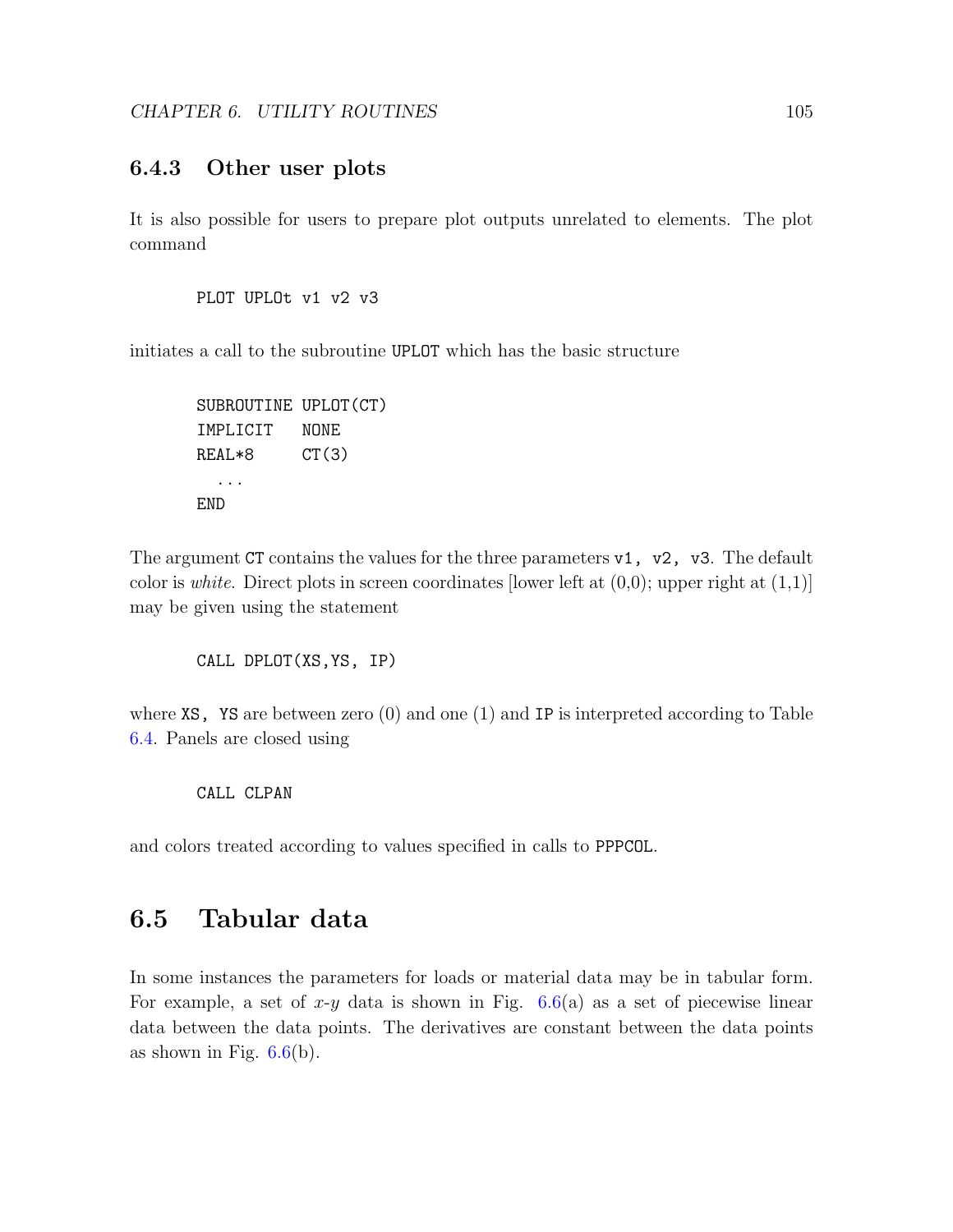### 6.4.3 Other user plots

It is also possible for users to prepare plot outputs unrelated to elements. The plot command

```
PLOT UPLOt v1 v2 v3
```

initiates a call to the subroutine `UPLOT` which has the basic structure

```
SUBROUTINE UPLOT(CT)
IMPLICIT   NONE
REAL*8     CT(3)
  ...
END
```

The argument `CT` contains the values for the three parameters `v1, v2, v3`. The default color is *white*. Direct plots in screen coordinates [lower left at (0,0); upper right at (1,1)] may be given using the statement

```
CALL DPLOT(XS,YS, IP)
```

where `XS, YS` are between zero (0) and one (1) and `IP` is interpreted according to Table 6.4. Panels are closed using

```
CALL CLPAN
```

and colors treated according to values specified in calls to `PPPCOL`.

## 6.5 Tabular data

In some instances the parameters for loads or material data may be in tabular form. For example, a set of $x$-$y$ data is shown in Fig. 6.6(a) as a set of piecewise linear data between the data points. The derivatives are constant between the data points as shown in Fig. 6.6(b).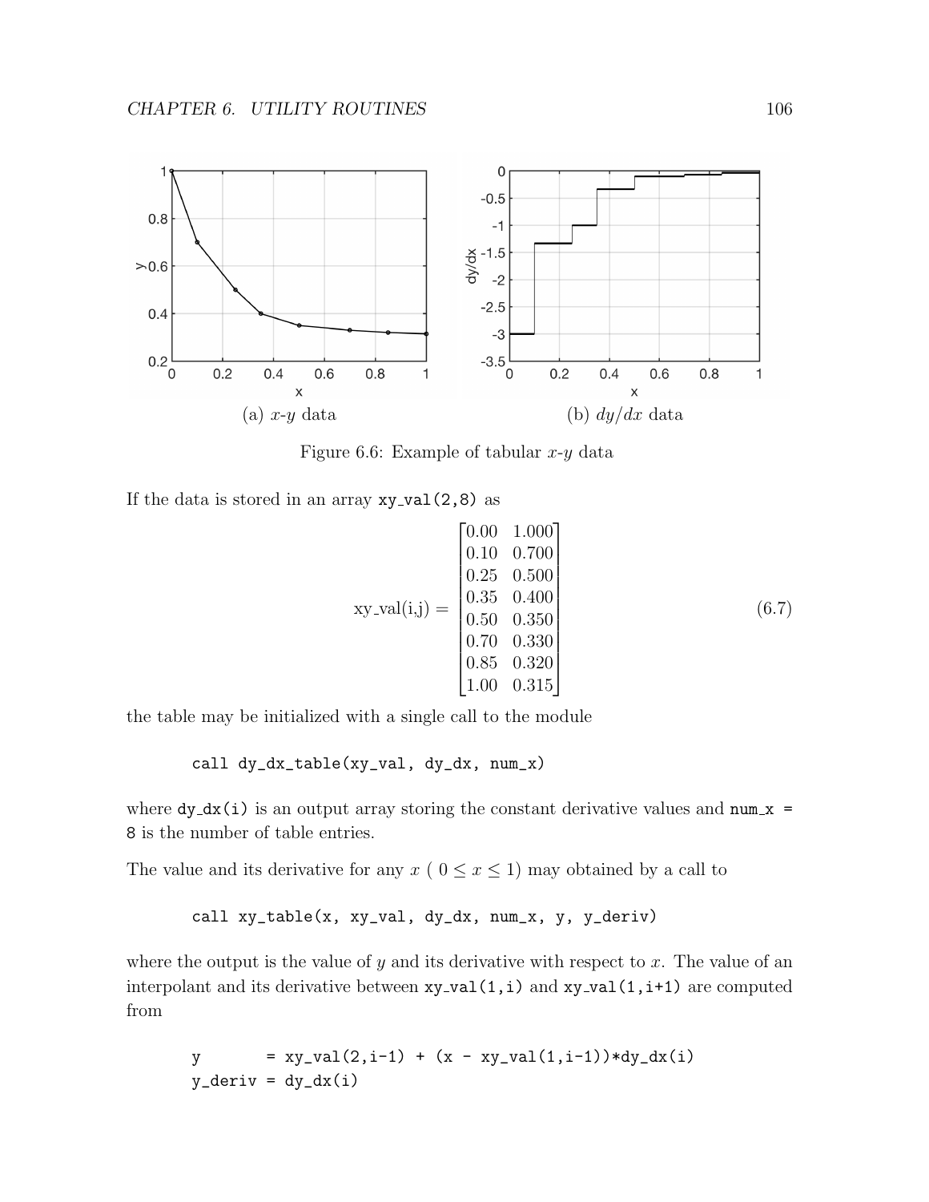(a) $x$-$y$ data

(b) $dy/dx$ data

Figure 6.6: Example of tabular $x$-$y$ data

If the data is stored in an array xy_val(2,8) as

$$
\text{xy\_val(i,j)} = \begin{bmatrix} 0.00 & 1.000 \\ 0.10 & 0.700 \\ 0.25 & 0.500 \\ 0.35 & 0.400 \\ 0.50 & 0.350 \\ 0.70 & 0.330 \\ 0.85 & 0.320 \\ 1.00 & 0.315 \end{bmatrix} \tag{6.7}
$$

the table may be initialized with a single call to the module

```
call dy_dx_table(xy_val, dy_dx, num_x)
```

where dy_dx(i) is an output array storing the constant derivative values and num_x = 8 is the number of table entries.

The value and its derivative for any $x$ ( $0 \leq x \leq 1$) may obtained by a call to

```
call xy_table(x, xy_val, dy_dx, num_x, y, y_deriv)
```

where the output is the value of $y$ and its derivative with respect to $x$. The value of an interpolant and its derivative between xy_val(1,i) and xy_val(1,i+1) are computed from

```
y       = xy_val(2,i-1) + (x - xy_val(1,i-1))*dy_dx(i)
y_deriv = dy_dx(i)
```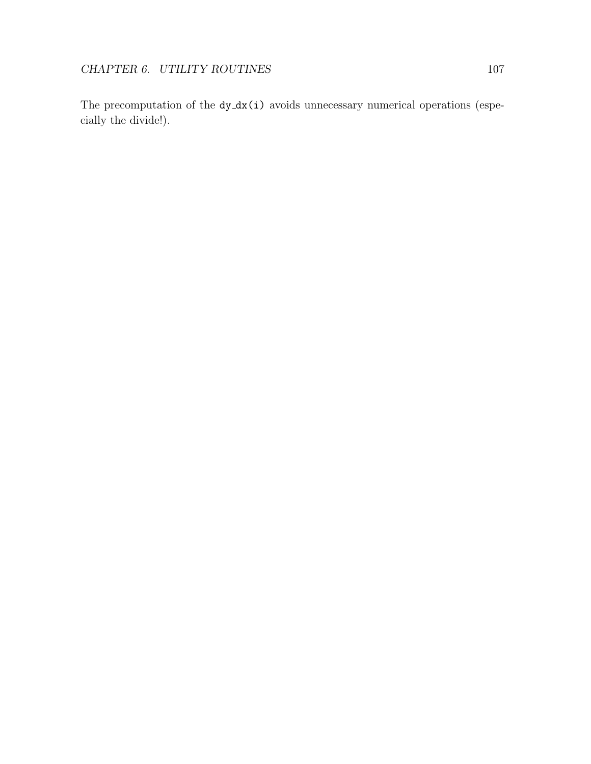The precomputation of the `dy_dx(i)` avoids unnecessary numerical operations (especially the divide!).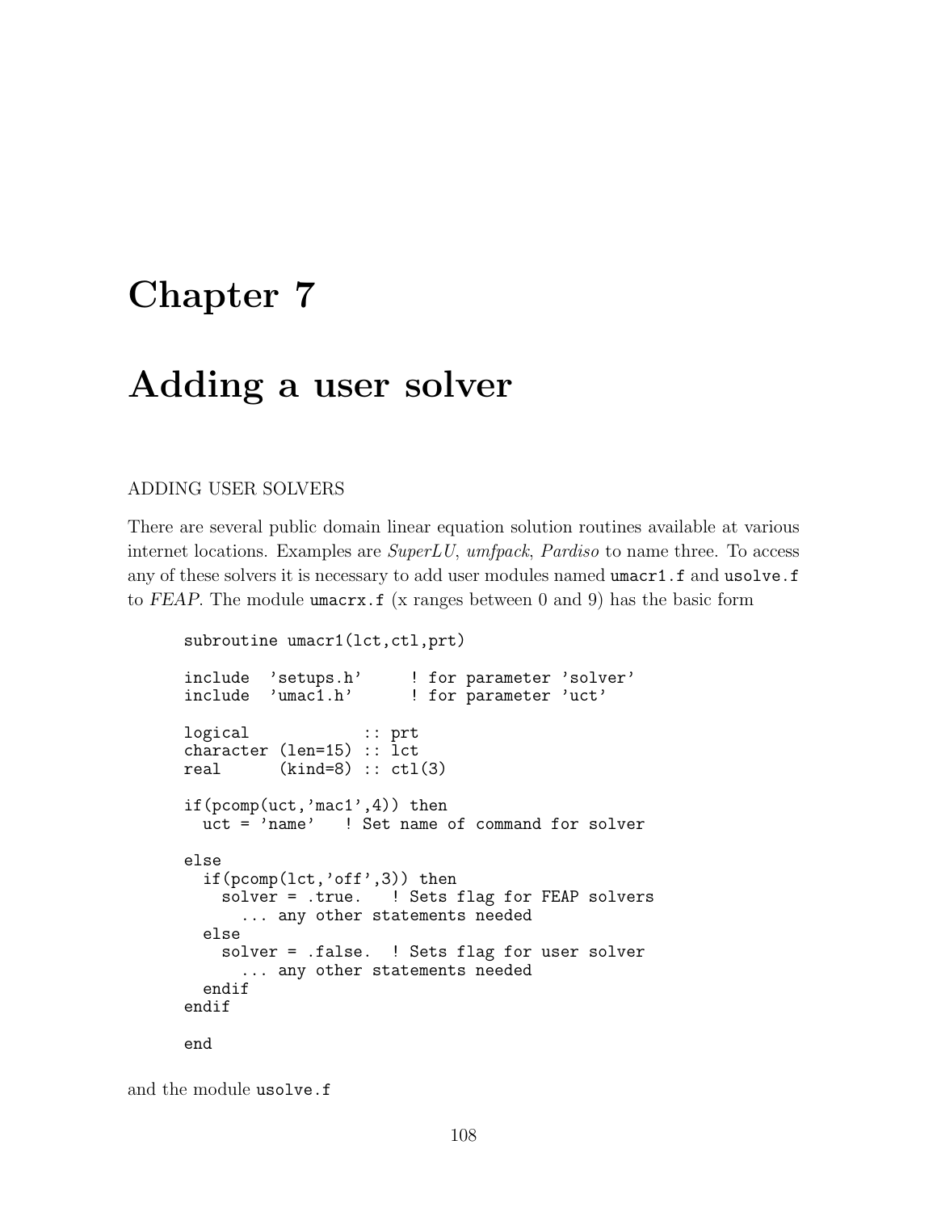# Chapter 7

# Adding a user solver

ADDING USER SOLVERS

There are several public domain linear equation solution routines available at various internet locations. Examples are *SuperLU*, *umfpack*, *Pardiso* to name three. To access any of these solvers it is necessary to add user modules named `umacr1.f` and `usolve.f` to *FEAP*. The module `umacrx.f` (x ranges between 0 and 9) has the basic form

```
subroutine umacr1(lct,ctl,prt)

include  'setups.h'     ! for parameter 'solver'
include  'umac1.h'      ! for parameter 'uct'

logical            :: prt
character (len=15) :: lct
real      (kind=8) :: ctl(3)

if(pcomp(uct,'mac1',4)) then
  uct = 'name'   ! Set name of command for solver

else
  if(pcomp(lct,'off',3)) then
    solver = .true.   ! Sets flag for FEAP solvers
      ... any other statements needed
  else
    solver = .false.  ! Sets flag for user solver
      ... any other statements needed
  endif
endif

end
```

and the module `usolve.f`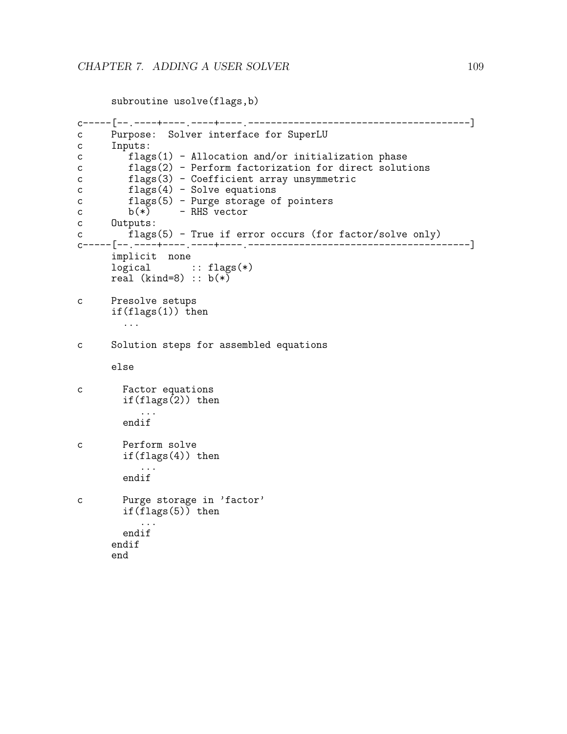```
      subroutine usolve(flags,b)

c-----[--.----+----.----+----.-----------------------------------------]
c     Purpose:  Solver interface for SuperLU
c     Inputs:
c        flags(1) - Allocation and/or initialization phase
c        flags(2) - Perform factorization for direct solutions
c        flags(3) - Coefficient array unsymmetric
c        flags(4) - Solve equations
c        flags(5) - Purge storage of pointers
c        b(*)     - RHS vector
c     Outputs:
c        flags(5) - True if error occurs (for factor/solve only)
c-----[--.----+----.----+----.-----------------------------------------]
      implicit  none
      logical       :: flags(*)
      real (kind=8) :: b(*)

c     Presolve setups
      if(flags(1)) then
        ...

c     Solution steps for assembled equations

      else

c       Factor equations
        if(flags(2)) then
           ...
        endif

c       Perform solve
        if(flags(4)) then
           ...
        endif

c       Purge storage in 'factor'
        if(flags(5)) then
           ...
        endif
      endif
      end
```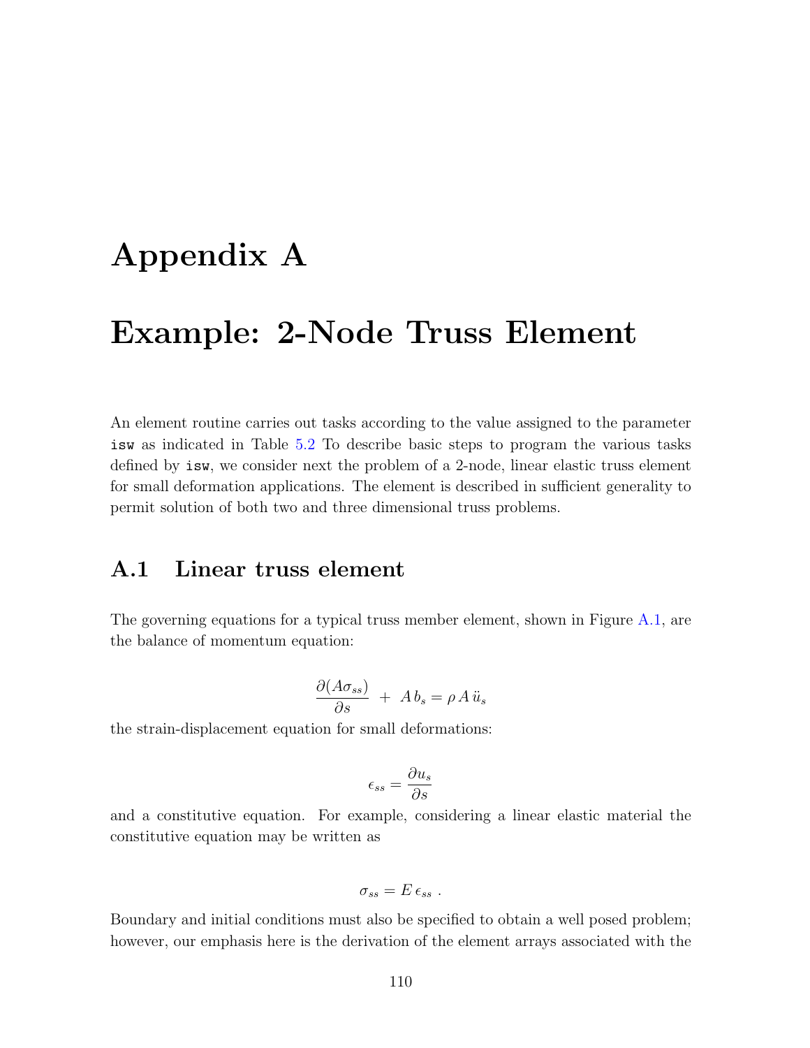# Appendix A

# Example: 2-Node Truss Element

An element routine carries out tasks according to the value assigned to the parameter `isw` as indicated in Table 5.2 To describe basic steps to program the various tasks defined by `isw`, we consider next the problem of a 2-node, linear elastic truss element for small deformation applications. The element is described in sufficient generality to permit solution of both two and three dimensional truss problems.

## A.1 Linear truss element

The governing equations for a typical truss member element, shown in Figure A.1, are the balance of momentum equation:

$$\frac{\partial (A\sigma_{ss})}{\partial s} \; + \; A\, b_s = \rho\, A\, \ddot{u}_s$$

the strain-displacement equation for small deformations:

$$\epsilon_{ss} = \frac{\partial u_s}{\partial s}$$

and a constitutive equation. For example, considering a linear elastic material the constitutive equation may be written as

$$\sigma_{ss} = E\, \epsilon_{ss} \; .$$

Boundary and initial conditions must also be specified to obtain a well posed problem; however, our emphasis here is the derivation of the element arrays associated with the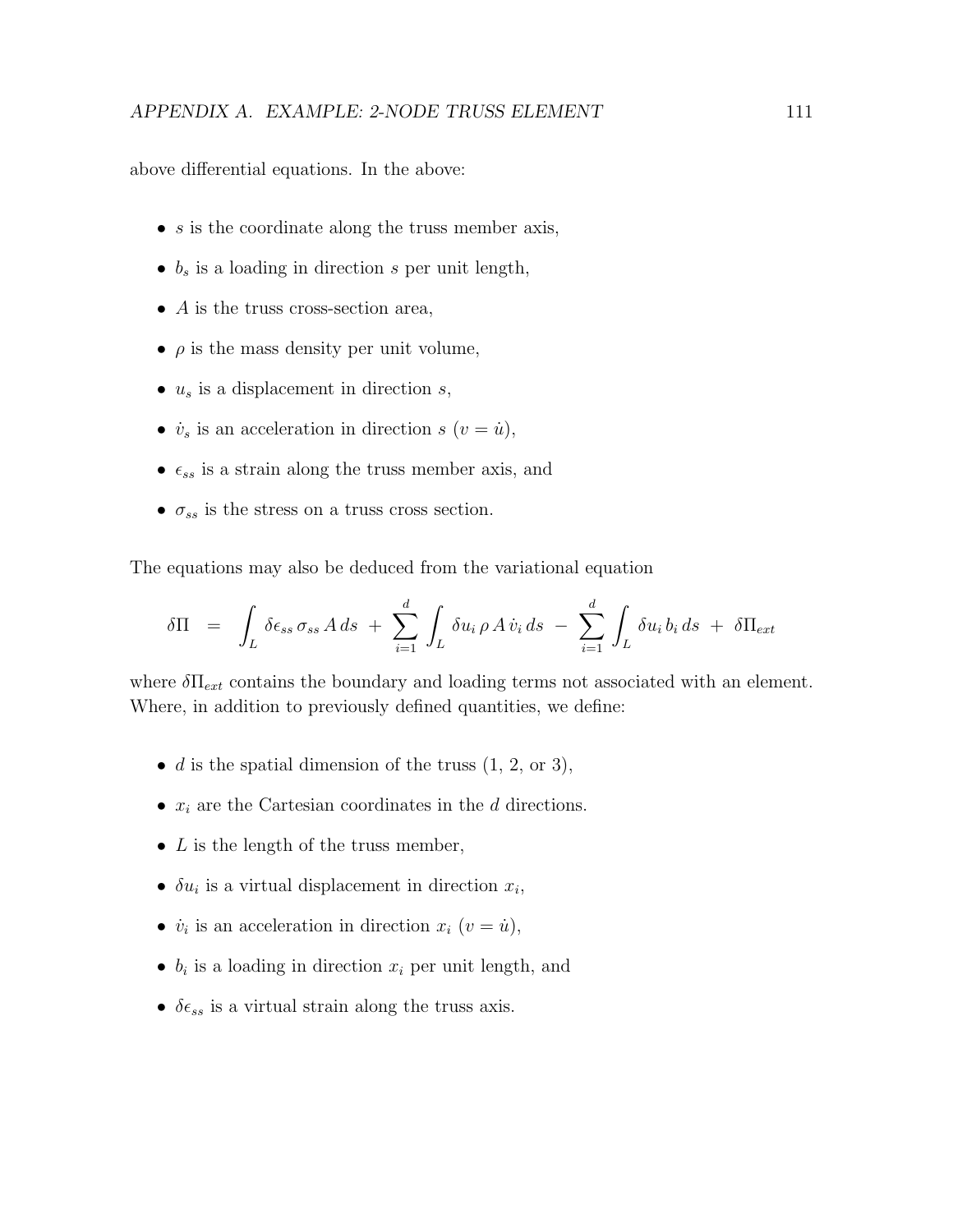above differential equations. In the above:

- $s$ is the coordinate along the truss member axis,
- $b_s$ is a loading in direction $s$ per unit length,
- $A$ is the truss cross-section area,
- $\rho$ is the mass density per unit volume,
- $u_s$ is a displacement in direction $s$,
- $\dot{v}_s$ is an acceleration in direction $s$ ($v = \dot{u}$),
- $\epsilon_{ss}$ is a strain along the truss member axis, and
- $\sigma_{ss}$ is the stress on a truss cross section.

The equations may also be deduced from the variational equation

$$\delta \Pi \;=\; \int_L \delta \epsilon_{ss}\, \sigma_{ss}\, A\, ds \;+\; \sum_{i=1}^{d} \int_L \delta u_i\, \rho\, A\, \dot{v}_i\, ds \;-\; \sum_{i=1}^{d} \int_L \delta u_i\, b_i\, ds \;+\; \delta \Pi_{ext}$$

where $\delta \Pi_{ext}$ contains the boundary and loading terms not associated with an element. Where, in addition to previously defined quantities, we define:

- $d$ is the spatial dimension of the truss (1, 2, or 3),
- $x_i$ are the Cartesian coordinates in the $d$ directions.
- $L$ is the length of the truss member,
- $\delta u_i$ is a virtual displacement in direction $x_i$,
- $\dot{v}_i$ is an acceleration in direction $x_i$ ($v = \dot{u}$),
- $b_i$ is a loading in direction $x_i$ per unit length, and
- $\delta \epsilon_{ss}$ is a virtual strain along the truss axis.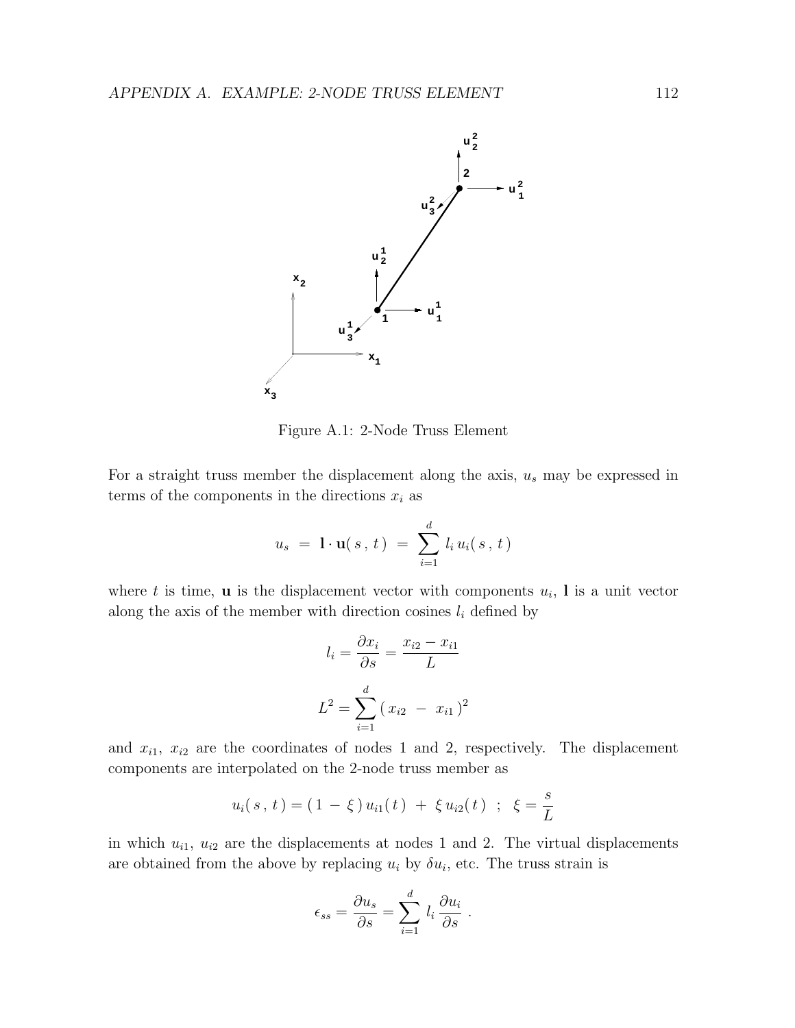Figure A.1: 2-Node Truss Element

For a straight truss member the displacement along the axis, $u_s$ may be expressed in terms of the components in the directions $x_i$ as

$$u_s \;=\; \mathbf{l} \cdot \mathbf{u}(\,s\,,\,t\,) \;=\; \sum_{i=1}^{d} l_i\, u_i(\,s\,,\,t\,)$$

where $t$ is time, $\mathbf{u}$ is the displacement vector with components $u_i$, $\mathbf{l}$ is a unit vector along the axis of the member with direction cosines $l_i$ defined by

$$l_i = \frac{\partial x_i}{\partial s} = \frac{x_{i2} - x_{i1}}{L}$$

$$L^2 = \sum_{i=1}^{d} (\,x_{i2} \;-\; x_{i1}\,)^2$$

and $x_{i1}$, $x_{i2}$ are the coordinates of nodes 1 and 2, respectively. The displacement components are interpolated on the 2-node truss member as

$$u_i(\,s\,,\,t\,) = (\,1 \,-\, \xi\,)\, u_{i1}(\,t\,) \;+\; \xi\, u_{i2}(\,t\,) \;\;;\;\; \xi = \frac{s}{L}$$

in which $u_{i1}$, $u_{i2}$ are the displacements at nodes 1 and 2. The virtual displacements are obtained from the above by replacing $u_i$ by $\delta u_i$, etc. The truss strain is

$$\epsilon_{ss} = \frac{\partial u_s}{\partial s} = \sum_{i=1}^{d} \, l_i \, \frac{\partial u_i}{\partial s} \;.$$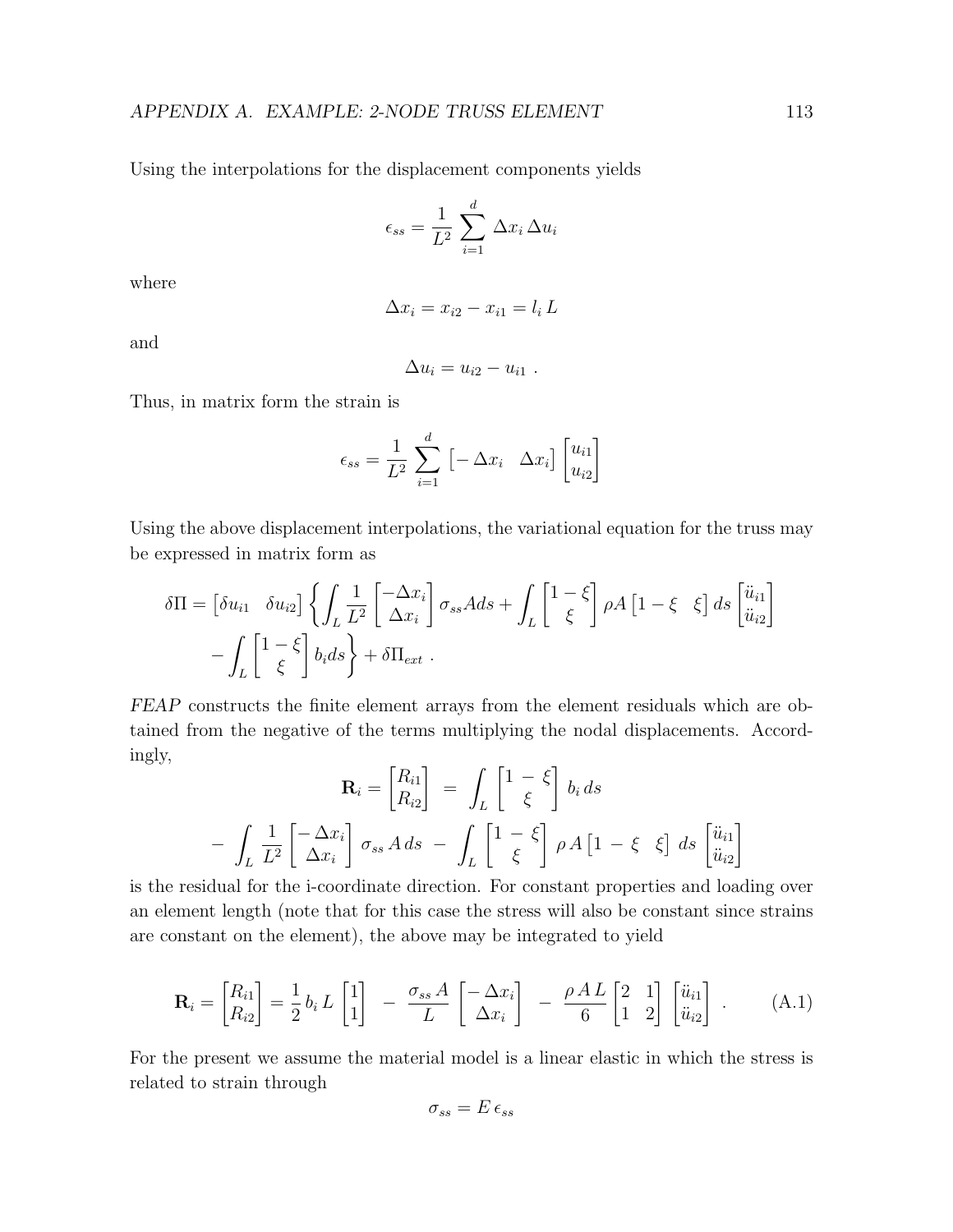Using the interpolations for the displacement components yields

$$\epsilon_{ss} = \frac{1}{L^2} \sum_{i=1}^{d} \Delta x_i \, \Delta u_i$$

where

$$\Delta x_i = x_{i2} - x_{i1} = l_i \, L$$

and

$$\Delta u_i = u_{i2} - u_{i1} \ .$$

Thus, in matrix form the strain is

$$\epsilon_{ss} = \frac{1}{L^2} \sum_{i=1}^{d} \begin{bmatrix} -\Delta x_i & \Delta x_i \end{bmatrix} \begin{bmatrix} u_{i1} \\ u_{i2} \end{bmatrix}$$

Using the above displacement interpolations, the variational equation for the truss may be expressed in matrix form as

$$\delta\Pi = \begin{bmatrix} \delta u_{i1} & \delta u_{i2} \end{bmatrix} \left\{ \int_L \frac{1}{L^2} \begin{bmatrix} -\Delta x_i \\ \Delta x_i \end{bmatrix} \sigma_{ss} A ds + \int_L \begin{bmatrix} 1-\xi \\ \xi \end{bmatrix} \rho A \begin{bmatrix} 1-\xi & \xi \end{bmatrix} ds \begin{bmatrix} \ddot{u}_{i1} \\ \ddot{u}_{i2} \end{bmatrix} \right.$$
$$\left. - \int_L \begin{bmatrix} 1-\xi \\ \xi \end{bmatrix} b_i ds \right\} + \delta\Pi_{ext} \ .$$

*FEAP* constructs the finite element arrays from the element residuals which are obtained from the negative of the terms multiplying the nodal displacements. Accordingly,

$$\mathbf{R}_i = \begin{bmatrix} R_{i1} \\ R_{i2} \end{bmatrix} = \int_L \begin{bmatrix} 1 - \xi \\ \xi \end{bmatrix} b_i \, ds$$
$$- \int_L \frac{1}{L^2} \begin{bmatrix} -\Delta x_i \\ \Delta x_i \end{bmatrix} \sigma_{ss} \, A \, ds - \int_L \begin{bmatrix} 1 - \xi \\ \xi \end{bmatrix} \rho \, A \begin{bmatrix} 1 - \xi & \xi \end{bmatrix} ds \begin{bmatrix} \ddot{u}_{i1} \\ \ddot{u}_{i2} \end{bmatrix}$$

is the residual for the i-coordinate direction. For constant properties and loading over an element length (note that for this case the stress will also be constant since strains are constant on the element), the above may be integrated to yield

$$\mathbf{R}_i = \begin{bmatrix} R_{i1} \\ R_{i2} \end{bmatrix} = \frac{1}{2} \, b_i \, L \begin{bmatrix} 1 \\ 1 \end{bmatrix} - \frac{\sigma_{ss} \, A}{L} \begin{bmatrix} -\Delta x_i \\ \Delta x_i \end{bmatrix} - \frac{\rho \, A \, L}{6} \begin{bmatrix} 2 & 1 \\ 1 & 2 \end{bmatrix} \begin{bmatrix} \ddot{u}_{i1} \\ \ddot{u}_{i2} \end{bmatrix} \ . \tag{A.1}$$

For the present we assume the material model is a linear elastic in which the stress is related to strain through

$$\sigma_{ss} = E \, \epsilon_{ss}$$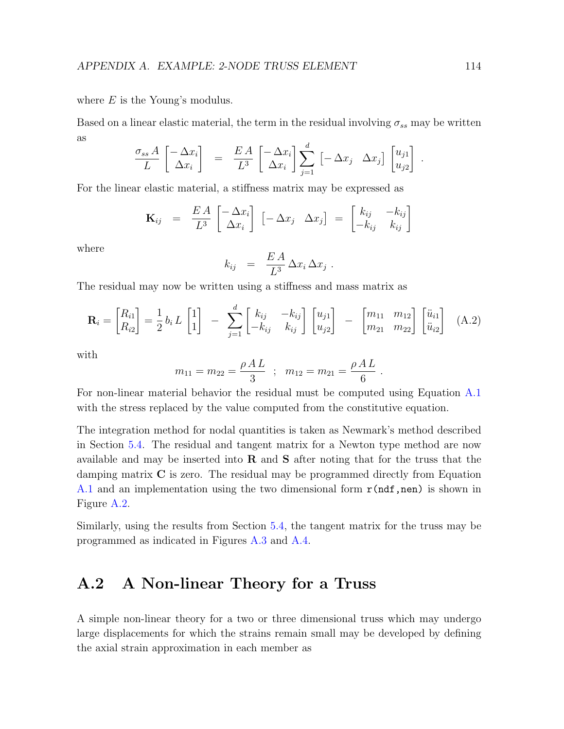where $E$ is the Young's modulus.

Based on a linear elastic material, the term in the residual involving $\sigma_{ss}$ may be written as

$$\frac{\sigma_{ss}\, A}{L} \begin{bmatrix} -\Delta x_i \\ \Delta x_i \end{bmatrix} \;=\; \frac{E\, A}{L^3} \begin{bmatrix} -\Delta x_i \\ \Delta x_i \end{bmatrix} \sum_{j=1}^{d} \begin{bmatrix} -\Delta x_j & \Delta x_j \end{bmatrix} \begin{bmatrix} u_{j1} \\ u_{j2} \end{bmatrix} \;.$$

For the linear elastic material, a stiffness matrix may be expressed as

$$\mathbf{K}_{ij} \;=\; \frac{E\, A}{L^3} \begin{bmatrix} -\Delta x_i \\ \Delta x_i \end{bmatrix} \begin{bmatrix} -\Delta x_j & \Delta x_j \end{bmatrix} \;=\; \begin{bmatrix} k_{ij} & -k_{ij} \\ -k_{ij} & k_{ij} \end{bmatrix}$$

where

$$k_{ij} \;=\; \frac{E\, A}{L^3}\, \Delta x_i\, \Delta x_j \;.$$

The residual may now be written using a stiffness and mass matrix as

$$\mathbf{R}_i = \begin{bmatrix} R_{i1} \\ R_{i2} \end{bmatrix} = \frac{1}{2}\, b_i\, L \begin{bmatrix} 1 \\ 1 \end{bmatrix} \;-\; \sum_{j=1}^{d} \begin{bmatrix} k_{ij} & -k_{ij} \\ -k_{ij} & k_{ij} \end{bmatrix} \begin{bmatrix} u_{j1} \\ u_{j2} \end{bmatrix} \;-\; \begin{bmatrix} m_{11} & m_{12} \\ m_{21} & m_{22} \end{bmatrix} \begin{bmatrix} \ddot{u}_{i1} \\ \ddot{u}_{i2} \end{bmatrix} \qquad \text{(A.2)}$$

with

$$m_{11} = m_{22} = \frac{\rho\, A\, L}{3} \;\;;\;\; m_{12} = m_{21} = \frac{\rho\, A\, L}{6} \;.$$

For non-linear material behavior the residual must be computed using Equation A.1 with the stress replaced by the value computed from the constitutive equation.

The integration method for nodal quantities is taken as Newmark's method described in Section 5.4. The residual and tangent matrix for a Newton type method are now available and may be inserted into **R** and **S** after noting that for the truss that the damping matrix **C** is zero. The residual may be programmed directly from Equation A.1 and an implementation using the two dimensional form `r(ndf,nen)` is shown in Figure A.2.

Similarly, using the results from Section 5.4, the tangent matrix for the truss may be programmed as indicated in Figures A.3 and A.4.

## A.2 A Non-linear Theory for a Truss

A simple non-linear theory for a two or three dimensional truss which may undergo large displacements for which the strains remain small may be developed by defining the axial strain approximation in each member as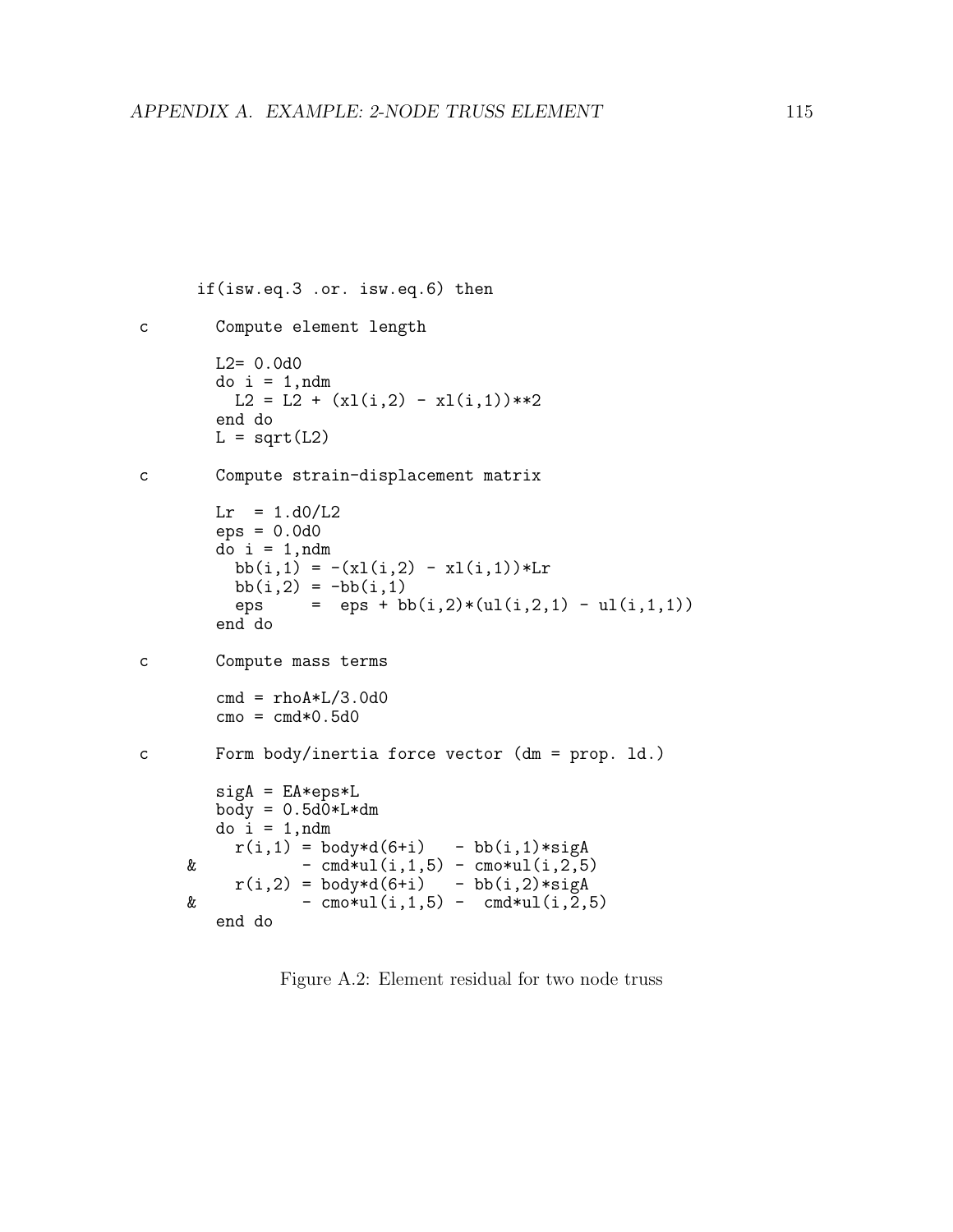```
      if(isw.eq.3 .or. isw.eq.6) then

c       Compute element length

        L2= 0.0d0
        do i = 1,ndm
          L2 = L2 + (xl(i,2) - xl(i,1))**2
        end do
        L = sqrt(L2)

c       Compute strain-displacement matrix

        Lr  = 1.d0/L2
        eps = 0.0d0
        do i = 1,ndm
          bb(i,1) = -(xl(i,2) - xl(i,1))*Lr
          bb(i,2) = -bb(i,1)
          eps     =  eps + bb(i,2)*(ul(i,2,1) - ul(i,1,1))
        end do

c       Compute mass terms

        cmd = rhoA*L/3.0d0
        cmo = cmd*0.5d0

c       Form body/inertia force vector (dm = prop. ld.)

        sigA = EA*eps*L
        body = 0.5d0*L*dm
        do i = 1,ndm
          r(i,1) = body*d(6+i)   - bb(i,1)*sigA
     &           - cmd*ul(i,1,5) - cmo*ul(i,2,5)
          r(i,2) = body*d(6+i)   - bb(i,2)*sigA
     &           - cmo*ul(i,1,5) -  cmd*ul(i,2,5)
        end do
```

Figure A.2: Element residual for two node truss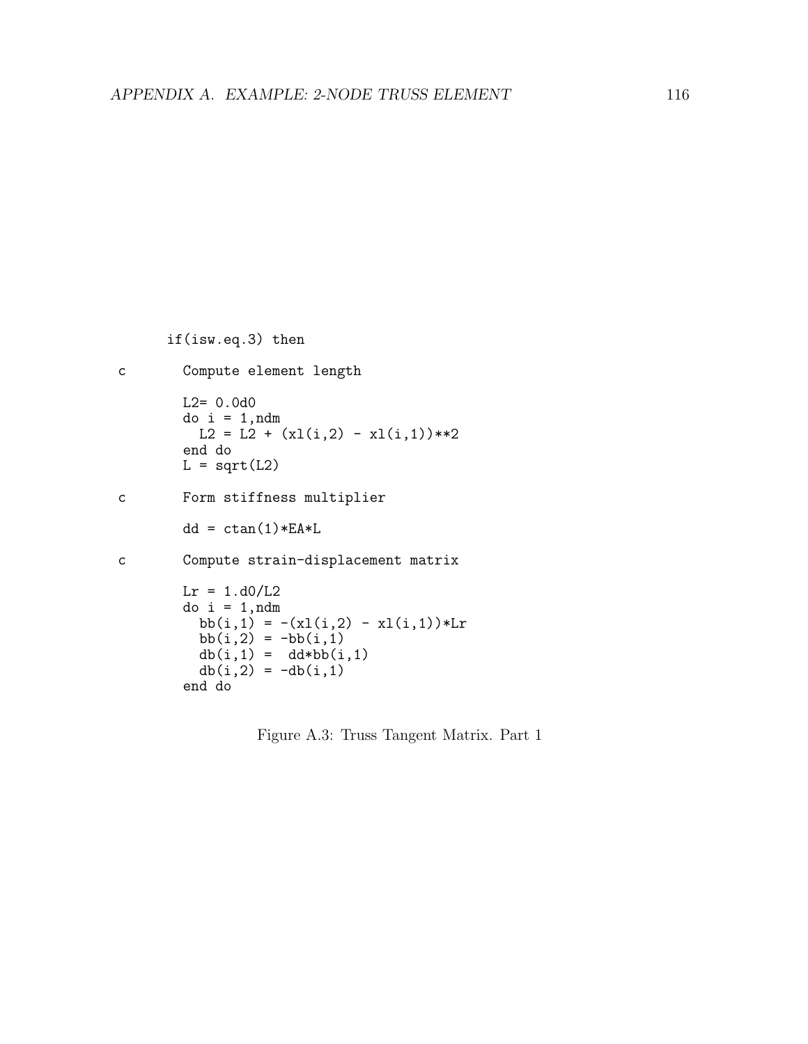```
      if(isw.eq.3) then

c       Compute element length

        L2= 0.0d0
        do i = 1,ndm
          L2 = L2 + (xl(i,2) - xl(i,1))**2
        end do
        L = sqrt(L2)

c       Form stiffness multiplier

        dd = ctan(1)*EA*L

c       Compute strain-displacement matrix

        Lr = 1.d0/L2
        do i = 1,ndm
          bb(i,1) = -(xl(i,2) - xl(i,1))*Lr
          bb(i,2) = -bb(i,1)
          db(i,1) =  dd*bb(i,1)
          db(i,2) = -db(i,1)
        end do
```

Figure A.3: Truss Tangent Matrix. Part 1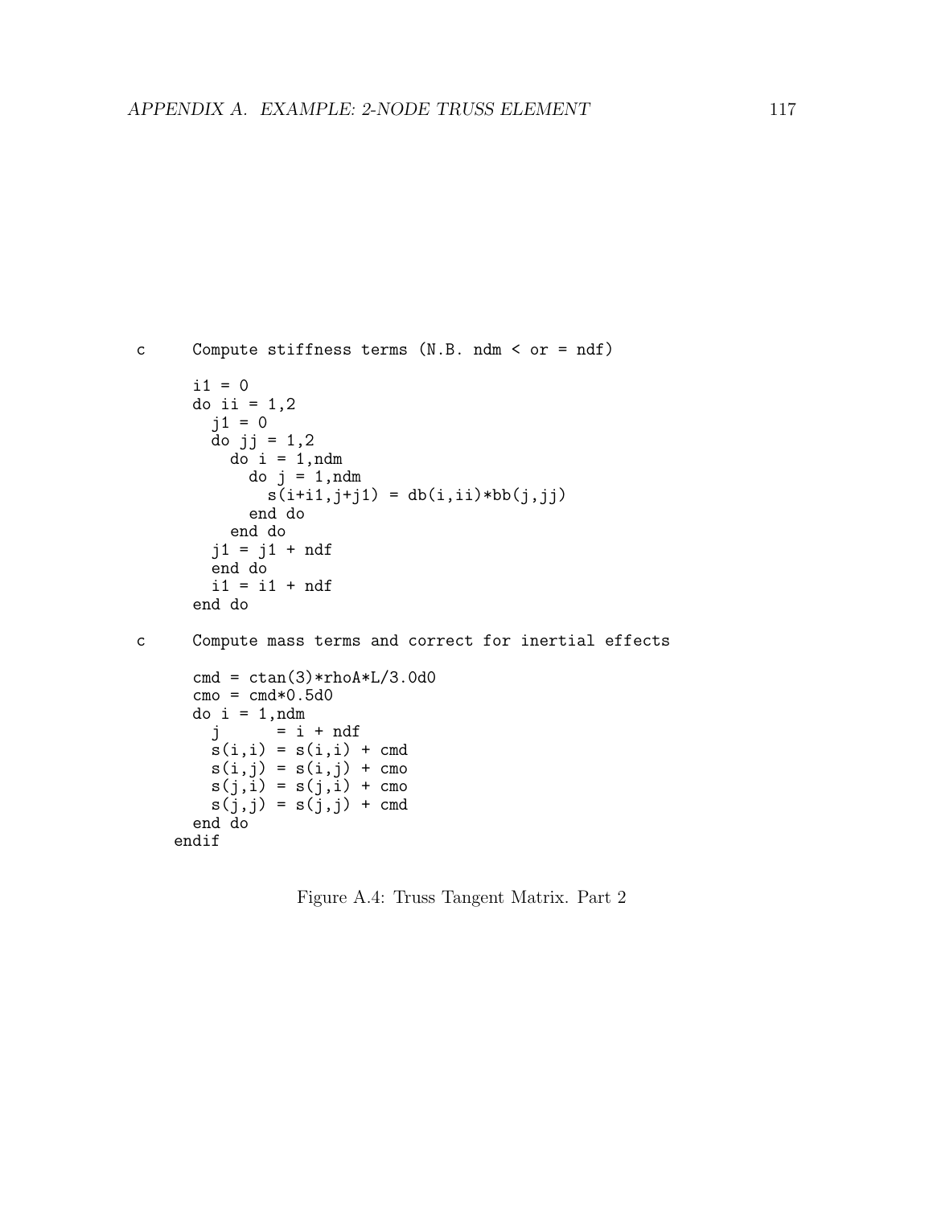```
c     Compute stiffness terms (N.B. ndm < or = ndf)

      i1 = 0
      do ii = 1,2
        j1 = 0
        do jj = 1,2
          do i = 1,ndm
            do j = 1,ndm
              s(i+i1,j+j1) = db(i,ii)*bb(j,jj)
            end do
          end do
        j1 = j1 + ndf
        end do
        i1 = i1 + ndf
      end do

c     Compute mass terms and correct for inertial effects

      cmd = ctan(3)*rhoA*L/3.0d0
      cmo = cmd*0.5d0
      do i = 1,ndm
        j      = i + ndf
        s(i,i) = s(i,i) + cmd
        s(i,j) = s(i,j) + cmo
        s(j,i) = s(j,i) + cmo
        s(j,j) = s(j,j) + cmd
      end do
     endif
```

Figure A.4: Truss Tangent Matrix. Part 2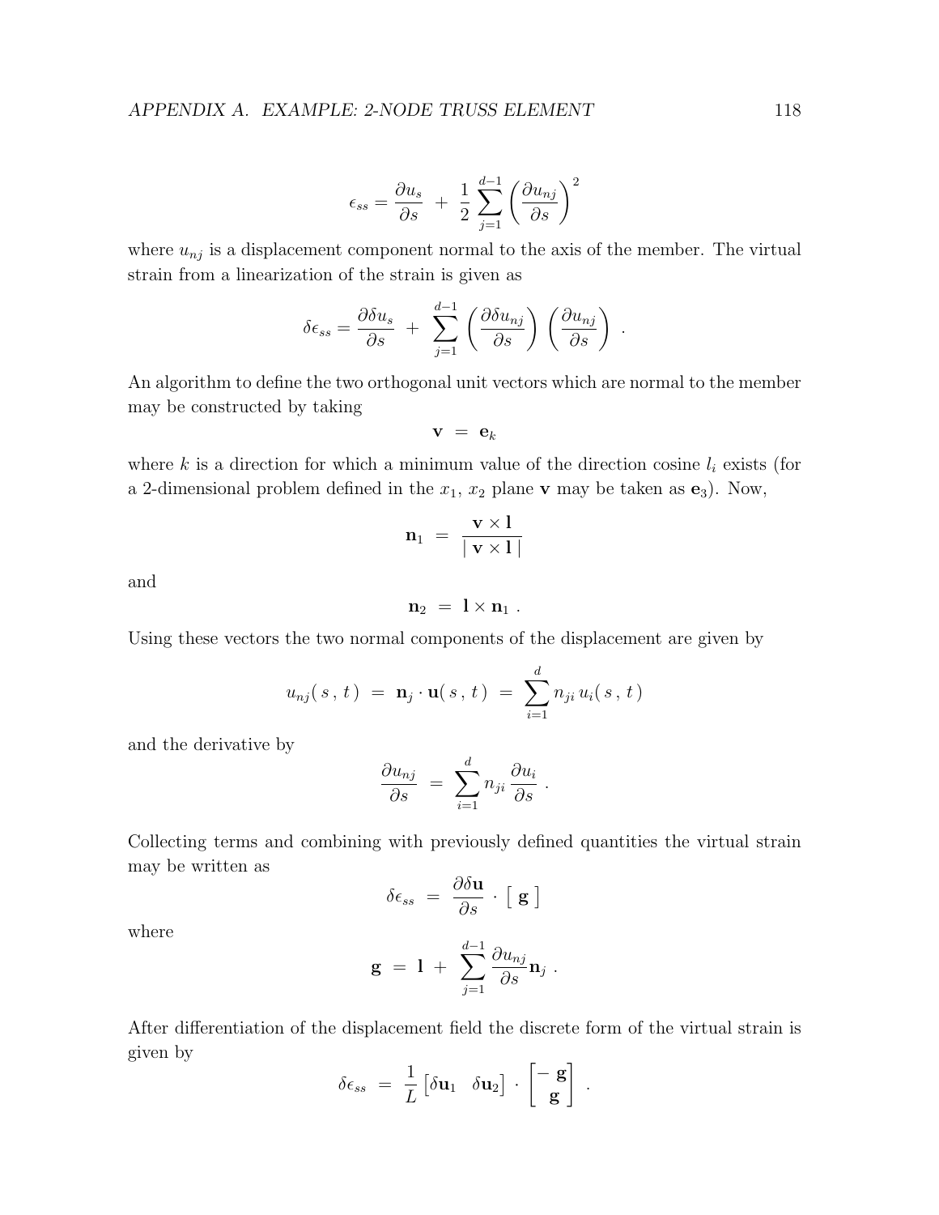$$\epsilon_{ss} = \frac{\partial u_s}{\partial s} \;+\; \frac{1}{2} \sum_{j=1}^{d-1} \left( \frac{\partial u_{nj}}{\partial s} \right)^2$$

where $u_{nj}$ is a displacement component normal to the axis of the member. The virtual strain from a linearization of the strain is given as

$$\delta\epsilon_{ss} = \frac{\partial \delta u_s}{\partial s} \;+\; \sum_{j=1}^{d-1} \left( \frac{\partial \delta u_{nj}}{\partial s} \right) \left( \frac{\partial u_{nj}}{\partial s} \right) \; .$$

An algorithm to define the two orthogonal unit vectors which are normal to the member may be constructed by taking

$$\mathbf{v} \;=\; \mathbf{e}_k$$

where $k$ is a direction for which a minimum value of the direction cosine $l_i$ exists (for a 2-dimensional problem defined in the $x_1$, $x_2$ plane $\mathbf{v}$ may be taken as $\mathbf{e}_3$). Now,

$$\mathbf{n}_1 \;=\; \frac{\mathbf{v} \times \mathbf{l}}{\mid \mathbf{v} \times \mathbf{l} \mid}$$

and

$$\mathbf{n}_2 \;=\; \mathbf{l} \times \mathbf{n}_1 \; .$$

Using these vectors the two normal components of the displacement are given by

$$u_{nj}(\,s\,,\,t\,) \;=\; \mathbf{n}_j \cdot \mathbf{u}(\,s\,,\,t\,) \;=\; \sum_{i=1}^{d} n_{ji}\, u_i(\,s\,,\,t\,)$$

and the derivative by

$$\frac{\partial u_{nj}}{\partial s} \;=\; \sum_{i=1}^{d} n_{ji}\, \frac{\partial u_i}{\partial s} \; .$$

Collecting terms and combining with previously defined quantities the virtual strain may be written as

$$\delta\epsilon_{ss} \;=\; \frac{\partial \delta \mathbf{u}}{\partial s} \cdot \left[\; \mathbf{g} \;\right]$$

where

$$\mathbf{g} \;=\; \mathbf{l} \;+\; \sum_{j=1}^{d-1} \frac{\partial u_{nj}}{\partial s} \mathbf{n}_j \; .$$

After differentiation of the displacement field the discrete form of the virtual strain is given by

$$\delta\epsilon_{ss} \;=\; \frac{1}{L} \begin{bmatrix} \delta\mathbf{u}_1 & \delta\mathbf{u}_2 \end{bmatrix} \cdot \begin{bmatrix} -\,\mathbf{g} \\ \mathbf{g} \end{bmatrix} \; .$$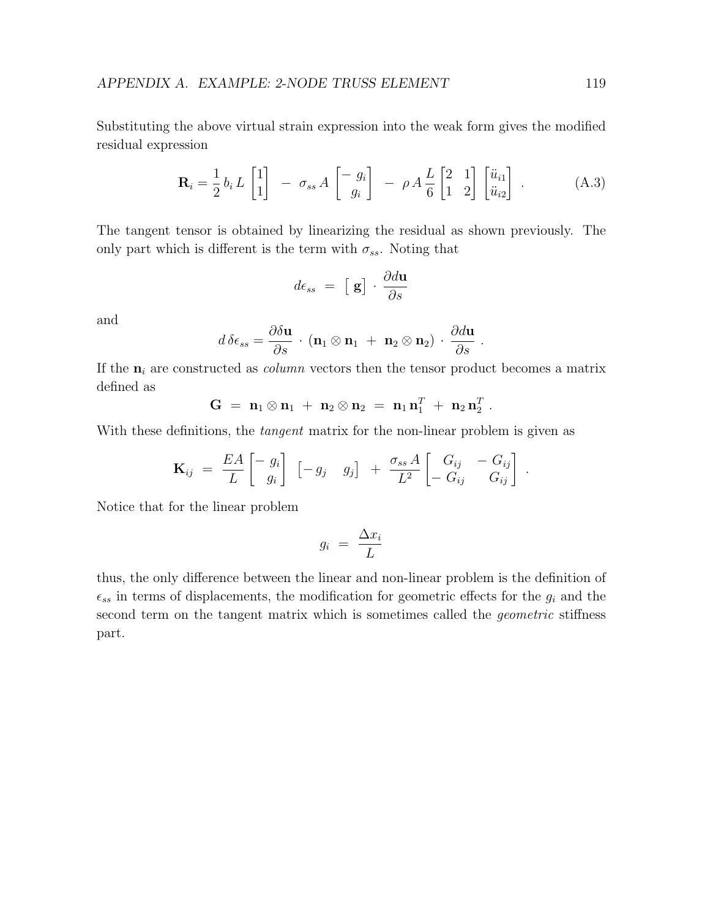Substituting the above virtual strain expression into the weak form gives the modified residual expression

$$\mathbf{R}_i = \frac{1}{2}\, b_i\, L \begin{bmatrix} 1 \\ 1 \end{bmatrix} \; - \; \sigma_{ss}\, A \begin{bmatrix} -\,g_i \\ g_i \end{bmatrix} \; - \; \rho\, A\, \frac{L}{6} \begin{bmatrix} 2 & 1 \\ 1 & 2 \end{bmatrix} \begin{bmatrix} \ddot{u}_{i1} \\ \ddot{u}_{i2} \end{bmatrix} \; . \tag{A.3}$$

The tangent tensor is obtained by linearizing the residual as shown previously. The only part which is different is the term with $\sigma_{ss}$. Noting that

$$d\epsilon_{ss} \; = \; \left[ \; \mathbf{g} \right] \cdot \frac{\partial d\mathbf{u}}{\partial s}$$

and

$$d\, \delta\epsilon_{ss} = \frac{\partial \delta\mathbf{u}}{\partial s} \cdot \left( \mathbf{n}_1 \otimes \mathbf{n}_1 \; + \; \mathbf{n}_2 \otimes \mathbf{n}_2 \right) \cdot \frac{\partial d\mathbf{u}}{\partial s} \; .$$

If the $\mathbf{n}_i$ are constructed as *column* vectors then the tensor product becomes a matrix defined as

$$\mathbf{G} \; = \; \mathbf{n}_1 \otimes \mathbf{n}_1 \; + \; \mathbf{n}_2 \otimes \mathbf{n}_2 \; = \; \mathbf{n}_1\, \mathbf{n}_1^T \; + \; \mathbf{n}_2\, \mathbf{n}_2^T \; .$$

With these definitions, the *tangent* matrix for the non-linear problem is given as

$$\mathbf{K}_{ij} \; = \; \frac{EA}{L} \begin{bmatrix} -\,g_i \\ g_i \end{bmatrix} \; \begin{bmatrix} -\,g_j & g_j \end{bmatrix} \; + \; \frac{\sigma_{ss}\, A}{L^2} \begin{bmatrix} G_{ij} & -\,G_{ij} \\ -\,G_{ij} & G_{ij} \end{bmatrix} \; .$$

Notice that for the linear problem

$$g_i \; = \; \frac{\Delta x_i}{L}$$

thus, the only difference between the linear and non-linear problem is the definition of $\epsilon_{ss}$ in terms of displacements, the modification for geometric effects for the $g_i$ and the second term on the tangent matrix which is sometimes called the *geometric* stiffness part.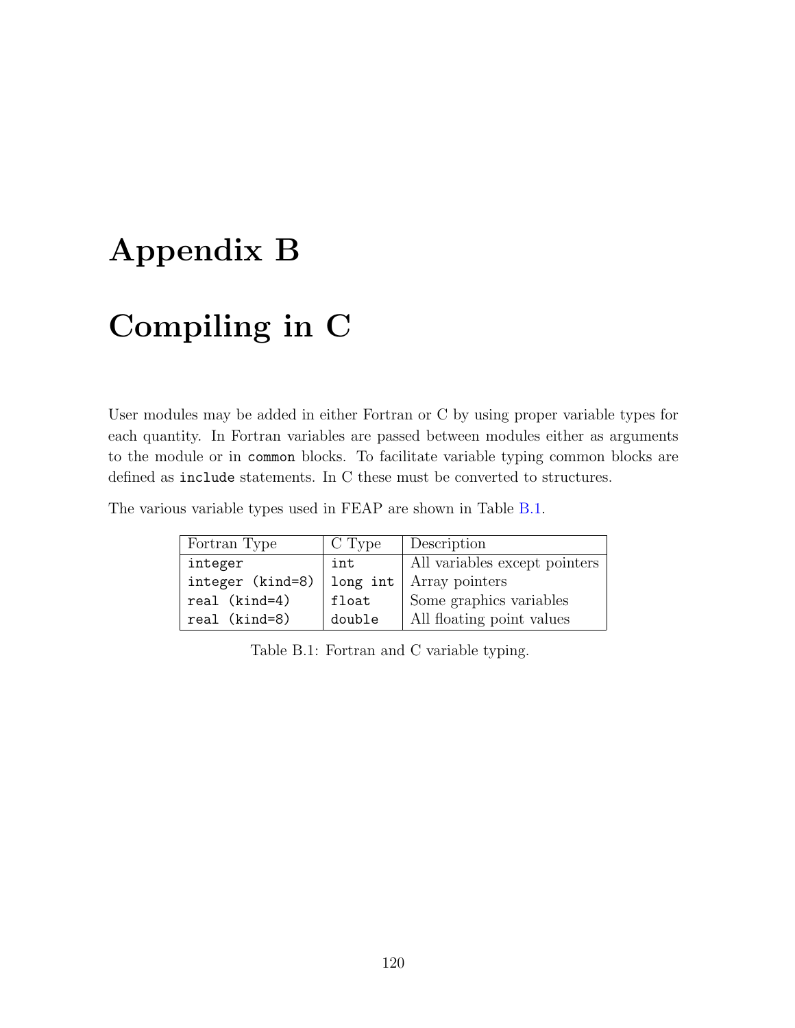# Appendix B

# Compiling in C

User modules may be added in either Fortran or C by using proper variable types for each quantity. In Fortran variables are passed between modules either as arguments to the module or in `common` blocks. To facilitate variable typing common blocks are defined as `include` statements. In C these must be converted to structures.

The various variable types used in FEAP are shown in Table B.1.

| Fortran Type | C Type | Description |
|---|---|---|
| `integer` | `int` | All variables except pointers |
| `integer (kind=8)` | `long int` | Array pointers |
| `real (kind=4)` | `float` | Some graphics variables |
| `real (kind=8)` | `double` | All floating point values |

Table B.1: Fortran and C variable typing.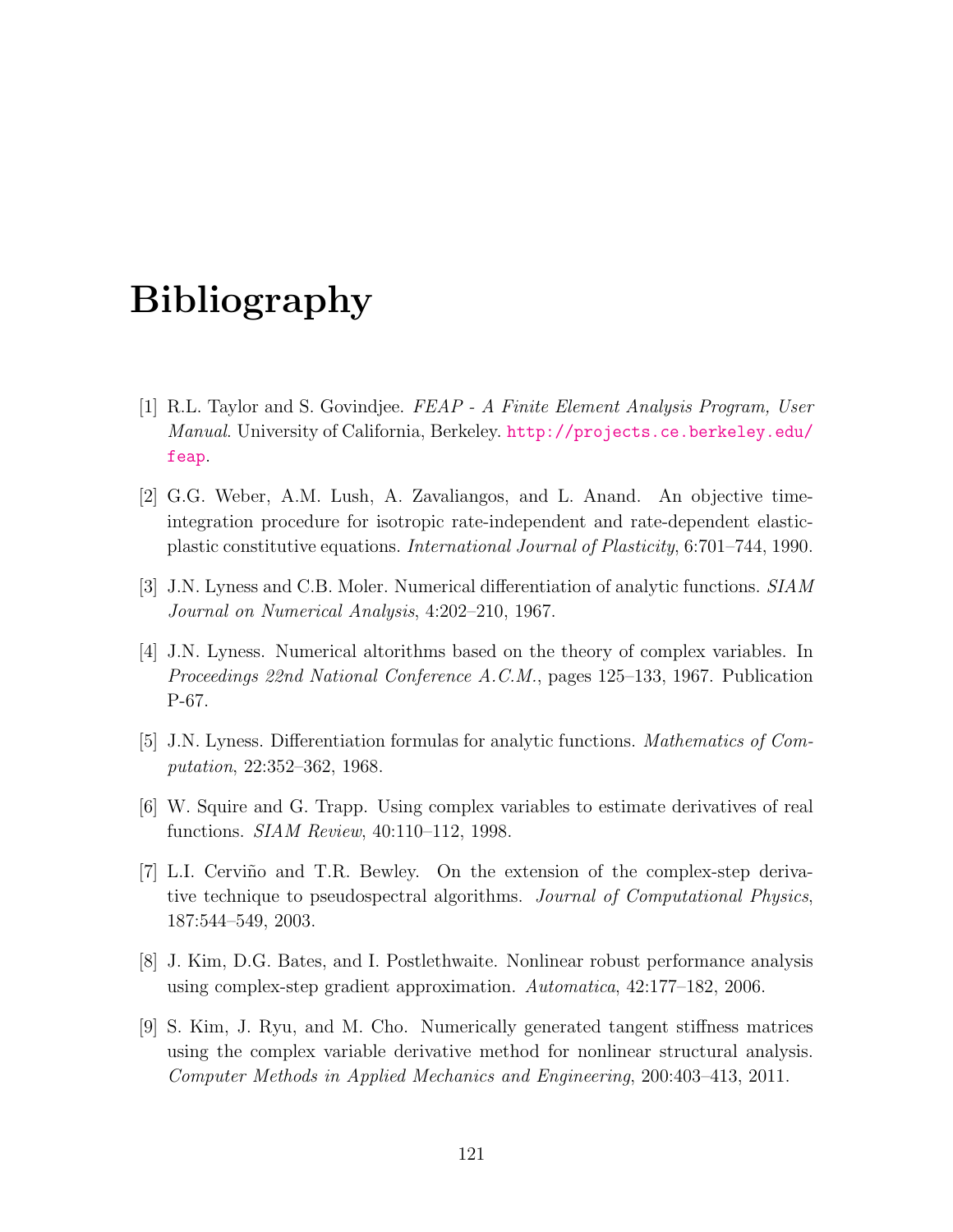# Bibliography

[1] R.L. Taylor and S. Govindjee. *FEAP - A Finite Element Analysis Program, User Manual*. University of California, Berkeley. http://projects.ce.berkeley.edu/feap.

[2] G.G. Weber, A.M. Lush, A. Zavaliangos, and L. Anand. An objective time-integration procedure for isotropic rate-independent and rate-dependent elastic-plastic constitutive equations. *International Journal of Plasticity*, 6:701–744, 1990.

[3] J.N. Lyness and C.B. Moler. Numerical differentiation of analytic functions. *SIAM Journal on Numerical Analysis*, 4:202–210, 1967.

[4] J.N. Lyness. Numerical altorithms based on the theory of complex variables. In *Proceedings 22nd National Conference A.C.M.*, pages 125–133, 1967. Publication P-67.

[5] J.N. Lyness. Differentiation formulas for analytic functions. *Mathematics of Computation*, 22:352–362, 1968.

[6] W. Squire and G. Trapp. Using complex variables to estimate derivatives of real functions. *SIAM Review*, 40:110–112, 1998.

[7] L.I. Cerviño and T.R. Bewley. On the extension of the complex-step derivative technique to pseudospectral algorithms. *Journal of Computational Physics*, 187:544–549, 2003.

[8] J. Kim, D.G. Bates, and I. Postlethwaite. Nonlinear robust performance analysis using complex-step gradient approximation. *Automatica*, 42:177–182, 2006.

[9] S. Kim, J. Ryu, and M. Cho. Numerically generated tangent stiffness matrices using the complex variable derivative method for nonlinear structural analysis. *Computer Methods in Applied Mechanics and Engineering*, 200:403–413, 2011.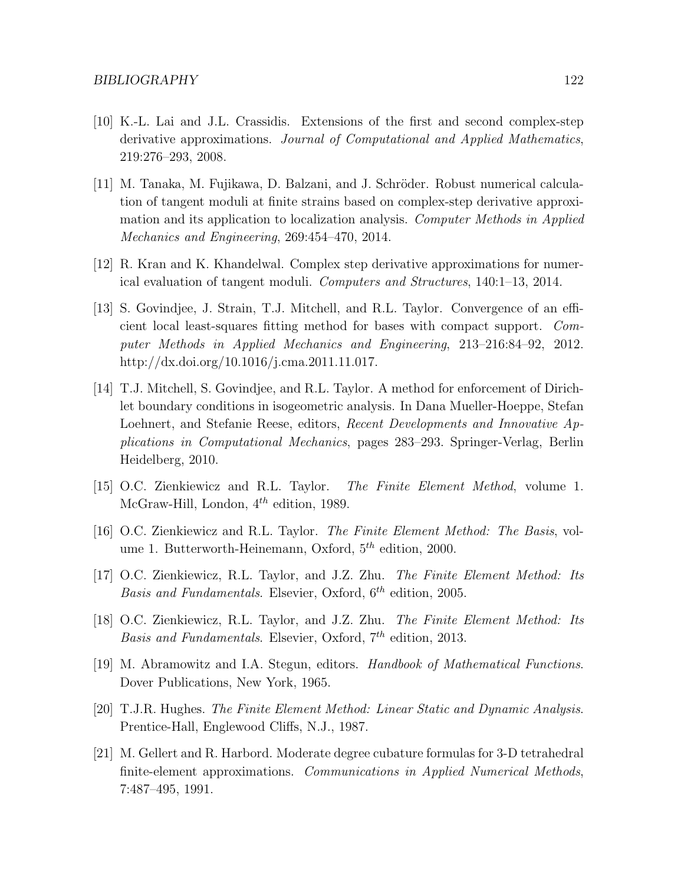[10] K.-L. Lai and J.L. Crassidis. Extensions of the first and second complex-step derivative approximations. *Journal of Computational and Applied Mathematics*, 219:276–293, 2008.

[11] M. Tanaka, M. Fujikawa, D. Balzani, and J. Schröder. Robust numerical calculation of tangent moduli at finite strains based on complex-step derivative approximation and its application to localization analysis. *Computer Methods in Applied Mechanics and Engineering*, 269:454–470, 2014.

[12] R. Kran and K. Khandelwal. Complex step derivative approximations for numerical evaluation of tangent moduli. *Computers and Structures*, 140:1–13, 2014.

[13] S. Govindjee, J. Strain, T.J. Mitchell, and R.L. Taylor. Convergence of an efficient local least-squares fitting method for bases with compact support. *Computer Methods in Applied Mechanics and Engineering*, 213–216:84–92, 2012. http://dx.doi.org/10.1016/j.cma.2011.11.017.

[14] T.J. Mitchell, S. Govindjee, and R.L. Taylor. A method for enforcement of Dirichlet boundary conditions in isogeometric analysis. In Dana Mueller-Hoeppe, Stefan Loehnert, and Stefanie Reese, editors, *Recent Developments and Innovative Applications in Computational Mechanics*, pages 283–293. Springer-Verlag, Berlin Heidelberg, 2010.

[15] O.C. Zienkiewicz and R.L. Taylor. *The Finite Element Method*, volume 1. McGraw-Hill, London, $4^{th}$ edition, 1989.

[16] O.C. Zienkiewicz and R.L. Taylor. *The Finite Element Method: The Basis*, volume 1. Butterworth-Heinemann, Oxford, $5^{th}$ edition, 2000.

[17] O.C. Zienkiewicz, R.L. Taylor, and J.Z. Zhu. *The Finite Element Method: Its Basis and Fundamentals*. Elsevier, Oxford, $6^{th}$ edition, 2005.

[18] O.C. Zienkiewicz, R.L. Taylor, and J.Z. Zhu. *The Finite Element Method: Its Basis and Fundamentals*. Elsevier, Oxford, $7^{th}$ edition, 2013.

[19] M. Abramowitz and I.A. Stegun, editors. *Handbook of Mathematical Functions*. Dover Publications, New York, 1965.

[20] T.J.R. Hughes. *The Finite Element Method: Linear Static and Dynamic Analysis*. Prentice-Hall, Englewood Cliffs, N.J., 1987.

[21] M. Gellert and R. Harbord. Moderate degree cubature formulas for 3-D tetrahedral finite-element approximations. *Communications in Applied Numerical Methods*, 7:487–495, 1991.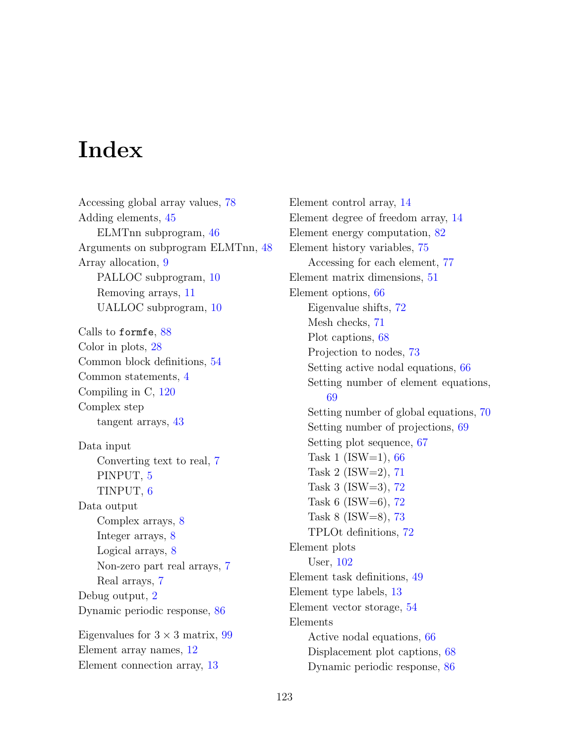# Index

Accessing global array values, 78
Adding elements, 45
- ELMTnn subprogram, 46

Arguments on subprogram ELMTnn, 48
Array allocation, 9
- PALLOC subprogram, 10
- Removing arrays, 11
- UALLOC subprogram, 10

Calls to `formfe`, 88
Color in plots, 28
Common block definitions, 54
Common statements, 4
Compiling in C, 120
Complex step
- tangent arrays, 43

Data input
- Converting text to real, 7
- PINPUT, 5
- TINPUT, 6

Data output
- Complex arrays, 8
- Integer arrays, 8
- Logical arrays, 8
- Non-zero part real arrays, 7
- Real arrays, 7

Debug output, 2
Dynamic periodic response, 86

Eigenvalues for $3 \times 3$ matrix, 99
Element array names, 12
Element connection array, 13
Element control array, 14
Element degree of freedom array, 14
Element energy computation, 82
Element history variables, 75
- Accessing for each element, 77

Element matrix dimensions, 51
Element options, 66
- Eigenvalue shifts, 72
- Mesh checks, 71
- Plot captions, 68
- Projection to nodes, 73
- Setting active nodal equations, 66
- Setting number of element equations, 69
- Setting number of global equations, 70
- Setting number of projections, 69
- Setting plot sequence, 67
- Task 1 (ISW=1), 66
- Task 2 (ISW=2), 71
- Task 3 (ISW=3), 72
- Task 6 (ISW=6), 72
- Task 8 (ISW=8), 73
- TPLOt definitions, 72

Element plots
- User, 102

Element task definitions, 49
Element type labels, 13
Element vector storage, 54
Elements
- Active nodal equations, 66
- Displacement plot captions, 68
- Dynamic periodic response, 86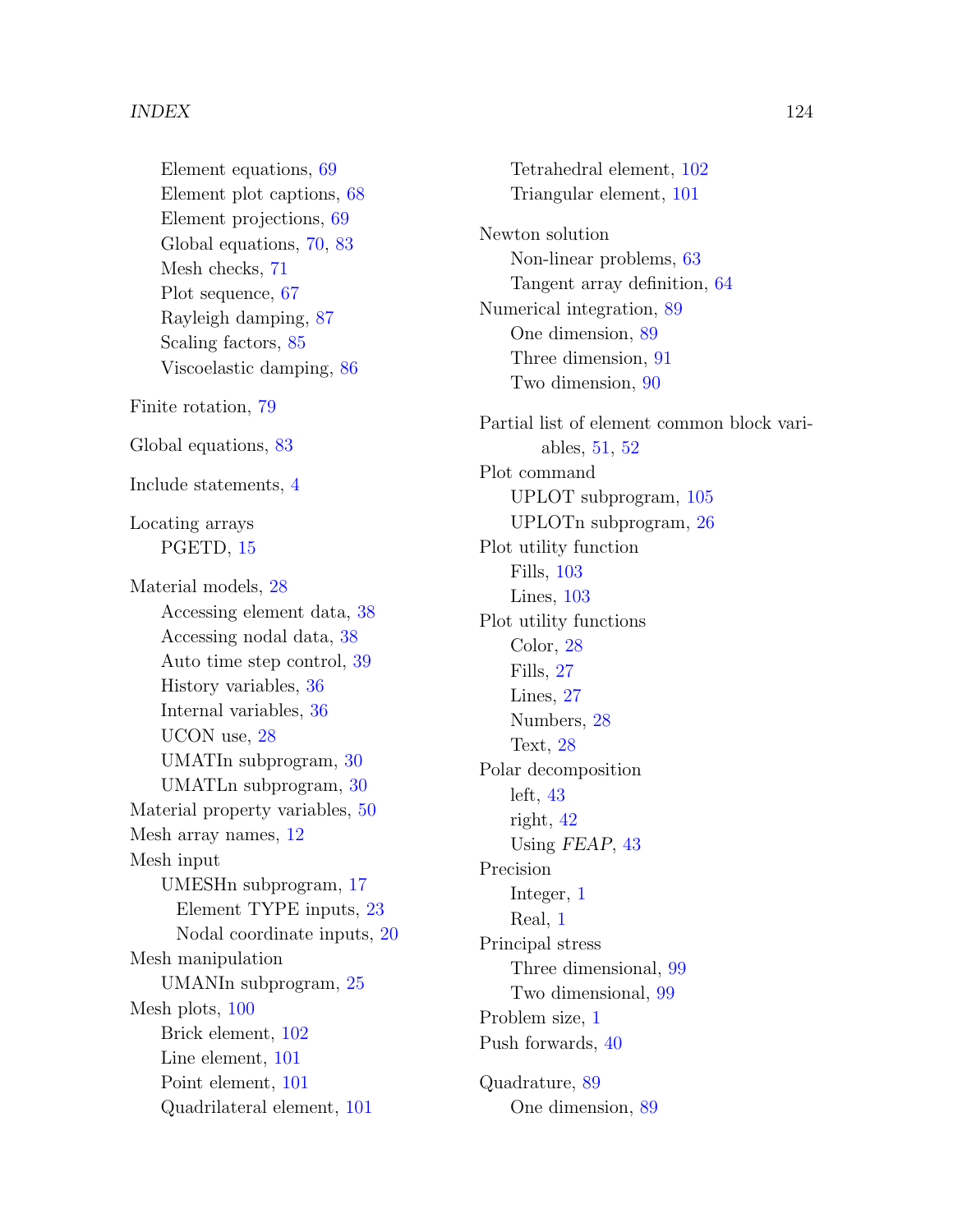- Element equations, 69
- Element plot captions, 68
- Element projections, 69
- Global equations, 70, 83
- Mesh checks, 71
- Plot sequence, 67
- Rayleigh damping, 87
- Scaling factors, 85
- Viscoelastic damping, 86

Finite rotation, 79

Global equations, 83

Include statements, 4

Locating arrays
- PGETD, 15

Material models, 28
- Accessing element data, 38
- Accessing nodal data, 38
- Auto time step control, 39
- History variables, 36
- Internal variables, 36
- UCON use, 28
- UMATIn subprogram, 30
- UMATLn subprogram, 30

Material property variables, 50

Mesh array names, 12

Mesh input
- UMESHn subprogram, 17
  - Element TYPE inputs, 23
  - Nodal coordinate inputs, 20

Mesh manipulation
- UMANIn subprogram, 25

Mesh plots, 100
- Brick element, 102
- Line element, 101
- Point element, 101
- Quadrilateral element, 101
- Tetrahedral element, 102
- Triangular element, 101

Newton solution
- Non-linear problems, 63
- Tangent array definition, 64

Numerical integration, 89
- One dimension, 89
- Three dimension, 91
- Two dimension, 90

Partial list of element common block variables, 51, 52

Plot command
- UPLOT subprogram, 105
- UPLOTn subprogram, 26

Plot utility function
- Fills, 103
- Lines, 103

Plot utility functions
- Color, 28
- Fills, 27
- Lines, 27
- Numbers, 28
- Text, 28

Polar decomposition
- left, 43
- right, 42
- Using *FEAP*, 43

Precision
- Integer, 1
- Real, 1

Principal stress
- Three dimensional, 99
- Two dimensional, 99

Problem size, 1

Push forwards, 40

Quadrature, 89
- One dimension, 89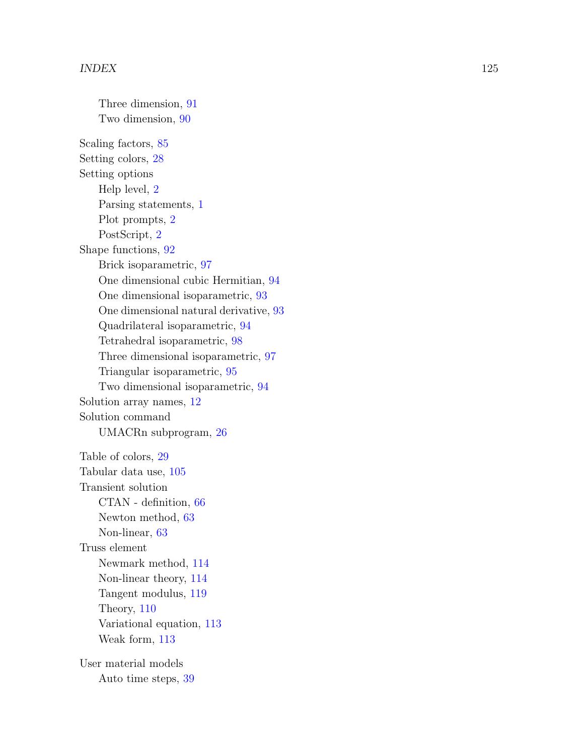- Three dimension, 91
- Two dimension, 90

Scaling factors, 85
Setting colors, 28
Setting options
- Help level, 2
- Parsing statements, 1
- Plot prompts, 2
- PostScript, 2

Shape functions, 92
- Brick isoparametric, 97
- One dimensional cubic Hermitian, 94
- One dimensional isoparametric, 93
- One dimensional natural derivative, 93
- Quadrilateral isoparametric, 94
- Tetrahedral isoparametric, 98
- Three dimensional isoparametric, 97
- Triangular isoparametric, 95
- Two dimensional isoparametric, 94

Solution array names, 12
Solution command
- UMACRn subprogram, 26

Table of colors, 29
Tabular data use, 105
Transient solution
- CTAN - definition, 66
- Newton method, 63
- Non-linear, 63

Truss element
- Newmark method, 114
- Non-linear theory, 114
- Tangent modulus, 119
- Theory, 110
- Variational equation, 113
- Weak form, 113

User material models
- Auto time steps, 39